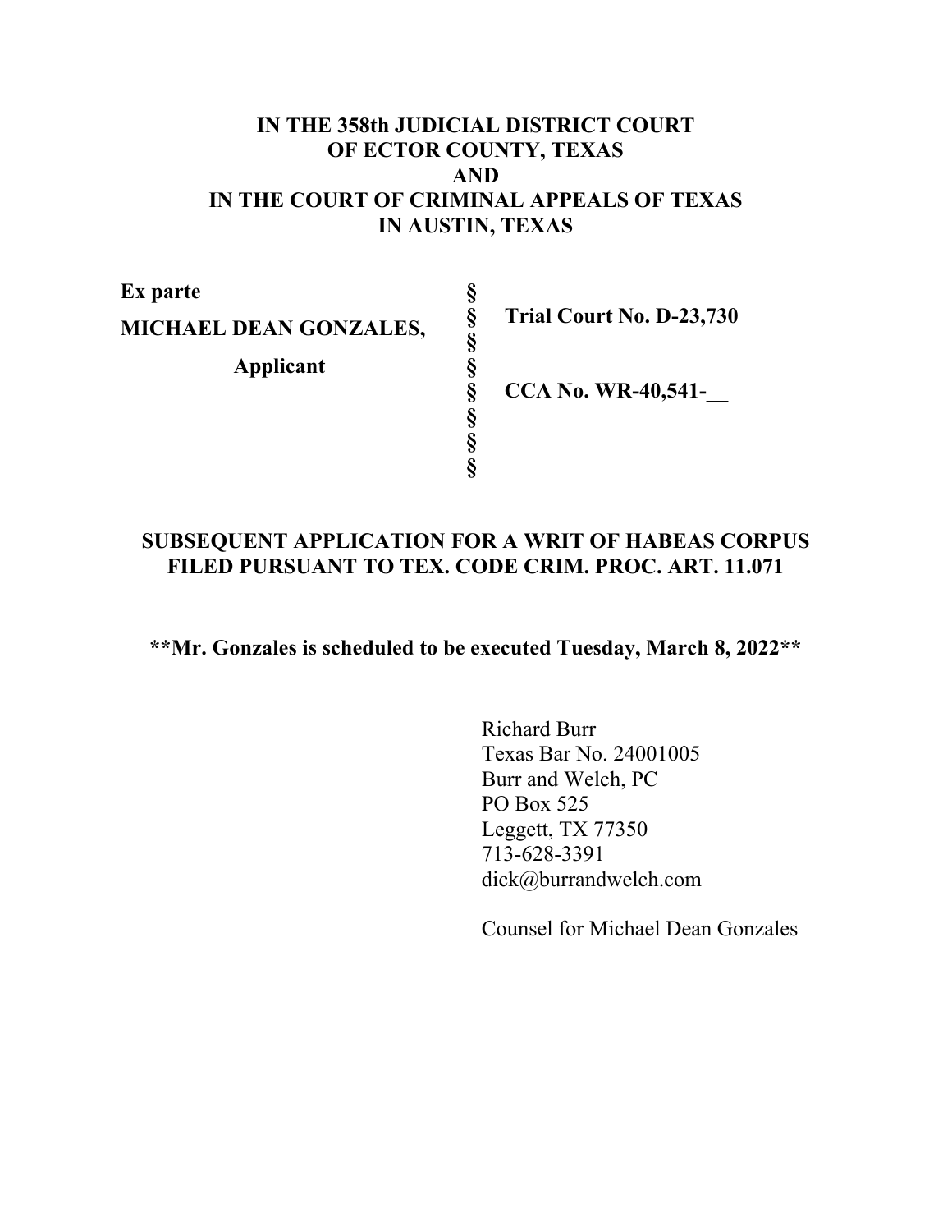**IN THE 358th JUDICIAL DISTRICT COURT**
**OF ECTOR COUNTY, TEXAS**
**AND**
**IN THE COURT OF CRIMINAL APPEALS OF TEXAS**
**IN AUSTIN, TEXAS**

| | | |
|---|---|---|
| **Ex parte** | § | |
| **MICHAEL DEAN GONZALES,** | § | **Trial Court No. D-23,730** |
| | § | |
| **Applicant** | § | |
| | § | **CCA No. WR-40,541-__** |
| | § | |
| | § | |
| | § | |

**SUBSEQUENT APPLICATION FOR A WRIT OF HABEAS CORPUS FILED PURSUANT TO TEX. CODE CRIM. PROC. ART. 11.071**

****Mr. Gonzales is scheduled to be executed Tuesday, March 8, 2022****

Richard Burr
Texas Bar No. 24001005
Burr and Welch, PC
PO Box 525
Leggett, TX 77350
713-628-3391
dick@burrandwelch.com

Counsel for Michael Dean Gonzales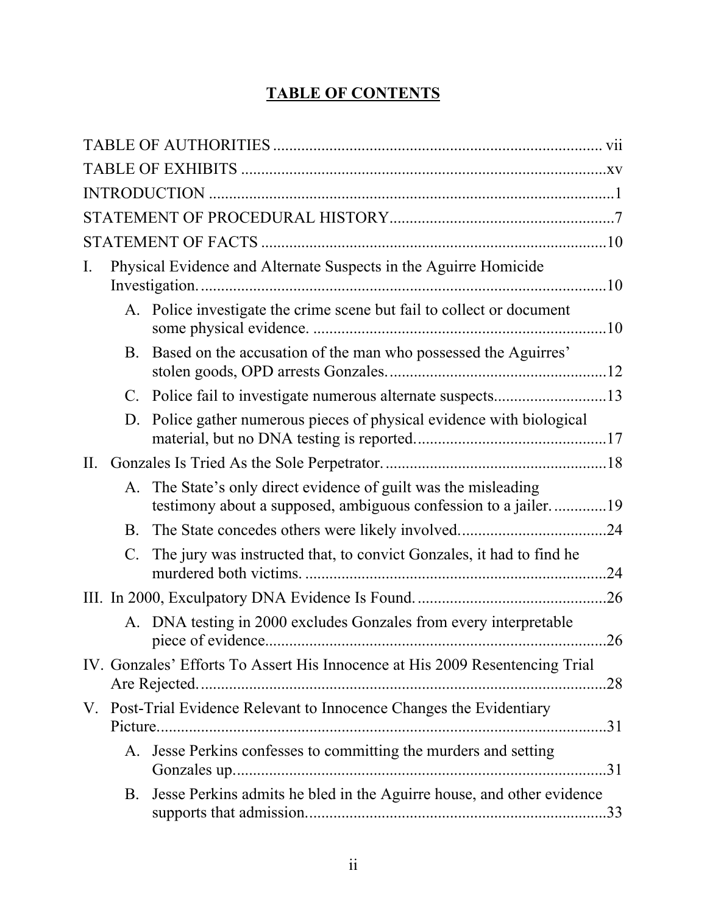# TABLE OF CONTENTS

TABLE OF AUTHORITIES ..... vii

TABLE OF EXHIBITS ..... xv

INTRODUCTION ..... 1

STATEMENT OF PROCEDURAL HISTORY ..... 7

STATEMENT OF FACTS ..... 10

I. Physical Evidence and Alternate Suspects in the Aguirre Homicide Investigation. ..... 10

   A. Police investigate the crime scene but fail to collect or document some physical evidence. ..... 10

   B. Based on the accusation of the man who possessed the Aguirres' stolen goods, OPD arrests Gonzales. ..... 12

   C. Police fail to investigate numerous alternate suspects. ..... 13

   D. Police gather numerous pieces of physical evidence with biological material, but no DNA testing is reported. ..... 17

II. Gonzales Is Tried As the Sole Perpetrator. ..... 18

   A. The State's only direct evidence of guilt was the misleading testimony about a supposed, ambiguous confession to a jailer. ..... 19

   B. The State concedes others were likely involved. ..... 24

   C. The jury was instructed that, to convict Gonzales, it had to find he murdered both victims. ..... 24

III. In 2000, Exculpatory DNA Evidence Is Found. ..... 26

   A. DNA testing in 2000 excludes Gonzales from every interpretable piece of evidence. ..... 26

IV. Gonzales' Efforts To Assert His Innocence at His 2009 Resentencing Trial Are Rejected. ..... 28

V. Post-Trial Evidence Relevant to Innocence Changes the Evidentiary Picture. ..... 31

   A. Jesse Perkins confesses to committing the murders and setting Gonzales up. ..... 31

   B. Jesse Perkins admits he bled in the Aguirre house, and other evidence supports that admission. ..... 33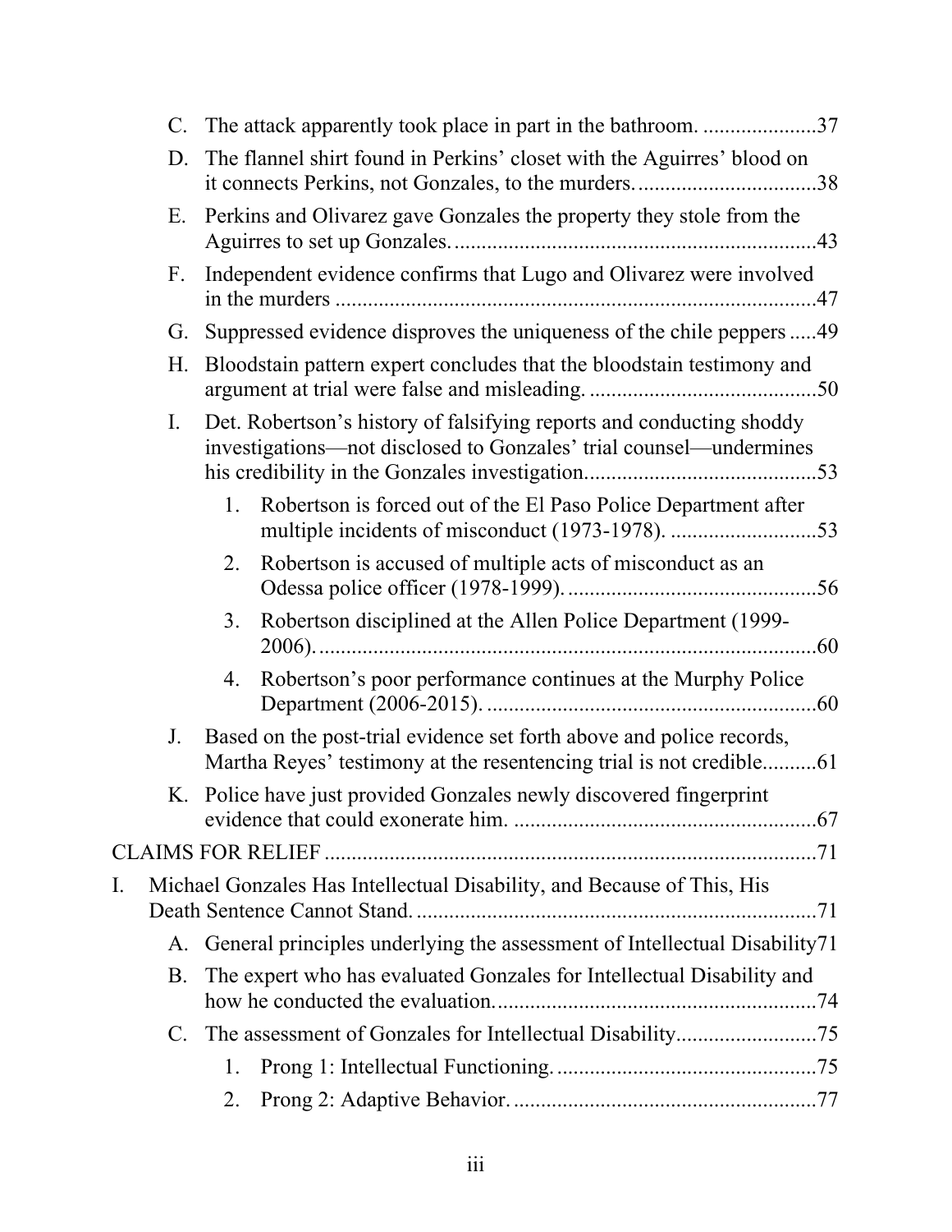C. The attack apparently took place in part in the bathroom. ....................37

D. The flannel shirt found in Perkins' closet with the Aguirres' blood on it connects Perkins, not Gonzales, to the murders. ................................38

E. Perkins and Olivarez gave Gonzales the property they stole from the Aguirres to set up Gonzales. ..................................................................43

F. Independent evidence confirms that Lugo and Olivarez were involved in the murders .......................................................................................47

G. Suppressed evidence disproves the uniqueness of the chile peppers .....49

H. Bloodstain pattern expert concludes that the bloodstain testimony and argument at trial were false and misleading. ..........................................50

I. Det. Robertson's history of falsifying reports and conducting shoddy investigations—not disclosed to Gonzales' trial counsel—undermines his credibility in the Gonzales investigation...........................................53

   1. Robertson is forced out of the El Paso Police Department after multiple incidents of misconduct (1973-1978). ...........................53

   2. Robertson is accused of multiple acts of misconduct as an Odessa police officer (1978-1999). ..............................................56

   3. Robertson disciplined at the Allen Police Department (1999-2006). ...........................................................................................60

   4. Robertson's poor performance continues at the Murphy Police Department (2006-2015). .............................................................60

J. Based on the post-trial evidence set forth above and police records, Martha Reyes' testimony at the resentencing trial is not credible..........61

K. Police have just provided Gonzales newly discovered fingerprint evidence that could exonerate him. ........................................................67

CLAIMS FOR RELIEF ..........................................................................................71

I. Michael Gonzales Has Intellectual Disability, and Because of This, His Death Sentence Cannot Stand. .........................................................................71

   A. General principles underlying the assessment of Intellectual Disability71

   B. The expert who has evaluated Gonzales for Intellectual Disability and how he conducted the evaluation. ...........................................................74

   C. The assessment of Gonzales for Intellectual Disability..........................75

      1. Prong 1: Intellectual Functioning. ................................................75

      2. Prong 2: Adaptive Behavior. ........................................................77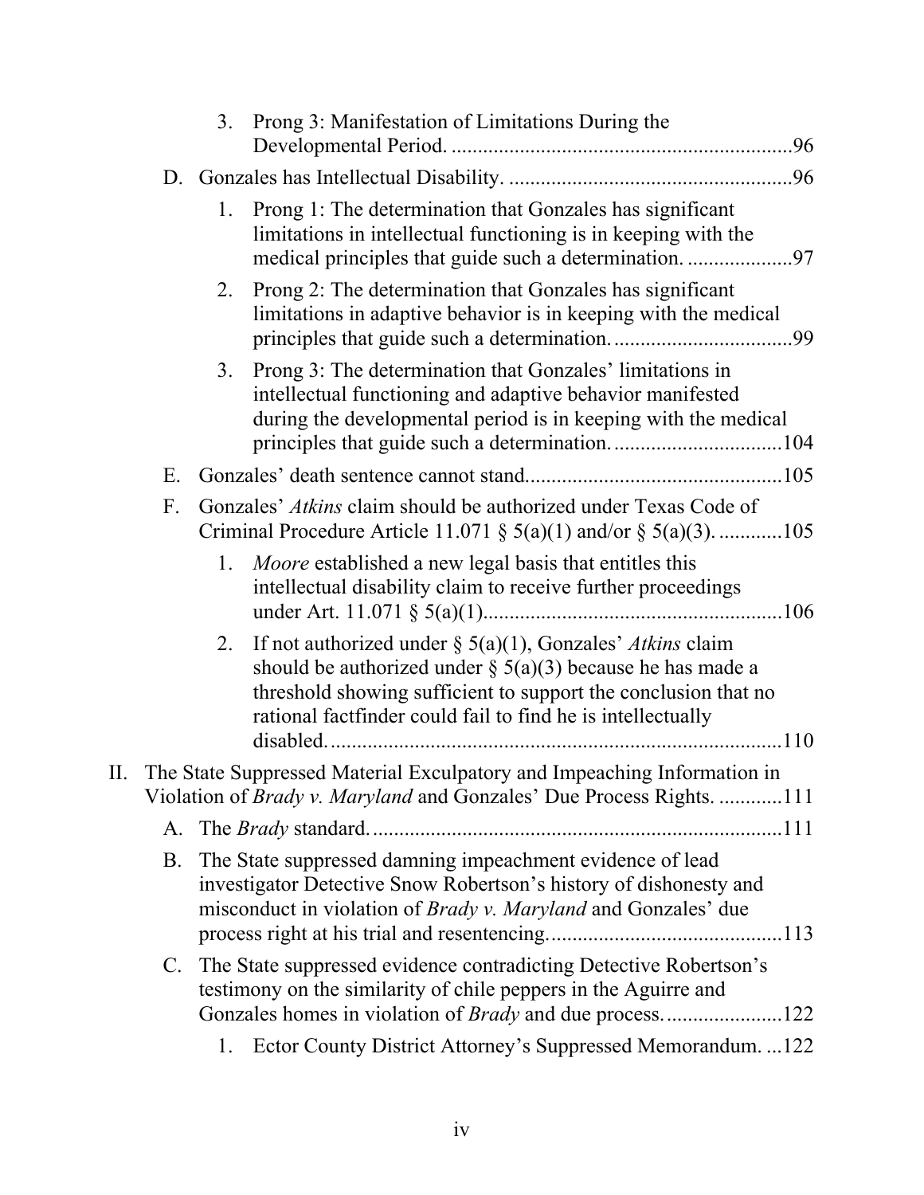3. Prong 3: Manifestation of Limitations During the Developmental Period. ....................................................................96

D. Gonzales has Intellectual Disability. .........................................................96

1. Prong 1: The determination that Gonzales has significant limitations in intellectual functioning is in keeping with the medical principles that guide such a determination. ....................97

2. Prong 2: The determination that Gonzales has significant limitations in adaptive behavior is in keeping with the medical principles that guide such a determination. ..................................99

3. Prong 3: The determination that Gonzales' limitations in intellectual functioning and adaptive behavior manifested during the developmental period is in keeping with the medical principles that guide such a determination. ................................104

E. Gonzales' death sentence cannot stand.................................................105

F. Gonzales' *Atkins* claim should be authorized under Texas Code of Criminal Procedure Article 11.071 § 5(a)(1) and/or § 5(a)(3). ............105

1. *Moore* established a new legal basis that entitles this intellectual disability claim to receive further proceedings under Art. 11.071 § 5(a)(1)..........................................................106

2. If not authorized under § 5(a)(1), Gonzales' *Atkins* claim should be authorized under § 5(a)(3) because he has made a threshold showing sufficient to support the conclusion that no rational factfinder could fail to find he is intellectually disabled. ......................................................................................110

II. The State Suppressed Material Exculpatory and Impeaching Information in Violation of *Brady v. Maryland* and Gonzales' Due Process Rights. ............111

A. The *Brady* standard. ..............................................................................111

B. The State suppressed damning impeachment evidence of lead investigator Detective Snow Robertson's history of dishonesty and misconduct in violation of *Brady v. Maryland* and Gonzales' due process right at his trial and resentencing............................................113

C. The State suppressed evidence contradicting Detective Robertson's testimony on the similarity of chile peppers in the Aguirre and Gonzales homes in violation of *Brady* and due process. .......................122

1. Ector County District Attorney's Suppressed Memorandum. ...122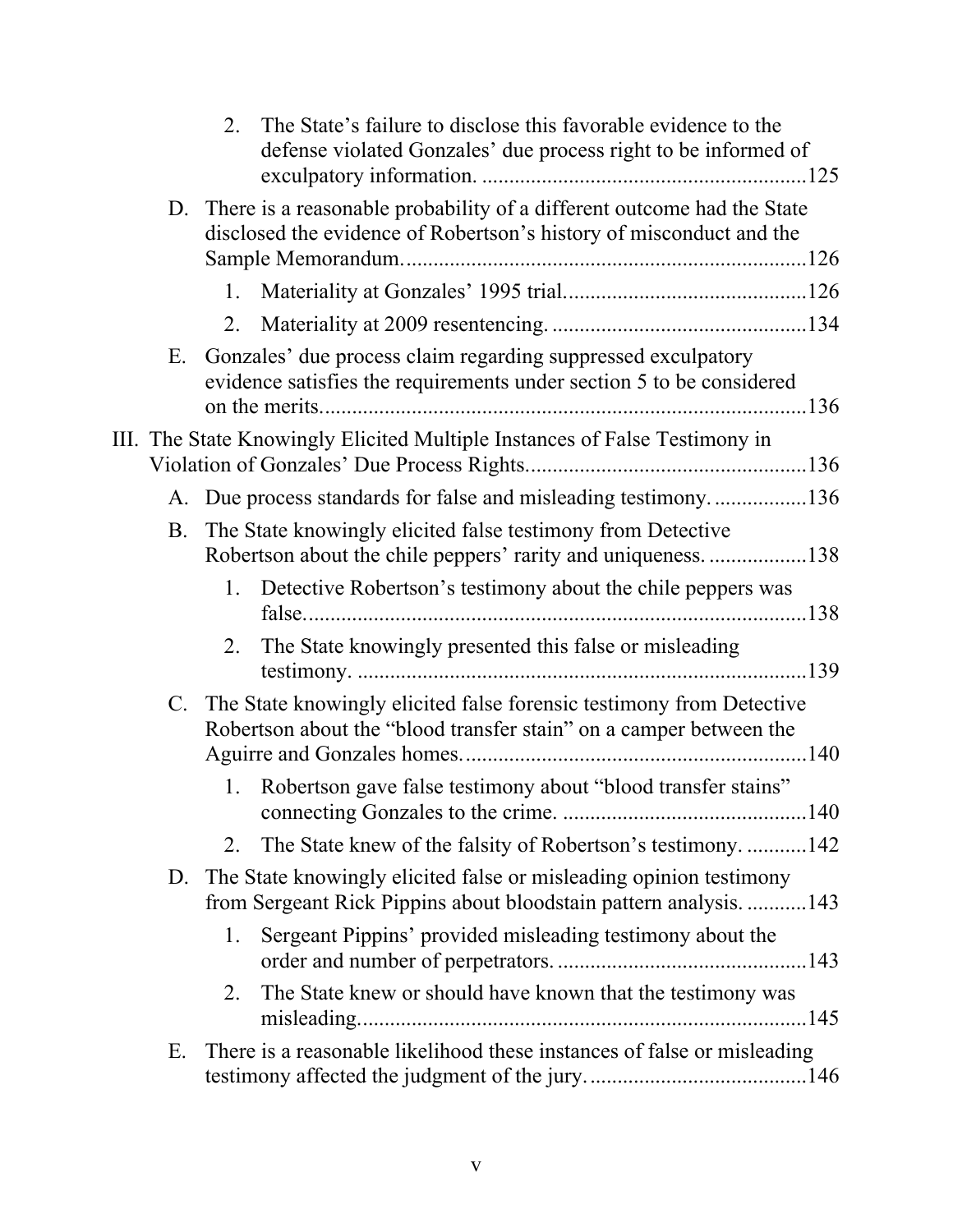2. The State's failure to disclose this favorable evidence to the defense violated Gonzales' due process right to be informed of exculpatory information. ............................................................125

D. There is a reasonable probability of a different outcome had the State disclosed the evidence of Robertson's history of misconduct and the Sample Memorandum. ..........................................................................126

1. Materiality at Gonzales' 1995 trial. ............................................126

2. Materiality at 2009 resentencing. ..............................................134

E. Gonzales' due process claim regarding suppressed exculpatory evidence satisfies the requirements under section 5 to be considered on the merits. ..........................................................................................136

III. The State Knowingly Elicited Multiple Instances of False Testimony in Violation of Gonzales' Due Process Rights. ..................................................136

A. Due process standards for false and misleading testimony. .................136

B. The State knowingly elicited false testimony from Detective Robertson about the chile peppers' rarity and uniqueness. ..................138

1. Detective Robertson's testimony about the chile peppers was false. ............................................................................................138

2. The State knowingly presented this false or misleading testimony. ...................................................................................139

C. The State knowingly elicited false forensic testimony from Detective Robertson about the "blood transfer stain" on a camper between the Aguirre and Gonzales homes. ...............................................................140

1. Robertson gave false testimony about "blood transfer stains" connecting Gonzales to the crime. .............................................140

2. The State knew of the falsity of Robertson's testimony. ...........142

D. The State knowingly elicited false or misleading opinion testimony from Sergeant Rick Pippins about bloodstain pattern analysis. ...........143

1. Sergeant Pippins' provided misleading testimony about the order and number of perpetrators. ..............................................143

2. The State knew or should have known that the testimony was misleading. ...................................................................................145

E. There is a reasonable likelihood these instances of false or misleading testimony affected the judgment of the jury. ........................................146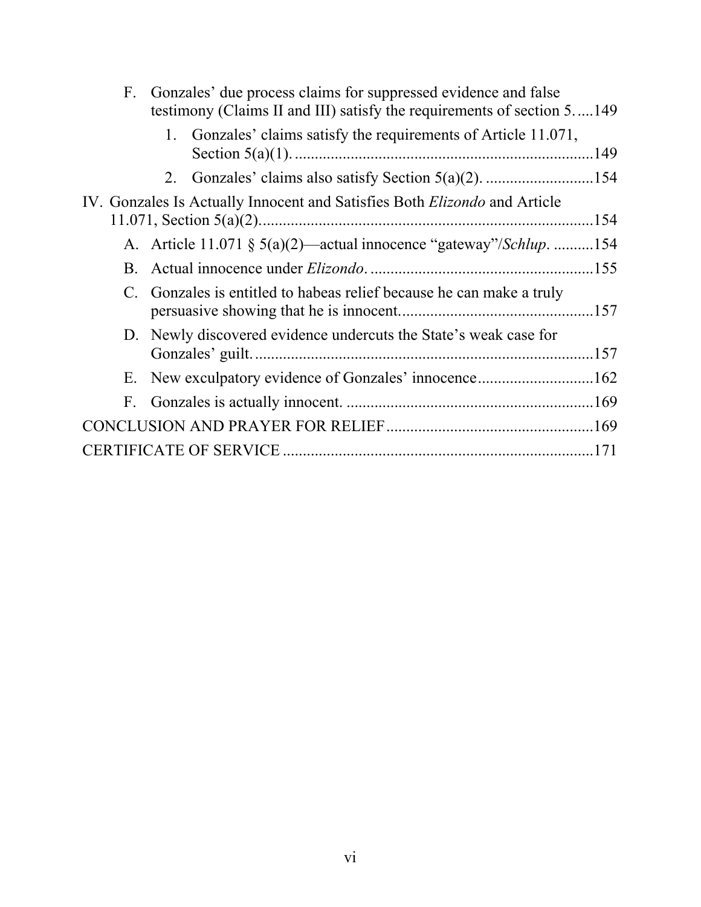F. Gonzales' due process claims for suppressed evidence and false testimony (Claims II and III) satisfy the requirements of section 5. ....149

1. Gonzales' claims satisfy the requirements of Article 11.071, Section 5(a)(1). ....149

2. Gonzales' claims also satisfy Section 5(a)(2). ....154

IV. Gonzales Is Actually Innocent and Satisfies Both *Elizondo* and Article 11.071, Section 5(a)(2). ....154

A. Article 11.071 § 5(a)(2)—actual innocence "gateway"/*Schlup*. ....154

B. Actual innocence under *Elizondo*. ....155

C. Gonzales is entitled to habeas relief because he can make a truly persuasive showing that he is innocent. ....157

D. Newly discovered evidence undercuts the State's weak case for Gonzales' guilt. ....157

E. New exculpatory evidence of Gonzales' innocence ....162

F. Gonzales is actually innocent. ....169

CONCLUSION AND PRAYER FOR RELIEF ....169

CERTIFICATE OF SERVICE ....171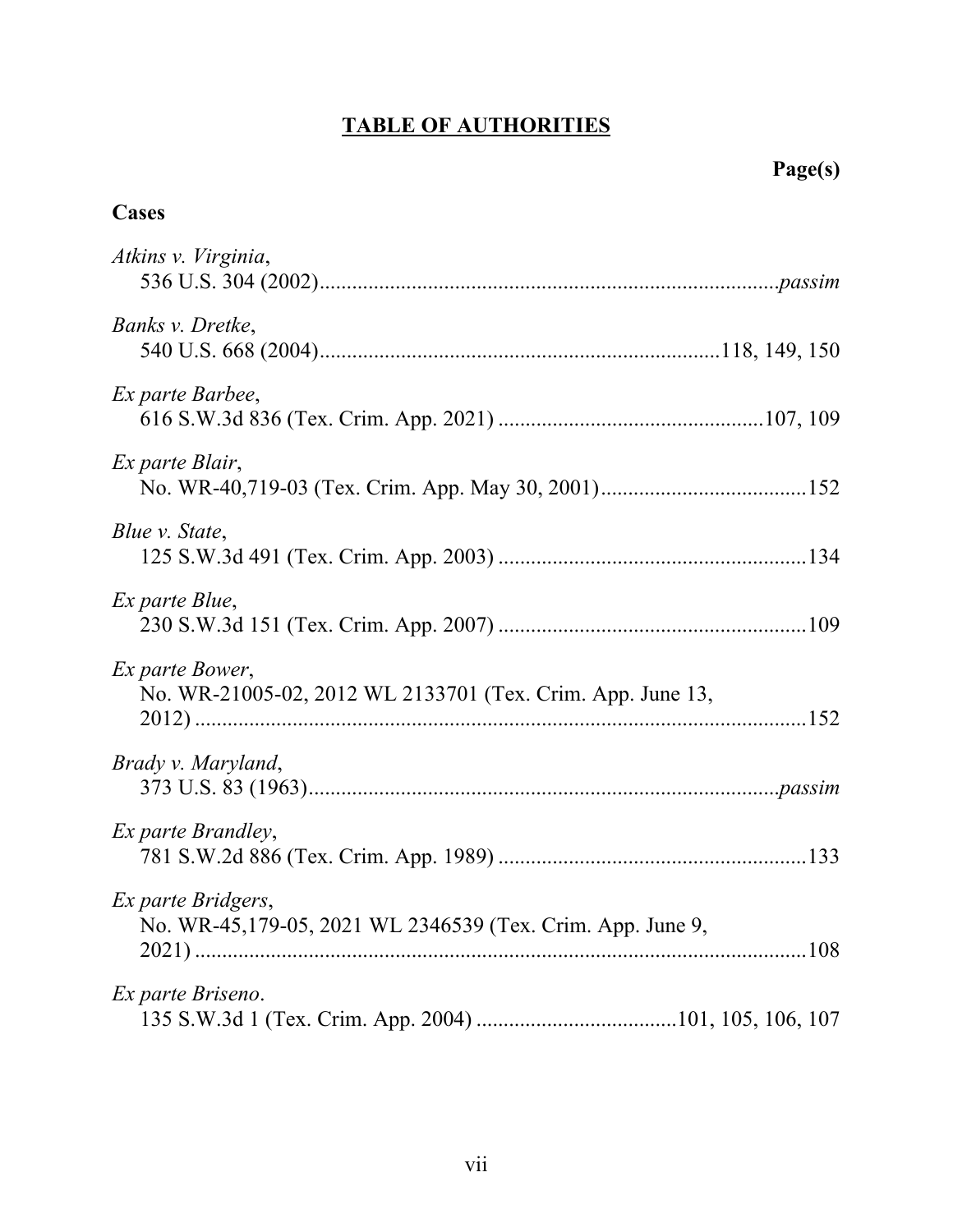# TABLE OF AUTHORITIES

**Page(s)**

**Cases**

*Atkins v. Virginia*,
536 U.S. 304 (2002) ........ *passim*

*Banks v. Dretke*,
540 U.S. 668 (2004) ........ 118, 149, 150

*Ex parte Barbee*,
616 S.W.3d 836 (Tex. Crim. App. 2021) ........ 107, 109

*Ex parte Blair*,
No. WR-40,719-03 (Tex. Crim. App. May 30, 2001) ........ 152

*Blue v. State*,
125 S.W.3d 491 (Tex. Crim. App. 2003) ........ 134

*Ex parte Blue*,
230 S.W.3d 151 (Tex. Crim. App. 2007) ........ 109

*Ex parte Bower*,
No. WR-21005-02, 2012 WL 2133701 (Tex. Crim. App. June 13, 2012) ........ 152

*Brady v. Maryland*,
373 U.S. 83 (1963) ........ *passim*

*Ex parte Brandley*,
781 S.W.2d 886 (Tex. Crim. App. 1989) ........ 133

*Ex parte Bridgers*,
No. WR-45,179-05, 2021 WL 2346539 (Tex. Crim. App. June 9, 2021) ........ 108

*Ex parte Briseno*.
135 S.W.3d 1 (Tex. Crim. App. 2004) ........ 101, 105, 106, 107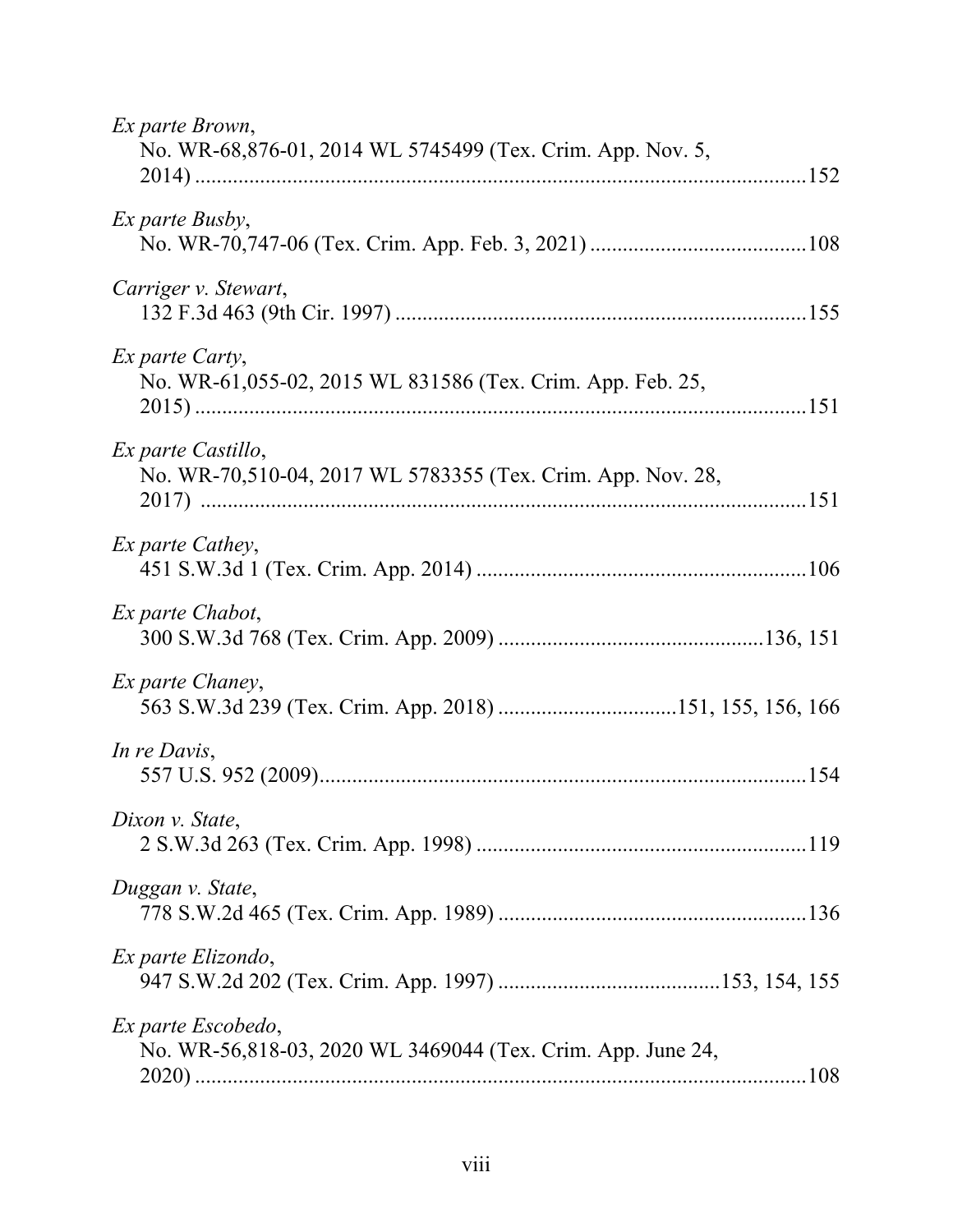*Ex parte Brown*,
No. WR-68,876-01, 2014 WL 5745499 (Tex. Crim. App. Nov. 5, 2014) ....................................................................................................152

*Ex parte Busby*,
No. WR-70,747-06 (Tex. Crim. App. Feb. 3, 2021) .......................................108

*Carriger v. Stewart*,
132 F.3d 463 (9th Cir. 1997) ..........................................................................155

*Ex parte Carty*,
No. WR-61,055-02, 2015 WL 831586 (Tex. Crim. App. Feb. 25, 2015) ....................................................................................................151

*Ex parte Castillo*,
No. WR-70,510-04, 2017 WL 5783355 (Tex. Crim. App. Nov. 28, 2017) ....................................................................................................151

*Ex parte Cathey*,
451 S.W.3d 1 (Tex. Crim. App. 2014) ............................................................106

*Ex parte Chabot*,
300 S.W.3d 768 (Tex. Crim. App. 2009) ................................................136, 151

*Ex parte Chaney*,
563 S.W.3d 239 (Tex. Crim. App. 2018) ................................151, 155, 156, 166

*In re Davis*,
557 U.S. 952 (2009).........................................................................................154

*Dixon v. State*,
2 S.W.3d 263 (Tex. Crim. App. 1998) ............................................................119

*Duggan v. State*,
778 S.W.2d 465 (Tex. Crim. App. 1989) ........................................................136

*Ex parte Elizondo*,
947 S.W.2d 202 (Tex. Crim. App. 1997) ........................................153, 154, 155

*Ex parte Escobedo*,
No. WR-56,818-03, 2020 WL 3469044 (Tex. Crim. App. June 24, 2020) ....................................................................................................108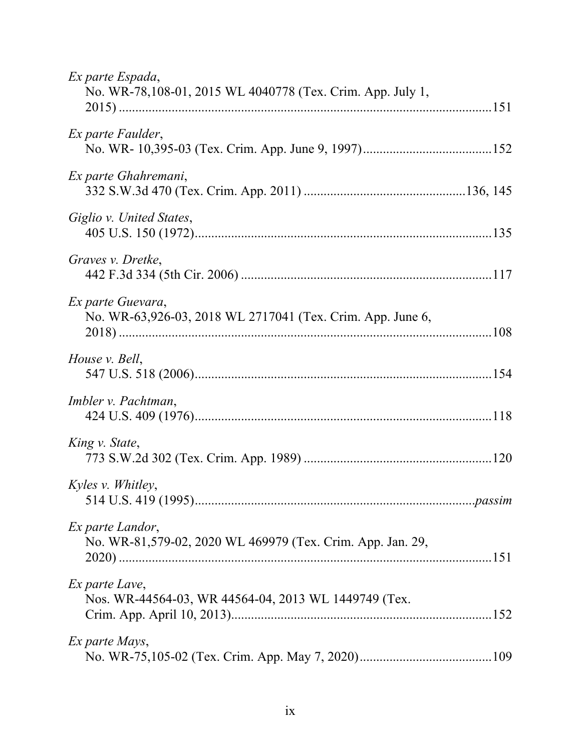*Ex parte Espada*,
No. WR-78,108-01, 2015 WL 4040778 (Tex. Crim. App. July 1, 2015) ....................................................................................................151

*Ex parte Faulder*,
No. WR- 10,395-03 (Tex. Crim. App. June 9, 1997).......................................152

*Ex parte Ghahremani*,
332 S.W.3d 470 (Tex. Crim. App. 2011) ................................................136, 145

*Giglio v. United States*,
405 U.S. 150 (1972)..........................................................................................135

*Graves v. Dretke*,
442 F.3d 334 (5th Cir. 2006) ............................................................................117

*Ex parte Guevara*,
No. WR-63,926-03, 2018 WL 2717041 (Tex. Crim. App. June 6, 2018) ....................................................................................................108

*House v. Bell*,
547 U.S. 518 (2006)..........................................................................................154

*Imbler v. Pachtman*,
424 U.S. 409 (1976)..........................................................................................118

*King v. State*,
773 S.W.2d 302 (Tex. Crim. App. 1989) .........................................................120

*Kyles v. Whitley*,
514 U.S. 419 (1995)......................................................................................*passim*

*Ex parte Landor*,
No. WR-81,579-02, 2020 WL 469979 (Tex. Crim. App. Jan. 29, 2020) ....................................................................................................151

*Ex parte Lave*,
Nos. WR-44564-03, WR 44564-04, 2013 WL 1449749 (Tex. Crim. App. April 10, 2013)................................................................................152

*Ex parte Mays*,
No. WR-75,105-02 (Tex. Crim. App. May 7, 2020).........................................109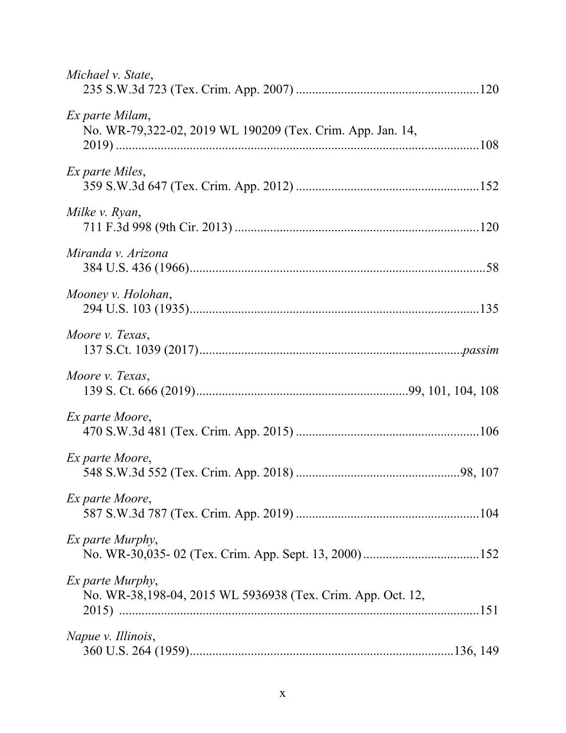*Michael v. State*,
235 S.W.3d 723 (Tex. Crim. App. 2007) .........................................................120

*Ex parte Milam*,
No. WR-79,322-02, 2019 WL 190209 (Tex. Crim. App. Jan. 14, 2019) .................................................................................................108

*Ex parte Miles*,
359 S.W.3d 647 (Tex. Crim. App. 2012) .........................................................152

*Milke v. Ryan*,
711 F.3d 998 (9th Cir. 2013) ............................................................................120

*Miranda v. Arizona*
384 U.S. 436 (1966)...........................................................................................58

*Mooney v. Holohan*,
294 U.S. 103 (1935)..........................................................................................135

*Moore v. Texas*,
137 S.Ct. 1039 (2017)...................................................................................*passim*

*Moore v. Texas*,
139 S. Ct. 666 (2019).................................................................99, 101, 104, 108

*Ex parte Moore*,
470 S.W.3d 481 (Tex. Crim. App. 2015) .........................................................106

*Ex parte Moore*,
548 S.W.3d 552 (Tex. Crim. App. 2018) ..................................................98, 107

*Ex parte Moore*,
587 S.W.3d 787 (Tex. Crim. App. 2019) .........................................................104

*Ex parte Murphy*,
No. WR-30,035- 02 (Tex. Crim. App. Sept. 13, 2000) ....................................152

*Ex parte Murphy*,
No. WR-38,198-04, 2015 WL 5936938 (Tex. Crim. App. Oct. 12, 2015) ................................................................................................151

*Napue v. Illinois*,
360 U.S. 264 (1959)..................................................................................136, 149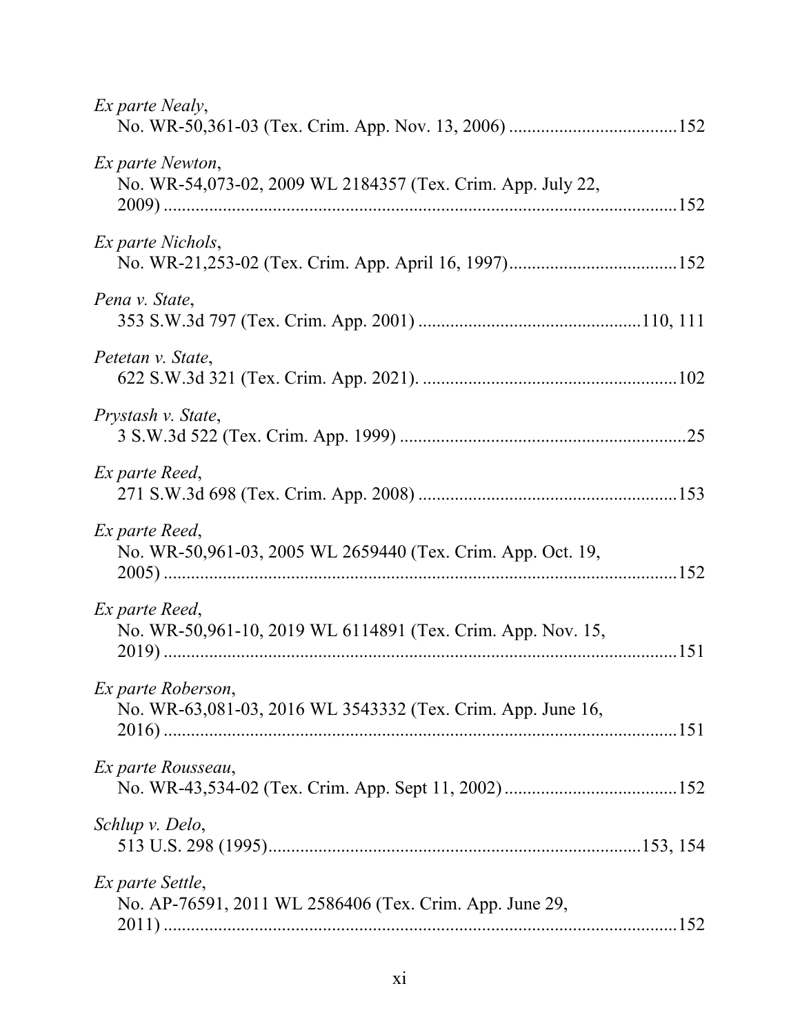*Ex parte Nealy*,
No. WR-50,361-03 (Tex. Crim. App. Nov. 13, 2006) ....................................152

*Ex parte Newton*,
No. WR-54,073-02, 2009 WL 2184357 (Tex. Crim. App. July 22, 2009) ....................................152

*Ex parte Nichols*,
No. WR-21,253-02 (Tex. Crim. App. April 16, 1997)....................................152

*Pena v. State*,
353 S.W.3d 797 (Tex. Crim. App. 2001) ....................................110, 111

*Petetan v. State*,
622 S.W.3d 321 (Tex. Crim. App. 2021). ....................................102

*Prystash v. State*,
3 S.W.3d 522 (Tex. Crim. App. 1999) ....................................25

*Ex parte Reed*,
271 S.W.3d 698 (Tex. Crim. App. 2008) ....................................153

*Ex parte Reed*,
No. WR-50,961-03, 2005 WL 2659440 (Tex. Crim. App. Oct. 19, 2005) ....................................152

*Ex parte Reed*,
No. WR-50,961-10, 2019 WL 6114891 (Tex. Crim. App. Nov. 15, 2019) ....................................151

*Ex parte Roberson*,
No. WR-63,081-03, 2016 WL 3543332 (Tex. Crim. App. June 16, 2016) ....................................151

*Ex parte Rousseau*,
No. WR-43,534-02 (Tex. Crim. App. Sept 11, 2002)....................................152

*Schlup v. Delo*,
513 U.S. 298 (1995)....................................153, 154

*Ex parte Settle*,
No. AP-76591, 2011 WL 2586406 (Tex. Crim. App. June 29, 2011) ....................................152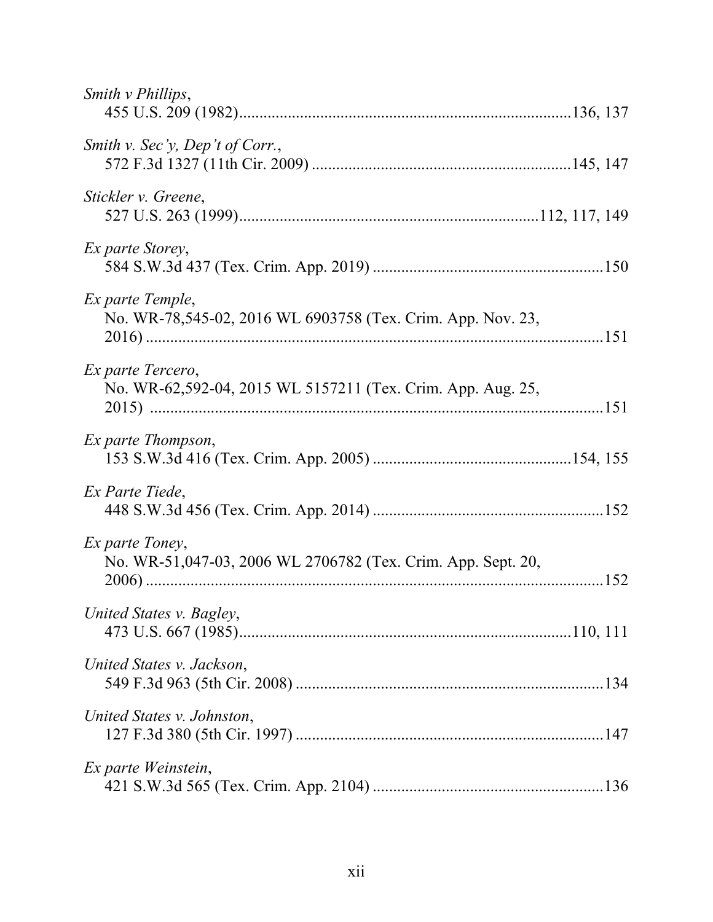*Smith v Phillips*,
455 U.S. 209 (1982)....................................................................................136, 137

*Smith v. Sec'y, Dep't of Corr.*,
572 F.3d 1327 (11th Cir. 2009) ..................................................................145, 147

*Stickler v. Greene*,
527 U.S. 263 (1999)...........................................................................112, 117, 149

*Ex parte Storey*,
584 S.W.3d 437 (Tex. Crim. App. 2019) ..........................................................150

*Ex parte Temple*,
No. WR-78,545-02, 2016 WL 6903758 (Tex. Crim. App. Nov. 23, 2016) ....................................................................................................151

*Ex parte Tercero*,
No. WR-62,592-04, 2015 WL 5157211 (Tex. Crim. App. Aug. 25, 2015) ....................................................................................................151

*Ex parte Thompson*,
153 S.W.3d 416 (Tex. Crim. App. 2005) ..................................................154, 155

*Ex Parte Tiede*,
448 S.W.3d 456 (Tex. Crim. App. 2014) ..........................................................152

*Ex parte Toney*,
No. WR-51,047-03, 2006 WL 2706782 (Tex. Crim. App. Sept. 20, 2006) ....................................................................................................152

*United States v. Bagley*,
473 U.S. 667 (1985)....................................................................................110, 111

*United States v. Jackson*,
549 F.3d 963 (5th Cir. 2008) .............................................................................134

*United States v. Johnston*,
127 F.3d 380 (5th Cir. 1997) .............................................................................147

*Ex parte Weinstein*,
421 S.W.3d 565 (Tex. Crim. App. 2104) ..........................................................136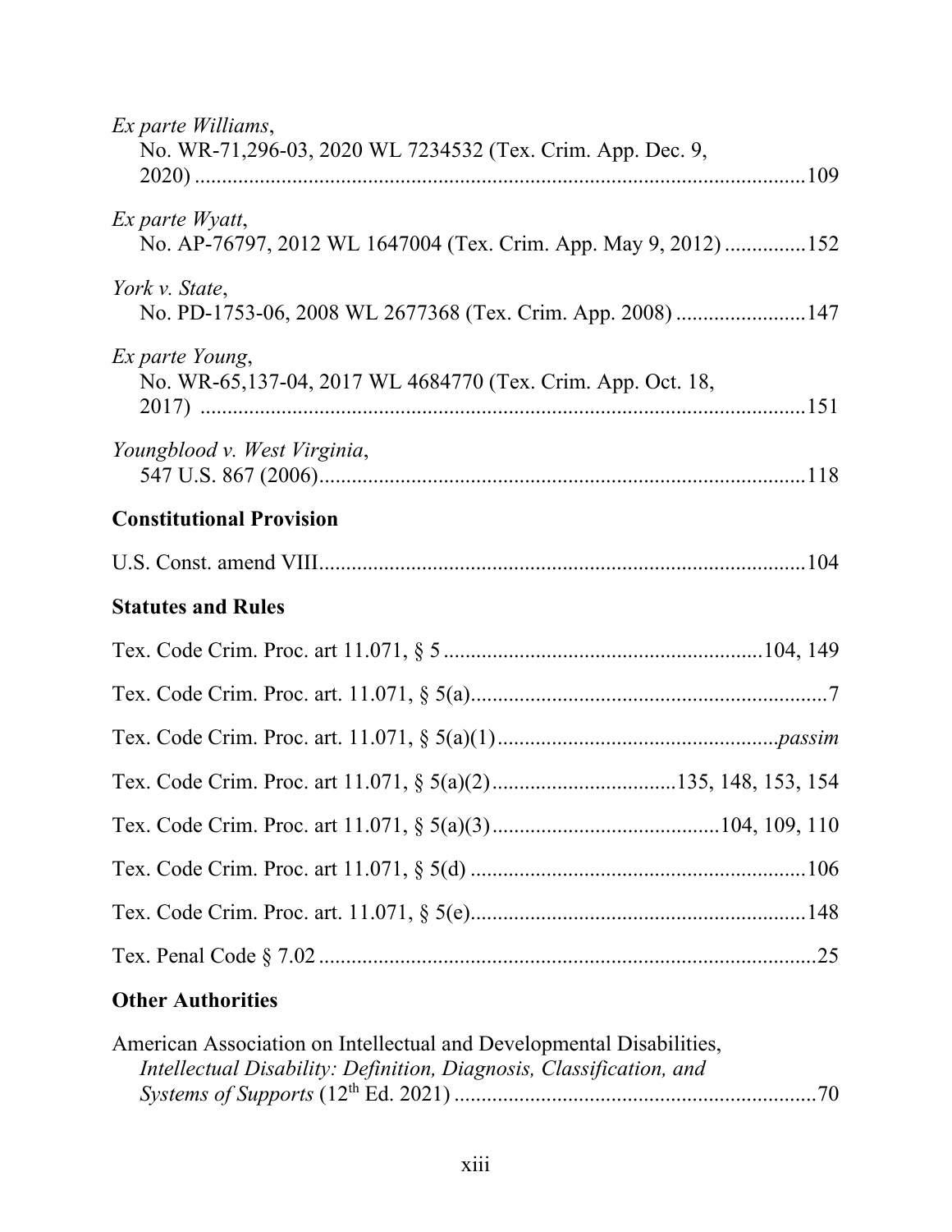*Ex parte Williams*,
No. WR-71,296-03, 2020 WL 7234532 (Tex. Crim. App. Dec. 9, 2020) ....................................................................................................109

*Ex parte Wyatt*,
No. AP-76797, 2012 WL 1647004 (Tex. Crim. App. May 9, 2012) ...............152

*York v. State*,
No. PD-1753-06, 2008 WL 2677368 (Tex. Crim. App. 2008) ........................147

*Ex parte Young*,
No. WR-65,137-04, 2017 WL 4684770 (Tex. Crim. App. Oct. 18, 2017) ....................................................................................................151

*Youngblood v. West Virginia*,
547 U.S. 867 (2006)..........................................................................................118

**Constitutional Provision**

U.S. Const. amend VIII..........................................................................................104

**Statutes and Rules**

Tex. Code Crim. Proc. art 11.071, § 5 ..........................................................104, 149

Tex. Code Crim. Proc. art. 11.071, § 5(a)..................................................................7

Tex. Code Crim. Proc. art. 11.071, § 5(a)(1)....................................................*passim*

Tex. Code Crim. Proc. art 11.071, § 5(a)(2).................................135, 148, 153, 154

Tex. Code Crim. Proc. art 11.071, § 5(a)(3)..........................................104, 109, 110

Tex. Code Crim. Proc. art 11.071, § 5(d) ..............................................................106

Tex. Code Crim. Proc. art. 11.071, § 5(e)..............................................................148

Tex. Penal Code § 7.02 ............................................................................................25

**Other Authorities**

American Association on Intellectual and Developmental Disabilities, *Intellectual Disability: Definition, Diagnosis, Classification, and Systems of Supports* (12th Ed. 2021) ...................................................................70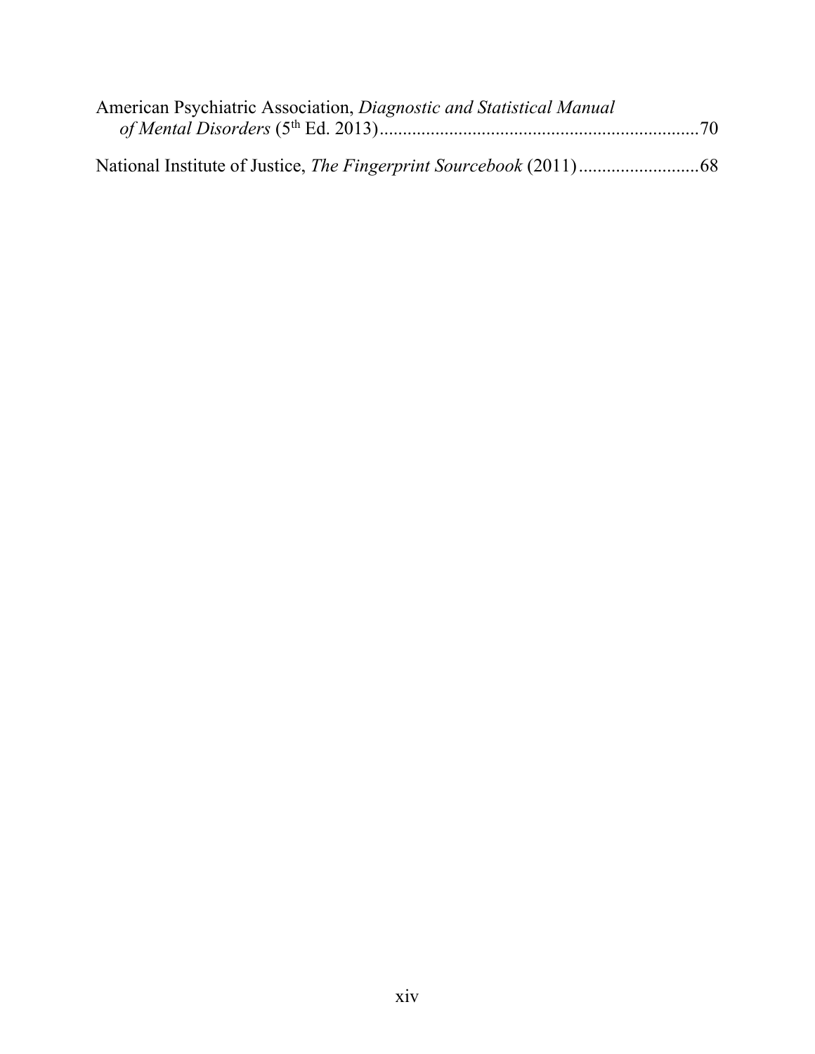American Psychiatric Association, *Diagnostic and Statistical Manual of Mental Disorders* (5th Ed. 2013)....................................................................70

National Institute of Justice, *The Fingerprint Sourcebook* (2011)..........................68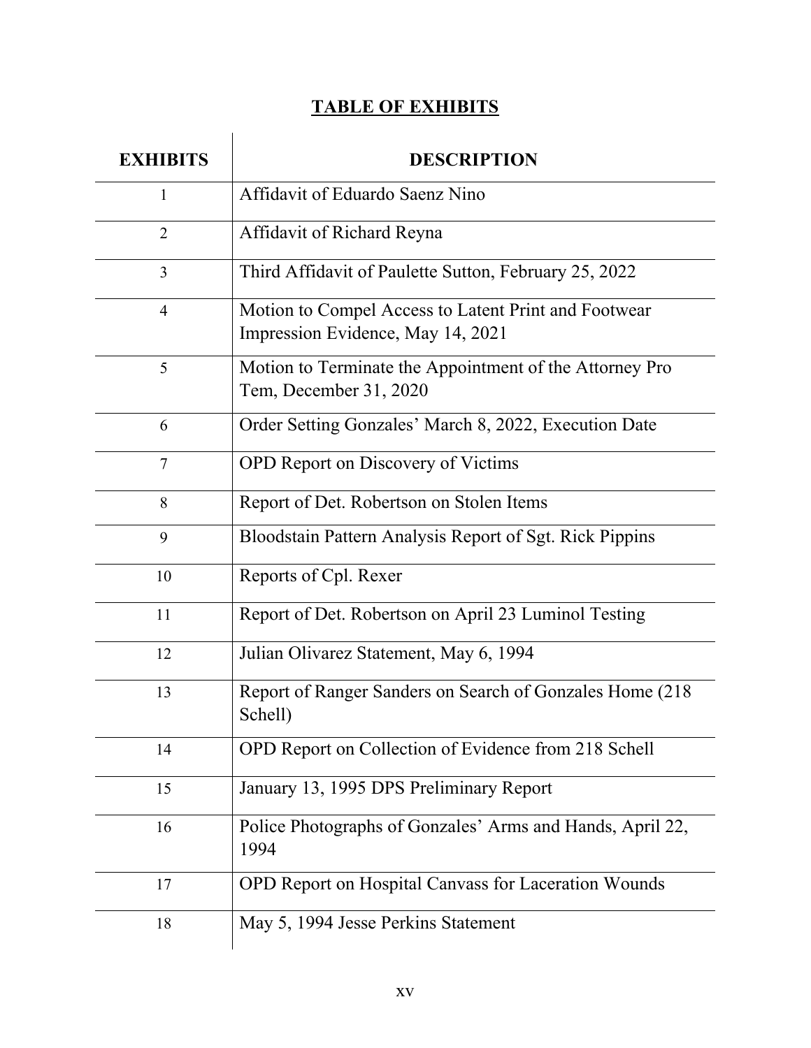## TABLE OF EXHIBITS

| EXHIBITS | DESCRIPTION |
|---|---|
| 1 | Affidavit of Eduardo Saenz Nino |
| 2 | Affidavit of Richard Reyna |
| 3 | Third Affidavit of Paulette Sutton, February 25, 2022 |
| 4 | Motion to Compel Access to Latent Print and Footwear Impression Evidence, May 14, 2021 |
| 5 | Motion to Terminate the Appointment of the Attorney Pro Tem, December 31, 2020 |
| 6 | Order Setting Gonzales' March 8, 2022, Execution Date |
| 7 | OPD Report on Discovery of Victims |
| 8 | Report of Det. Robertson on Stolen Items |
| 9 | Bloodstain Pattern Analysis Report of Sgt. Rick Pippins |
| 10 | Reports of Cpl. Rexer |
| 11 | Report of Det. Robertson on April 23 Luminol Testing |
| 12 | Julian Olivarez Statement, May 6, 1994 |
| 13 | Report of Ranger Sanders on Search of Gonzales Home (218 Schell) |
| 14 | OPD Report on Collection of Evidence from 218 Schell |
| 15 | January 13, 1995 DPS Preliminary Report |
| 16 | Police Photographs of Gonzales' Arms and Hands, April 22, 1994 |
| 17 | OPD Report on Hospital Canvass for Laceration Wounds |
| 18 | May 5, 1994 Jesse Perkins Statement |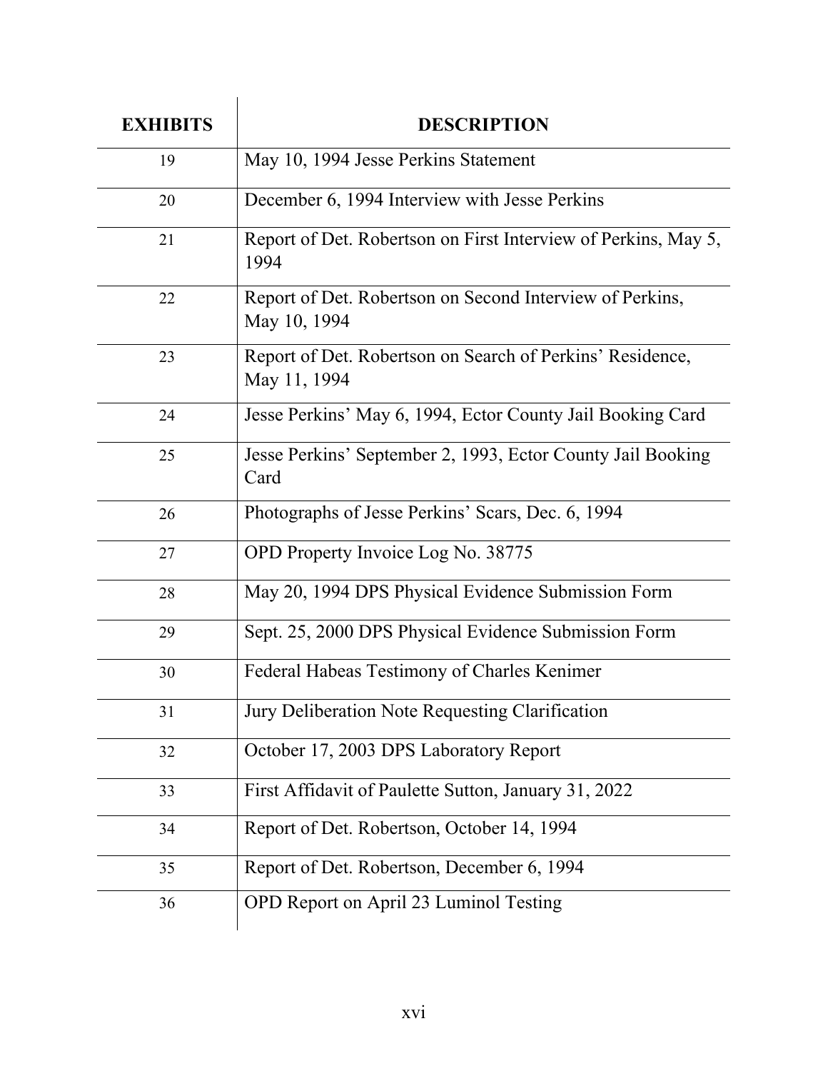| EXHIBITS | DESCRIPTION |
| --- | --- |
| 19 | May 10, 1994 Jesse Perkins Statement |
| 20 | December 6, 1994 Interview with Jesse Perkins |
| 21 | Report of Det. Robertson on First Interview of Perkins, May 5, 1994 |
| 22 | Report of Det. Robertson on Second Interview of Perkins, May 10, 1994 |
| 23 | Report of Det. Robertson on Search of Perkins' Residence, May 11, 1994 |
| 24 | Jesse Perkins' May 6, 1994, Ector County Jail Booking Card |
| 25 | Jesse Perkins' September 2, 1993, Ector County Jail Booking Card |
| 26 | Photographs of Jesse Perkins' Scars, Dec. 6, 1994 |
| 27 | OPD Property Invoice Log No. 38775 |
| 28 | May 20, 1994 DPS Physical Evidence Submission Form |
| 29 | Sept. 25, 2000 DPS Physical Evidence Submission Form |
| 30 | Federal Habeas Testimony of Charles Kenimer |
| 31 | Jury Deliberation Note Requesting Clarification |
| 32 | October 17, 2003 DPS Laboratory Report |
| 33 | First Affidavit of Paulette Sutton, January 31, 2022 |
| 34 | Report of Det. Robertson, October 14, 1994 |
| 35 | Report of Det. Robertson, December 6, 1994 |
| 36 | OPD Report on April 23 Luminol Testing |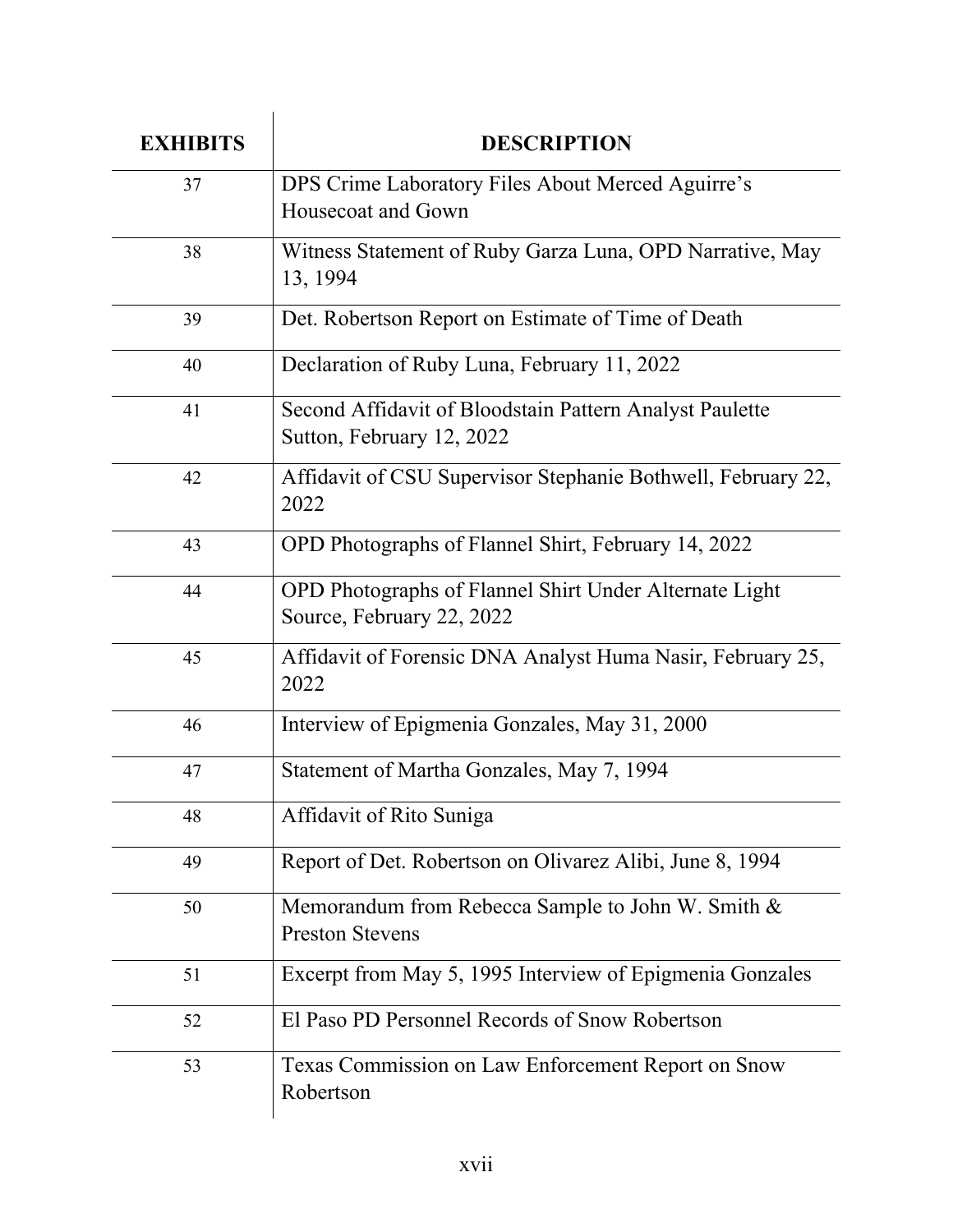| EXHIBITS | DESCRIPTION |
|---|---|
| 37 | DPS Crime Laboratory Files About Merced Aguirre's Housecoat and Gown |
| 38 | Witness Statement of Ruby Garza Luna, OPD Narrative, May 13, 1994 |
| 39 | Det. Robertson Report on Estimate of Time of Death |
| 40 | Declaration of Ruby Luna, February 11, 2022 |
| 41 | Second Affidavit of Bloodstain Pattern Analyst Paulette Sutton, February 12, 2022 |
| 42 | Affidavit of CSU Supervisor Stephanie Bothwell, February 22, 2022 |
| 43 | OPD Photographs of Flannel Shirt, February 14, 2022 |
| 44 | OPD Photographs of Flannel Shirt Under Alternate Light Source, February 22, 2022 |
| 45 | Affidavit of Forensic DNA Analyst Huma Nasir, February 25, 2022 |
| 46 | Interview of Epigmenia Gonzales, May 31, 2000 |
| 47 | Statement of Martha Gonzales, May 7, 1994 |
| 48 | Affidavit of Rito Suniga |
| 49 | Report of Det. Robertson on Olivarez Alibi, June 8, 1994 |
| 50 | Memorandum from Rebecca Sample to John W. Smith & Preston Stevens |
| 51 | Excerpt from May 5, 1995 Interview of Epigmenia Gonzales |
| 52 | El Paso PD Personnel Records of Snow Robertson |
| 53 | Texas Commission on Law Enforcement Report on Snow Robertson |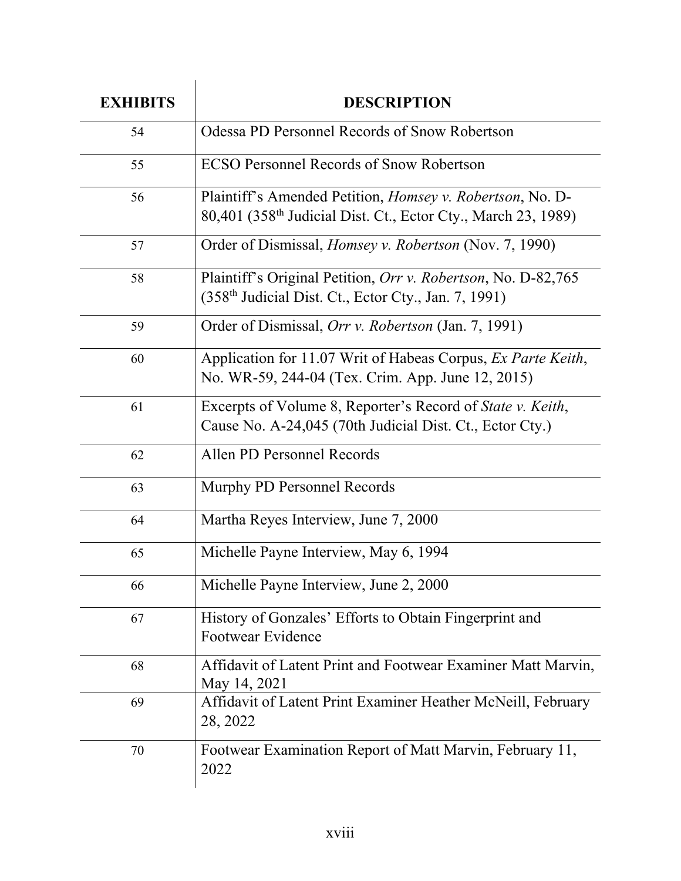| EXHIBITS | DESCRIPTION |
|---|---|
| 54 | Odessa PD Personnel Records of Snow Robertson |
| 55 | ECSO Personnel Records of Snow Robertson |
| 56 | Plaintiff's Amended Petition, *Homsey v. Robertson*, No. D-80,401 (358th Judicial Dist. Ct., Ector Cty., March 23, 1989) |
| 57 | Order of Dismissal, *Homsey v. Robertson* (Nov. 7, 1990) |
| 58 | Plaintiff's Original Petition, *Orr v. Robertson*, No. D-82,765 (358th Judicial Dist. Ct., Ector Cty., Jan. 7, 1991) |
| 59 | Order of Dismissal, *Orr v. Robertson* (Jan. 7, 1991) |
| 60 | Application for 11.07 Writ of Habeas Corpus, *Ex Parte Keith*, No. WR-59, 244-04 (Tex. Crim. App. June 12, 2015) |
| 61 | Excerpts of Volume 8, Reporter's Record of *State v. Keith*, Cause No. A-24,045 (70th Judicial Dist. Ct., Ector Cty.) |
| 62 | Allen PD Personnel Records |
| 63 | Murphy PD Personnel Records |
| 64 | Martha Reyes Interview, June 7, 2000 |
| 65 | Michelle Payne Interview, May 6, 1994 |
| 66 | Michelle Payne Interview, June 2, 2000 |
| 67 | History of Gonzales' Efforts to Obtain Fingerprint and Footwear Evidence |
| 68 | Affidavit of Latent Print and Footwear Examiner Matt Marvin, May 14, 2021 |
| 69 | Affidavit of Latent Print Examiner Heather McNeill, February 28, 2022 |
| 70 | Footwear Examination Report of Matt Marvin, February 11, 2022 |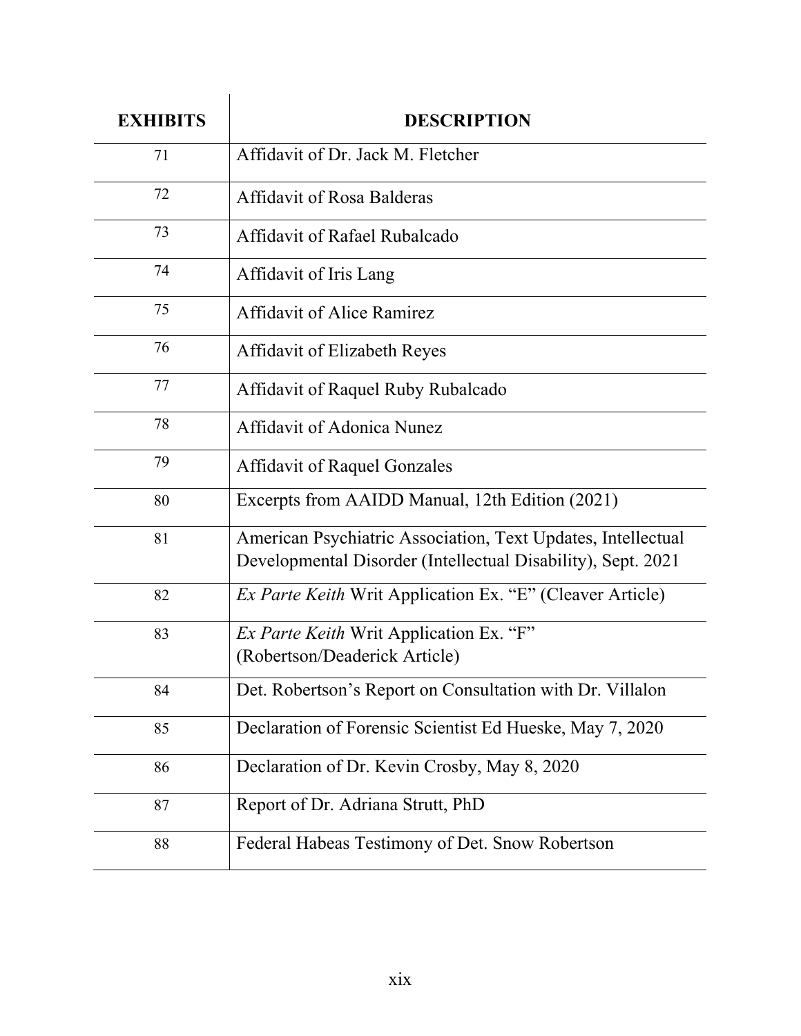| EXHIBITS | DESCRIPTION |
|---|---|
| 71 | Affidavit of Dr. Jack M. Fletcher |
| 72 | Affidavit of Rosa Balderas |
| 73 | Affidavit of Rafael Rubalcado |
| 74 | Affidavit of Iris Lang |
| 75 | Affidavit of Alice Ramirez |
| 76 | Affidavit of Elizabeth Reyes |
| 77 | Affidavit of Raquel Ruby Rubalcado |
| 78 | Affidavit of Adonica Nunez |
| 79 | Affidavit of Raquel Gonzales |
| 80 | Excerpts from AAIDD Manual, 12th Edition (2021) |
| 81 | American Psychiatric Association, Text Updates, Intellectual Developmental Disorder (Intellectual Disability), Sept. 2021 |
| 82 | *Ex Parte Keith* Writ Application Ex. "E" (Cleaver Article) |
| 83 | *Ex Parte Keith* Writ Application Ex. "F" (Robertson/Deaderick Article) |
| 84 | Det. Robertson's Report on Consultation with Dr. Villalon |
| 85 | Declaration of Forensic Scientist Ed Hueske, May 7, 2020 |
| 86 | Declaration of Dr. Kevin Crosby, May 8, 2020 |
| 87 | Report of Dr. Adriana Strutt, PhD |
| 88 | Federal Habeas Testimony of Det. Snow Robertson |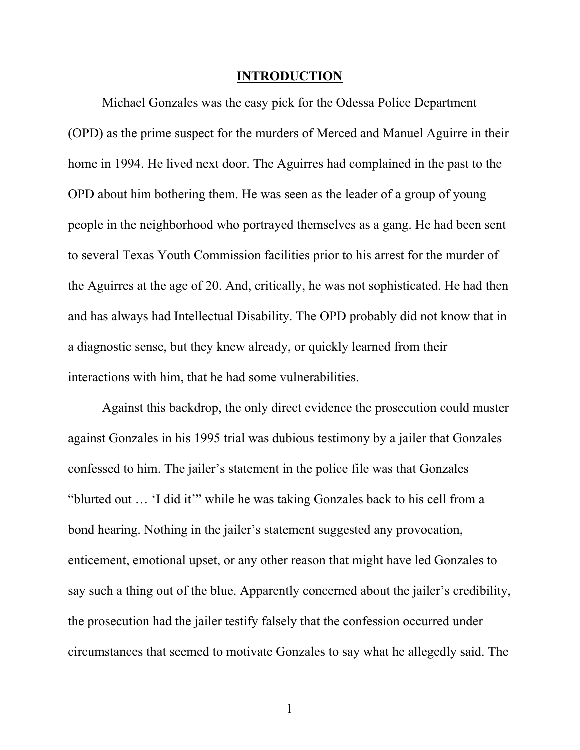# INTRODUCTION

Michael Gonzales was the easy pick for the Odessa Police Department (OPD) as the prime suspect for the murders of Merced and Manuel Aguirre in their home in 1994. He lived next door. The Aguirres had complained in the past to the OPD about him bothering them. He was seen as the leader of a group of young people in the neighborhood who portrayed themselves as a gang. He had been sent to several Texas Youth Commission facilities prior to his arrest for the murder of the Aguirres at the age of 20. And, critically, he was not sophisticated. He had then and has always had Intellectual Disability. The OPD probably did not know that in a diagnostic sense, but they knew already, or quickly learned from their interactions with him, that he had some vulnerabilities.

Against this backdrop, the only direct evidence the prosecution could muster against Gonzales in his 1995 trial was dubious testimony by a jailer that Gonzales confessed to him. The jailer's statement in the police file was that Gonzales "blurted out … 'I did it'" while he was taking Gonzales back to his cell from a bond hearing. Nothing in the jailer's statement suggested any provocation, enticement, emotional upset, or any other reason that might have led Gonzales to say such a thing out of the blue. Apparently concerned about the jailer's credibility, the prosecution had the jailer testify falsely that the confession occurred under circumstances that seemed to motivate Gonzales to say what he allegedly said. The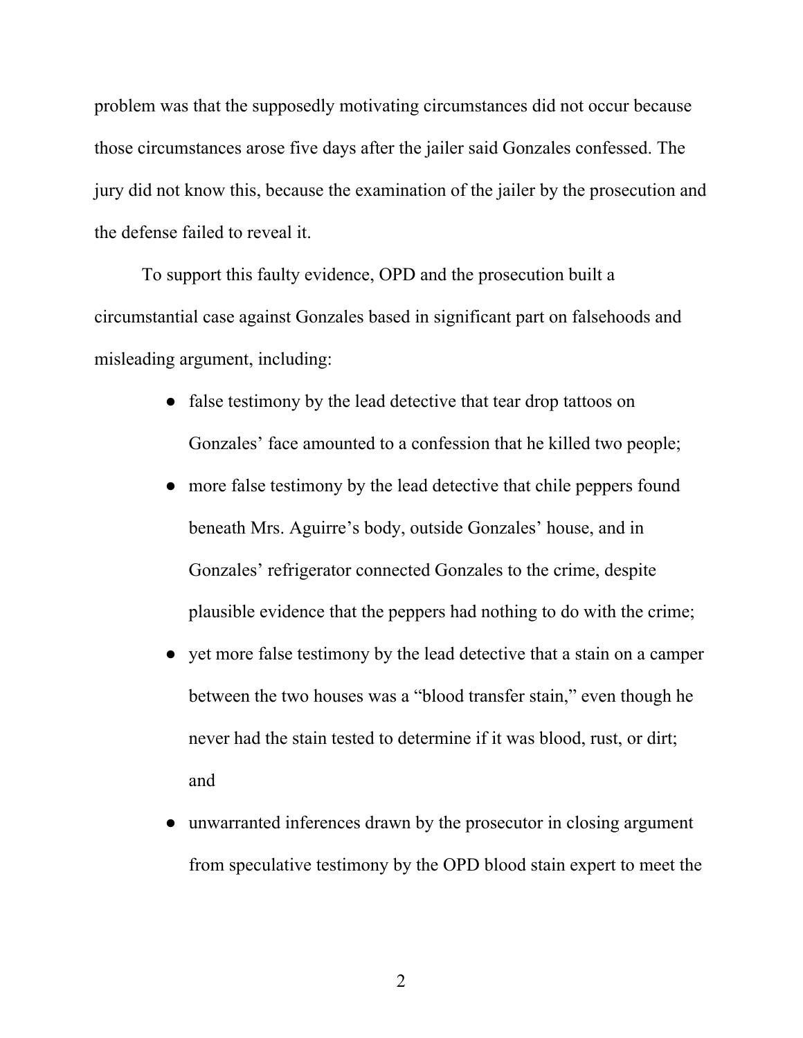problem was that the supposedly motivating circumstances did not occur because those circumstances arose five days after the jailer said Gonzales confessed. The jury did not know this, because the examination of the jailer by the prosecution and the defense failed to reveal it.

To support this faulty evidence, OPD and the prosecution built a circumstantial case against Gonzales based in significant part on falsehoods and misleading argument, including:

- false testimony by the lead detective that tear drop tattoos on Gonzales' face amounted to a confession that he killed two people;
- more false testimony by the lead detective that chile peppers found beneath Mrs. Aguirre's body, outside Gonzales' house, and in Gonzales' refrigerator connected Gonzales to the crime, despite plausible evidence that the peppers had nothing to do with the crime;
- yet more false testimony by the lead detective that a stain on a camper between the two houses was a "blood transfer stain," even though he never had the stain tested to determine if it was blood, rust, or dirt; and
- unwarranted inferences drawn by the prosecutor in closing argument from speculative testimony by the OPD blood stain expert to meet the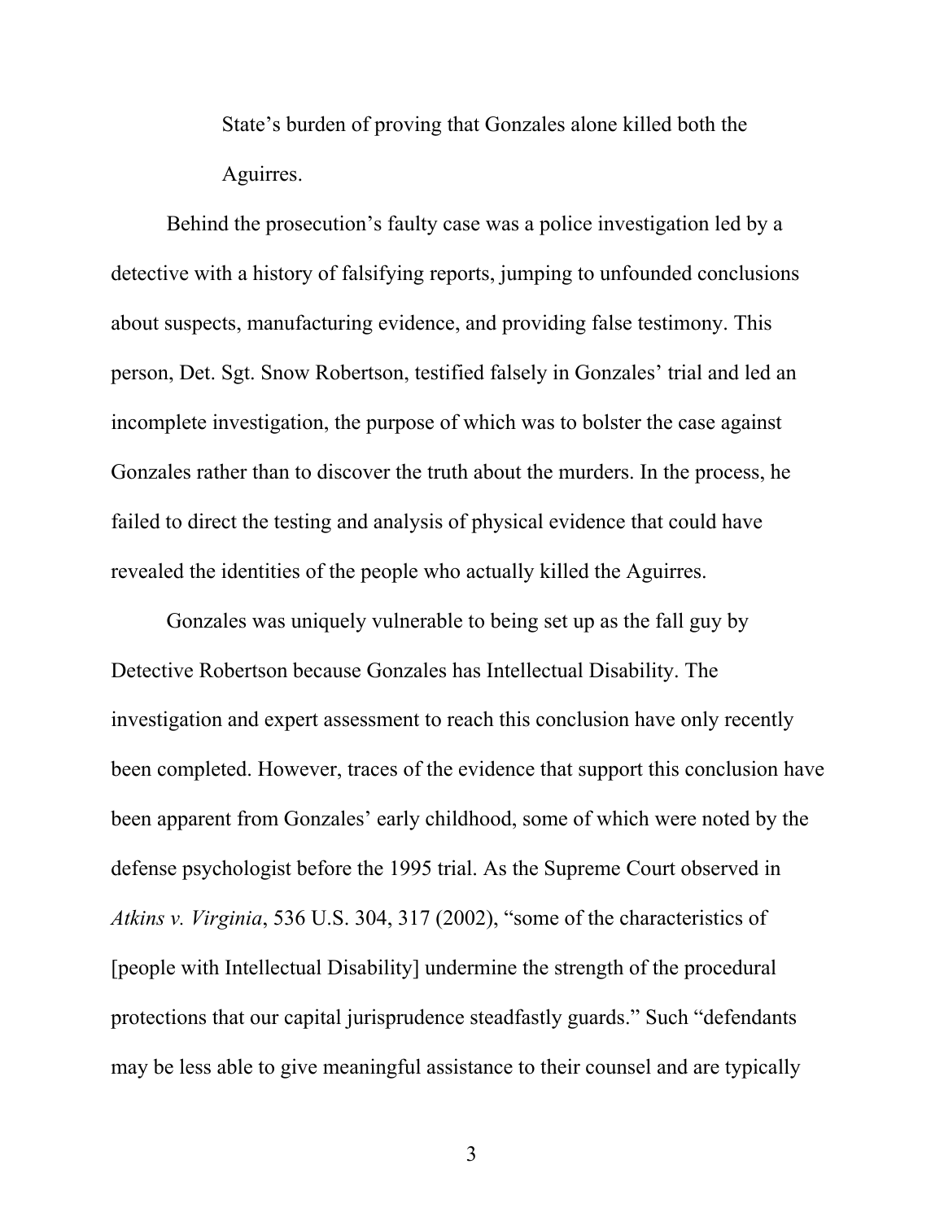State's burden of proving that Gonzales alone killed both the Aguirres.

Behind the prosecution's faulty case was a police investigation led by a detective with a history of falsifying reports, jumping to unfounded conclusions about suspects, manufacturing evidence, and providing false testimony. This person, Det. Sgt. Snow Robertson, testified falsely in Gonzales' trial and led an incomplete investigation, the purpose of which was to bolster the case against Gonzales rather than to discover the truth about the murders. In the process, he failed to direct the testing and analysis of physical evidence that could have revealed the identities of the people who actually killed the Aguirres.

Gonzales was uniquely vulnerable to being set up as the fall guy by Detective Robertson because Gonzales has Intellectual Disability. The investigation and expert assessment to reach this conclusion have only recently been completed. However, traces of the evidence that support this conclusion have been apparent from Gonzales' early childhood, some of which were noted by the defense psychologist before the 1995 trial. As the Supreme Court observed in *Atkins v. Virginia*, 536 U.S. 304, 317 (2002), "some of the characteristics of [people with Intellectual Disability] undermine the strength of the procedural protections that our capital jurisprudence steadfastly guards." Such "defendants may be less able to give meaningful assistance to their counsel and are typically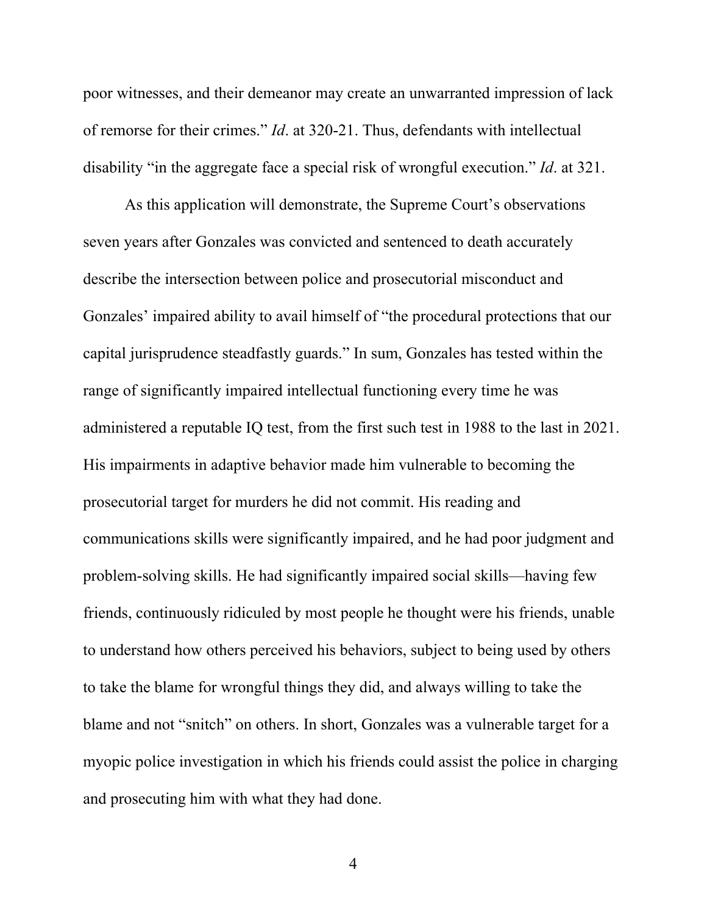poor witnesses, and their demeanor may create an unwarranted impression of lack of remorse for their crimes." *Id*. at 320-21. Thus, defendants with intellectual disability "in the aggregate face a special risk of wrongful execution." *Id*. at 321.

As this application will demonstrate, the Supreme Court's observations seven years after Gonzales was convicted and sentenced to death accurately describe the intersection between police and prosecutorial misconduct and Gonzales' impaired ability to avail himself of "the procedural protections that our capital jurisprudence steadfastly guards." In sum, Gonzales has tested within the range of significantly impaired intellectual functioning every time he was administered a reputable IQ test, from the first such test in 1988 to the last in 2021. His impairments in adaptive behavior made him vulnerable to becoming the prosecutorial target for murders he did not commit. His reading and communications skills were significantly impaired, and he had poor judgment and problem-solving skills. He had significantly impaired social skills—having few friends, continuously ridiculed by most people he thought were his friends, unable to understand how others perceived his behaviors, subject to being used by others to take the blame for wrongful things they did, and always willing to take the blame and not "snitch" on others. In short, Gonzales was a vulnerable target for a myopic police investigation in which his friends could assist the police in charging and prosecuting him with what they had done.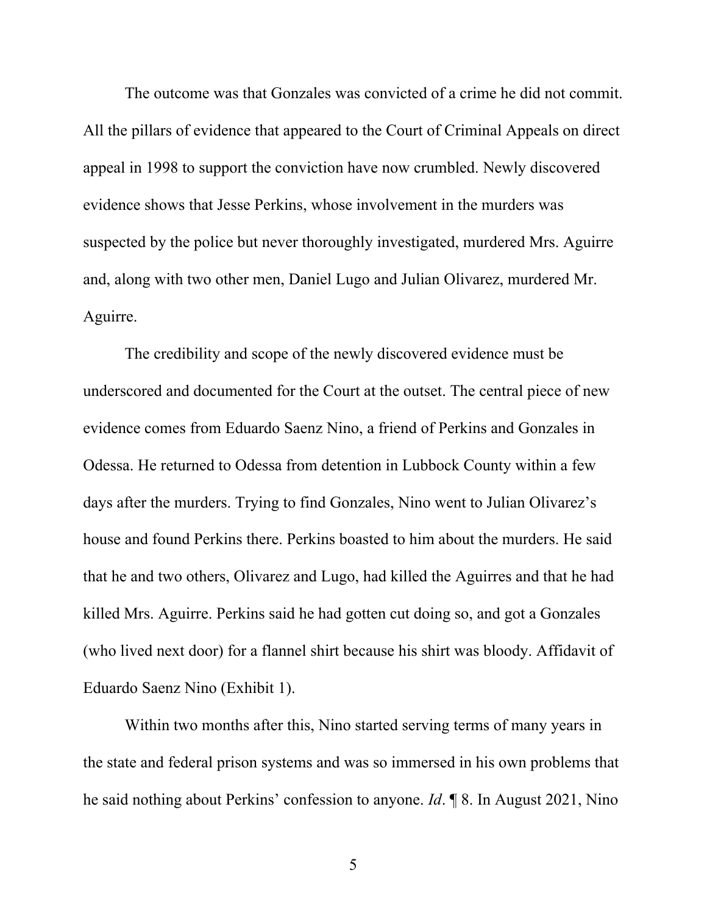The outcome was that Gonzales was convicted of a crime he did not commit. All the pillars of evidence that appeared to the Court of Criminal Appeals on direct appeal in 1998 to support the conviction have now crumbled. Newly discovered evidence shows that Jesse Perkins, whose involvement in the murders was suspected by the police but never thoroughly investigated, murdered Mrs. Aguirre and, along with two other men, Daniel Lugo and Julian Olivarez, murdered Mr. Aguirre.

The credibility and scope of the newly discovered evidence must be underscored and documented for the Court at the outset. The central piece of new evidence comes from Eduardo Saenz Nino, a friend of Perkins and Gonzales in Odessa. He returned to Odessa from detention in Lubbock County within a few days after the murders. Trying to find Gonzales, Nino went to Julian Olivarez's house and found Perkins there. Perkins boasted to him about the murders. He said that he and two others, Olivarez and Lugo, had killed the Aguirres and that he had killed Mrs. Aguirre. Perkins said he had gotten cut doing so, and got a Gonzales (who lived next door) for a flannel shirt because his shirt was bloody. Affidavit of Eduardo Saenz Nino (Exhibit 1).

Within two months after this, Nino started serving terms of many years in the state and federal prison systems and was so immersed in his own problems that he said nothing about Perkins' confession to anyone. *Id*. ¶ 8. In August 2021, Nino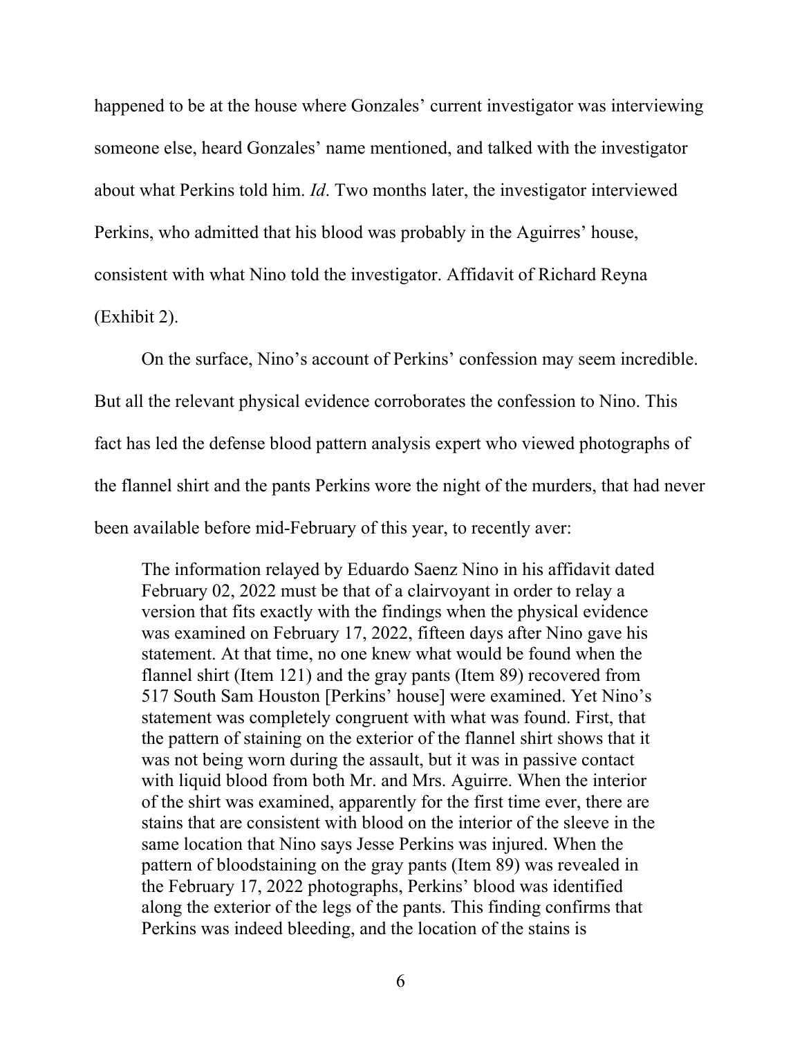happened to be at the house where Gonzales' current investigator was interviewing someone else, heard Gonzales' name mentioned, and talked with the investigator about what Perkins told him. *Id*. Two months later, the investigator interviewed Perkins, who admitted that his blood was probably in the Aguirres' house, consistent with what Nino told the investigator. Affidavit of Richard Reyna (Exhibit 2).

On the surface, Nino's account of Perkins' confession may seem incredible. But all the relevant physical evidence corroborates the confession to Nino. This fact has led the defense blood pattern analysis expert who viewed photographs of the flannel shirt and the pants Perkins wore the night of the murders, that had never been available before mid-February of this year, to recently aver:

> The information relayed by Eduardo Saenz Nino in his affidavit dated February 02, 2022 must be that of a clairvoyant in order to relay a version that fits exactly with the findings when the physical evidence was examined on February 17, 2022, fifteen days after Nino gave his statement. At that time, no one knew what would be found when the flannel shirt (Item 121) and the gray pants (Item 89) recovered from 517 South Sam Houston [Perkins' house] were examined. Yet Nino's statement was completely congruent with what was found. First, that the pattern of staining on the exterior of the flannel shirt shows that it was not being worn during the assault, but it was in passive contact with liquid blood from both Mr. and Mrs. Aguirre. When the interior of the shirt was examined, apparently for the first time ever, there are stains that are consistent with blood on the interior of the sleeve in the same location that Nino says Jesse Perkins was injured. When the pattern of bloodstaining on the gray pants (Item 89) was revealed in the February 17, 2022 photographs, Perkins' blood was identified along the exterior of the legs of the pants. This finding confirms that Perkins was indeed bleeding, and the location of the stains is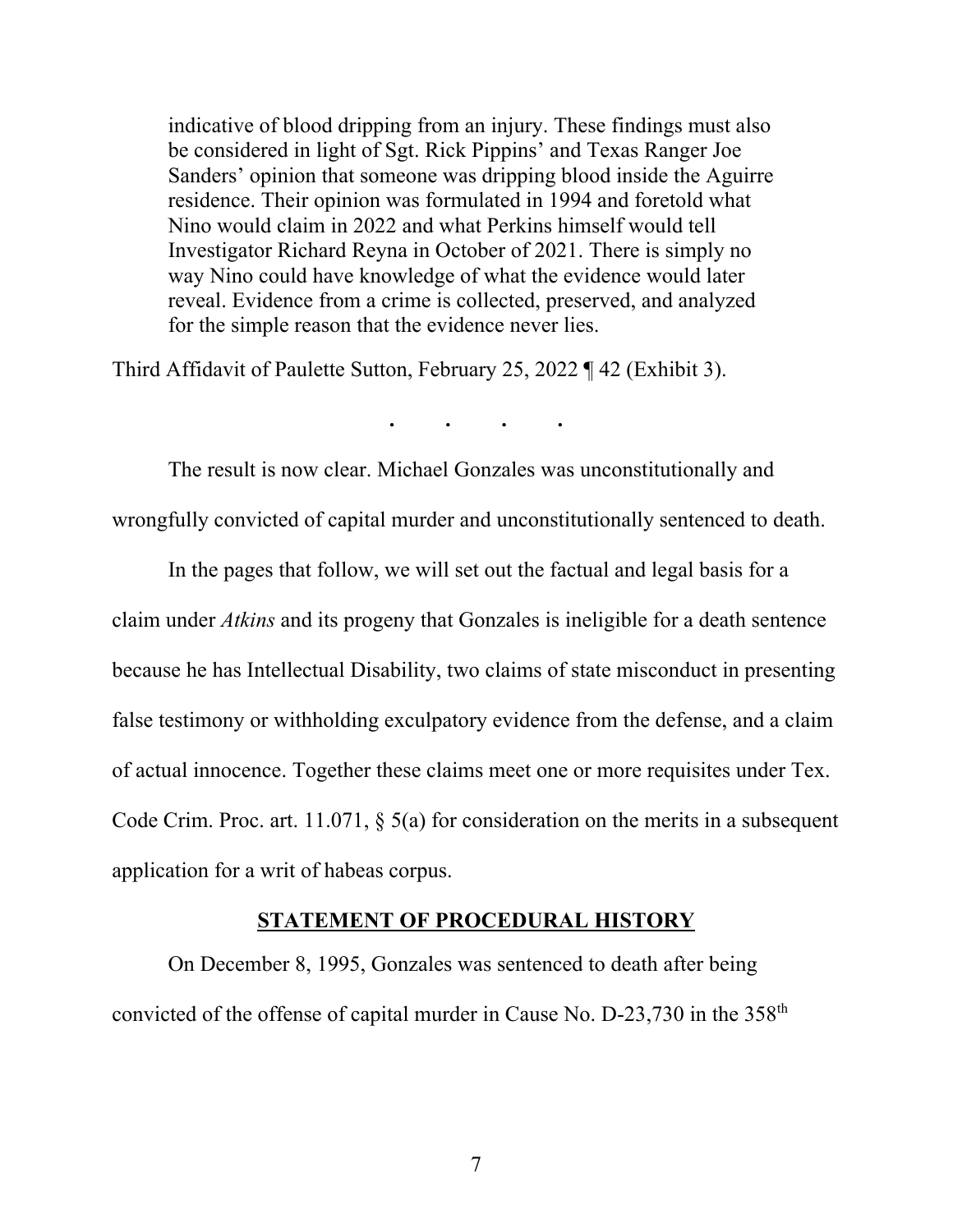> indicative of blood dripping from an injury. These findings must also be considered in light of Sgt. Rick Pippins' and Texas Ranger Joe Sanders' opinion that someone was dripping blood inside the Aguirre residence. Their opinion was formulated in 1994 and foretold what Nino would claim in 2022 and what Perkins himself would tell Investigator Richard Reyna in October of 2021. There is simply no way Nino could have knowledge of what the evidence would later reveal. Evidence from a crime is collected, preserved, and analyzed for the simple reason that the evidence never lies.

Third Affidavit of Paulette Sutton, February 25, 2022 ¶ 42 (Exhibit 3).

. . . .

The result is now clear. Michael Gonzales was unconstitutionally and wrongfully convicted of capital murder and unconstitutionally sentenced to death.

In the pages that follow, we will set out the factual and legal basis for a claim under *Atkins* and its progeny that Gonzales is ineligible for a death sentence because he has Intellectual Disability, two claims of state misconduct in presenting false testimony or withholding exculpatory evidence from the defense, and a claim of actual innocence. Together these claims meet one or more requisites under Tex. Code Crim. Proc. art. 11.071, § 5(a) for consideration on the merits in a subsequent application for a writ of habeas corpus.

## STATEMENT OF PROCEDURAL HISTORY

On December 8, 1995, Gonzales was sentenced to death after being convicted of the offense of capital murder in Cause No. D-23,730 in the 358th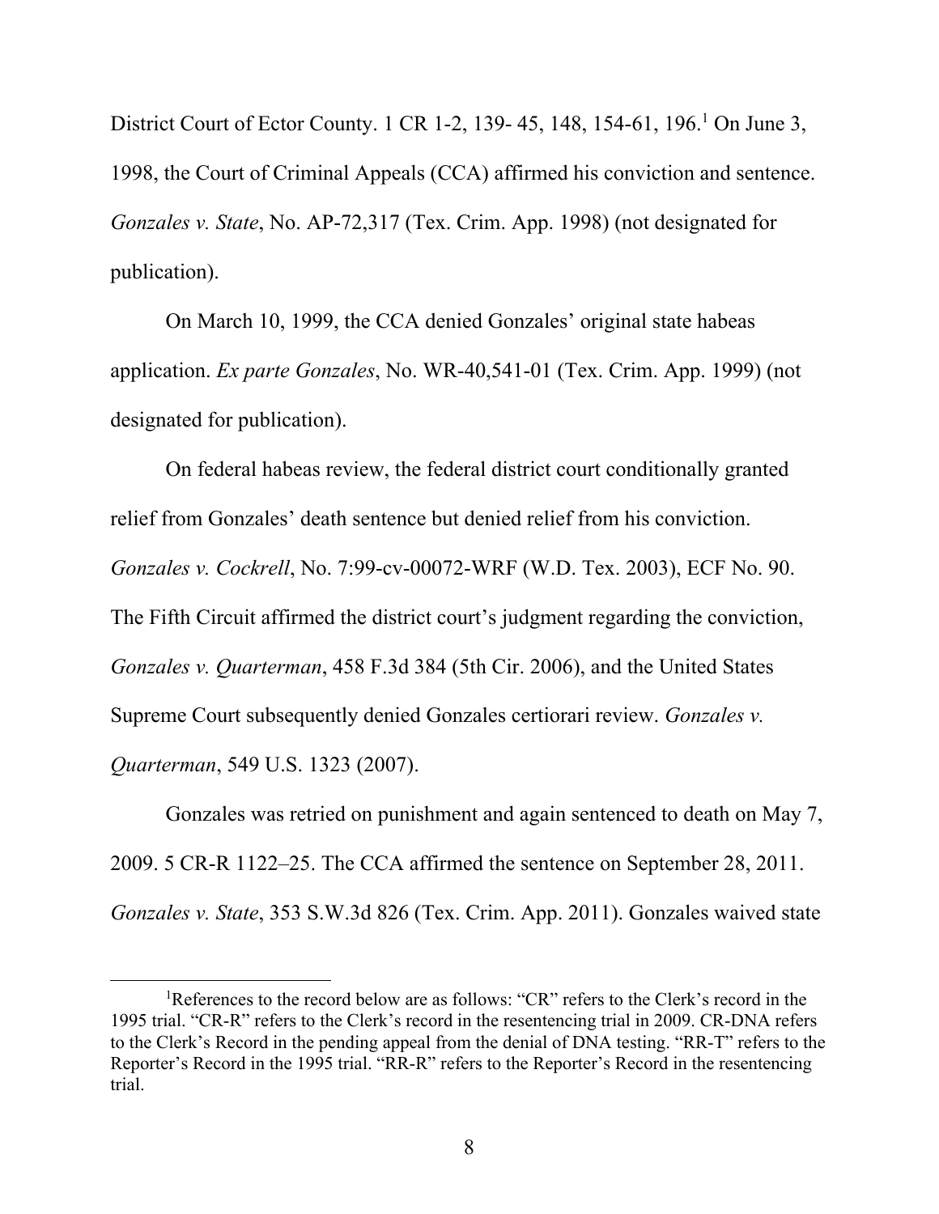District Court of Ector County. 1 CR 1-2, 139- 45, 148, 154-61, 196.[1] On June 3, 1998, the Court of Criminal Appeals (CCA) affirmed his conviction and sentence. *Gonzales v. State*, No. AP-72,317 (Tex. Crim. App. 1998) (not designated for publication).

On March 10, 1999, the CCA denied Gonzales' original state habeas application. *Ex parte Gonzales*, No. WR-40,541-01 (Tex. Crim. App. 1999) (not designated for publication).

On federal habeas review, the federal district court conditionally granted relief from Gonzales' death sentence but denied relief from his conviction. *Gonzales v. Cockrell*, No. 7:99-cv-00072-WRF (W.D. Tex. 2003), ECF No. 90. The Fifth Circuit affirmed the district court's judgment regarding the conviction, *Gonzales v. Quarterman*, 458 F.3d 384 (5th Cir. 2006), and the United States Supreme Court subsequently denied Gonzales certiorari review. *Gonzales v. Quarterman*, 549 U.S. 1323 (2007).

Gonzales was retried on punishment and again sentenced to death on May 7, 2009. 5 CR-R 1122–25. The CCA affirmed the sentence on September 28, 2011. *Gonzales v. State*, 353 S.W.3d 826 (Tex. Crim. App. 2011). Gonzales waived state

---

[1]References to the record below are as follows: "CR" refers to the Clerk's record in the 1995 trial. "CR-R" refers to the Clerk's record in the resentencing trial in 2009. CR-DNA refers to the Clerk's Record in the pending appeal from the denial of DNA testing. "RR-T" refers to the Reporter's Record in the 1995 trial. "RR-R" refers to the Reporter's Record in the resentencing trial.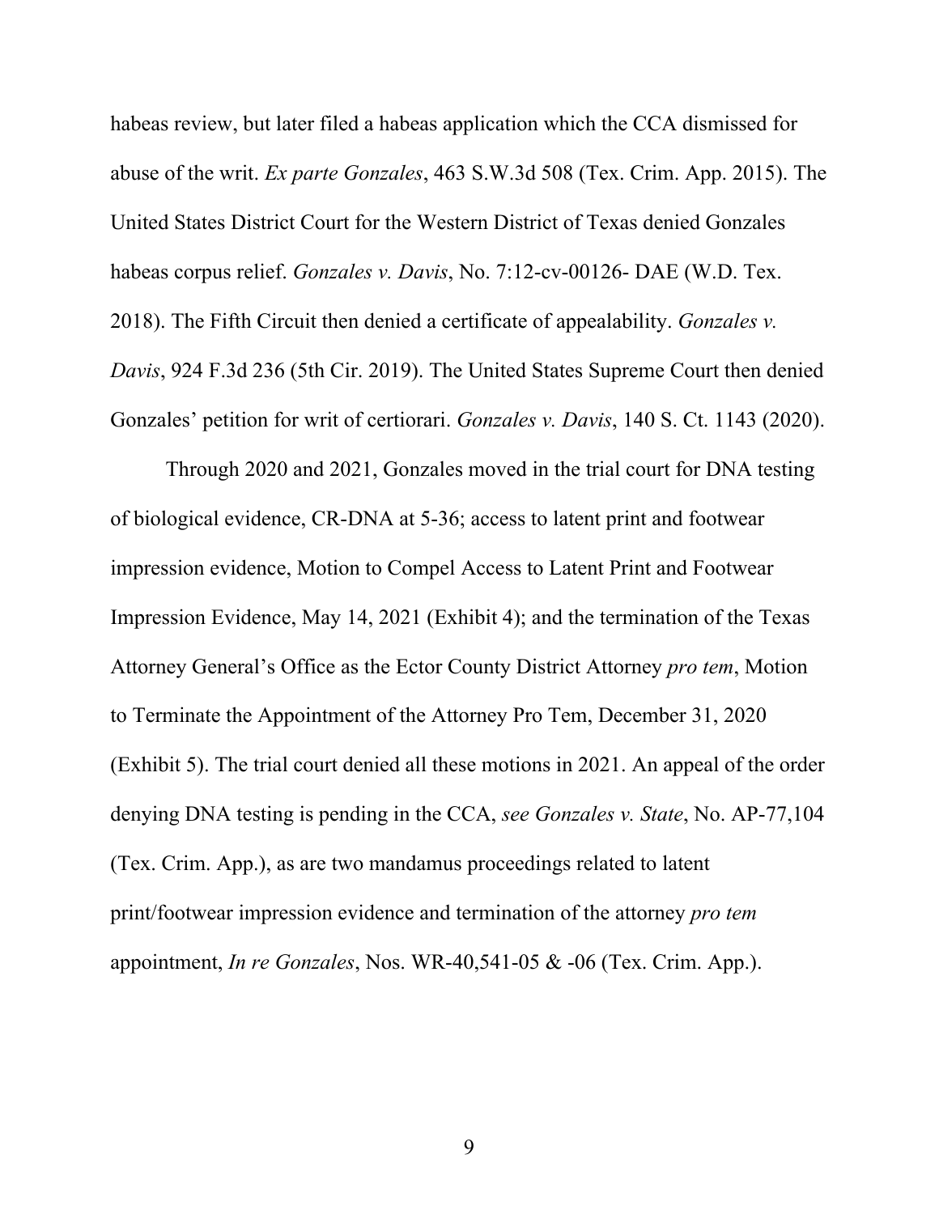habeas review, but later filed a habeas application which the CCA dismissed for abuse of the writ. *Ex parte Gonzales*, 463 S.W.3d 508 (Tex. Crim. App. 2015). The United States District Court for the Western District of Texas denied Gonzales habeas corpus relief. *Gonzales v. Davis*, No. 7:12-cv-00126- DAE (W.D. Tex. 2018). The Fifth Circuit then denied a certificate of appealability. *Gonzales v. Davis*, 924 F.3d 236 (5th Cir. 2019). The United States Supreme Court then denied Gonzales' petition for writ of certiorari. *Gonzales v. Davis*, 140 S. Ct. 1143 (2020).

Through 2020 and 2021, Gonzales moved in the trial court for DNA testing of biological evidence, CR-DNA at 5-36; access to latent print and footwear impression evidence, Motion to Compel Access to Latent Print and Footwear Impression Evidence, May 14, 2021 (Exhibit 4); and the termination of the Texas Attorney General's Office as the Ector County District Attorney *pro tem*, Motion to Terminate the Appointment of the Attorney Pro Tem, December 31, 2020 (Exhibit 5). The trial court denied all these motions in 2021. An appeal of the order denying DNA testing is pending in the CCA, *see Gonzales v. State*, No. AP-77,104 (Tex. Crim. App.), as are two mandamus proceedings related to latent print/footwear impression evidence and termination of the attorney *pro tem* appointment, *In re Gonzales*, Nos. WR-40,541-05 & -06 (Tex. Crim. App.).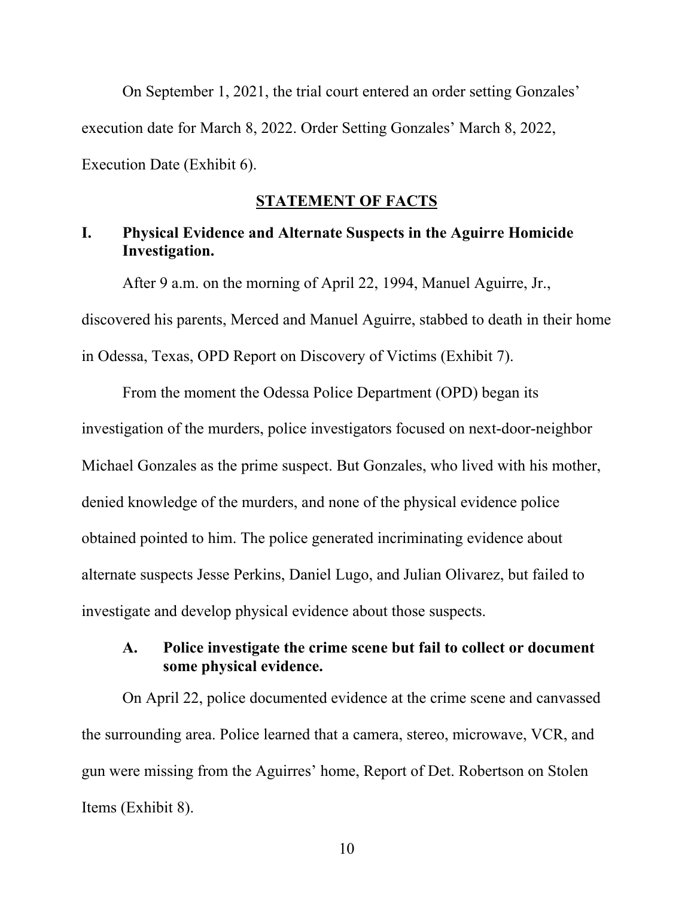On September 1, 2021, the trial court entered an order setting Gonzales' execution date for March 8, 2022. Order Setting Gonzales' March 8, 2022, Execution Date (Exhibit 6).

## **STATEMENT OF FACTS**

### I. Physical Evidence and Alternate Suspects in the Aguirre Homicide Investigation.

After 9 a.m. on the morning of April 22, 1994, Manuel Aguirre, Jr., discovered his parents, Merced and Manuel Aguirre, stabbed to death in their home in Odessa, Texas, OPD Report on Discovery of Victims (Exhibit 7).

From the moment the Odessa Police Department (OPD) began its investigation of the murders, police investigators focused on next-door-neighbor Michael Gonzales as the prime suspect. But Gonzales, who lived with his mother, denied knowledge of the murders, and none of the physical evidence police obtained pointed to him. The police generated incriminating evidence about alternate suspects Jesse Perkins, Daniel Lugo, and Julian Olivarez, but failed to investigate and develop physical evidence about those suspects.

#### A. Police investigate the crime scene but fail to collect or document some physical evidence.

On April 22, police documented evidence at the crime scene and canvassed the surrounding area. Police learned that a camera, stereo, microwave, VCR, and gun were missing from the Aguirres' home, Report of Det. Robertson on Stolen Items (Exhibit 8).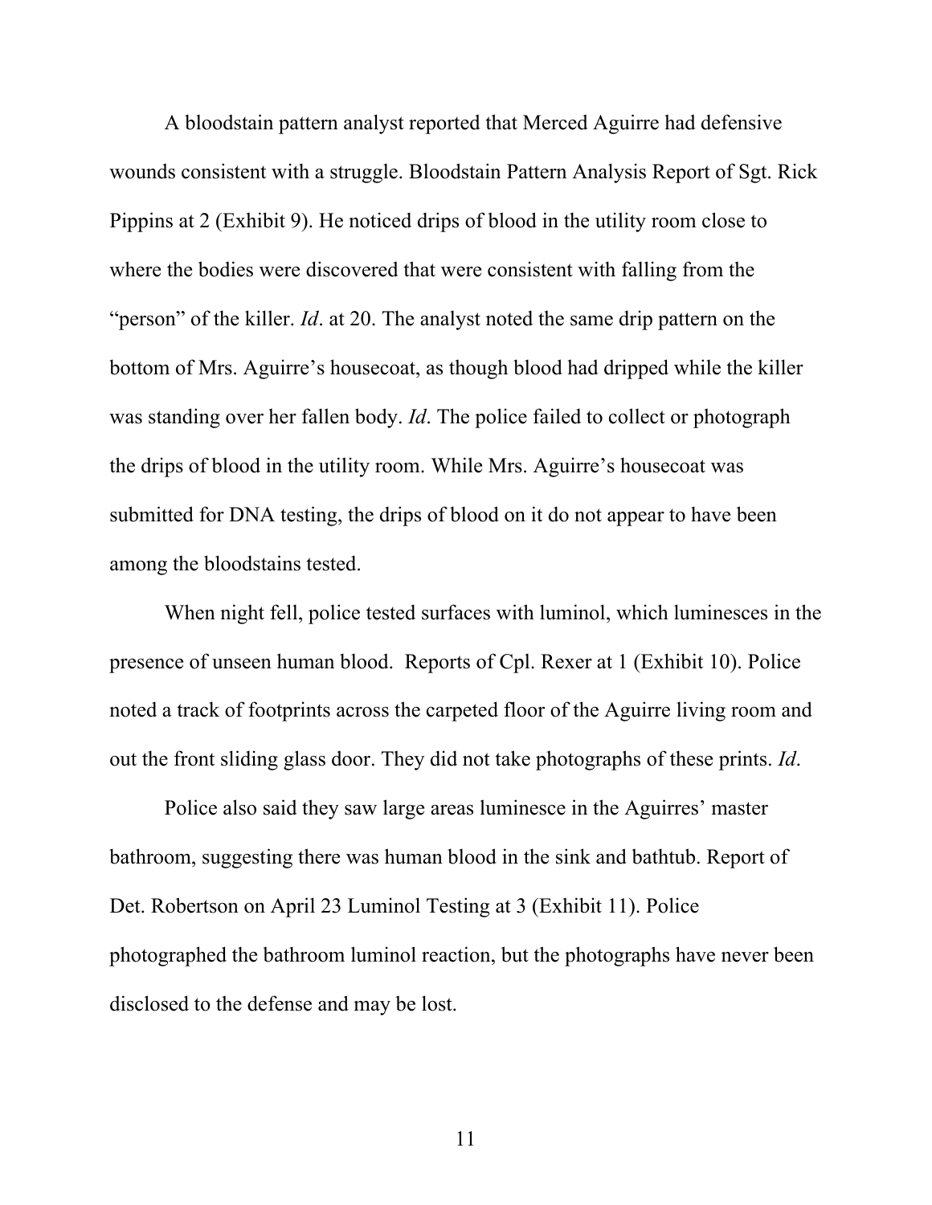A bloodstain pattern analyst reported that Merced Aguirre had defensive wounds consistent with a struggle. Bloodstain Pattern Analysis Report of Sgt. Rick Pippins at 2 (Exhibit 9). He noticed drips of blood in the utility room close to where the bodies were discovered that were consistent with falling from the "person" of the killer. *Id*. at 20. The analyst noted the same drip pattern on the bottom of Mrs. Aguirre's housecoat, as though blood had dripped while the killer was standing over her fallen body. *Id*. The police failed to collect or photograph the drips of blood in the utility room. While Mrs. Aguirre's housecoat was submitted for DNA testing, the drips of blood on it do not appear to have been among the bloodstains tested.

When night fell, police tested surfaces with luminol, which luminesces in the presence of unseen human blood. Reports of Cpl. Rexer at 1 (Exhibit 10). Police noted a track of footprints across the carpeted floor of the Aguirre living room and out the front sliding glass door. They did not take photographs of these prints. *Id*.

Police also said they saw large areas luminesce in the Aguirres' master bathroom, suggesting there was human blood in the sink and bathtub. Report of Det. Robertson on April 23 Luminol Testing at 3 (Exhibit 11). Police photographed the bathroom luminol reaction, but the photographs have never been disclosed to the defense and may be lost.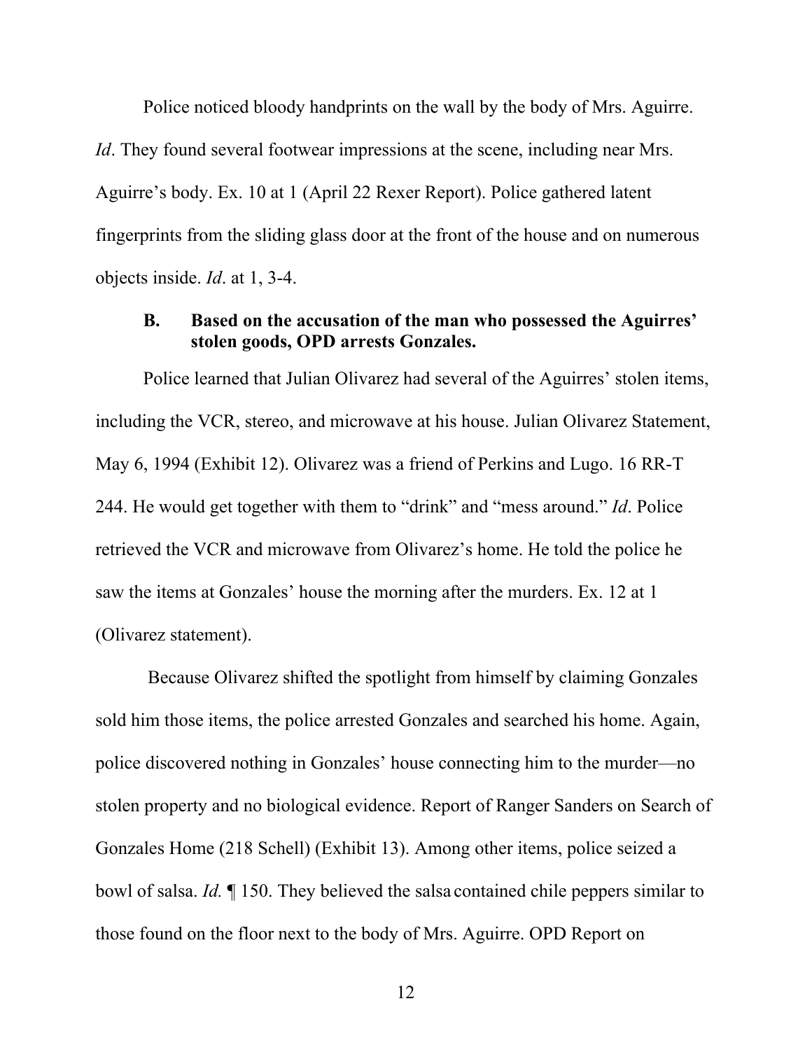Police noticed bloody handprints on the wall by the body of Mrs. Aguirre. *Id*. They found several footwear impressions at the scene, including near Mrs. Aguirre's body. Ex. 10 at 1 (April 22 Rexer Report). Police gathered latent fingerprints from the sliding glass door at the front of the house and on numerous objects inside. *Id*. at 1, 3-4.

### B. Based on the accusation of the man who possessed the Aguirres' stolen goods, OPD arrests Gonzales.

Police learned that Julian Olivarez had several of the Aguirres' stolen items, including the VCR, stereo, and microwave at his house. Julian Olivarez Statement, May 6, 1994 (Exhibit 12). Olivarez was a friend of Perkins and Lugo. 16 RR-T 244. He would get together with them to "drink" and "mess around." *Id*. Police retrieved the VCR and microwave from Olivarez's home. He told the police he saw the items at Gonzales' house the morning after the murders. Ex. 12 at 1 (Olivarez statement).

Because Olivarez shifted the spotlight from himself by claiming Gonzales sold him those items, the police arrested Gonzales and searched his home. Again, police discovered nothing in Gonzales' house connecting him to the murder—no stolen property and no biological evidence. Report of Ranger Sanders on Search of Gonzales Home (218 Schell) (Exhibit 13). Among other items, police seized a bowl of salsa. *Id.* ¶ 150. They believed the salsa contained chile peppers similar to those found on the floor next to the body of Mrs. Aguirre. OPD Report on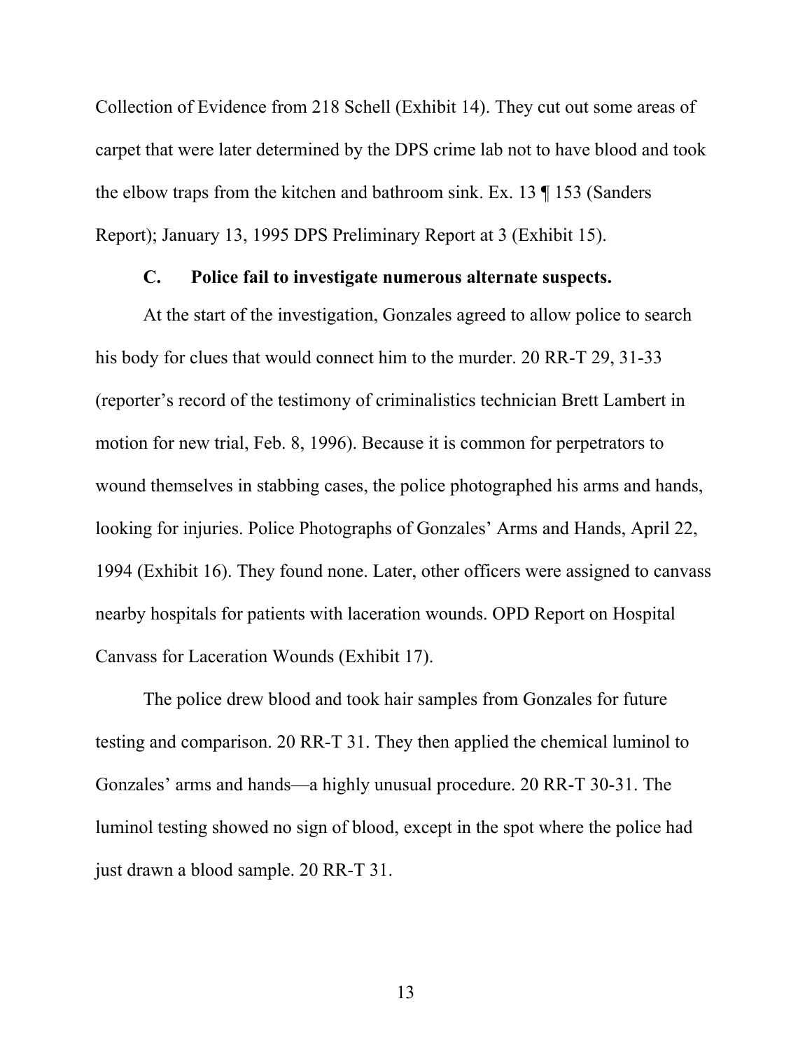Collection of Evidence from 218 Schell (Exhibit 14). They cut out some areas of carpet that were later determined by the DPS crime lab not to have blood and took the elbow traps from the kitchen and bathroom sink. Ex. 13 ¶ 153 (Sanders Report); January 13, 1995 DPS Preliminary Report at 3 (Exhibit 15).

### C. Police fail to investigate numerous alternate suspects.

At the start of the investigation, Gonzales agreed to allow police to search his body for clues that would connect him to the murder. 20 RR-T 29, 31-33 (reporter's record of the testimony of criminalistics technician Brett Lambert in motion for new trial, Feb. 8, 1996). Because it is common for perpetrators to wound themselves in stabbing cases, the police photographed his arms and hands, looking for injuries. Police Photographs of Gonzales' Arms and Hands, April 22, 1994 (Exhibit 16). They found none. Later, other officers were assigned to canvass nearby hospitals for patients with laceration wounds. OPD Report on Hospital Canvass for Laceration Wounds (Exhibit 17).

The police drew blood and took hair samples from Gonzales for future testing and comparison. 20 RR-T 31. They then applied the chemical luminol to Gonzales' arms and hands—a highly unusual procedure. 20 RR-T 30-31. The luminol testing showed no sign of blood, except in the spot where the police had just drawn a blood sample. 20 RR-T 31.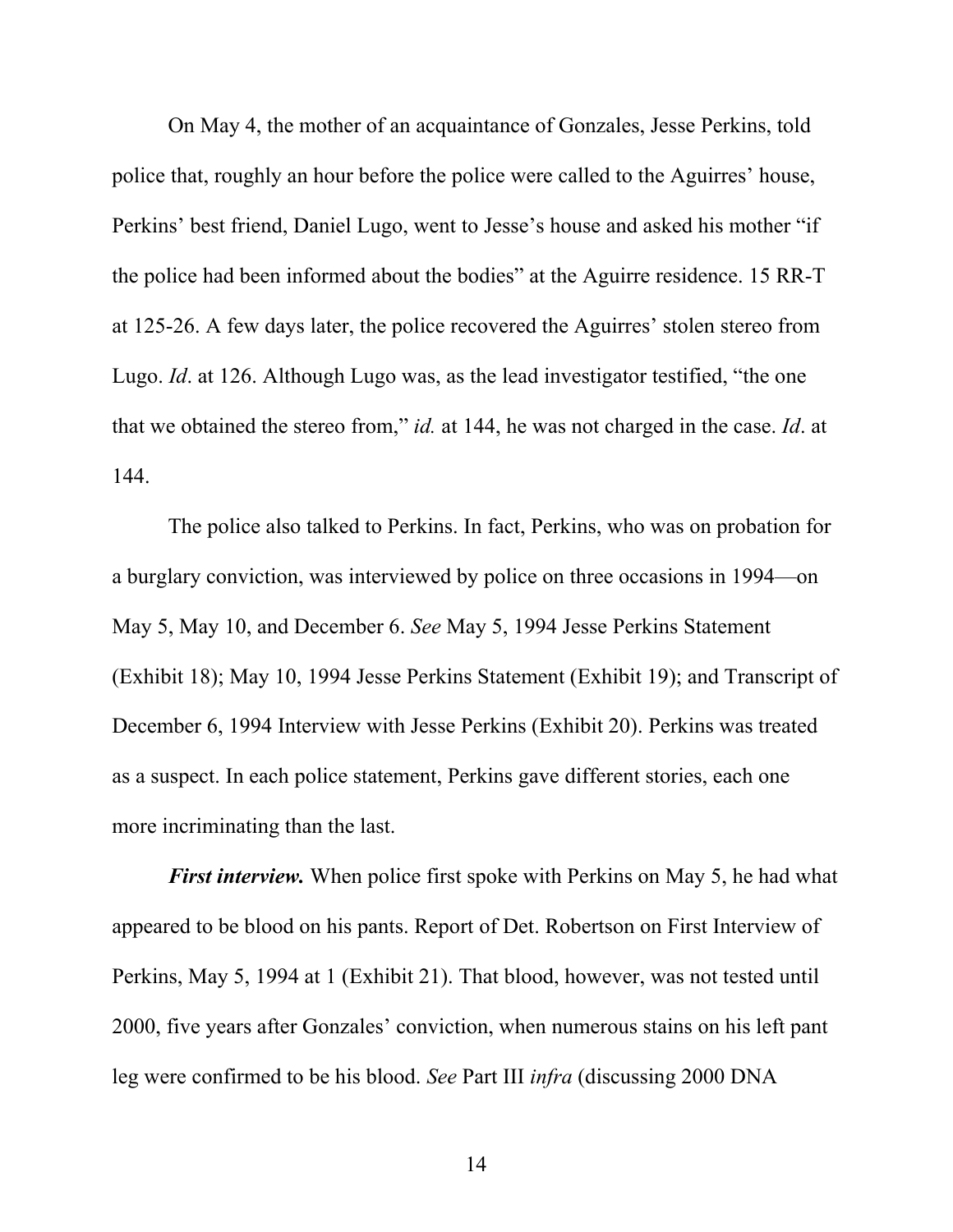On May 4, the mother of an acquaintance of Gonzales, Jesse Perkins, told police that, roughly an hour before the police were called to the Aguirres' house, Perkins' best friend, Daniel Lugo, went to Jesse's house and asked his mother "if the police had been informed about the bodies" at the Aguirre residence. 15 RR-T at 125-26. A few days later, the police recovered the Aguirres' stolen stereo from Lugo. *Id*. at 126. Although Lugo was, as the lead investigator testified, "the one that we obtained the stereo from," *id.* at 144, he was not charged in the case. *Id*. at 144.

The police also talked to Perkins. In fact, Perkins, who was on probation for a burglary conviction, was interviewed by police on three occasions in 1994—on May 5, May 10, and December 6. *See* May 5, 1994 Jesse Perkins Statement (Exhibit 18); May 10, 1994 Jesse Perkins Statement (Exhibit 19); and Transcript of December 6, 1994 Interview with Jesse Perkins (Exhibit 20). Perkins was treated as a suspect. In each police statement, Perkins gave different stories, each one more incriminating than the last.

***First interview.*** When police first spoke with Perkins on May 5, he had what appeared to be blood on his pants. Report of Det. Robertson on First Interview of Perkins, May 5, 1994 at 1 (Exhibit 21). That blood, however, was not tested until 2000, five years after Gonzales' conviction, when numerous stains on his left pant leg were confirmed to be his blood. *See* Part III *infra* (discussing 2000 DNA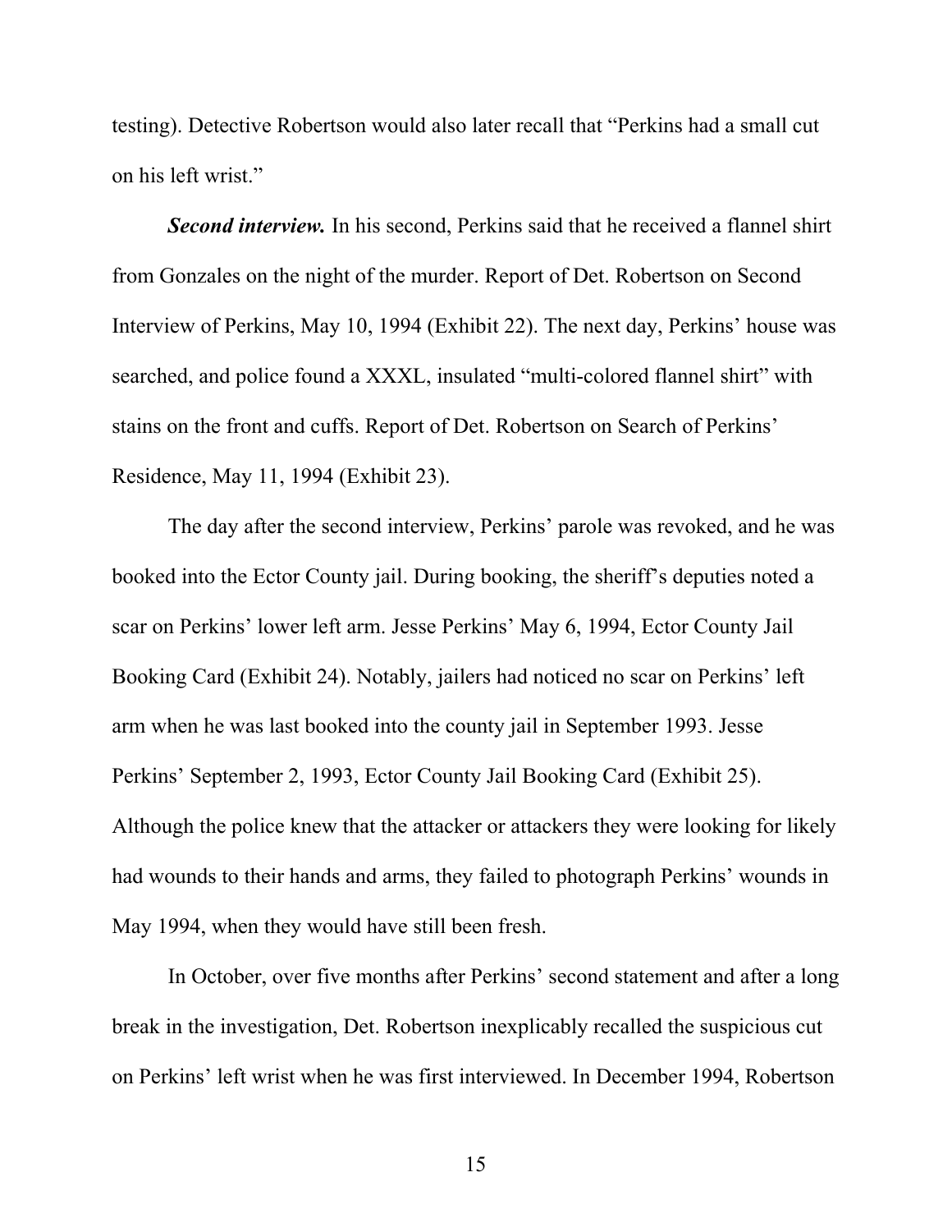testing). Detective Robertson would also later recall that "Perkins had a small cut on his left wrist."

***Second interview.*** In his second, Perkins said that he received a flannel shirt from Gonzales on the night of the murder. Report of Det. Robertson on Second Interview of Perkins, May 10, 1994 (Exhibit 22). The next day, Perkins' house was searched, and police found a XXXL, insulated "multi-colored flannel shirt" with stains on the front and cuffs. Report of Det. Robertson on Search of Perkins' Residence, May 11, 1994 (Exhibit 23).

The day after the second interview, Perkins' parole was revoked, and he was booked into the Ector County jail. During booking, the sheriff's deputies noted a scar on Perkins' lower left arm. Jesse Perkins' May 6, 1994, Ector County Jail Booking Card (Exhibit 24). Notably, jailers had noticed no scar on Perkins' left arm when he was last booked into the county jail in September 1993. Jesse Perkins' September 2, 1993, Ector County Jail Booking Card (Exhibit 25). Although the police knew that the attacker or attackers they were looking for likely had wounds to their hands and arms, they failed to photograph Perkins' wounds in May 1994, when they would have still been fresh.

In October, over five months after Perkins' second statement and after a long break in the investigation, Det. Robertson inexplicably recalled the suspicious cut on Perkins' left wrist when he was first interviewed. In December 1994, Robertson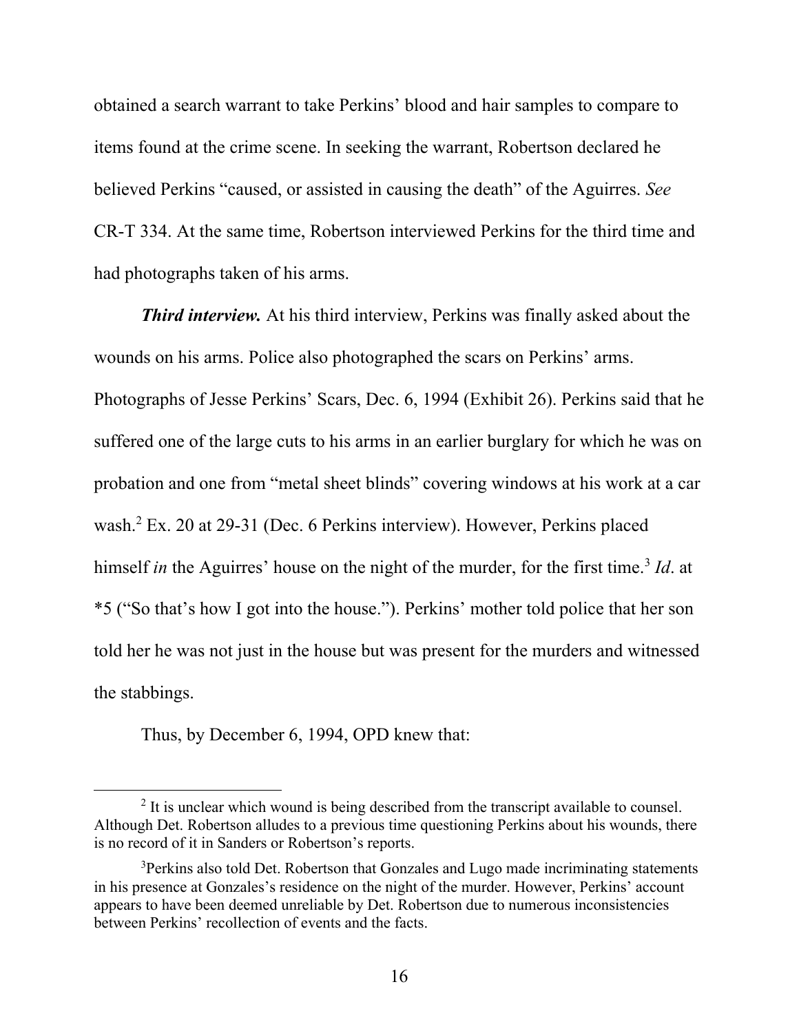obtained a search warrant to take Perkins' blood and hair samples to compare to items found at the crime scene. In seeking the warrant, Robertson declared he believed Perkins "caused, or assisted in causing the death" of the Aguirres. *See* CR-T 334. At the same time, Robertson interviewed Perkins for the third time and had photographs taken of his arms.

***Third interview.*** At his third interview, Perkins was finally asked about the wounds on his arms. Police also photographed the scars on Perkins' arms. Photographs of Jesse Perkins' Scars, Dec. 6, 1994 (Exhibit 26). Perkins said that he suffered one of the large cuts to his arms in an earlier burglary for which he was on probation and one from "metal sheet blinds" covering windows at his work at a car wash.[2] Ex. 20 at 29-31 (Dec. 6 Perkins interview). However, Perkins placed himself *in* the Aguirres' house on the night of the murder, for the first time.[3] *Id*. at *5 ("So that's how I got into the house."). Perkins' mother told police that her son told her he was not just in the house but was present for the murders and witnessed the stabbings.

Thus, by December 6, 1994, OPD knew that:

---

[2] It is unclear which wound is being described from the transcript available to counsel. Although Det. Robertson alludes to a previous time questioning Perkins about his wounds, there is no record of it in Sanders or Robertson's reports.

[3] Perkins also told Det. Robertson that Gonzales and Lugo made incriminating statements in his presence at Gonzales's residence on the night of the murder. However, Perkins' account appears to have been deemed unreliable by Det. Robertson due to numerous inconsistencies between Perkins' recollection of events and the facts.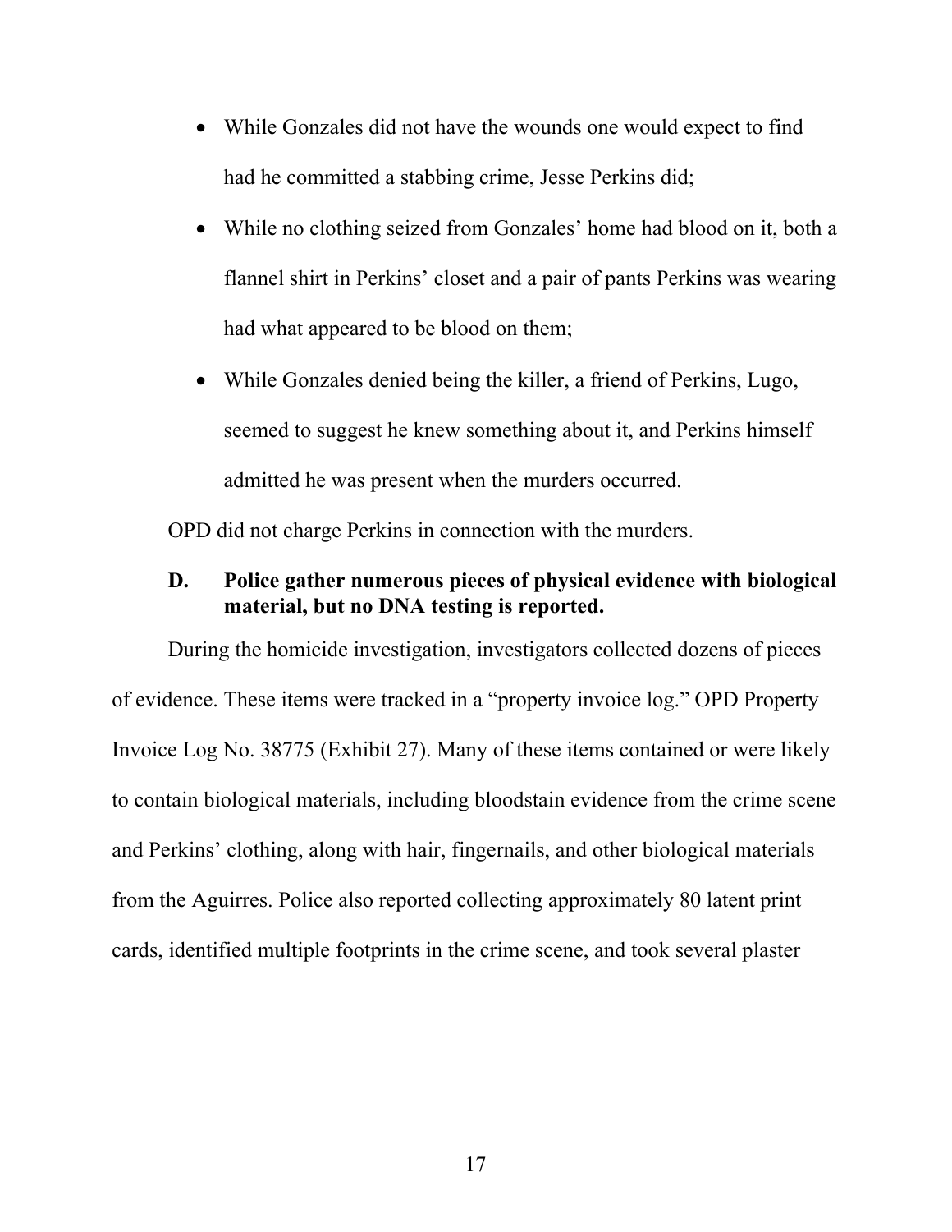- While Gonzales did not have the wounds one would expect to find had he committed a stabbing crime, Jesse Perkins did;
- While no clothing seized from Gonzales' home had blood on it, both a flannel shirt in Perkins' closet and a pair of pants Perkins was wearing had what appeared to be blood on them;
- While Gonzales denied being the killer, a friend of Perkins, Lugo, seemed to suggest he knew something about it, and Perkins himself admitted he was present when the murders occurred.

OPD did not charge Perkins in connection with the murders.

### D. Police gather numerous pieces of physical evidence with biological material, but no DNA testing is reported.

During the homicide investigation, investigators collected dozens of pieces of evidence. These items were tracked in a "property invoice log." OPD Property Invoice Log No. 38775 (Exhibit 27). Many of these items contained or were likely to contain biological materials, including bloodstain evidence from the crime scene and Perkins' clothing, along with hair, fingernails, and other biological materials from the Aguirres. Police also reported collecting approximately 80 latent print cards, identified multiple footprints in the crime scene, and took several plaster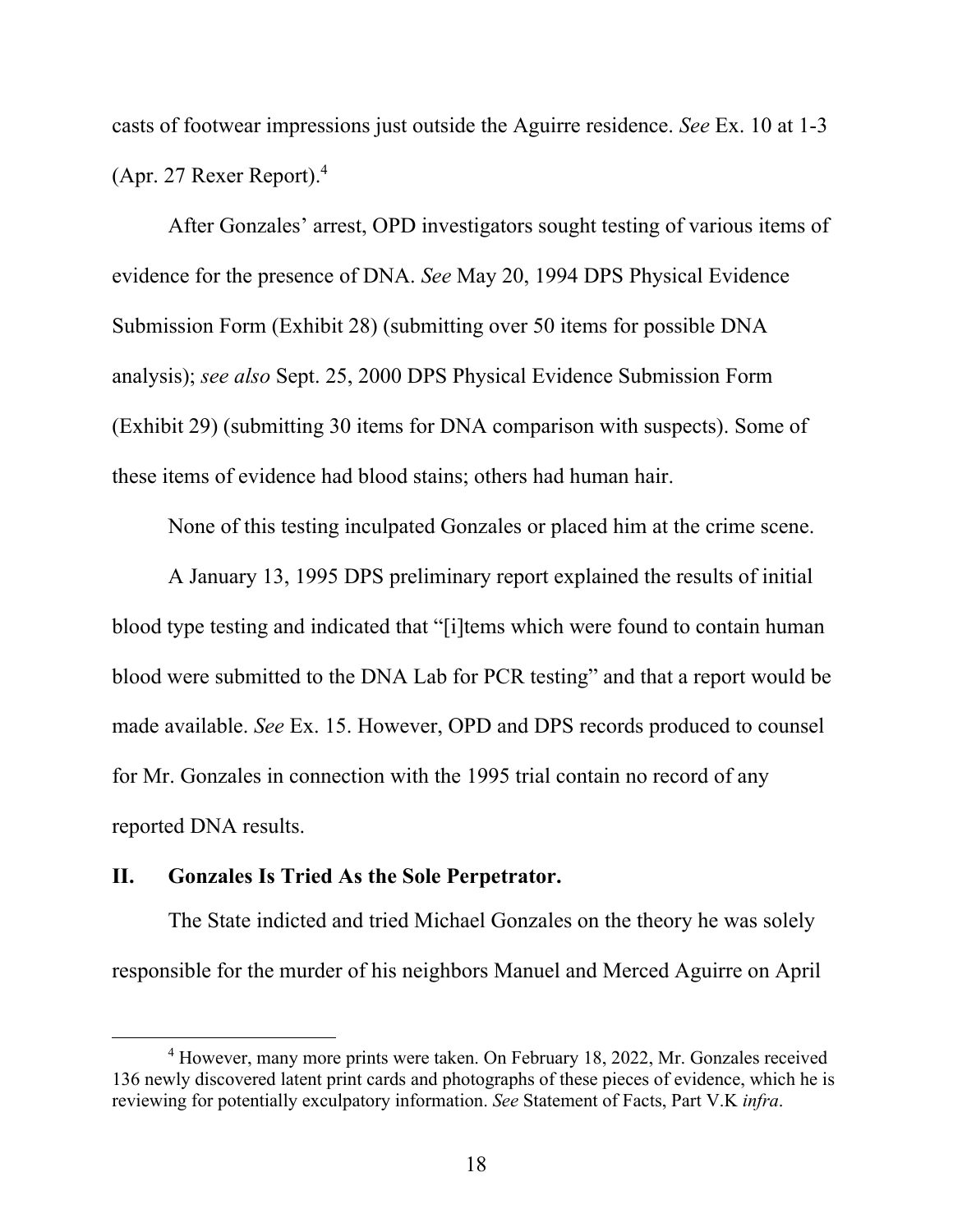casts of footwear impressions just outside the Aguirre residence. *See* Ex. 10 at 1-3 (Apr. 27 Rexer Report).[4]

After Gonzales' arrest, OPD investigators sought testing of various items of evidence for the presence of DNA. *See* May 20, 1994 DPS Physical Evidence Submission Form (Exhibit 28) (submitting over 50 items for possible DNA analysis); *see also* Sept. 25, 2000 DPS Physical Evidence Submission Form (Exhibit 29) (submitting 30 items for DNA comparison with suspects). Some of these items of evidence had blood stains; others had human hair.

None of this testing inculpated Gonzales or placed him at the crime scene.

A January 13, 1995 DPS preliminary report explained the results of initial blood type testing and indicated that "[i]tems which were found to contain human blood were submitted to the DNA Lab for PCR testing" and that a report would be made available. *See* Ex. 15. However, OPD and DPS records produced to counsel for Mr. Gonzales in connection with the 1995 trial contain no record of any reported DNA results.

## II. Gonzales Is Tried As the Sole Perpetrator.

The State indicted and tried Michael Gonzales on the theory he was solely responsible for the murder of his neighbors Manuel and Merced Aguirre on April

[4] However, many more prints were taken. On February 18, 2022, Mr. Gonzales received 136 newly discovered latent print cards and photographs of these pieces of evidence, which he is reviewing for potentially exculpatory information. *See* Statement of Facts, Part V.K *infra*.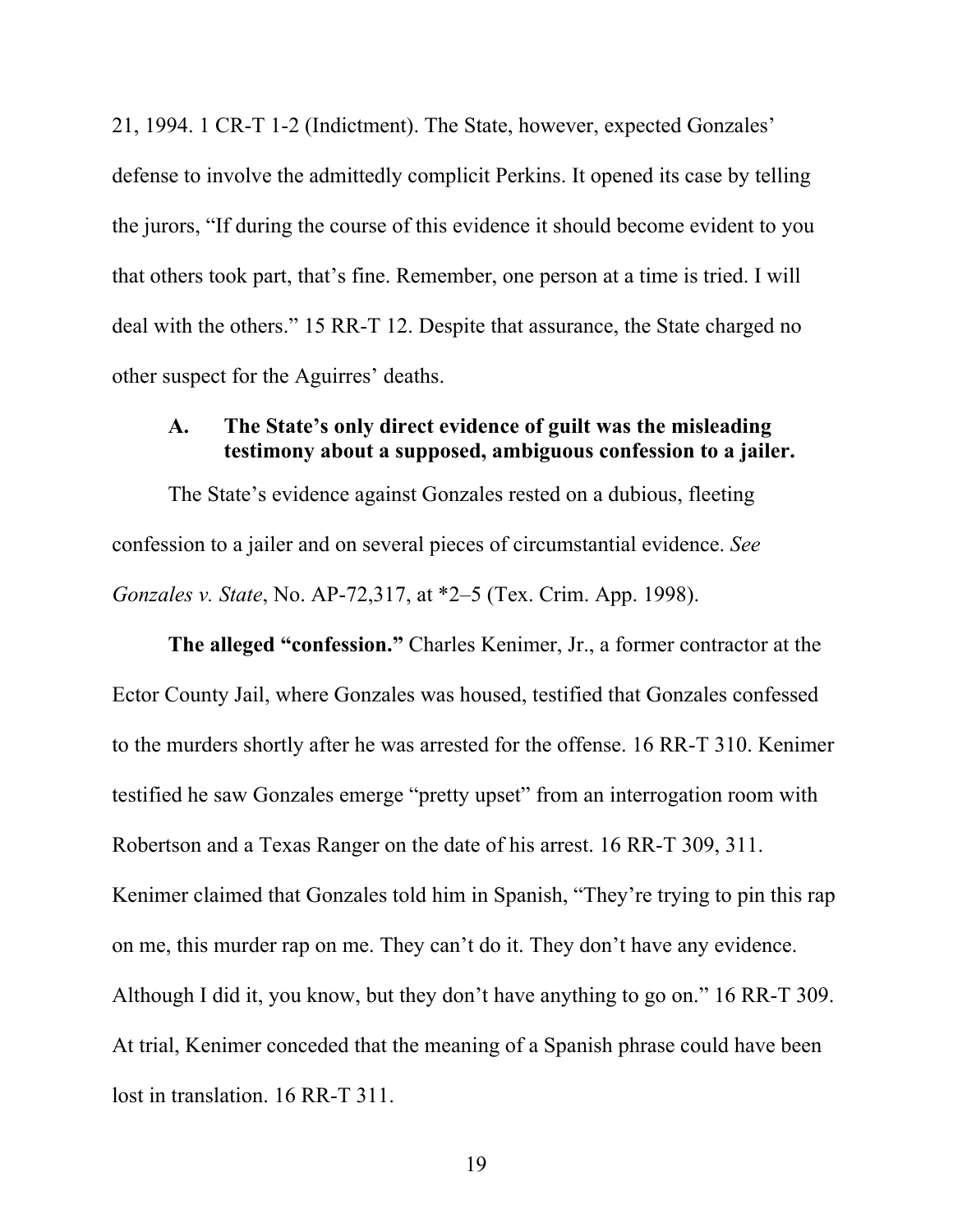21, 1994. 1 CR-T 1-2 (Indictment). The State, however, expected Gonzales' defense to involve the admittedly complicit Perkins. It opened its case by telling the jurors, "If during the course of this evidence it should become evident to you that others took part, that's fine. Remember, one person at a time is tried. I will deal with the others." 15 RR-T 12. Despite that assurance, the State charged no other suspect for the Aguirres' deaths.

### A. The State's only direct evidence of guilt was the misleading testimony about a supposed, ambiguous confession to a jailer.

The State's evidence against Gonzales rested on a dubious, fleeting confession to a jailer and on several pieces of circumstantial evidence. *See Gonzales v. State*, No. AP-72,317, at *2–5 (Tex. Crim. App. 1998).

**The alleged "confession."** Charles Kenimer, Jr., a former contractor at the Ector County Jail, where Gonzales was housed, testified that Gonzales confessed to the murders shortly after he was arrested for the offense. 16 RR-T 310. Kenimer testified he saw Gonzales emerge "pretty upset" from an interrogation room with Robertson and a Texas Ranger on the date of his arrest. 16 RR-T 309, 311. Kenimer claimed that Gonzales told him in Spanish, "They're trying to pin this rap on me, this murder rap on me. They can't do it. They don't have any evidence. Although I did it, you know, but they don't have anything to go on." 16 RR-T 309. At trial, Kenimer conceded that the meaning of a Spanish phrase could have been lost in translation. 16 RR-T 311.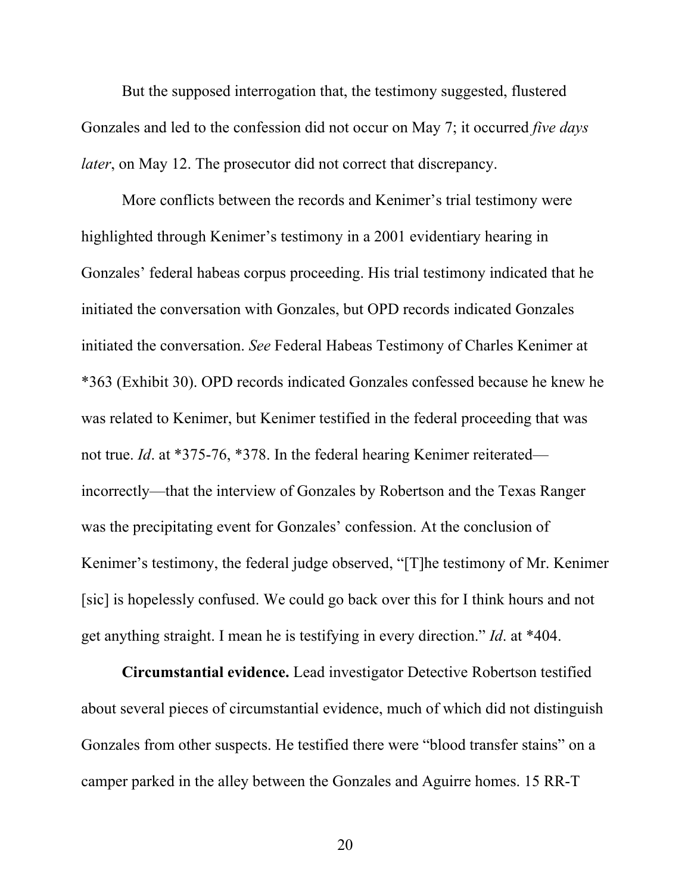But the supposed interrogation that, the testimony suggested, flustered Gonzales and led to the confession did not occur on May 7; it occurred *five days later*, on May 12. The prosecutor did not correct that discrepancy.

More conflicts between the records and Kenimer's trial testimony were highlighted through Kenimer's testimony in a 2001 evidentiary hearing in Gonzales' federal habeas corpus proceeding. His trial testimony indicated that he initiated the conversation with Gonzales, but OPD records indicated Gonzales initiated the conversation. *See* Federal Habeas Testimony of Charles Kenimer at *363 (Exhibit 30). OPD records indicated Gonzales confessed because he knew he was related to Kenimer, but Kenimer testified in the federal proceeding that was not true. *Id*. at *375-76, *378. In the federal hearing Kenimer reiterated—incorrectly—that the interview of Gonzales by Robertson and the Texas Ranger was the precipitating event for Gonzales' confession. At the conclusion of Kenimer's testimony, the federal judge observed, "[T]he testimony of Mr. Kenimer [sic] is hopelessly confused. We could go back over this for I think hours and not get anything straight. I mean he is testifying in every direction." *Id*. at *404.

**Circumstantial evidence.** Lead investigator Detective Robertson testified about several pieces of circumstantial evidence, much of which did not distinguish Gonzales from other suspects. He testified there were "blood transfer stains" on a camper parked in the alley between the Gonzales and Aguirre homes. 15 RR-T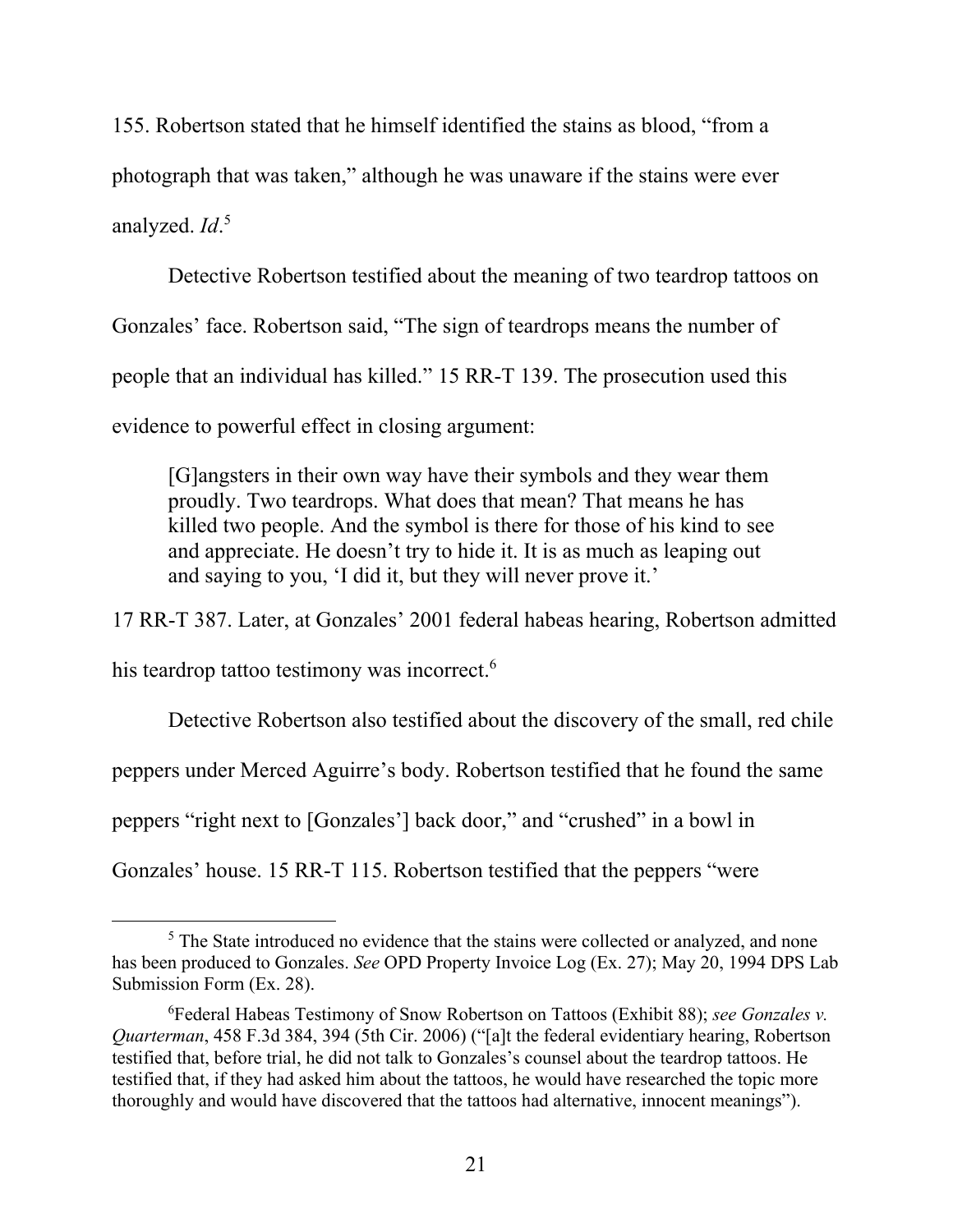155. Robertson stated that he himself identified the stains as blood, "from a photograph that was taken," although he was unaware if the stains were ever analyzed. *Id*.[5]

Detective Robertson testified about the meaning of two teardrop tattoos on Gonzales' face. Robertson said, "The sign of teardrops means the number of people that an individual has killed." 15 RR-T 139. The prosecution used this evidence to powerful effect in closing argument:

> [G]angsters in their own way have their symbols and they wear them proudly. Two teardrops. What does that mean? That means he has killed two people. And the symbol is there for those of his kind to see and appreciate. He doesn't try to hide it. It is as much as leaping out and saying to you, 'I did it, but they will never prove it.'

17 RR-T 387. Later, at Gonzales' 2001 federal habeas hearing, Robertson admitted his teardrop tattoo testimony was incorrect.[6]

Detective Robertson also testified about the discovery of the small, red chile peppers under Merced Aguirre's body. Robertson testified that he found the same peppers "right next to [Gonzales'] back door," and "crushed" in a bowl in Gonzales' house. 15 RR-T 115. Robertson testified that the peppers "were

---

[5] The State introduced no evidence that the stains were collected or analyzed, and none has been produced to Gonzales. *See* OPD Property Invoice Log (Ex. 27); May 20, 1994 DPS Lab Submission Form (Ex. 28).

[6] Federal Habeas Testimony of Snow Robertson on Tattoos (Exhibit 88); *see Gonzales v. Quarterman*, 458 F.3d 384, 394 (5th Cir. 2006) ("[a]t the federal evidentiary hearing, Robertson testified that, before trial, he did not talk to Gonzales's counsel about the teardrop tattoos. He testified that, if they had asked him about the tattoos, he would have researched the topic more thoroughly and would have discovered that the tattoos had alternative, innocent meanings").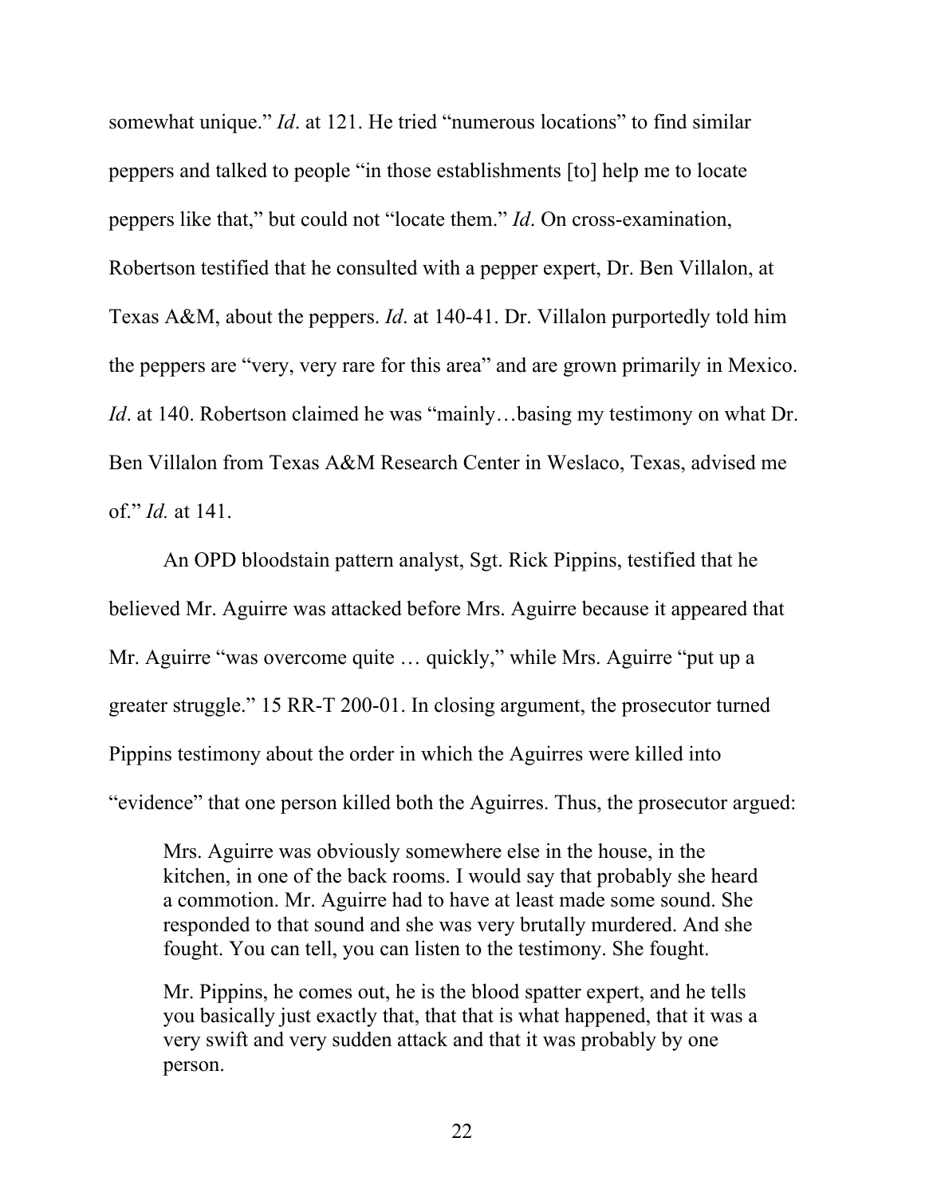somewhat unique." *Id*. at 121. He tried "numerous locations" to find similar peppers and talked to people "in those establishments [to] help me to locate peppers like that," but could not "locate them." *Id*. On cross-examination, Robertson testified that he consulted with a pepper expert, Dr. Ben Villalon, at Texas A&M, about the peppers. *Id*. at 140-41. Dr. Villalon purportedly told him the peppers are "very, very rare for this area" and are grown primarily in Mexico. *Id*. at 140. Robertson claimed he was "mainly…basing my testimony on what Dr. Ben Villalon from Texas A&M Research Center in Weslaco, Texas, advised me of." *Id.* at 141.

An OPD bloodstain pattern analyst, Sgt. Rick Pippins, testified that he believed Mr. Aguirre was attacked before Mrs. Aguirre because it appeared that Mr. Aguirre "was overcome quite … quickly," while Mrs. Aguirre "put up a greater struggle." 15 RR-T 200-01. In closing argument, the prosecutor turned Pippins testimony about the order in which the Aguirres were killed into "evidence" that one person killed both the Aguirres. Thus, the prosecutor argued:

> Mrs. Aguirre was obviously somewhere else in the house, in the kitchen, in one of the back rooms. I would say that probably she heard a commotion. Mr. Aguirre had to have at least made some sound. She responded to that sound and she was very brutally murdered. And she fought. You can tell, you can listen to the testimony. She fought.
>
> Mr. Pippins, he comes out, he is the blood spatter expert, and he tells you basically just exactly that, that that is what happened, that it was a very swift and very sudden attack and that it was probably by one person.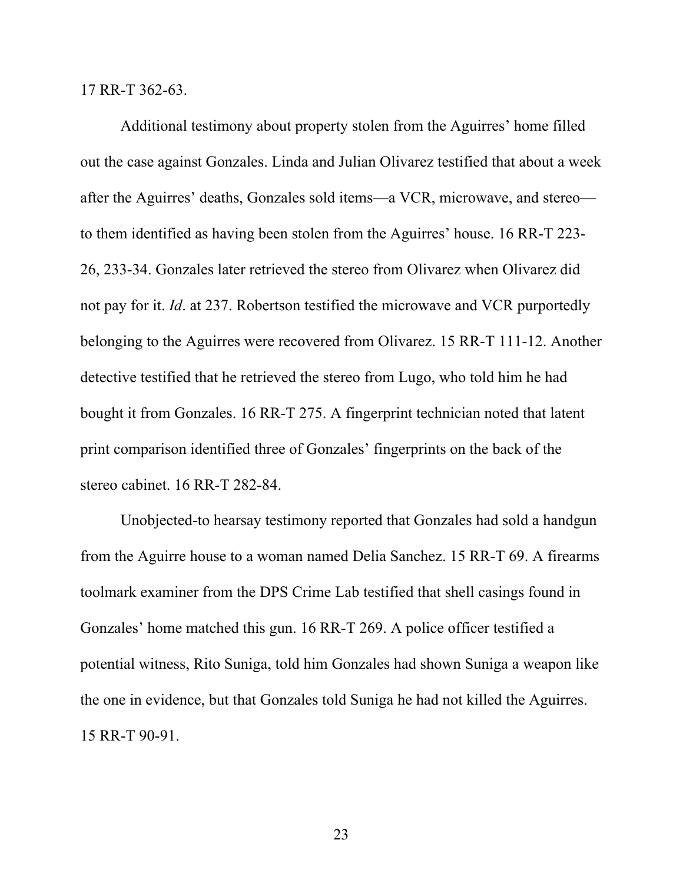17 RR-T 362-63.

Additional testimony about property stolen from the Aguirres' home filled out the case against Gonzales. Linda and Julian Olivarez testified that about a week after the Aguirres' deaths, Gonzales sold items—a VCR, microwave, and stereo—to them identified as having been stolen from the Aguirres' house. 16 RR-T 223-26, 233-34. Gonzales later retrieved the stereo from Olivarez when Olivarez did not pay for it. *Id*. at 237. Robertson testified the microwave and VCR purportedly belonging to the Aguirres were recovered from Olivarez. 15 RR-T 111-12. Another detective testified that he retrieved the stereo from Lugo, who told him he had bought it from Gonzales. 16 RR-T 275. A fingerprint technician noted that latent print comparison identified three of Gonzales' fingerprints on the back of the stereo cabinet. 16 RR-T 282-84.

Unobjected-to hearsay testimony reported that Gonzales had sold a handgun from the Aguirre house to a woman named Delia Sanchez. 15 RR-T 69. A firearms toolmark examiner from the DPS Crime Lab testified that shell casings found in Gonzales' home matched this gun. 16 RR-T 269. A police officer testified a potential witness, Rito Suniga, told him Gonzales had shown Suniga a weapon like the one in evidence, but that Gonzales told Suniga he had not killed the Aguirres. 15 RR-T 90-91.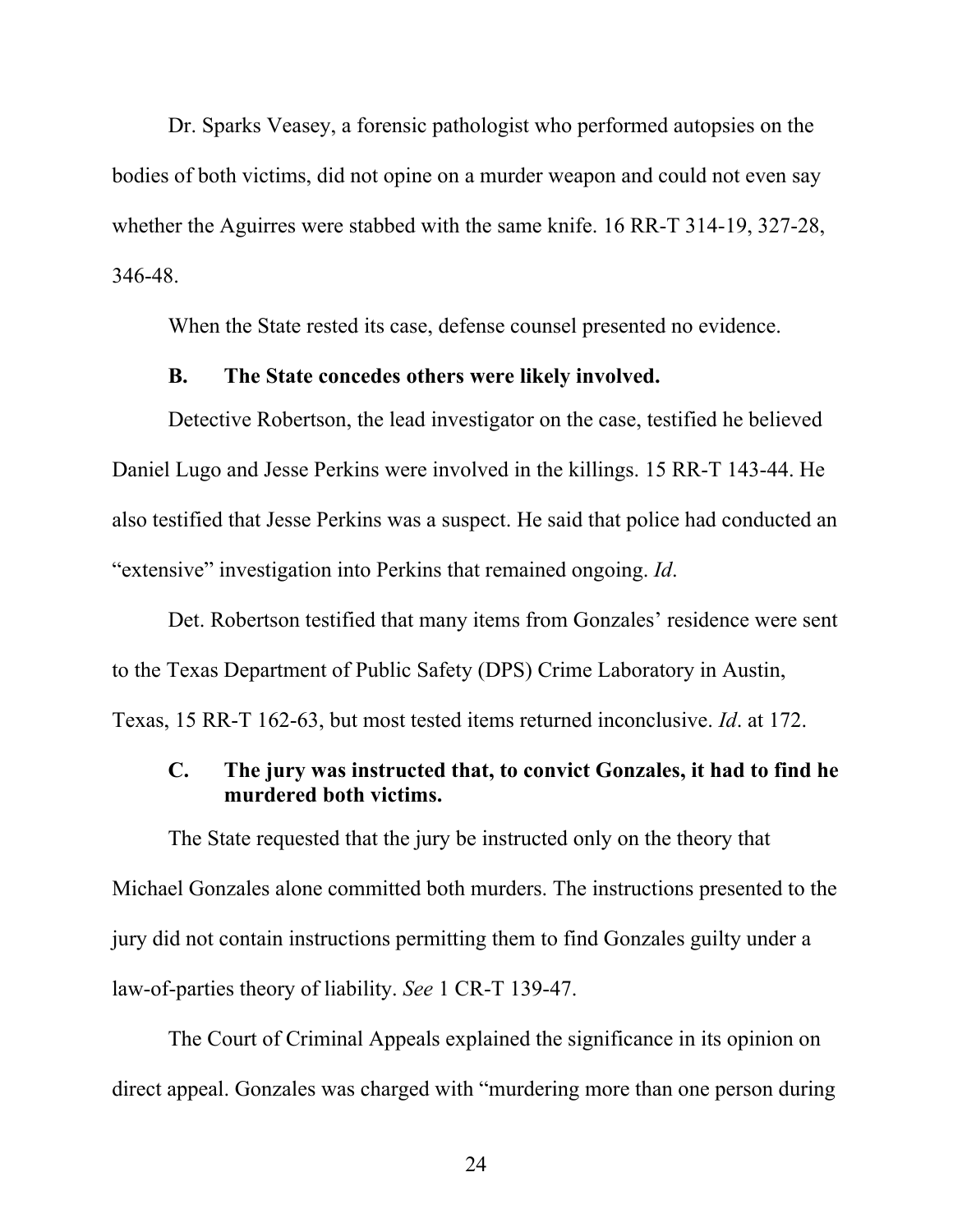Dr. Sparks Veasey, a forensic pathologist who performed autopsies on the bodies of both victims, did not opine on a murder weapon and could not even say whether the Aguirres were stabbed with the same knife. 16 RR-T 314-19, 327-28, 346-48.

When the State rested its case, defense counsel presented no evidence.

### B. The State concedes others were likely involved.

Detective Robertson, the lead investigator on the case, testified he believed Daniel Lugo and Jesse Perkins were involved in the killings. 15 RR-T 143-44. He also testified that Jesse Perkins was a suspect. He said that police had conducted an "extensive" investigation into Perkins that remained ongoing. *Id*.

Det. Robertson testified that many items from Gonzales' residence were sent to the Texas Department of Public Safety (DPS) Crime Laboratory in Austin, Texas, 15 RR-T 162-63, but most tested items returned inconclusive. *Id*. at 172.

### C. The jury was instructed that, to convict Gonzales, it had to find he murdered both victims.

The State requested that the jury be instructed only on the theory that Michael Gonzales alone committed both murders. The instructions presented to the jury did not contain instructions permitting them to find Gonzales guilty under a law-of-parties theory of liability. *See* 1 CR-T 139-47.

The Court of Criminal Appeals explained the significance in its opinion on direct appeal. Gonzales was charged with "murdering more than one person during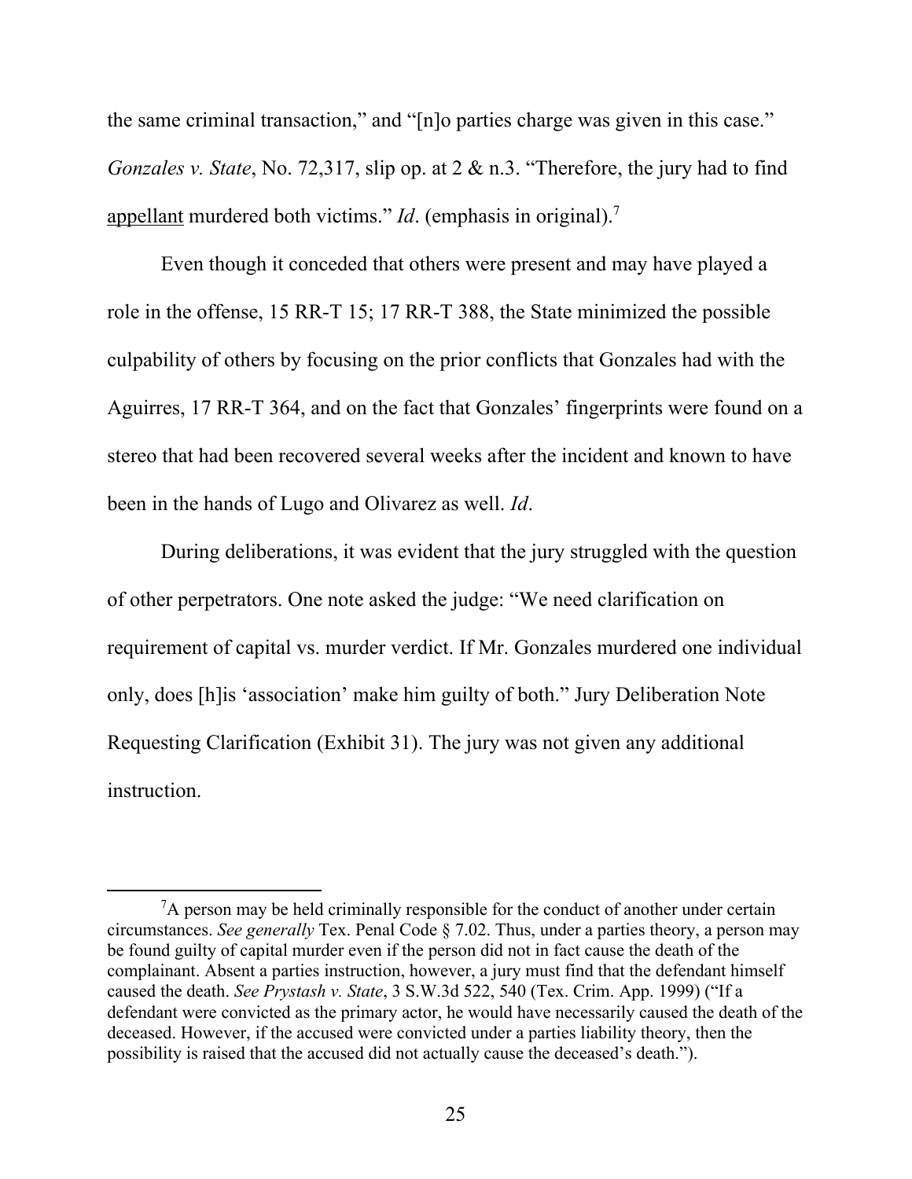the same criminal transaction," and "[n]o parties charge was given in this case." *Gonzales v. State*, No. 72,317, slip op. at 2 & n.3. "Therefore, the jury had to find appellant murdered both victims." *Id*. (emphasis in original).[7]

Even though it conceded that others were present and may have played a role in the offense, 15 RR-T 15; 17 RR-T 388, the State minimized the possible culpability of others by focusing on the prior conflicts that Gonzales had with the Aguirres, 17 RR-T 364, and on the fact that Gonzales' fingerprints were found on a stereo that had been recovered several weeks after the incident and known to have been in the hands of Lugo and Olivarez as well. *Id*.

During deliberations, it was evident that the jury struggled with the question of other perpetrators. One note asked the judge: "We need clarification on requirement of capital vs. murder verdict. If Mr. Gonzales murdered one individual only, does [h]is 'association' make him guilty of both." Jury Deliberation Note Requesting Clarification (Exhibit 31). The jury was not given any additional instruction.

---

[7]A person may be held criminally responsible for the conduct of another under certain circumstances. *See generally* Tex. Penal Code § 7.02. Thus, under a parties theory, a person may be found guilty of capital murder even if the person did not in fact cause the death of the complainant. Absent a parties instruction, however, a jury must find that the defendant himself caused the death. *See Prystash v. State*, 3 S.W.3d 522, 540 (Tex. Crim. App. 1999) ("If a defendant were convicted as the primary actor, he would have necessarily caused the death of the deceased. However, if the accused were convicted under a parties liability theory, then the possibility is raised that the accused did not actually cause the deceased's death.").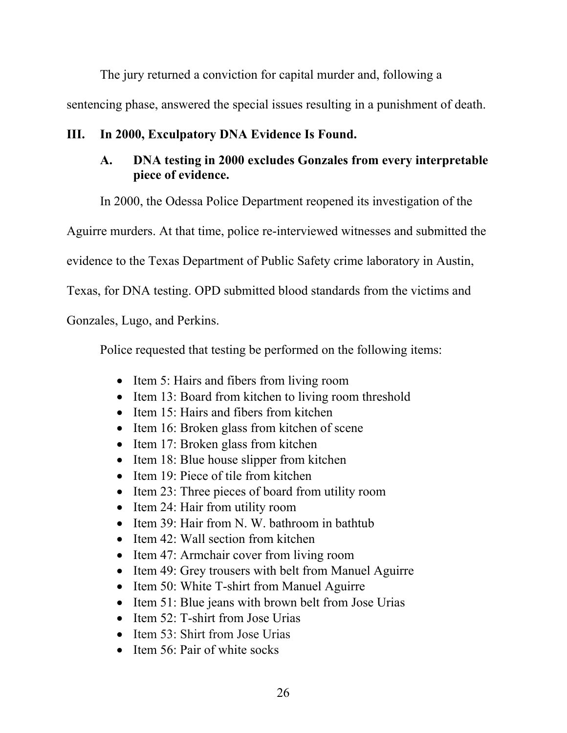The jury returned a conviction for capital murder and, following a sentencing phase, answered the special issues resulting in a punishment of death.

## III. In 2000, Exculpatory DNA Evidence Is Found.

### A. DNA testing in 2000 excludes Gonzales from every interpretable piece of evidence.

In 2000, the Odessa Police Department reopened its investigation of the Aguirre murders. At that time, police re-interviewed witnesses and submitted the evidence to the Texas Department of Public Safety crime laboratory in Austin, Texas, for DNA testing. OPD submitted blood standards from the victims and Gonzales, Lugo, and Perkins.

Police requested that testing be performed on the following items:

- Item 5: Hairs and fibers from living room
- Item 13: Board from kitchen to living room threshold
- Item 15: Hairs and fibers from kitchen
- Item 16: Broken glass from kitchen of scene
- Item 17: Broken glass from kitchen
- Item 18: Blue house slipper from kitchen
- Item 19: Piece of tile from kitchen
- Item 23: Three pieces of board from utility room
- Item 24: Hair from utility room
- Item 39: Hair from N. W. bathroom in bathtub
- Item 42: Wall section from kitchen
- Item 47: Armchair cover from living room
- Item 49: Grey trousers with belt from Manuel Aguirre
- Item 50: White T-shirt from Manuel Aguirre
- Item 51: Blue jeans with brown belt from Jose Urias
- Item 52: T-shirt from Jose Urias
- Item 53: Shirt from Jose Urias
- Item 56: Pair of white socks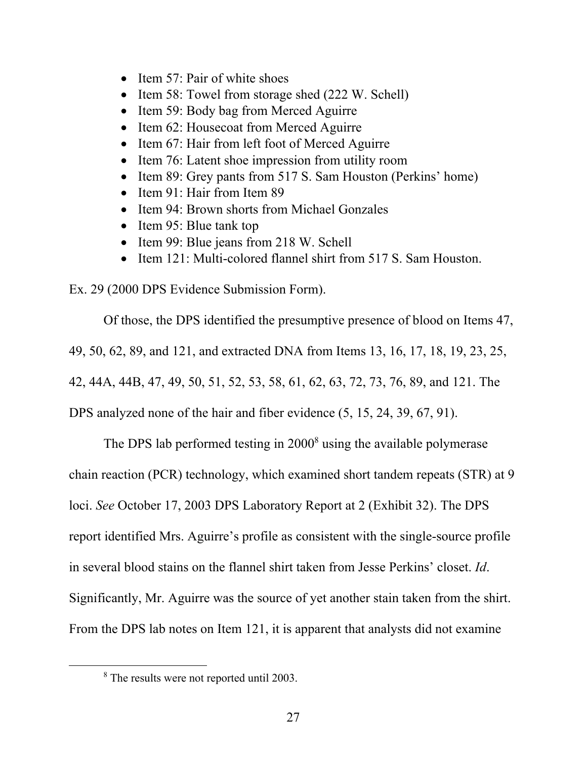- Item 57: Pair of white shoes
- Item 58: Towel from storage shed (222 W. Schell)
- Item 59: Body bag from Merced Aguirre
- Item 62: Housecoat from Merced Aguirre
- Item 67: Hair from left foot of Merced Aguirre
- Item 76: Latent shoe impression from utility room
- Item 89: Grey pants from 517 S. Sam Houston (Perkins' home)
- Item 91: Hair from Item 89
- Item 94: Brown shorts from Michael Gonzales
- Item 95: Blue tank top
- Item 99: Blue jeans from 218 W. Schell
- Item 121: Multi-colored flannel shirt from 517 S. Sam Houston.

Ex. 29 (2000 DPS Evidence Submission Form).

Of those, the DPS identified the presumptive presence of blood on Items 47, 49, 50, 62, 89, and 121, and extracted DNA from Items 13, 16, 17, 18, 19, 23, 25, 42, 44A, 44B, 47, 49, 50, 51, 52, 53, 58, 61, 62, 63, 72, 73, 76, 89, and 121. The DPS analyzed none of the hair and fiber evidence (5, 15, 24, 39, 67, 91).

The DPS lab performed testing in 2000[8] using the available polymerase chain reaction (PCR) technology, which examined short tandem repeats (STR) at 9 loci. *See* October 17, 2003 DPS Laboratory Report at 2 (Exhibit 32). The DPS report identified Mrs. Aguirre's profile as consistent with the single-source profile in several blood stains on the flannel shirt taken from Jesse Perkins' closet. *Id*. Significantly, Mr. Aguirre was the source of yet another stain taken from the shirt. From the DPS lab notes on Item 121, it is apparent that analysts did not examine

[8] The results were not reported until 2003.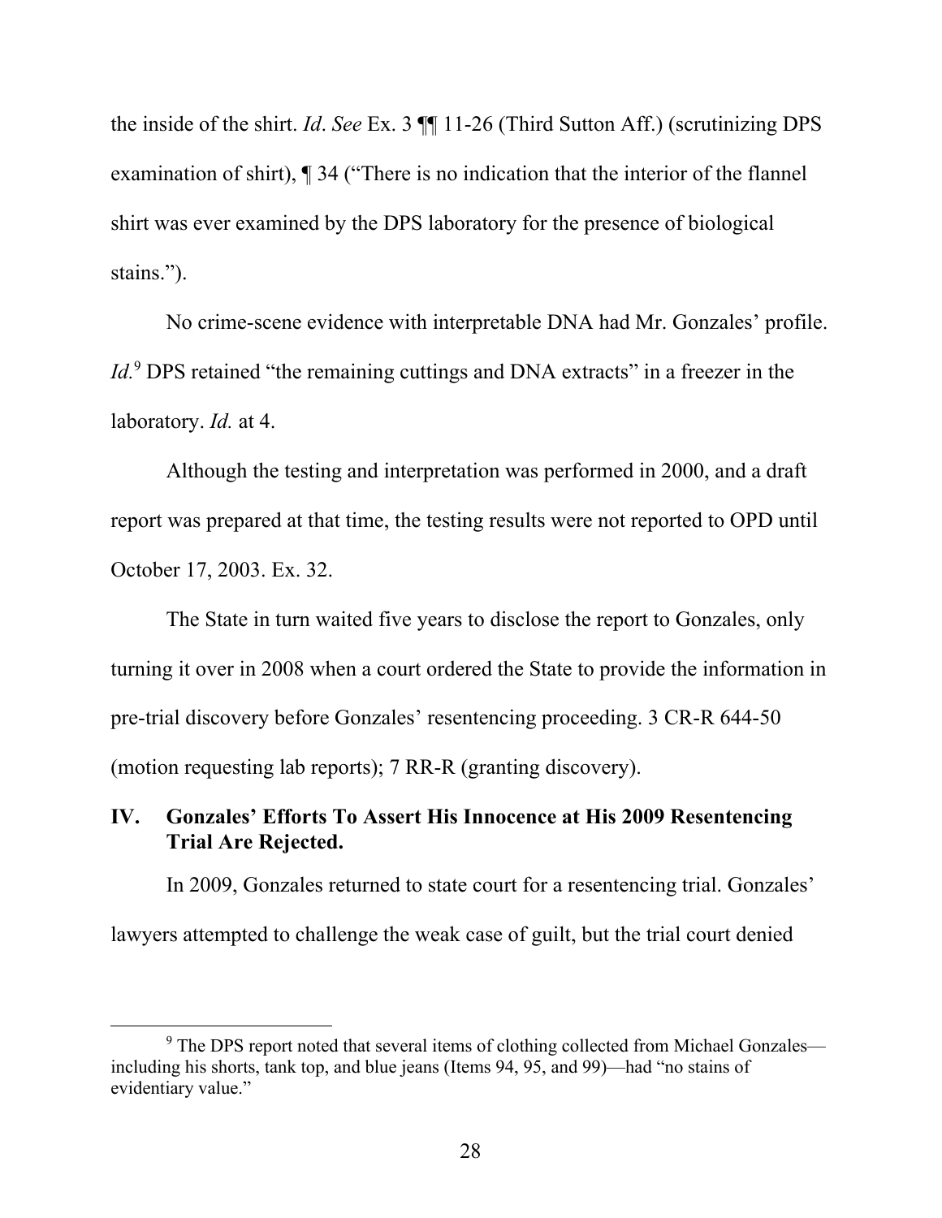the inside of the shirt. *Id*. *See* Ex. 3 ¶¶ 11-26 (Third Sutton Aff.) (scrutinizing DPS examination of shirt), ¶ 34 ("There is no indication that the interior of the flannel shirt was ever examined by the DPS laboratory for the presence of biological stains.").

No crime-scene evidence with interpretable DNA had Mr. Gonzales' profile. *Id.*[9] DPS retained "the remaining cuttings and DNA extracts" in a freezer in the laboratory. *Id.* at 4.

Although the testing and interpretation was performed in 2000, and a draft report was prepared at that time, the testing results were not reported to OPD until October 17, 2003. Ex. 32.

The State in turn waited five years to disclose the report to Gonzales, only turning it over in 2008 when a court ordered the State to provide the information in pre-trial discovery before Gonzales' resentencing proceeding. 3 CR-R 644-50 (motion requesting lab reports); 7 RR-R (granting discovery).

## IV. Gonzales' Efforts To Assert His Innocence at His 2009 Resentencing Trial Are Rejected.

In 2009, Gonzales returned to state court for a resentencing trial. Gonzales' lawyers attempted to challenge the weak case of guilt, but the trial court denied

[9] The DPS report noted that several items of clothing collected from Michael Gonzales—including his shorts, tank top, and blue jeans (Items 94, 95, and 99)—had "no stains of evidentiary value."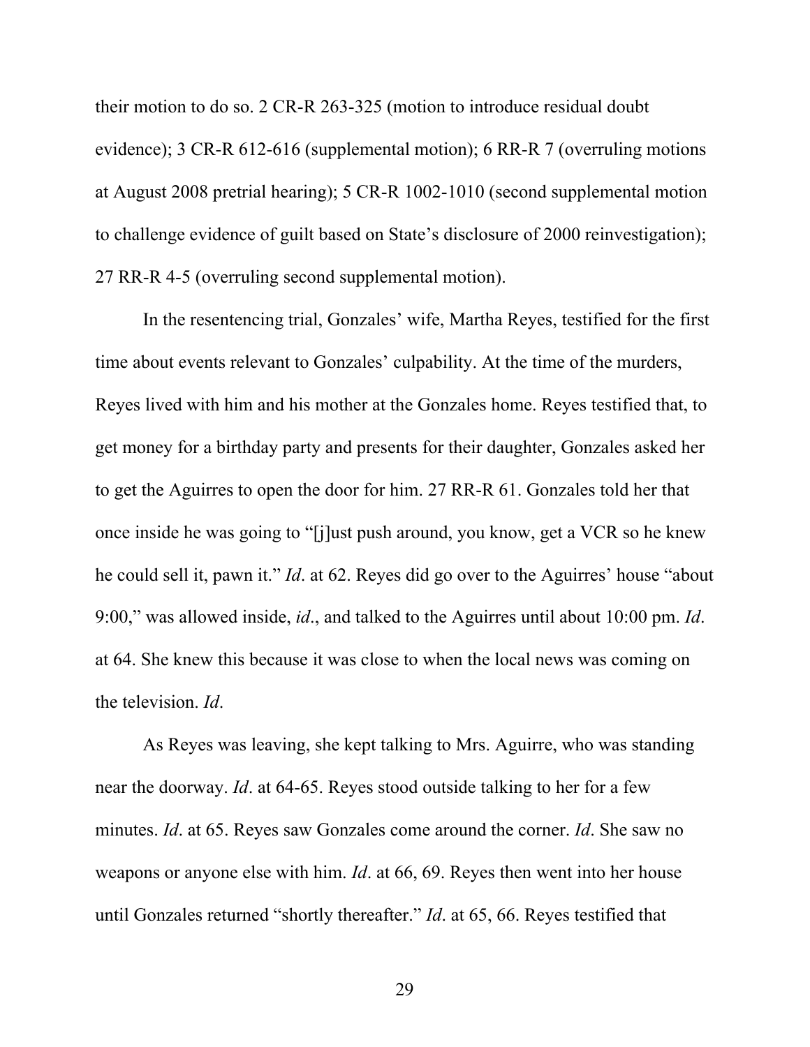their motion to do so. 2 CR-R 263-325 (motion to introduce residual doubt evidence); 3 CR-R 612-616 (supplemental motion); 6 RR-R 7 (overruling motions at August 2008 pretrial hearing); 5 CR-R 1002-1010 (second supplemental motion to challenge evidence of guilt based on State's disclosure of 2000 reinvestigation); 27 RR-R 4-5 (overruling second supplemental motion).

In the resentencing trial, Gonzales' wife, Martha Reyes, testified for the first time about events relevant to Gonzales' culpability. At the time of the murders, Reyes lived with him and his mother at the Gonzales home. Reyes testified that, to get money for a birthday party and presents for their daughter, Gonzales asked her to get the Aguirres to open the door for him. 27 RR-R 61. Gonzales told her that once inside he was going to "[j]ust push around, you know, get a VCR so he knew he could sell it, pawn it." *Id*. at 62. Reyes did go over to the Aguirres' house "about 9:00," was allowed inside, *id*., and talked to the Aguirres until about 10:00 pm. *Id*. at 64. She knew this because it was close to when the local news was coming on the television. *Id*.

As Reyes was leaving, she kept talking to Mrs. Aguirre, who was standing near the doorway. *Id*. at 64-65. Reyes stood outside talking to her for a few minutes. *Id*. at 65. Reyes saw Gonzales come around the corner. *Id*. She saw no weapons or anyone else with him. *Id*. at 66, 69. Reyes then went into her house until Gonzales returned "shortly thereafter." *Id*. at 65, 66. Reyes testified that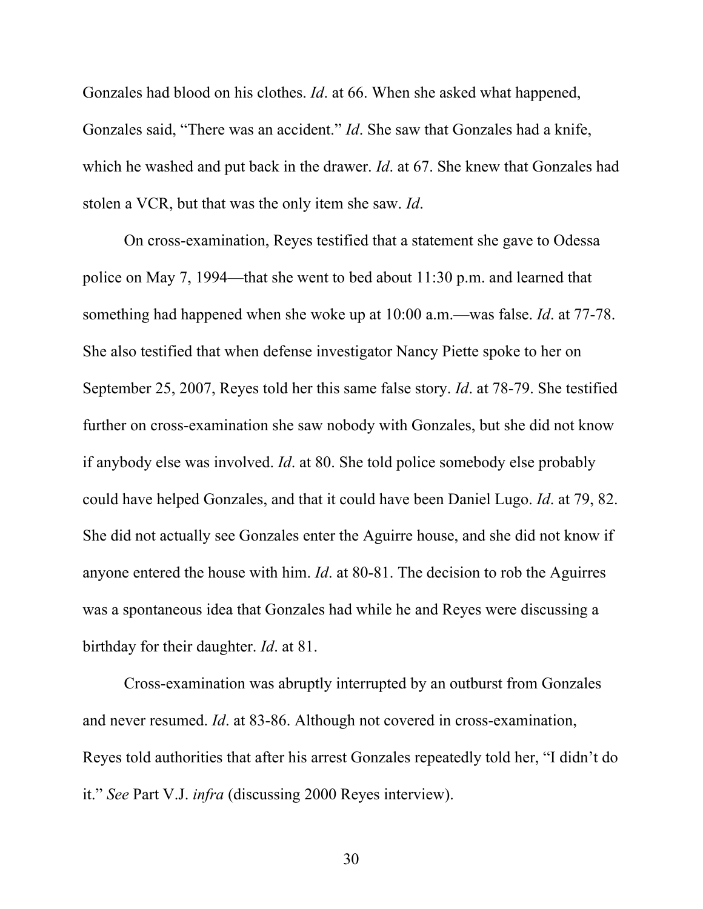Gonzales had blood on his clothes. *Id*. at 66. When she asked what happened, Gonzales said, "There was an accident." *Id*. She saw that Gonzales had a knife, which he washed and put back in the drawer. *Id*. at 67. She knew that Gonzales had stolen a VCR, but that was the only item she saw. *Id*.

On cross-examination, Reyes testified that a statement she gave to Odessa police on May 7, 1994—that she went to bed about 11:30 p.m. and learned that something had happened when she woke up at 10:00 a.m.—was false. *Id*. at 77-78. She also testified that when defense investigator Nancy Piette spoke to her on September 25, 2007, Reyes told her this same false story. *Id*. at 78-79. She testified further on cross-examination she saw nobody with Gonzales, but she did not know if anybody else was involved. *Id*. at 80. She told police somebody else probably could have helped Gonzales, and that it could have been Daniel Lugo. *Id*. at 79, 82. She did not actually see Gonzales enter the Aguirre house, and she did not know if anyone entered the house with him. *Id*. at 80-81. The decision to rob the Aguirres was a spontaneous idea that Gonzales had while he and Reyes were discussing a birthday for their daughter. *Id*. at 81.

Cross-examination was abruptly interrupted by an outburst from Gonzales and never resumed. *Id*. at 83-86. Although not covered in cross-examination, Reyes told authorities that after his arrest Gonzales repeatedly told her, "I didn't do it." *See* Part V.J. *infra* (discussing 2000 Reyes interview).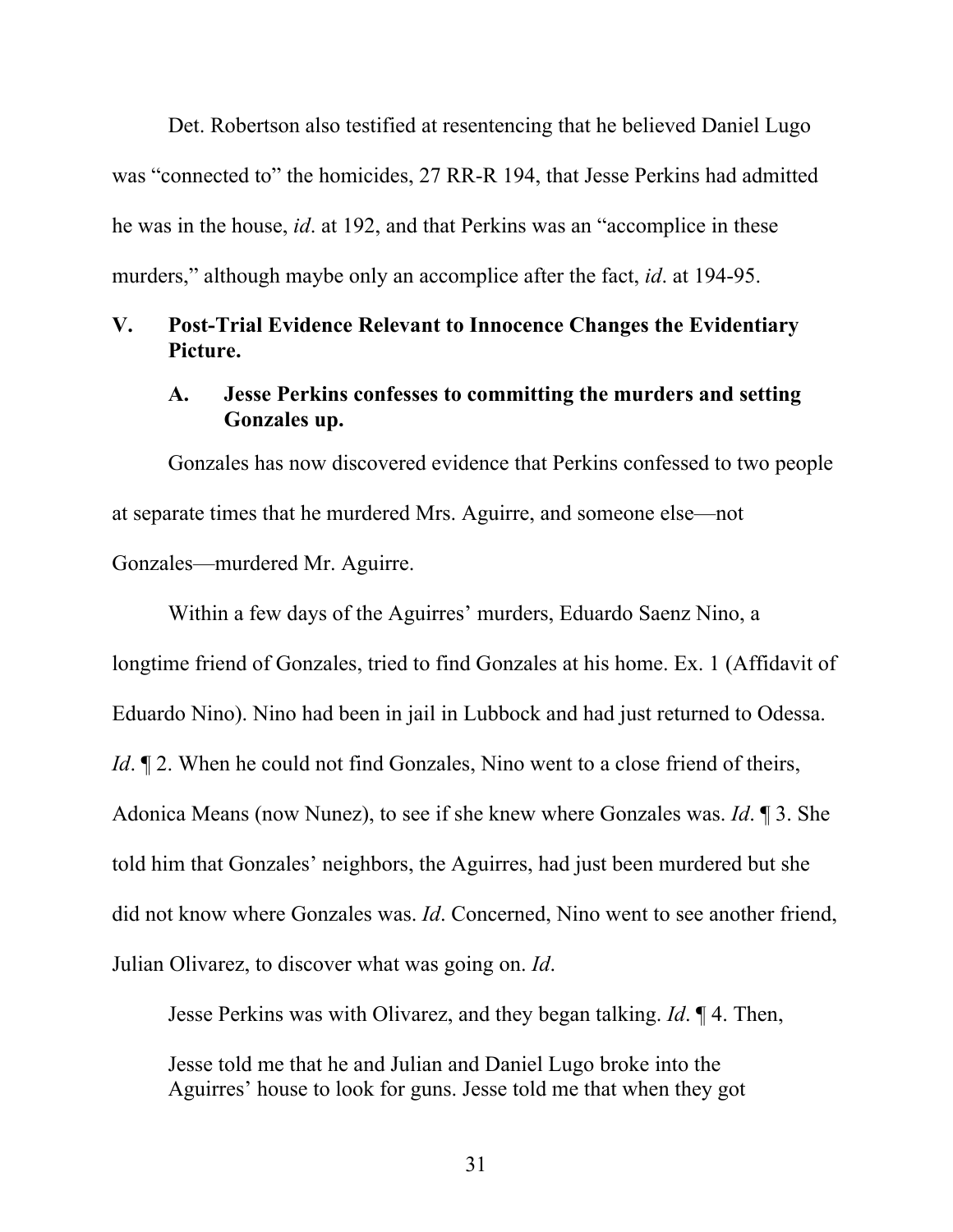Det. Robertson also testified at resentencing that he believed Daniel Lugo was "connected to" the homicides, 27 RR-R 194, that Jesse Perkins had admitted he was in the house, *id*. at 192, and that Perkins was an "accomplice in these murders," although maybe only an accomplice after the fact, *id*. at 194-95.

## V. Post-Trial Evidence Relevant to Innocence Changes the Evidentiary Picture.

### A. Jesse Perkins confesses to committing the murders and setting Gonzales up.

Gonzales has now discovered evidence that Perkins confessed to two people at separate times that he murdered Mrs. Aguirre, and someone else—not Gonzales—murdered Mr. Aguirre.

Within a few days of the Aguirres' murders, Eduardo Saenz Nino, a longtime friend of Gonzales, tried to find Gonzales at his home. Ex. 1 (Affidavit of Eduardo Nino). Nino had been in jail in Lubbock and had just returned to Odessa. *Id*. ¶ 2. When he could not find Gonzales, Nino went to a close friend of theirs, Adonica Means (now Nunez), to see if she knew where Gonzales was. *Id*. ¶ 3. She told him that Gonzales' neighbors, the Aguirres, had just been murdered but she did not know where Gonzales was. *Id*. Concerned, Nino went to see another friend, Julian Olivarez, to discover what was going on. *Id*.

Jesse Perkins was with Olivarez, and they began talking. *Id*. ¶ 4. Then,

> Jesse told me that he and Julian and Daniel Lugo broke into the Aguirres' house to look for guns. Jesse told me that when they got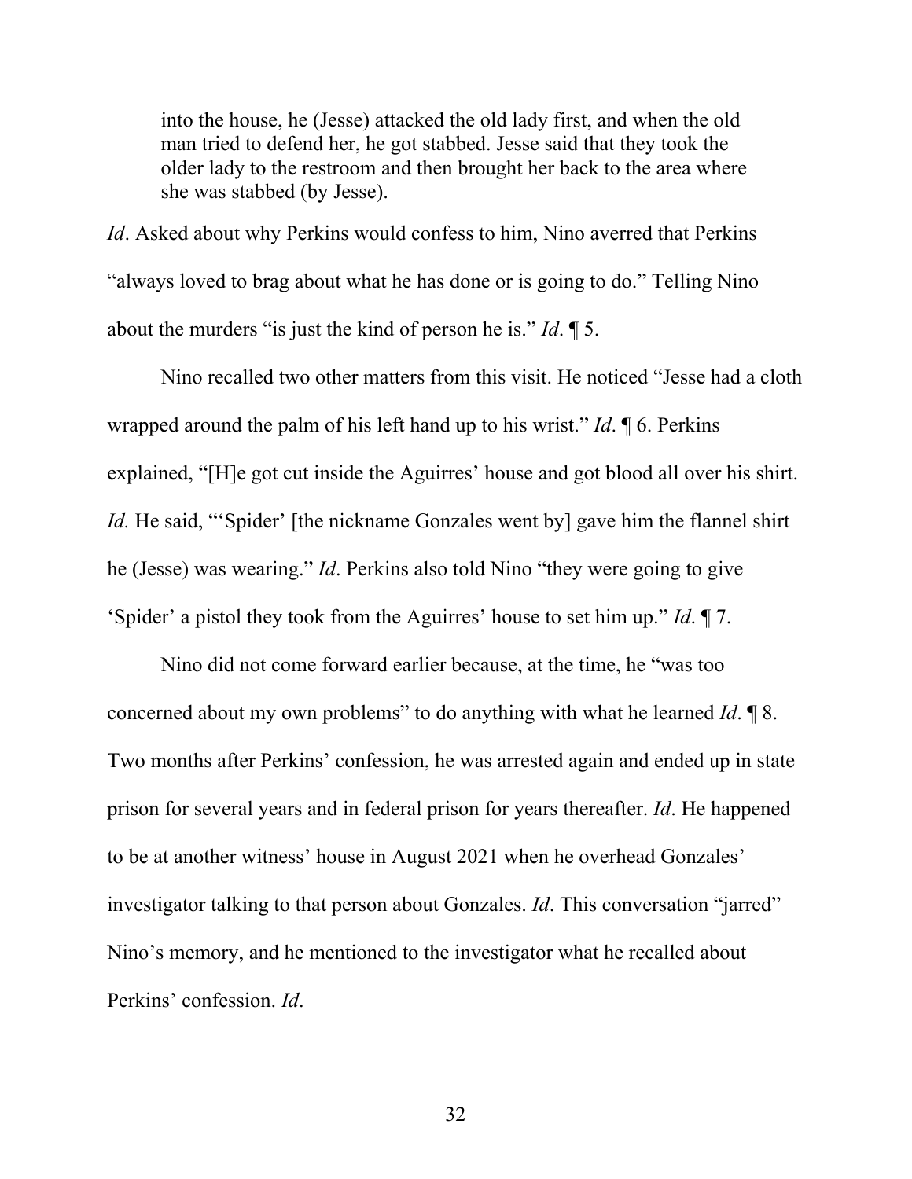> into the house, he (Jesse) attacked the old lady first, and when the old man tried to defend her, he got stabbed. Jesse said that they took the older lady to the restroom and then brought her back to the area where she was stabbed (by Jesse).

*Id*. Asked about why Perkins would confess to him, Nino averred that Perkins "always loved to brag about what he has done or is going to do." Telling Nino about the murders "is just the kind of person he is." *Id*. ¶ 5.

Nino recalled two other matters from this visit. He noticed "Jesse had a cloth wrapped around the palm of his left hand up to his wrist." *Id*. ¶ 6. Perkins explained, "[H]e got cut inside the Aguirres' house and got blood all over his shirt. *Id.* He said, "'Spider' [the nickname Gonzales went by] gave him the flannel shirt he (Jesse) was wearing." *Id*. Perkins also told Nino "they were going to give 'Spider' a pistol they took from the Aguirres' house to set him up." *Id*. ¶ 7.

Nino did not come forward earlier because, at the time, he "was too concerned about my own problems" to do anything with what he learned *Id*. ¶ 8. Two months after Perkins' confession, he was arrested again and ended up in state prison for several years and in federal prison for years thereafter. *Id*. He happened to be at another witness' house in August 2021 when he overhead Gonzales' investigator talking to that person about Gonzales. *Id*. This conversation "jarred" Nino's memory, and he mentioned to the investigator what he recalled about Perkins' confession. *Id*.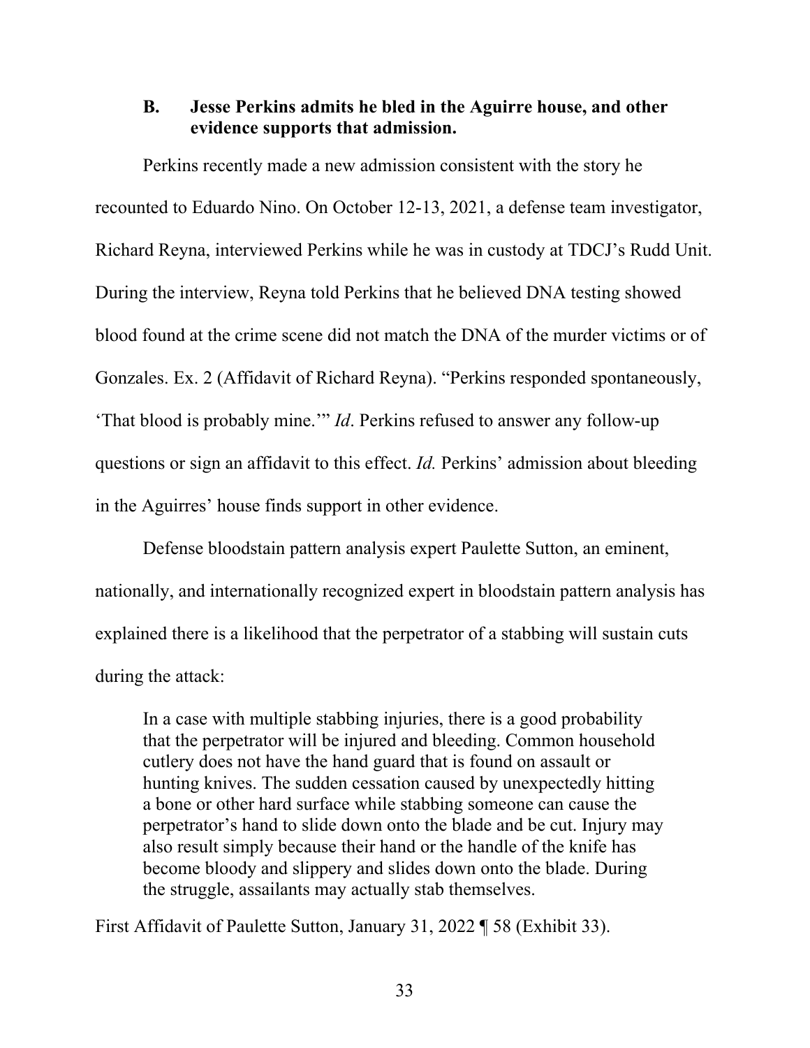### B. Jesse Perkins admits he bled in the Aguirre house, and other evidence supports that admission.

Perkins recently made a new admission consistent with the story he recounted to Eduardo Nino. On October 12-13, 2021, a defense team investigator, Richard Reyna, interviewed Perkins while he was in custody at TDCJ's Rudd Unit. During the interview, Reyna told Perkins that he believed DNA testing showed blood found at the crime scene did not match the DNA of the murder victims or of Gonzales. Ex. 2 (Affidavit of Richard Reyna). "Perkins responded spontaneously, 'That blood is probably mine.'" *Id*. Perkins refused to answer any follow-up questions or sign an affidavit to this effect. *Id.* Perkins' admission about bleeding in the Aguirres' house finds support in other evidence.

Defense bloodstain pattern analysis expert Paulette Sutton, an eminent, nationally, and internationally recognized expert in bloodstain pattern analysis has explained there is a likelihood that the perpetrator of a stabbing will sustain cuts during the attack:

> In a case with multiple stabbing injuries, there is a good probability that the perpetrator will be injured and bleeding. Common household cutlery does not have the hand guard that is found on assault or hunting knives. The sudden cessation caused by unexpectedly hitting a bone or other hard surface while stabbing someone can cause the perpetrator's hand to slide down onto the blade and be cut. Injury may also result simply because their hand or the handle of the knife has become bloody and slippery and slides down onto the blade. During the struggle, assailants may actually stab themselves.

First Affidavit of Paulette Sutton, January 31, 2022 ¶ 58 (Exhibit 33).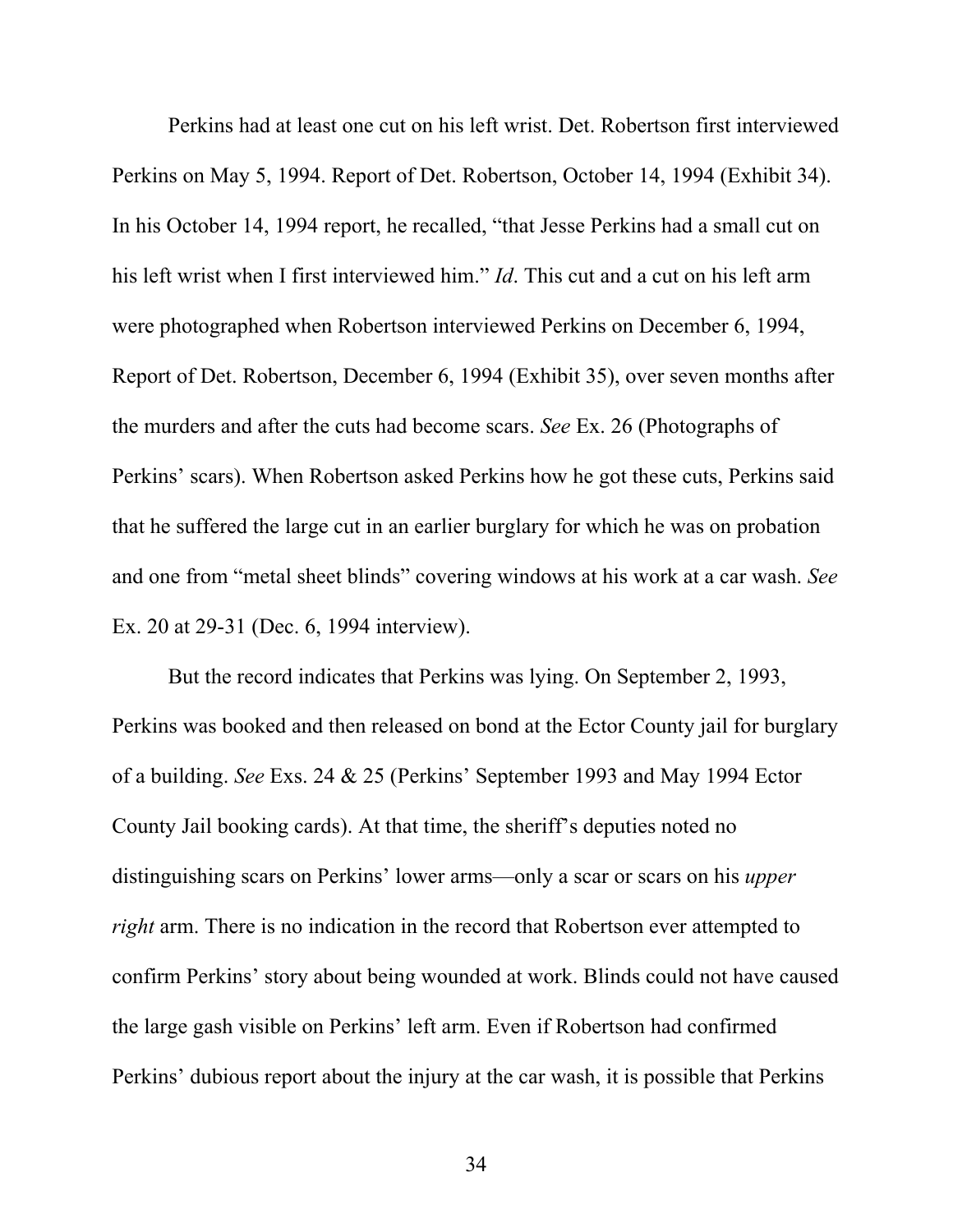Perkins had at least one cut on his left wrist. Det. Robertson first interviewed Perkins on May 5, 1994. Report of Det. Robertson, October 14, 1994 (Exhibit 34). In his October 14, 1994 report, he recalled, "that Jesse Perkins had a small cut on his left wrist when I first interviewed him." *Id*. This cut and a cut on his left arm were photographed when Robertson interviewed Perkins on December 6, 1994, Report of Det. Robertson, December 6, 1994 (Exhibit 35), over seven months after the murders and after the cuts had become scars. *See* Ex. 26 (Photographs of Perkins' scars). When Robertson asked Perkins how he got these cuts, Perkins said that he suffered the large cut in an earlier burglary for which he was on probation and one from "metal sheet blinds" covering windows at his work at a car wash. *See* Ex. 20 at 29-31 (Dec. 6, 1994 interview).

But the record indicates that Perkins was lying. On September 2, 1993, Perkins was booked and then released on bond at the Ector County jail for burglary of a building. *See* Exs. 24 & 25 (Perkins' September 1993 and May 1994 Ector County Jail booking cards). At that time, the sheriff's deputies noted no distinguishing scars on Perkins' lower arms—only a scar or scars on his *upper right* arm. There is no indication in the record that Robertson ever attempted to confirm Perkins' story about being wounded at work. Blinds could not have caused the large gash visible on Perkins' left arm. Even if Robertson had confirmed Perkins' dubious report about the injury at the car wash, it is possible that Perkins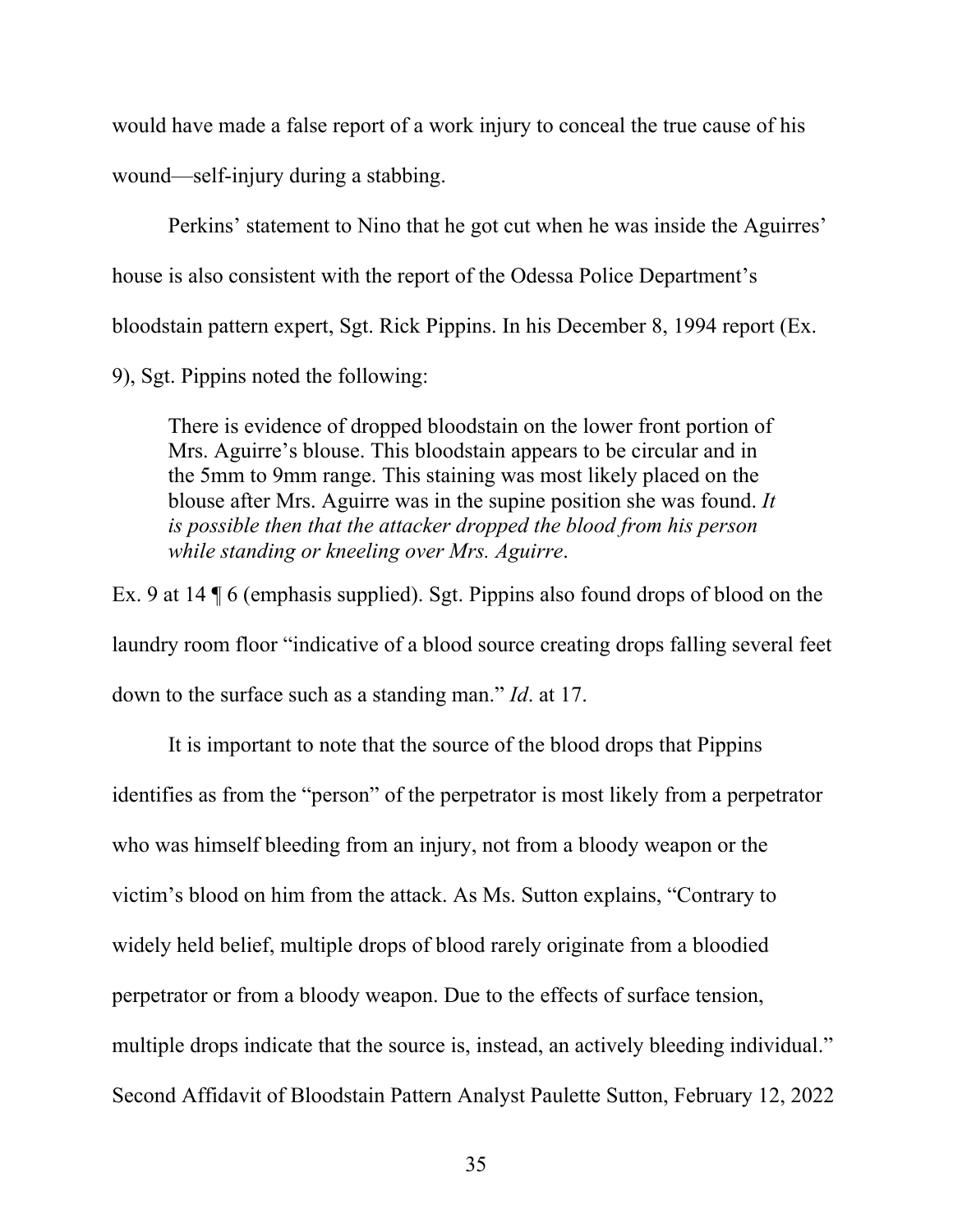would have made a false report of a work injury to conceal the true cause of his wound—self-injury during a stabbing.

Perkins' statement to Nino that he got cut when he was inside the Aguirres' house is also consistent with the report of the Odessa Police Department's bloodstain pattern expert, Sgt. Rick Pippins. In his December 8, 1994 report (Ex. 9), Sgt. Pippins noted the following:

> There is evidence of dropped bloodstain on the lower front portion of Mrs. Aguirre's blouse. This bloodstain appears to be circular and in the 5mm to 9mm range. This staining was most likely placed on the blouse after Mrs. Aguirre was in the supine position she was found. *It is possible then that the attacker dropped the blood from his person while standing or kneeling over Mrs. Aguirre*.

Ex. 9 at 14 ¶ 6 (emphasis supplied). Sgt. Pippins also found drops of blood on the laundry room floor "indicative of a blood source creating drops falling several feet down to the surface such as a standing man." *Id*. at 17.

It is important to note that the source of the blood drops that Pippins identifies as from the "person" of the perpetrator is most likely from a perpetrator who was himself bleeding from an injury, not from a bloody weapon or the victim's blood on him from the attack. As Ms. Sutton explains, "Contrary to widely held belief, multiple drops of blood rarely originate from a bloodied perpetrator or from a bloody weapon. Due to the effects of surface tension, multiple drops indicate that the source is, instead, an actively bleeding individual." Second Affidavit of Bloodstain Pattern Analyst Paulette Sutton, February 12, 2022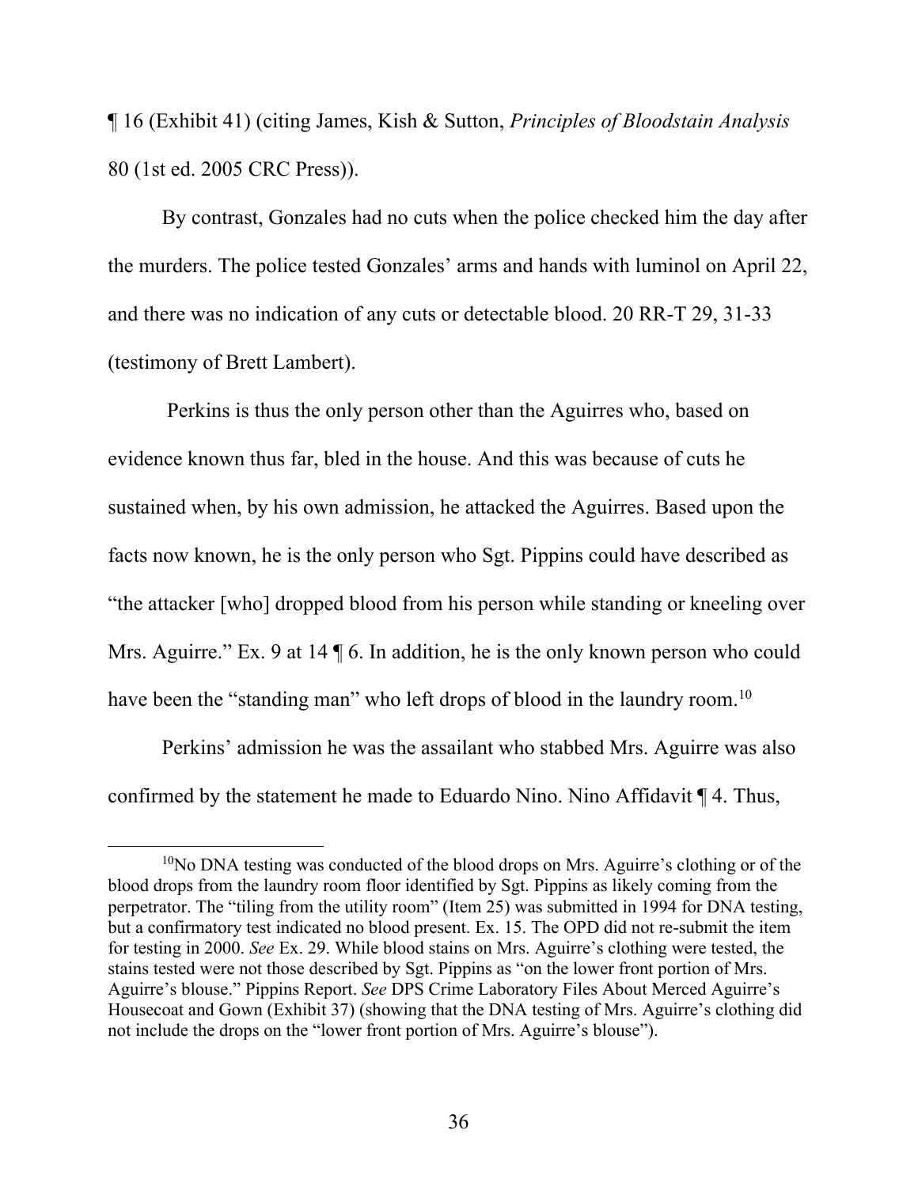¶ 16 (Exhibit 41) (citing James, Kish & Sutton, *Principles of Bloodstain Analysis* 80 (1st ed. 2005 CRC Press)).

By contrast, Gonzales had no cuts when the police checked him the day after the murders. The police tested Gonzales' arms and hands with luminol on April 22, and there was no indication of any cuts or detectable blood. 20 RR-T 29, 31-33 (testimony of Brett Lambert).

Perkins is thus the only person other than the Aguirres who, based on evidence known thus far, bled in the house. And this was because of cuts he sustained when, by his own admission, he attacked the Aguirres. Based upon the facts now known, he is the only person who Sgt. Pippins could have described as "the attacker [who] dropped blood from his person while standing or kneeling over Mrs. Aguirre." Ex. 9 at 14 ¶ 6. In addition, he is the only known person who could have been the "standing man" who left drops of blood in the laundry room.[10]

Perkins' admission he was the assailant who stabbed Mrs. Aguirre was also confirmed by the statement he made to Eduardo Nino. Nino Affidavit ¶ 4. Thus,

---

[10] No DNA testing was conducted of the blood drops on Mrs. Aguirre's clothing or of the blood drops from the laundry room floor identified by Sgt. Pippins as likely coming from the perpetrator. The "tiling from the utility room" (Item 25) was submitted in 1994 for DNA testing, but a confirmatory test indicated no blood present. Ex. 15. The OPD did not re-submit the item for testing in 2000. *See* Ex. 29. While blood stains on Mrs. Aguirre's clothing were tested, the stains tested were not those described by Sgt. Pippins as "on the lower front portion of Mrs. Aguirre's blouse." Pippins Report. *See* DPS Crime Laboratory Files About Merced Aguirre's Housecoat and Gown (Exhibit 37) (showing that the DNA testing of Mrs. Aguirre's clothing did not include the drops on the "lower front portion of Mrs. Aguirre's blouse").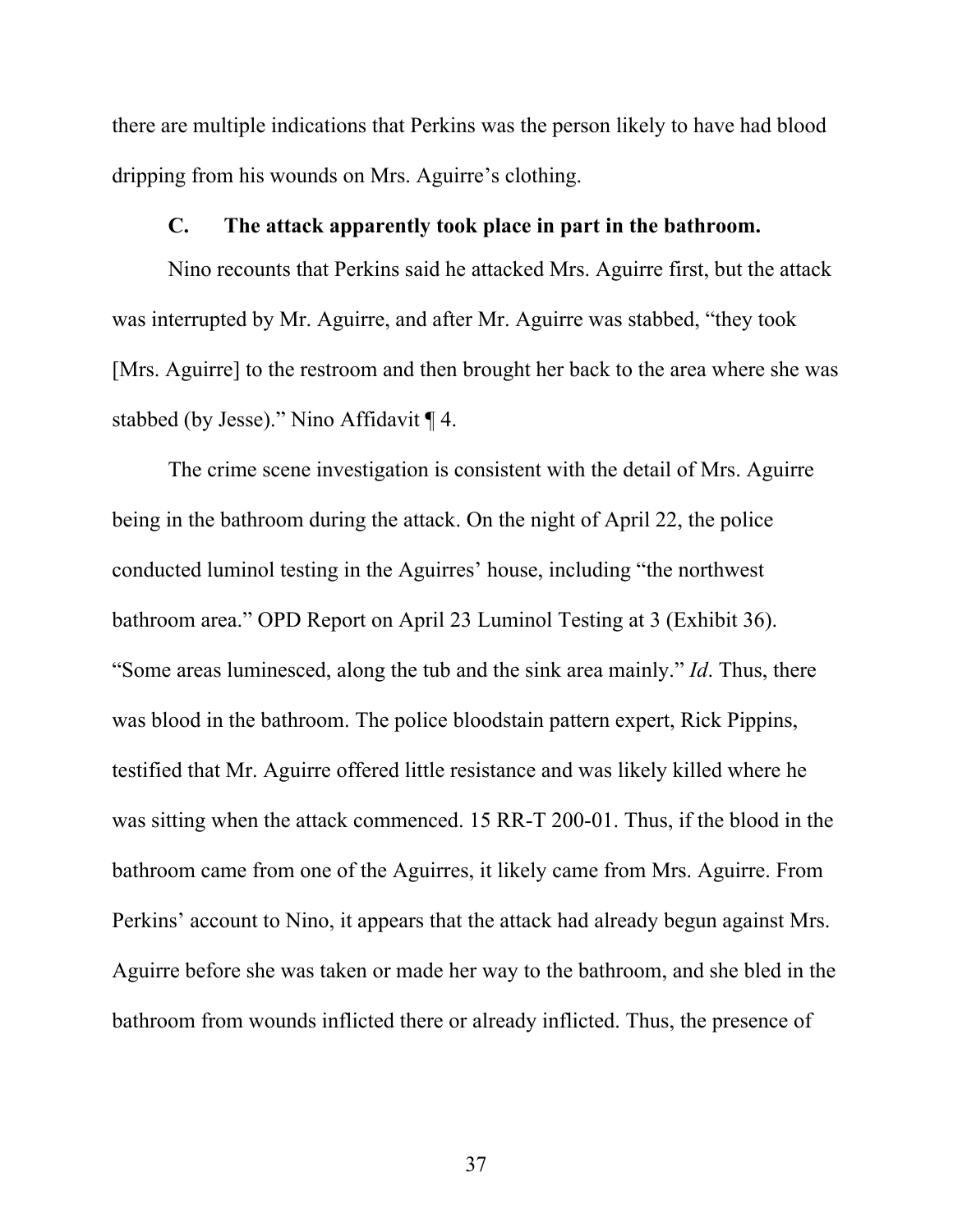there are multiple indications that Perkins was the person likely to have had blood dripping from his wounds on Mrs. Aguirre's clothing.

### C. The attack apparently took place in part in the bathroom.

Nino recounts that Perkins said he attacked Mrs. Aguirre first, but the attack was interrupted by Mr. Aguirre, and after Mr. Aguirre was stabbed, "they took [Mrs. Aguirre] to the restroom and then brought her back to the area where she was stabbed (by Jesse)." Nino Affidavit ¶ 4.

The crime scene investigation is consistent with the detail of Mrs. Aguirre being in the bathroom during the attack. On the night of April 22, the police conducted luminol testing in the Aguirres' house, including "the northwest bathroom area." OPD Report on April 23 Luminol Testing at 3 (Exhibit 36). "Some areas luminesced, along the tub and the sink area mainly." *Id*. Thus, there was blood in the bathroom. The police bloodstain pattern expert, Rick Pippins, testified that Mr. Aguirre offered little resistance and was likely killed where he was sitting when the attack commenced. 15 RR-T 200-01. Thus, if the blood in the bathroom came from one of the Aguirres, it likely came from Mrs. Aguirre. From Perkins' account to Nino, it appears that the attack had already begun against Mrs. Aguirre before she was taken or made her way to the bathroom, and she bled in the bathroom from wounds inflicted there or already inflicted. Thus, the presence of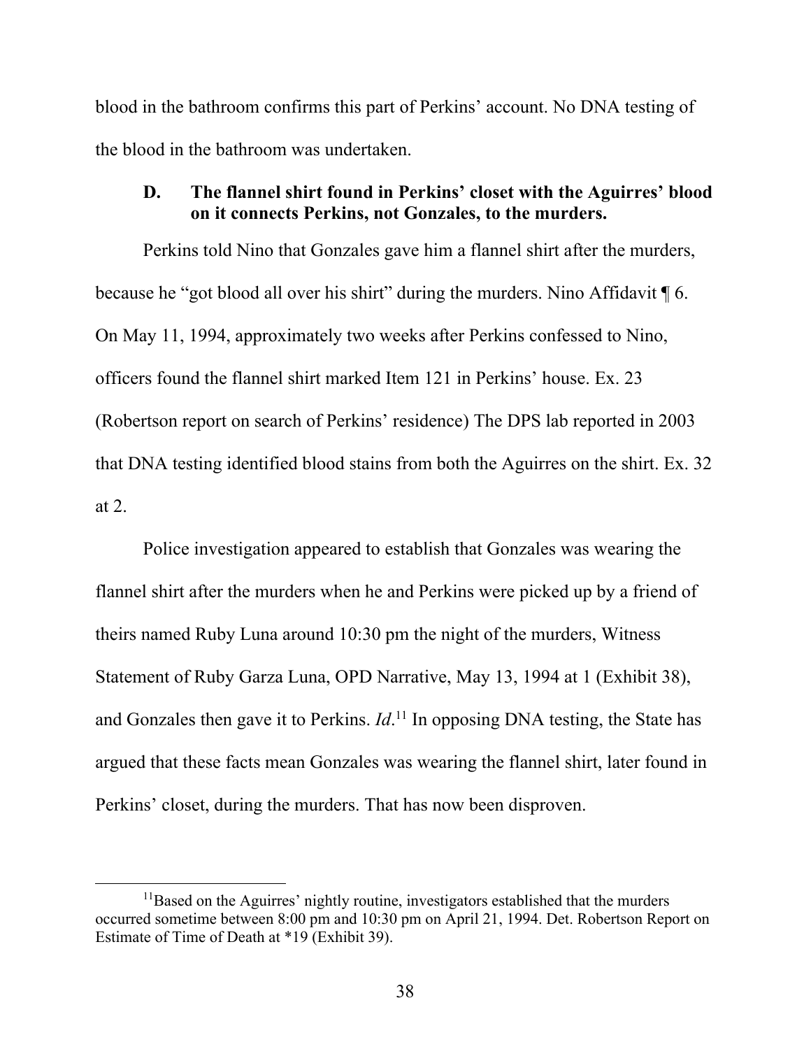blood in the bathroom confirms this part of Perkins' account. No DNA testing of the blood in the bathroom was undertaken.

### D. The flannel shirt found in Perkins' closet with the Aguirres' blood on it connects Perkins, not Gonzales, to the murders.

Perkins told Nino that Gonzales gave him a flannel shirt after the murders, because he "got blood all over his shirt" during the murders. Nino Affidavit ¶ 6. On May 11, 1994, approximately two weeks after Perkins confessed to Nino, officers found the flannel shirt marked Item 121 in Perkins' house. Ex. 23 (Robertson report on search of Perkins' residence) The DPS lab reported in 2003 that DNA testing identified blood stains from both the Aguirres on the shirt. Ex. 32 at 2.

Police investigation appeared to establish that Gonzales was wearing the flannel shirt after the murders when he and Perkins were picked up by a friend of theirs named Ruby Luna around 10:30 pm the night of the murders, Witness Statement of Ruby Garza Luna, OPD Narrative, May 13, 1994 at 1 (Exhibit 38), and Gonzales then gave it to Perkins. *Id*.[11] In opposing DNA testing, the State has argued that these facts mean Gonzales was wearing the flannel shirt, later found in Perkins' closet, during the murders. That has now been disproven.

---

[11] Based on the Aguirres' nightly routine, investigators established that the murders occurred sometime between 8:00 pm and 10:30 pm on April 21, 1994. Det. Robertson Report on Estimate of Time of Death at *19 (Exhibit 39).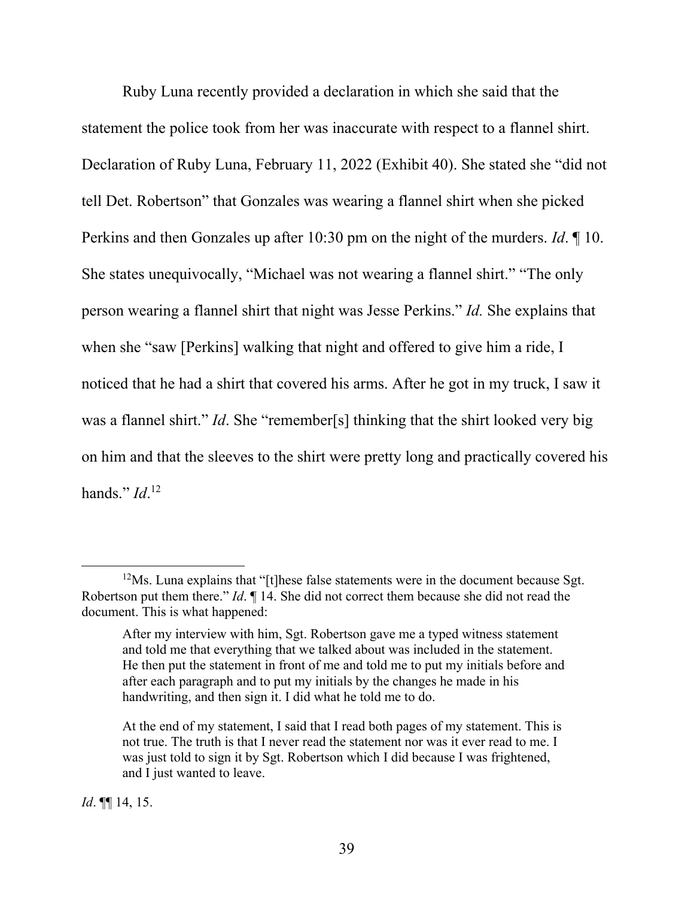Ruby Luna recently provided a declaration in which she said that the statement the police took from her was inaccurate with respect to a flannel shirt. Declaration of Ruby Luna, February 11, 2022 (Exhibit 40). She stated she "did not tell Det. Robertson" that Gonzales was wearing a flannel shirt when she picked Perkins and then Gonzales up after 10:30 pm on the night of the murders. *Id*. ¶ 10. She states unequivocally, "Michael was not wearing a flannel shirt." "The only person wearing a flannel shirt that night was Jesse Perkins." *Id.* She explains that when she "saw [Perkins] walking that night and offered to give him a ride, I noticed that he had a shirt that covered his arms. After he got in my truck, I saw it was a flannel shirt." *Id*. She "remember[s] thinking that the shirt looked very big on him and that the sleeves to the shirt were pretty long and practically covered his hands." *Id*.[12]

---

[12] Ms. Luna explains that "[t]hese false statements were in the document because Sgt. Robertson put them there." *Id*. ¶ 14. She did not correct them because she did not read the document. This is what happened:

> After my interview with him, Sgt. Robertson gave me a typed witness statement and told me that everything that we talked about was included in the statement. He then put the statement in front of me and told me to put my initials before and after each paragraph and to put my initials by the changes he made in his handwriting, and then sign it. I did what he told me to do.
>
> At the end of my statement, I said that I read both pages of my statement. This is not true. The truth is that I never read the statement nor was it ever read to me. I was just told to sign it by Sgt. Robertson which I did because I was frightened, and I just wanted to leave.

*Id*. ¶¶ 14, 15.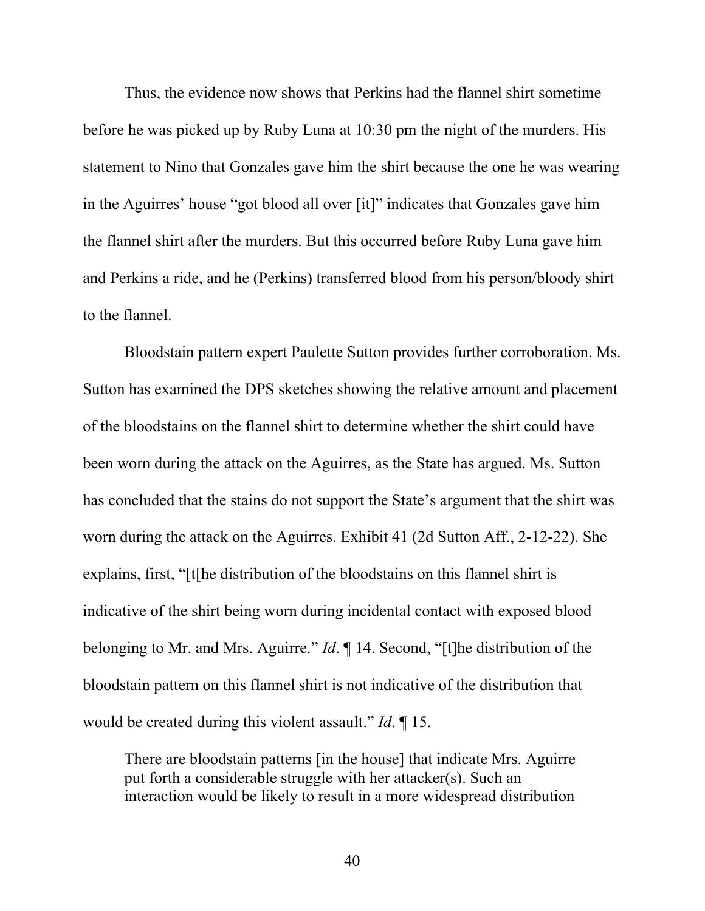Thus, the evidence now shows that Perkins had the flannel shirt sometime before he was picked up by Ruby Luna at 10:30 pm the night of the murders. His statement to Nino that Gonzales gave him the shirt because the one he was wearing in the Aguirres' house "got blood all over [it]" indicates that Gonzales gave him the flannel shirt after the murders. But this occurred before Ruby Luna gave him and Perkins a ride, and he (Perkins) transferred blood from his person/bloody shirt to the flannel.

Bloodstain pattern expert Paulette Sutton provides further corroboration. Ms. Sutton has examined the DPS sketches showing the relative amount and placement of the bloodstains on the flannel shirt to determine whether the shirt could have been worn during the attack on the Aguirres, as the State has argued. Ms. Sutton has concluded that the stains do not support the State's argument that the shirt was worn during the attack on the Aguirres. Exhibit 41 (2d Sutton Aff., 2-12-22). She explains, first, "[t[he distribution of the bloodstains on this flannel shirt is indicative of the shirt being worn during incidental contact with exposed blood belonging to Mr. and Mrs. Aguirre." *Id*. ¶ 14. Second, "[t]he distribution of the bloodstain pattern on this flannel shirt is not indicative of the distribution that would be created during this violent assault." *Id*. ¶ 15.

> There are bloodstain patterns [in the house] that indicate Mrs. Aguirre put forth a considerable struggle with her attacker(s). Such an interaction would be likely to result in a more widespread distribution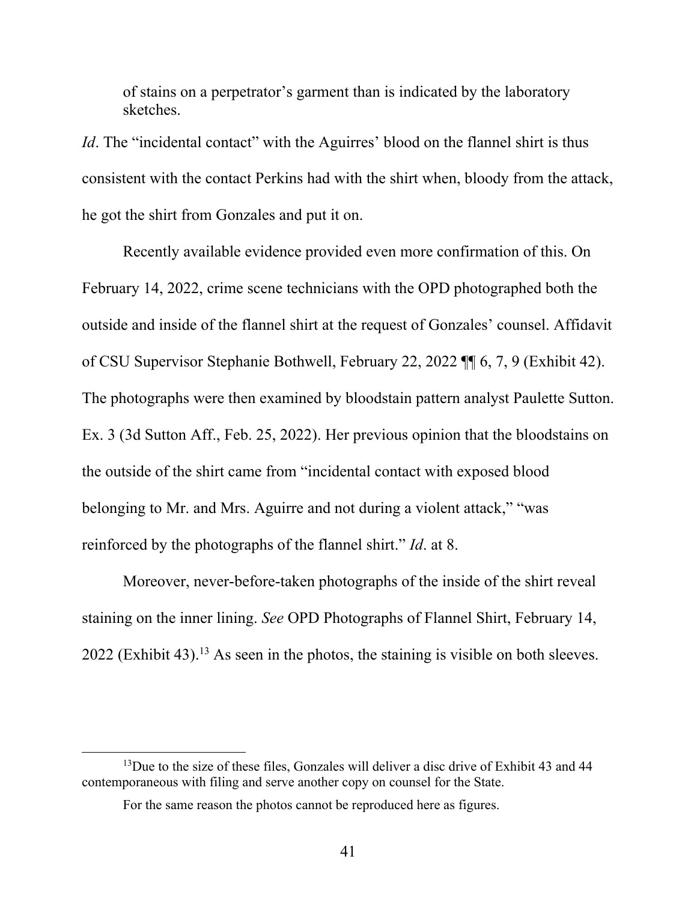> of stains on a perpetrator's garment than is indicated by the laboratory sketches.

*Id*. The "incidental contact" with the Aguirres' blood on the flannel shirt is thus consistent with the contact Perkins had with the shirt when, bloody from the attack, he got the shirt from Gonzales and put it on.

Recently available evidence provided even more confirmation of this. On February 14, 2022, crime scene technicians with the OPD photographed both the outside and inside of the flannel shirt at the request of Gonzales' counsel. Affidavit of CSU Supervisor Stephanie Bothwell, February 22, 2022 ¶¶ 6, 7, 9 (Exhibit 42). The photographs were then examined by bloodstain pattern analyst Paulette Sutton. Ex. 3 (3d Sutton Aff., Feb. 25, 2022). Her previous opinion that the bloodstains on the outside of the shirt came from "incidental contact with exposed blood belonging to Mr. and Mrs. Aguirre and not during a violent attack," "was reinforced by the photographs of the flannel shirt." *Id*. at 8.

Moreover, never-before-taken photographs of the inside of the shirt reveal staining on the inner lining. *See* OPD Photographs of Flannel Shirt, February 14, 2022 (Exhibit 43).[13] As seen in the photos, the staining is visible on both sleeves.

---

[13] Due to the size of these files, Gonzales will deliver a disc drive of Exhibit 43 and 44 contemporaneous with filing and serve another copy on counsel for the State.

For the same reason the photos cannot be reproduced here as figures.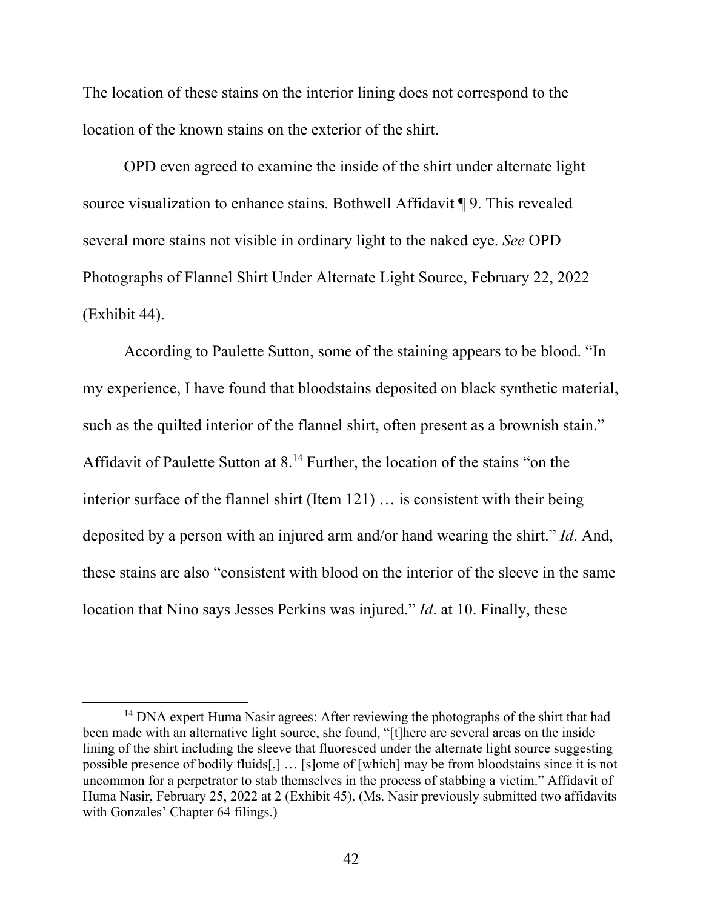The location of these stains on the interior lining does not correspond to the location of the known stains on the exterior of the shirt.

OPD even agreed to examine the inside of the shirt under alternate light source visualization to enhance stains. Bothwell Affidavit ¶ 9. This revealed several more stains not visible in ordinary light to the naked eye. *See* OPD Photographs of Flannel Shirt Under Alternate Light Source, February 22, 2022 (Exhibit 44).

According to Paulette Sutton, some of the staining appears to be blood. "In my experience, I have found that bloodstains deposited on black synthetic material, such as the quilted interior of the flannel shirt, often present as a brownish stain." Affidavit of Paulette Sutton at 8.[14] Further, the location of the stains "on the interior surface of the flannel shirt (Item 121) … is consistent with their being deposited by a person with an injured arm and/or hand wearing the shirt." *Id*. And, these stains are also "consistent with blood on the interior of the sleeve in the same location that Nino says Jesses Perkins was injured." *Id*. at 10. Finally, these

[14] DNA expert Huma Nasir agrees: After reviewing the photographs of the shirt that had been made with an alternative light source, she found, "[t]here are several areas on the inside lining of the shirt including the sleeve that fluoresced under the alternate light source suggesting possible presence of bodily fluids[,] … [s]ome of [which] may be from bloodstains since it is not uncommon for a perpetrator to stab themselves in the process of stabbing a victim." Affidavit of Huma Nasir, February 25, 2022 at 2 (Exhibit 45). (Ms. Nasir previously submitted two affidavits with Gonzales' Chapter 64 filings.)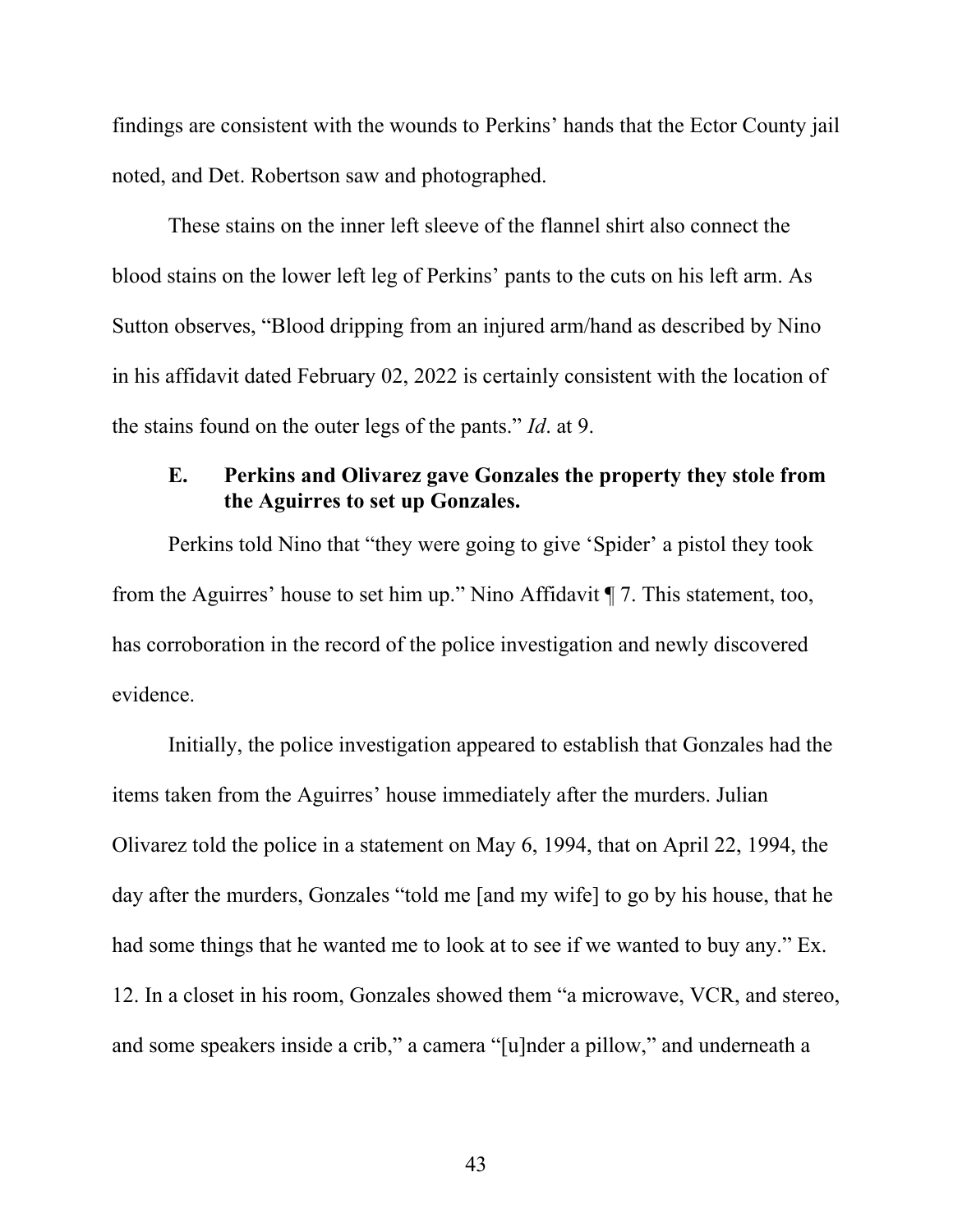findings are consistent with the wounds to Perkins' hands that the Ector County jail noted, and Det. Robertson saw and photographed.

These stains on the inner left sleeve of the flannel shirt also connect the blood stains on the lower left leg of Perkins' pants to the cuts on his left arm. As Sutton observes, "Blood dripping from an injured arm/hand as described by Nino in his affidavit dated February 02, 2022 is certainly consistent with the location of the stains found on the outer legs of the pants." *Id*. at 9.

### E. Perkins and Olivarez gave Gonzales the property they stole from the Aguirres to set up Gonzales.

Perkins told Nino that "they were going to give 'Spider' a pistol they took from the Aguirres' house to set him up." Nino Affidavit ¶ 7. This statement, too, has corroboration in the record of the police investigation and newly discovered evidence.

Initially, the police investigation appeared to establish that Gonzales had the items taken from the Aguirres' house immediately after the murders. Julian Olivarez told the police in a statement on May 6, 1994, that on April 22, 1994, the day after the murders, Gonzales "told me [and my wife] to go by his house, that he had some things that he wanted me to look at to see if we wanted to buy any." Ex. 12. In a closet in his room, Gonzales showed them "a microwave, VCR, and stereo, and some speakers inside a crib," a camera "[u]nder a pillow," and underneath a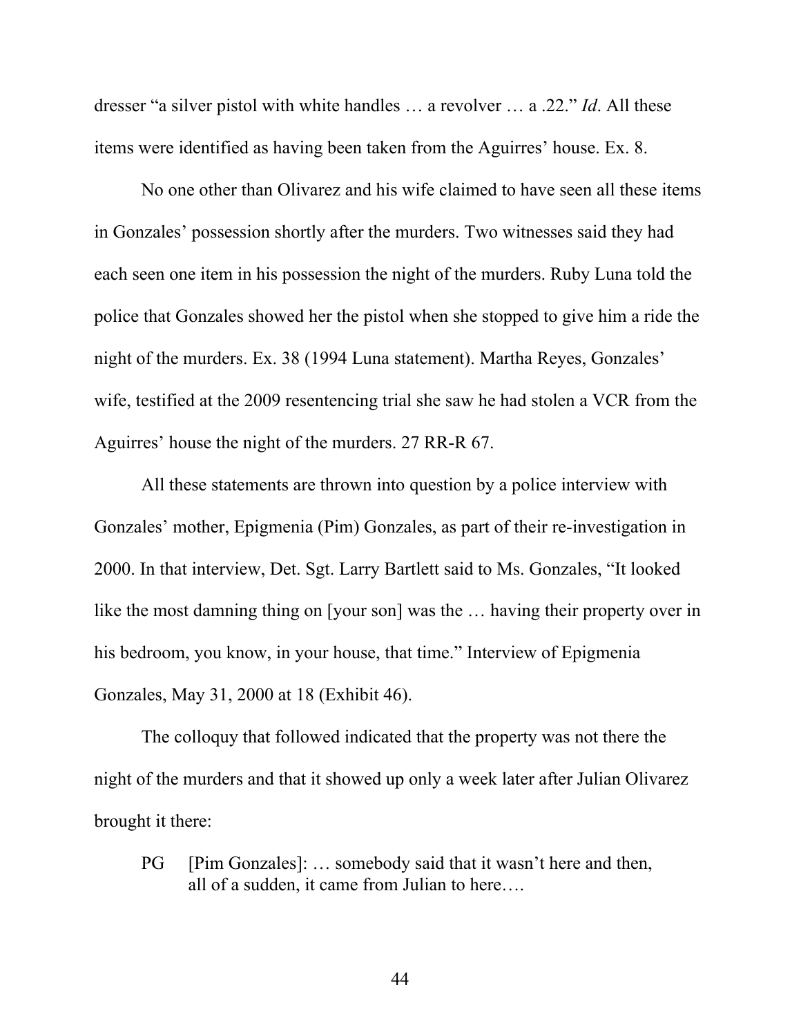dresser "a silver pistol with white handles … a revolver … a .22." *Id*. All these items were identified as having been taken from the Aguirres' house. Ex. 8.

No one other than Olivarez and his wife claimed to have seen all these items in Gonzales' possession shortly after the murders. Two witnesses said they had each seen one item in his possession the night of the murders. Ruby Luna told the police that Gonzales showed her the pistol when she stopped to give him a ride the night of the murders. Ex. 38 (1994 Luna statement). Martha Reyes, Gonzales' wife, testified at the 2009 resentencing trial she saw he had stolen a VCR from the Aguirres' house the night of the murders. 27 RR-R 67.

All these statements are thrown into question by a police interview with Gonzales' mother, Epigmenia (Pim) Gonzales, as part of their re-investigation in 2000. In that interview, Det. Sgt. Larry Bartlett said to Ms. Gonzales, "It looked like the most damning thing on [your son] was the … having their property over in his bedroom, you know, in your house, that time." Interview of Epigmenia Gonzales, May 31, 2000 at 18 (Exhibit 46).

The colloquy that followed indicated that the property was not there the night of the murders and that it showed up only a week later after Julian Olivarez brought it there:

> PG [Pim Gonzales]: … somebody said that it wasn't here and then, all of a sudden, it came from Julian to here….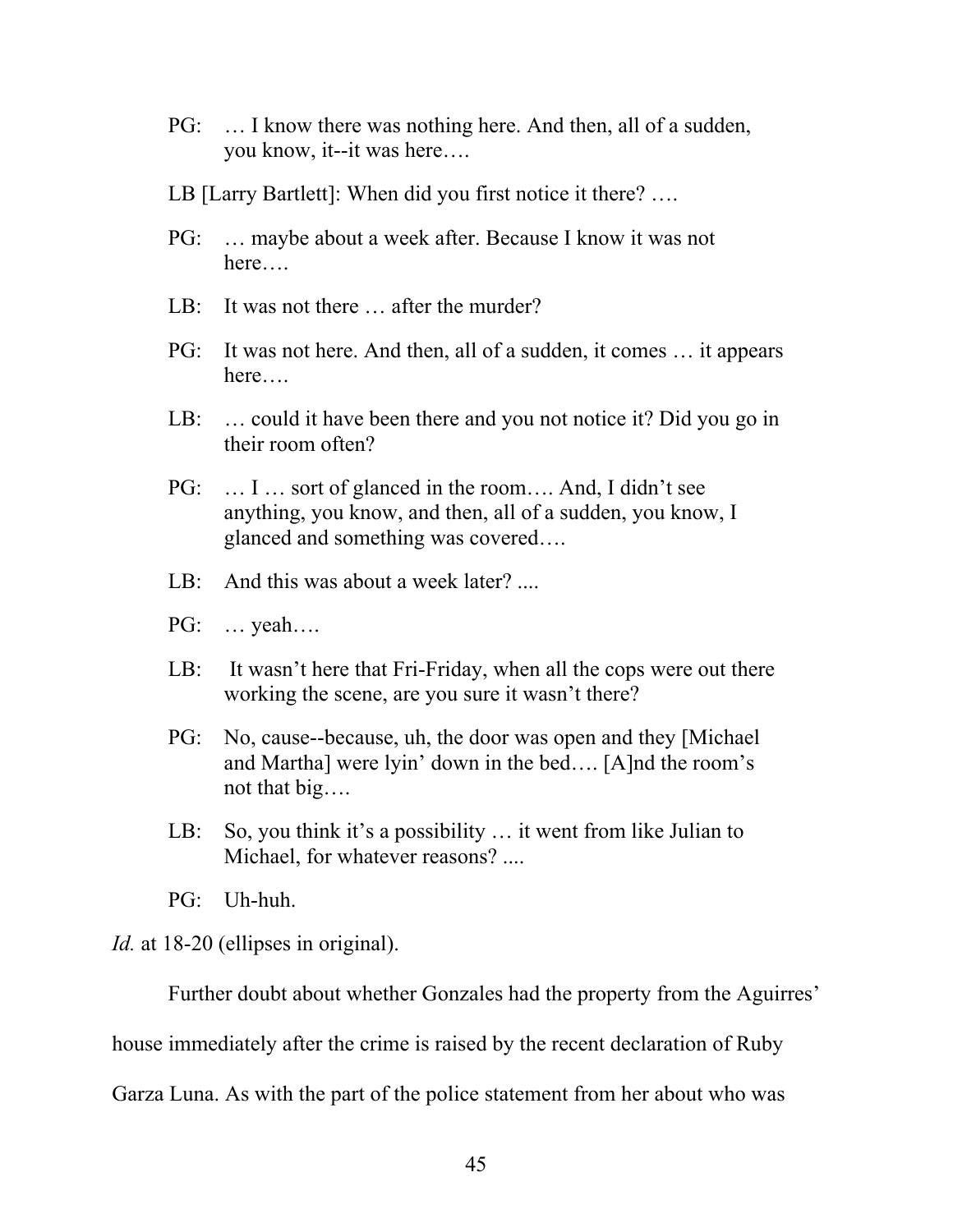PG: … I know there was nothing here. And then, all of a sudden, you know, it--it was here….

LB [Larry Bartlett]: When did you first notice it there? ….

PG: … maybe about a week after. Because I know it was not here….

LB: It was not there … after the murder?

PG: It was not here. And then, all of a sudden, it comes … it appears here….

LB: … could it have been there and you not notice it? Did you go in their room often?

PG: … I … sort of glanced in the room…. And, I didn't see anything, you know, and then, all of a sudden, you know, I glanced and something was covered….

LB: And this was about a week later? ....

PG: … yeah….

LB: It wasn't here that Fri-Friday, when all the cops were out there working the scene, are you sure it wasn't there?

PG: No, cause--because, uh, the door was open and they [Michael and Martha] were lyin' down in the bed…. [A]nd the room's not that big….

LB: So, you think it's a possibility … it went from like Julian to Michael, for whatever reasons? ....

PG: Uh-huh.

*Id.* at 18-20 (ellipses in original).

Further doubt about whether Gonzales had the property from the Aguirres' house immediately after the crime is raised by the recent declaration of Ruby Garza Luna. As with the part of the police statement from her about who was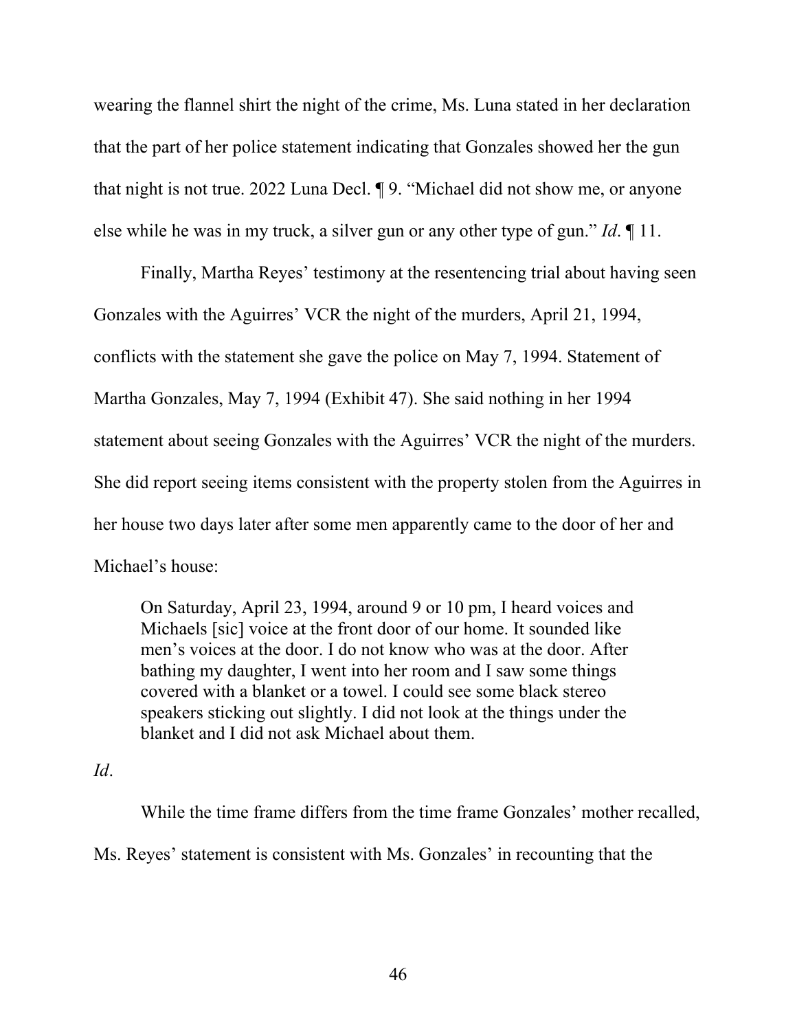wearing the flannel shirt the night of the crime, Ms. Luna stated in her declaration that the part of her police statement indicating that Gonzales showed her the gun that night is not true. 2022 Luna Decl. ¶ 9. "Michael did not show me, or anyone else while he was in my truck, a silver gun or any other type of gun." *Id*. ¶ 11.

Finally, Martha Reyes' testimony at the resentencing trial about having seen Gonzales with the Aguirres' VCR the night of the murders, April 21, 1994, conflicts with the statement she gave the police on May 7, 1994. Statement of Martha Gonzales, May 7, 1994 (Exhibit 47). She said nothing in her 1994 statement about seeing Gonzales with the Aguirres' VCR the night of the murders. She did report seeing items consistent with the property stolen from the Aguirres in her house two days later after some men apparently came to the door of her and Michael's house:

> On Saturday, April 23, 1994, around 9 or 10 pm, I heard voices and Michaels [sic] voice at the front door of our home. It sounded like men's voices at the door. I do not know who was at the door. After bathing my daughter, I went into her room and I saw some things covered with a blanket or a towel. I could see some black stereo speakers sticking out slightly. I did not look at the things under the blanket and I did not ask Michael about them.

*Id*.

While the time frame differs from the time frame Gonzales' mother recalled, Ms. Reyes' statement is consistent with Ms. Gonzales' in recounting that the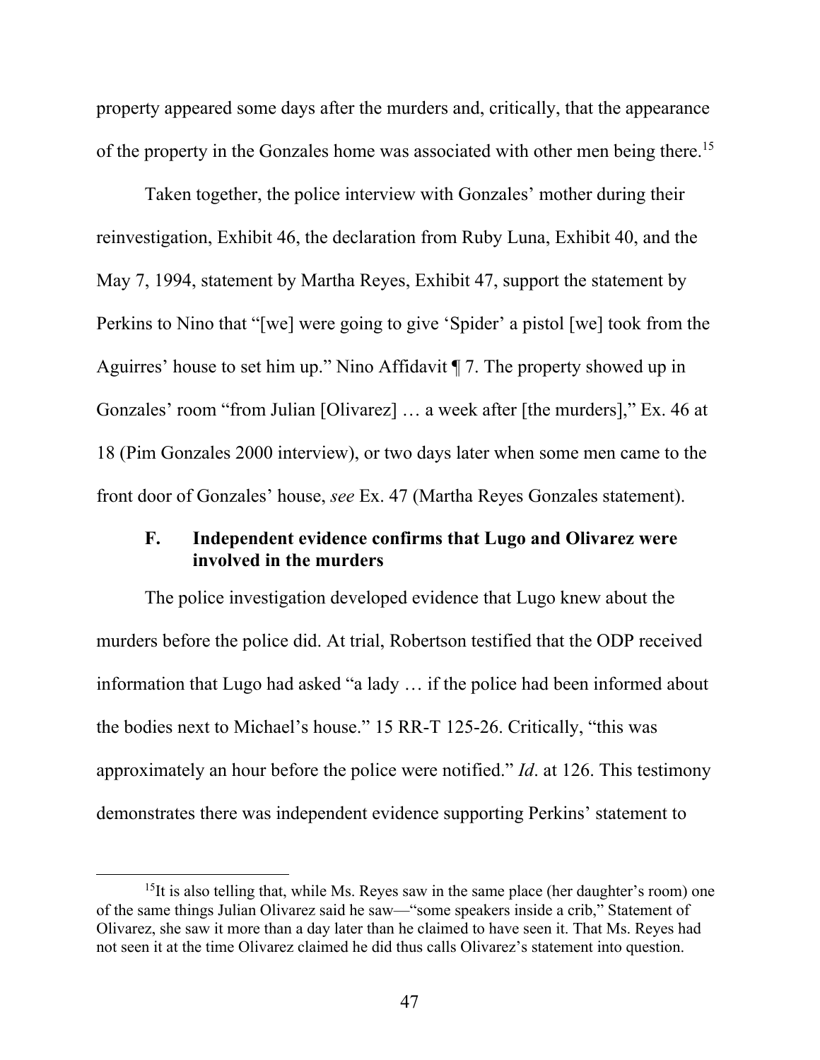property appeared some days after the murders and, critically, that the appearance of the property in the Gonzales home was associated with other men being there.[15]

Taken together, the police interview with Gonzales' mother during their reinvestigation, Exhibit 46, the declaration from Ruby Luna, Exhibit 40, and the May 7, 1994, statement by Martha Reyes, Exhibit 47, support the statement by Perkins to Nino that "[we] were going to give 'Spider' a pistol [we] took from the Aguirres' house to set him up." Nino Affidavit ¶ 7. The property showed up in Gonzales' room "from Julian [Olivarez] … a week after [the murders]," Ex. 46 at 18 (Pim Gonzales 2000 interview), or two days later when some men came to the front door of Gonzales' house, *see* Ex. 47 (Martha Reyes Gonzales statement).

### F. Independent evidence confirms that Lugo and Olivarez were involved in the murders

The police investigation developed evidence that Lugo knew about the murders before the police did. At trial, Robertson testified that the ODP received information that Lugo had asked "a lady … if the police had been informed about the bodies next to Michael's house." 15 RR-T 125-26. Critically, "this was approximately an hour before the police were notified." *Id*. at 126. This testimony demonstrates there was independent evidence supporting Perkins' statement to

---

[15] It is also telling that, while Ms. Reyes saw in the same place (her daughter's room) one of the same things Julian Olivarez said he saw—"some speakers inside a crib," Statement of Olivarez, she saw it more than a day later than he claimed to have seen it. That Ms. Reyes had not seen it at the time Olivarez claimed he did thus calls Olivarez's statement into question.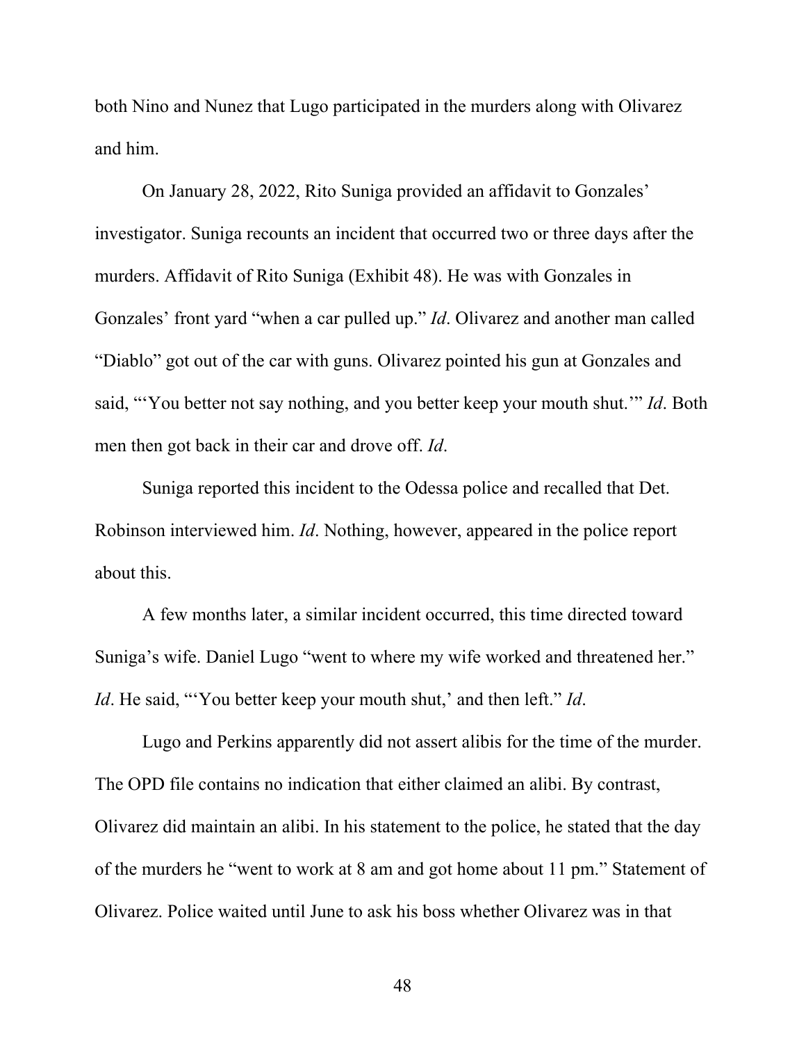both Nino and Nunez that Lugo participated in the murders along with Olivarez and him.

On January 28, 2022, Rito Suniga provided an affidavit to Gonzales' investigator. Suniga recounts an incident that occurred two or three days after the murders. Affidavit of Rito Suniga (Exhibit 48). He was with Gonzales in Gonzales' front yard "when a car pulled up." *Id*. Olivarez and another man called "Diablo" got out of the car with guns. Olivarez pointed his gun at Gonzales and said, "'You better not say nothing, and you better keep your mouth shut.'" *Id*. Both men then got back in their car and drove off. *Id*.

Suniga reported this incident to the Odessa police and recalled that Det. Robinson interviewed him. *Id*. Nothing, however, appeared in the police report about this.

A few months later, a similar incident occurred, this time directed toward Suniga's wife. Daniel Lugo "went to where my wife worked and threatened her." *Id*. He said, "'You better keep your mouth shut,' and then left." *Id*.

Lugo and Perkins apparently did not assert alibis for the time of the murder. The OPD file contains no indication that either claimed an alibi. By contrast, Olivarez did maintain an alibi. In his statement to the police, he stated that the day of the murders he "went to work at 8 am and got home about 11 pm." Statement of Olivarez. Police waited until June to ask his boss whether Olivarez was in that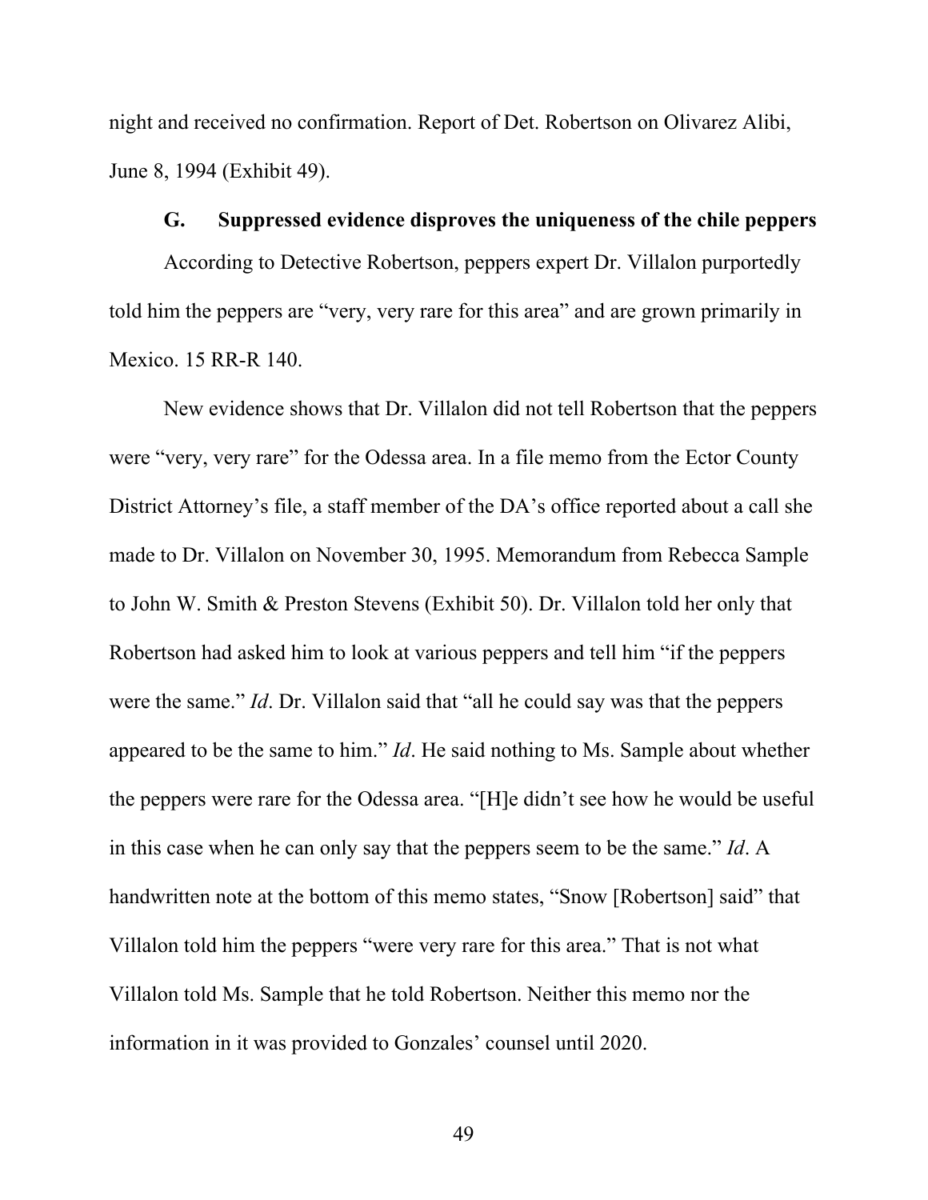night and received no confirmation. Report of Det. Robertson on Olivarez Alibi, June 8, 1994 (Exhibit 49).

### G. Suppressed evidence disproves the uniqueness of the chile peppers

According to Detective Robertson, peppers expert Dr. Villalon purportedly told him the peppers are "very, very rare for this area" and are grown primarily in Mexico. 15 RR-R 140.

New evidence shows that Dr. Villalon did not tell Robertson that the peppers were "very, very rare" for the Odessa area. In a file memo from the Ector County District Attorney's file, a staff member of the DA's office reported about a call she made to Dr. Villalon on November 30, 1995. Memorandum from Rebecca Sample to John W. Smith & Preston Stevens (Exhibit 50). Dr. Villalon told her only that Robertson had asked him to look at various peppers and tell him "if the peppers were the same." *Id*. Dr. Villalon said that "all he could say was that the peppers appeared to be the same to him." *Id*. He said nothing to Ms. Sample about whether the peppers were rare for the Odessa area. "[H]e didn't see how he would be useful in this case when he can only say that the peppers seem to be the same." *Id*. A handwritten note at the bottom of this memo states, "Snow [Robertson] said" that Villalon told him the peppers "were very rare for this area." That is not what Villalon told Ms. Sample that he told Robertson. Neither this memo nor the information in it was provided to Gonzales' counsel until 2020.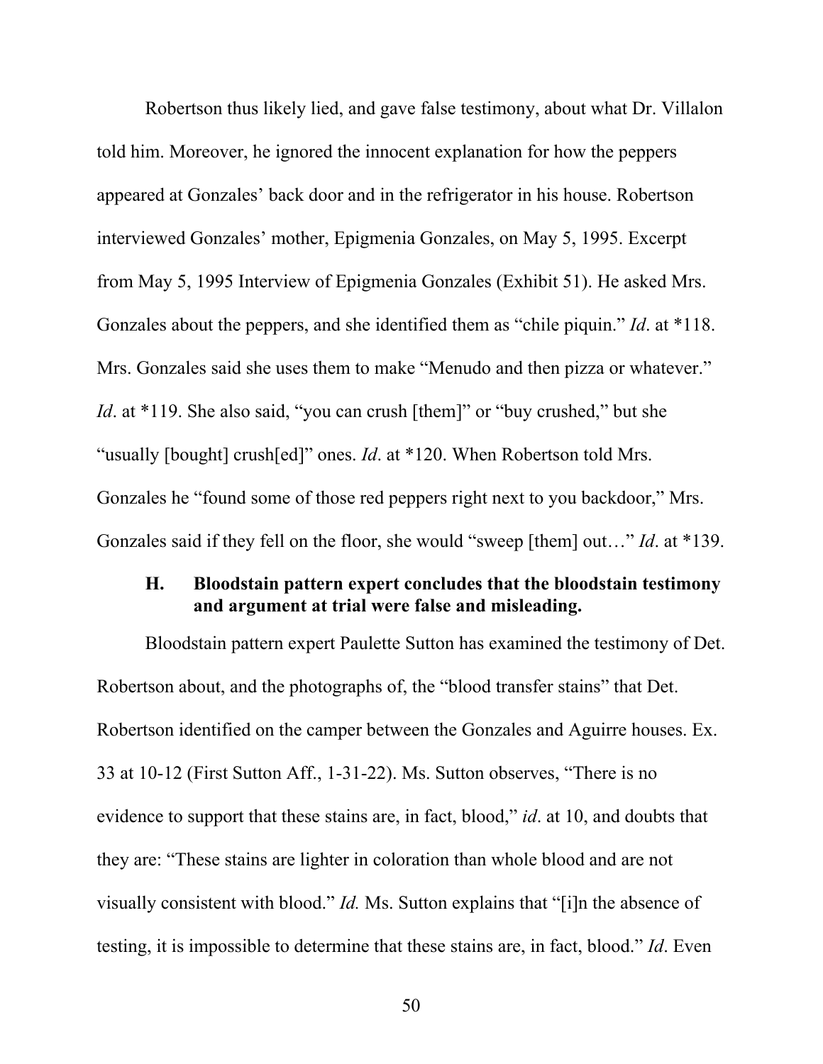Robertson thus likely lied, and gave false testimony, about what Dr. Villalon told him. Moreover, he ignored the innocent explanation for how the peppers appeared at Gonzales' back door and in the refrigerator in his house. Robertson interviewed Gonzales' mother, Epigmenia Gonzales, on May 5, 1995. Excerpt from May 5, 1995 Interview of Epigmenia Gonzales (Exhibit 51). He asked Mrs. Gonzales about the peppers, and she identified them as "chile piquin." *Id*. at *118. Mrs. Gonzales said she uses them to make "Menudo and then pizza or whatever." *Id*. at *119. She also said, "you can crush [them]" or "buy crushed," but she "usually [bought] crush[ed]" ones. *Id*. at *120. When Robertson told Mrs. Gonzales he "found some of those red peppers right next to you backdoor," Mrs. Gonzales said if they fell on the floor, she would "sweep [them] out…" *Id*. at *139.

### H. Bloodstain pattern expert concludes that the bloodstain testimony and argument at trial were false and misleading.

Bloodstain pattern expert Paulette Sutton has examined the testimony of Det. Robertson about, and the photographs of, the "blood transfer stains" that Det. Robertson identified on the camper between the Gonzales and Aguirre houses. Ex. 33 at 10-12 (First Sutton Aff., 1-31-22). Ms. Sutton observes, "There is no evidence to support that these stains are, in fact, blood," *id*. at 10, and doubts that they are: "These stains are lighter in coloration than whole blood and are not visually consistent with blood." *Id.* Ms. Sutton explains that "[i]n the absence of testing, it is impossible to determine that these stains are, in fact, blood." *Id*. Even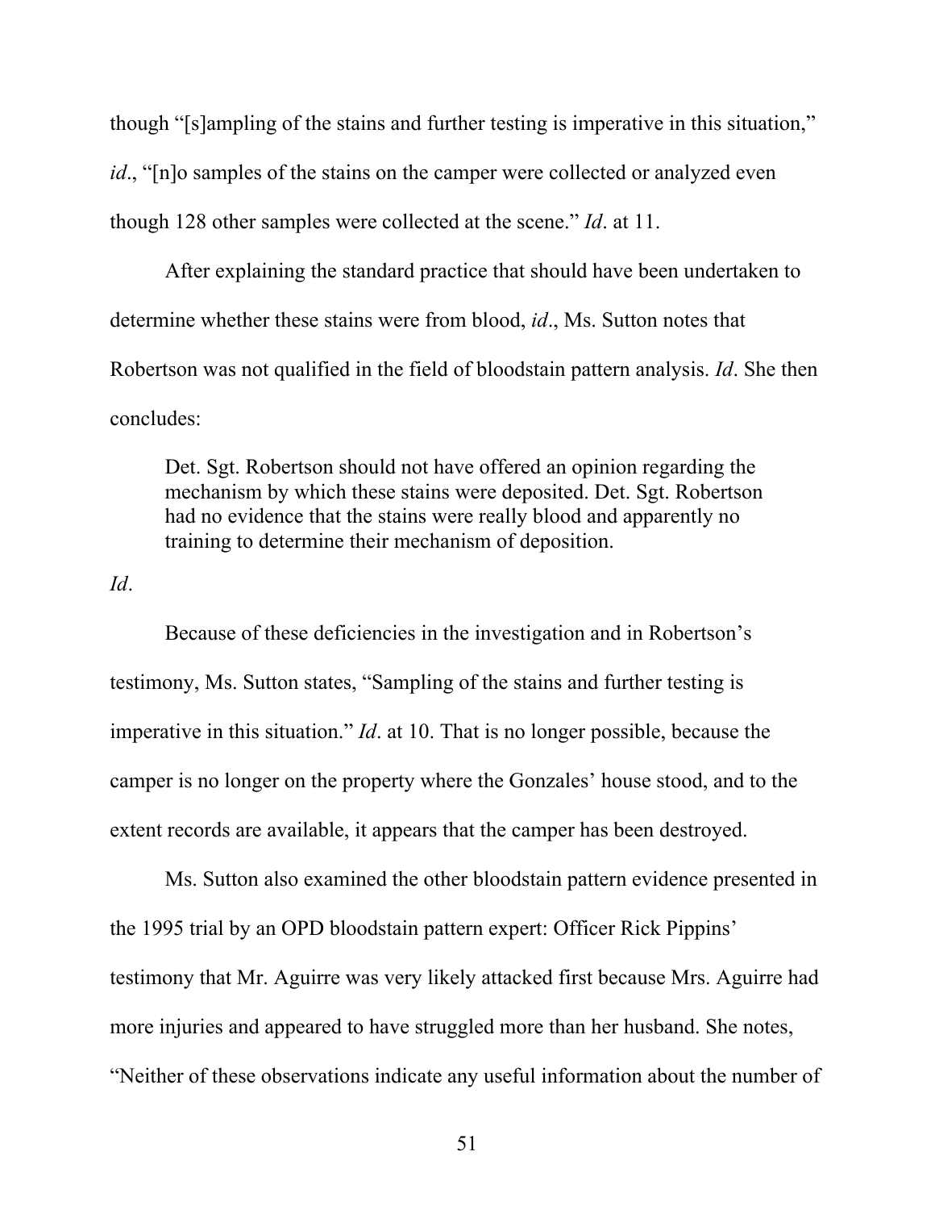though "[s]ampling of the stains and further testing is imperative in this situation," *id*., "[n]o samples of the stains on the camper were collected or analyzed even though 128 other samples were collected at the scene." *Id*. at 11.

After explaining the standard practice that should have been undertaken to determine whether these stains were from blood, *id*., Ms. Sutton notes that Robertson was not qualified in the field of bloodstain pattern analysis. *Id*. She then concludes:

> Det. Sgt. Robertson should not have offered an opinion regarding the mechanism by which these stains were deposited. Det. Sgt. Robertson had no evidence that the stains were really blood and apparently no training to determine their mechanism of deposition.

*Id*.

Because of these deficiencies in the investigation and in Robertson's testimony, Ms. Sutton states, "Sampling of the stains and further testing is imperative in this situation." *Id*. at 10. That is no longer possible, because the camper is no longer on the property where the Gonzales' house stood, and to the extent records are available, it appears that the camper has been destroyed.

Ms. Sutton also examined the other bloodstain pattern evidence presented in the 1995 trial by an OPD bloodstain pattern expert: Officer Rick Pippins' testimony that Mr. Aguirre was very likely attacked first because Mrs. Aguirre had more injuries and appeared to have struggled more than her husband. She notes, "Neither of these observations indicate any useful information about the number of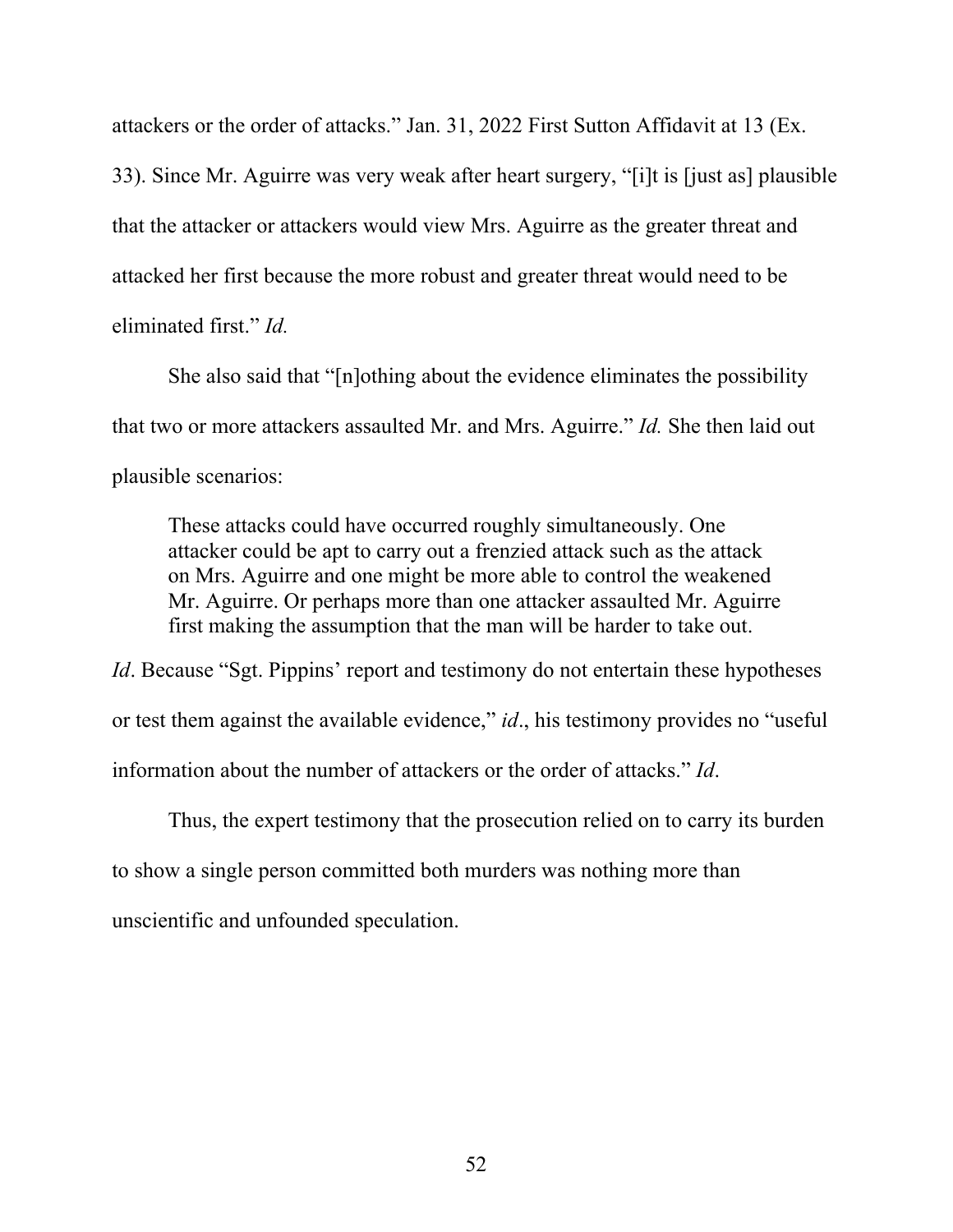attackers or the order of attacks." Jan. 31, 2022 First Sutton Affidavit at 13 (Ex. 33). Since Mr. Aguirre was very weak after heart surgery, "[i]t is [just as] plausible that the attacker or attackers would view Mrs. Aguirre as the greater threat and attacked her first because the more robust and greater threat would need to be eliminated first." *Id.*

She also said that "[n]othing about the evidence eliminates the possibility that two or more attackers assaulted Mr. and Mrs. Aguirre." *Id.* She then laid out plausible scenarios:

> These attacks could have occurred roughly simultaneously. One attacker could be apt to carry out a frenzied attack such as the attack on Mrs. Aguirre and one might be more able to control the weakened Mr. Aguirre. Or perhaps more than one attacker assaulted Mr. Aguirre first making the assumption that the man will be harder to take out.

*Id*. Because "Sgt. Pippins' report and testimony do not entertain these hypotheses or test them against the available evidence," *id*., his testimony provides no "useful information about the number of attackers or the order of attacks." *Id*.

Thus, the expert testimony that the prosecution relied on to carry its burden to show a single person committed both murders was nothing more than unscientific and unfounded speculation.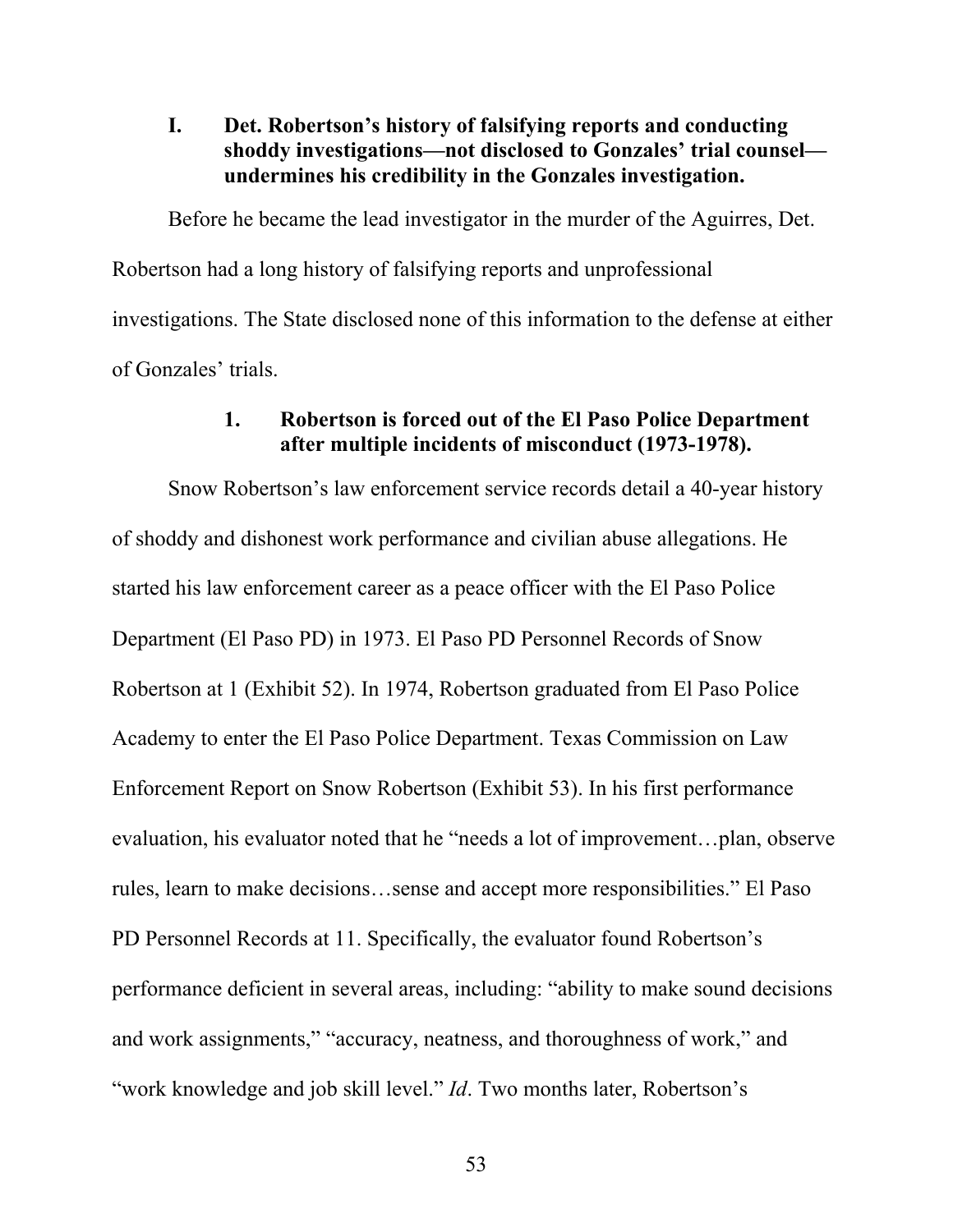### I. Det. Robertson's history of falsifying reports and conducting shoddy investigations—not disclosed to Gonzales' trial counsel—undermines his credibility in the Gonzales investigation.

Before he became the lead investigator in the murder of the Aguirres, Det. Robertson had a long history of falsifying reports and unprofessional investigations. The State disclosed none of this information to the defense at either of Gonzales' trials.

#### 1. Robertson is forced out of the El Paso Police Department after multiple incidents of misconduct (1973-1978).

Snow Robertson's law enforcement service records detail a 40-year history of shoddy and dishonest work performance and civilian abuse allegations. He started his law enforcement career as a peace officer with the El Paso Police Department (El Paso PD) in 1973. El Paso PD Personnel Records of Snow Robertson at 1 (Exhibit 52). In 1974, Robertson graduated from El Paso Police Academy to enter the El Paso Police Department. Texas Commission on Law Enforcement Report on Snow Robertson (Exhibit 53). In his first performance evaluation, his evaluator noted that he "needs a lot of improvement…plan, observe rules, learn to make decisions…sense and accept more responsibilities." El Paso PD Personnel Records at 11. Specifically, the evaluator found Robertson's performance deficient in several areas, including: "ability to make sound decisions and work assignments," "accuracy, neatness, and thoroughness of work," and "work knowledge and job skill level." *Id*. Two months later, Robertson's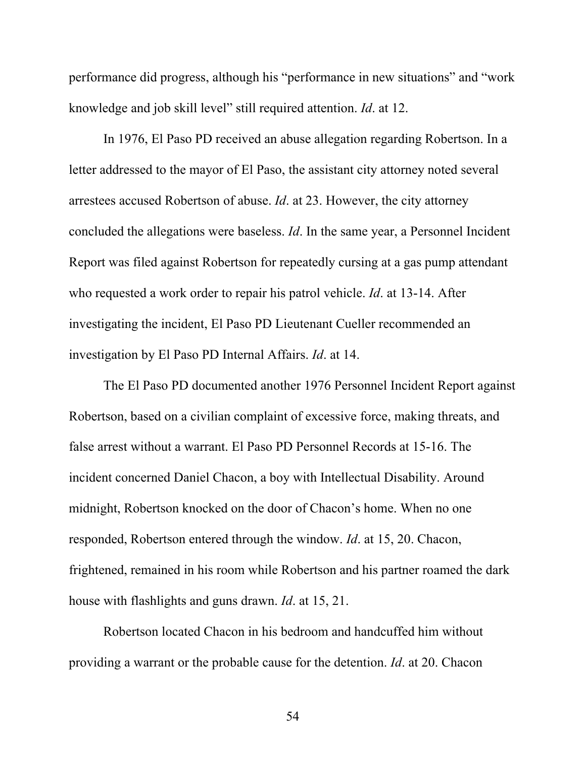performance did progress, although his "performance in new situations" and "work knowledge and job skill level" still required attention. *Id*. at 12.

In 1976, El Paso PD received an abuse allegation regarding Robertson. In a letter addressed to the mayor of El Paso, the assistant city attorney noted several arrestees accused Robertson of abuse. *Id*. at 23. However, the city attorney concluded the allegations were baseless. *Id*. In the same year, a Personnel Incident Report was filed against Robertson for repeatedly cursing at a gas pump attendant who requested a work order to repair his patrol vehicle. *Id*. at 13-14. After investigating the incident, El Paso PD Lieutenant Cueller recommended an investigation by El Paso PD Internal Affairs. *Id*. at 14.

The El Paso PD documented another 1976 Personnel Incident Report against Robertson, based on a civilian complaint of excessive force, making threats, and false arrest without a warrant. El Paso PD Personnel Records at 15-16. The incident concerned Daniel Chacon, a boy with Intellectual Disability. Around midnight, Robertson knocked on the door of Chacon's home. When no one responded, Robertson entered through the window. *Id*. at 15, 20. Chacon, frightened, remained in his room while Robertson and his partner roamed the dark house with flashlights and guns drawn. *Id*. at 15, 21.

Robertson located Chacon in his bedroom and handcuffed him without providing a warrant or the probable cause for the detention. *Id*. at 20. Chacon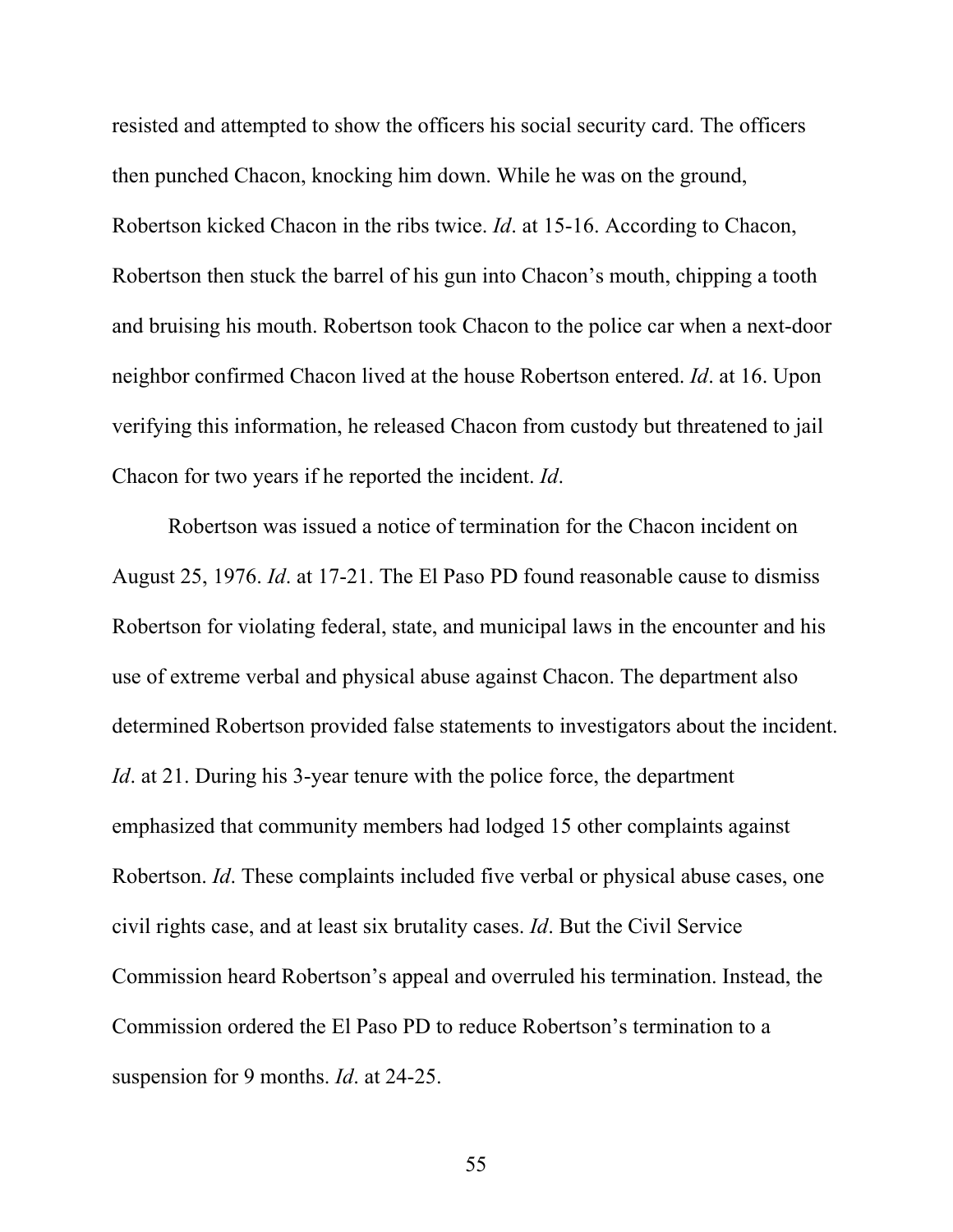resisted and attempted to show the officers his social security card. The officers then punched Chacon, knocking him down. While he was on the ground, Robertson kicked Chacon in the ribs twice. *Id*. at 15-16. According to Chacon, Robertson then stuck the barrel of his gun into Chacon's mouth, chipping a tooth and bruising his mouth. Robertson took Chacon to the police car when a next-door neighbor confirmed Chacon lived at the house Robertson entered. *Id*. at 16. Upon verifying this information, he released Chacon from custody but threatened to jail Chacon for two years if he reported the incident. *Id*.

Robertson was issued a notice of termination for the Chacon incident on August 25, 1976. *Id*. at 17-21. The El Paso PD found reasonable cause to dismiss Robertson for violating federal, state, and municipal laws in the encounter and his use of extreme verbal and physical abuse against Chacon. The department also determined Robertson provided false statements to investigators about the incident. *Id*. at 21. During his 3-year tenure with the police force, the department emphasized that community members had lodged 15 other complaints against Robertson. *Id*. These complaints included five verbal or physical abuse cases, one civil rights case, and at least six brutality cases. *Id*. But the Civil Service Commission heard Robertson's appeal and overruled his termination. Instead, the Commission ordered the El Paso PD to reduce Robertson's termination to a suspension for 9 months. *Id*. at 24-25.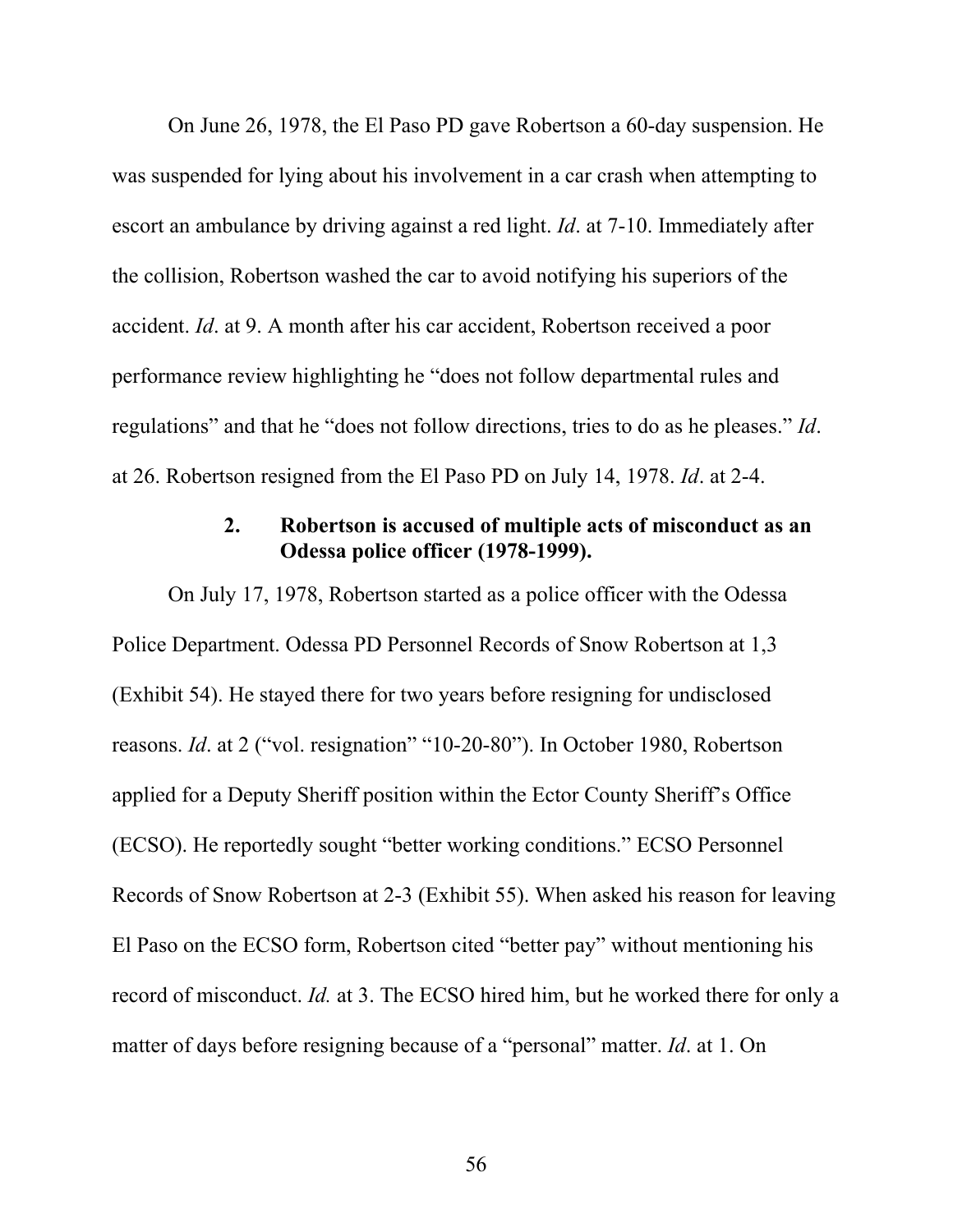On June 26, 1978, the El Paso PD gave Robertson a 60-day suspension. He was suspended for lying about his involvement in a car crash when attempting to escort an ambulance by driving against a red light. *Id*. at 7-10. Immediately after the collision, Robertson washed the car to avoid notifying his superiors of the accident. *Id*. at 9. A month after his car accident, Robertson received a poor performance review highlighting he "does not follow departmental rules and regulations" and that he "does not follow directions, tries to do as he pleases." *Id*. at 26. Robertson resigned from the El Paso PD on July 14, 1978. *Id*. at 2-4.

#### 2. Robertson is accused of multiple acts of misconduct as an Odessa police officer (1978-1999).

On July 17, 1978, Robertson started as a police officer with the Odessa Police Department. Odessa PD Personnel Records of Snow Robertson at 1,3 (Exhibit 54). He stayed there for two years before resigning for undisclosed reasons. *Id*. at 2 ("vol. resignation" "10-20-80"). In October 1980, Robertson applied for a Deputy Sheriff position within the Ector County Sheriff's Office (ECSO). He reportedly sought "better working conditions." ECSO Personnel Records of Snow Robertson at 2-3 (Exhibit 55). When asked his reason for leaving El Paso on the ECSO form, Robertson cited "better pay" without mentioning his record of misconduct. *Id.* at 3. The ECSO hired him, but he worked there for only a matter of days before resigning because of a "personal" matter. *Id*. at 1. On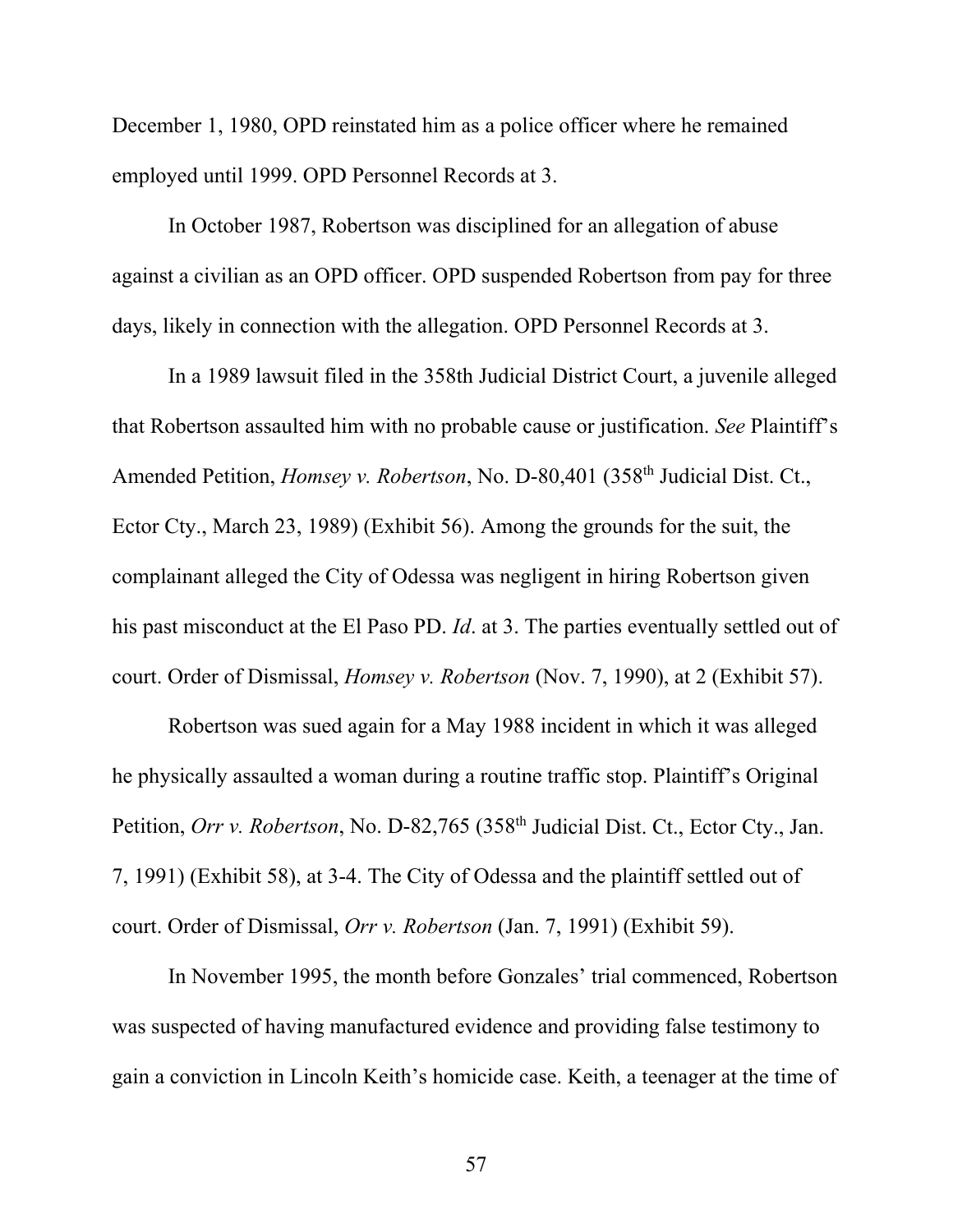December 1, 1980, OPD reinstated him as a police officer where he remained employed until 1999. OPD Personnel Records at 3.

In October 1987, Robertson was disciplined for an allegation of abuse against a civilian as an OPD officer. OPD suspended Robertson from pay for three days, likely in connection with the allegation. OPD Personnel Records at 3.

In a 1989 lawsuit filed in the 358th Judicial District Court, a juvenile alleged that Robertson assaulted him with no probable cause or justification. *See* Plaintiff's Amended Petition, *Homsey v. Robertson*, No. D-80,401 (358th Judicial Dist. Ct., Ector Cty., March 23, 1989) (Exhibit 56). Among the grounds for the suit, the complainant alleged the City of Odessa was negligent in hiring Robertson given his past misconduct at the El Paso PD. *Id*. at 3. The parties eventually settled out of court. Order of Dismissal, *Homsey v. Robertson* (Nov. 7, 1990), at 2 (Exhibit 57).

Robertson was sued again for a May 1988 incident in which it was alleged he physically assaulted a woman during a routine traffic stop. Plaintiff's Original Petition, *Orr v. Robertson*, No. D-82,765 (358th Judicial Dist. Ct., Ector Cty., Jan. 7, 1991) (Exhibit 58), at 3-4. The City of Odessa and the plaintiff settled out of court. Order of Dismissal, *Orr v. Robertson* (Jan. 7, 1991) (Exhibit 59).

In November 1995, the month before Gonzales' trial commenced, Robertson was suspected of having manufactured evidence and providing false testimony to gain a conviction in Lincoln Keith's homicide case. Keith, a teenager at the time of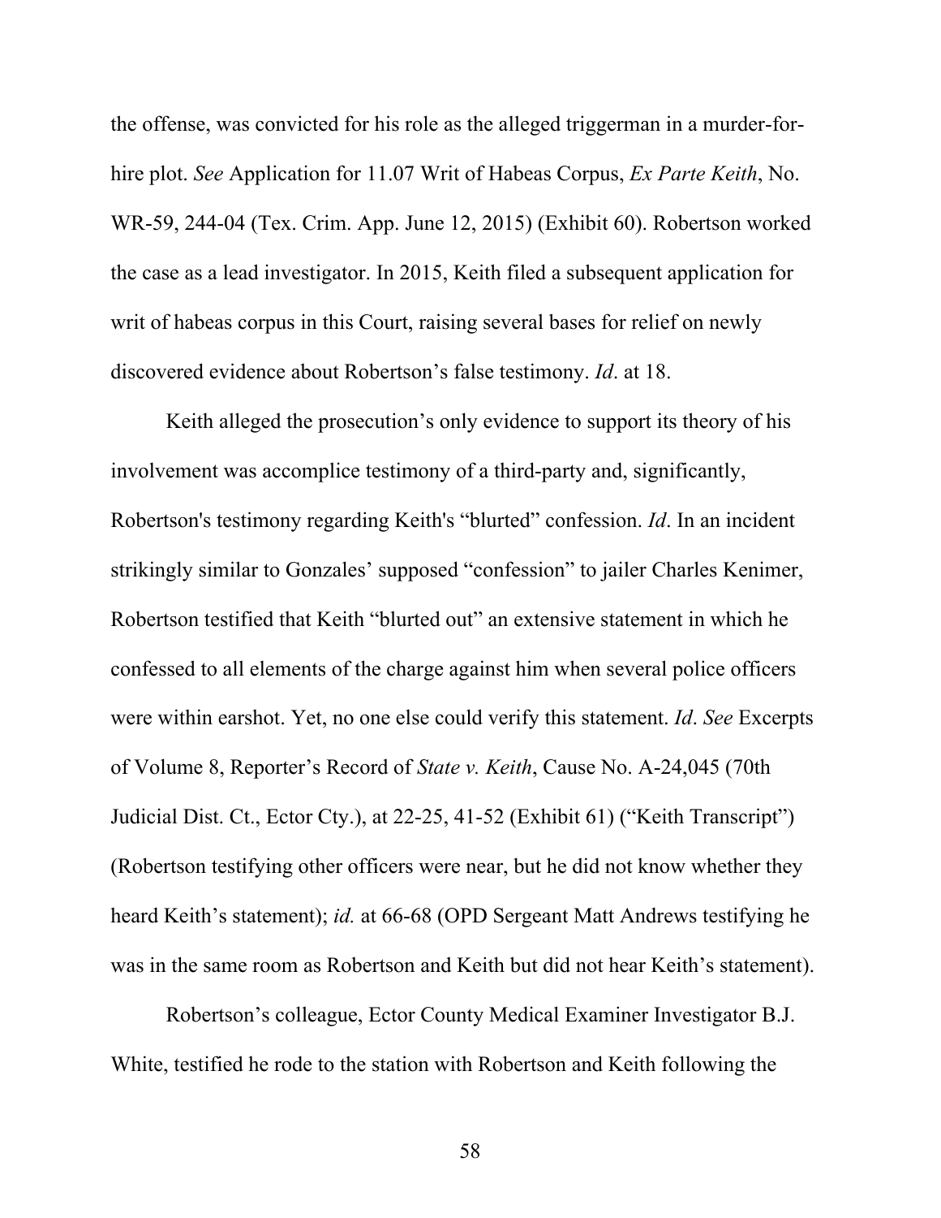the offense, was convicted for his role as the alleged triggerman in a murder-for-hire plot. *See* Application for 11.07 Writ of Habeas Corpus, *Ex Parte Keith*, No. WR-59, 244-04 (Tex. Crim. App. June 12, 2015) (Exhibit 60). Robertson worked the case as a lead investigator. In 2015, Keith filed a subsequent application for writ of habeas corpus in this Court, raising several bases for relief on newly discovered evidence about Robertson's false testimony. *Id*. at 18.

Keith alleged the prosecution's only evidence to support its theory of his involvement was accomplice testimony of a third-party and, significantly, Robertson's testimony regarding Keith's "blurted" confession. *Id*. In an incident strikingly similar to Gonzales' supposed "confession" to jailer Charles Kenimer, Robertson testified that Keith "blurted out" an extensive statement in which he confessed to all elements of the charge against him when several police officers were within earshot. Yet, no one else could verify this statement. *Id*. *See* Excerpts of Volume 8, Reporter's Record of *State v. Keith*, Cause No. A-24,045 (70th Judicial Dist. Ct., Ector Cty.), at 22-25, 41-52 (Exhibit 61) ("Keith Transcript") (Robertson testifying other officers were near, but he did not know whether they heard Keith's statement); *id.* at 66-68 (OPD Sergeant Matt Andrews testifying he was in the same room as Robertson and Keith but did not hear Keith's statement).

Robertson's colleague, Ector County Medical Examiner Investigator B.J. White, testified he rode to the station with Robertson and Keith following the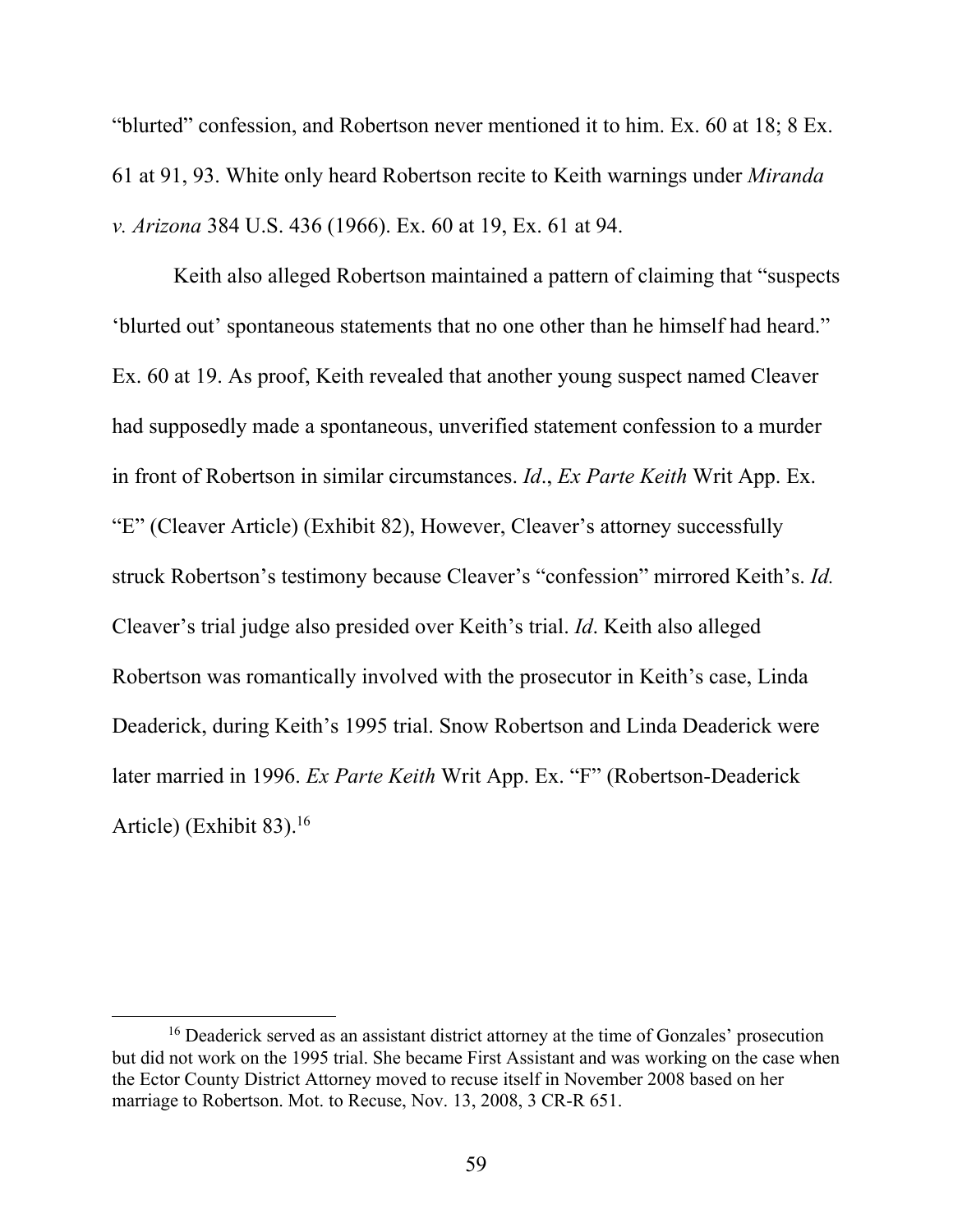"blurted" confession, and Robertson never mentioned it to him. Ex. 60 at 18; 8 Ex. 61 at 91, 93. White only heard Robertson recite to Keith warnings under *Miranda v. Arizona* 384 U.S. 436 (1966). Ex. 60 at 19, Ex. 61 at 94.

Keith also alleged Robertson maintained a pattern of claiming that "suspects 'blurted out' spontaneous statements that no one other than he himself had heard." Ex. 60 at 19. As proof, Keith revealed that another young suspect named Cleaver had supposedly made a spontaneous, unverified statement confession to a murder in front of Robertson in similar circumstances. *Id*., *Ex Parte Keith* Writ App. Ex. "E" (Cleaver Article) (Exhibit 82), However, Cleaver's attorney successfully struck Robertson's testimony because Cleaver's "confession" mirrored Keith's. *Id.* Cleaver's trial judge also presided over Keith's trial. *Id*. Keith also alleged Robertson was romantically involved with the prosecutor in Keith's case, Linda Deaderick, during Keith's 1995 trial. Snow Robertson and Linda Deaderick were later married in 1996. *Ex Parte Keith* Writ App. Ex. "F" (Robertson-Deaderick Article) (Exhibit 83).[16]

[16] Deaderick served as an assistant district attorney at the time of Gonzales' prosecution but did not work on the 1995 trial. She became First Assistant and was working on the case when the Ector County District Attorney moved to recuse itself in November 2008 based on her marriage to Robertson. Mot. to Recuse, Nov. 13, 2008, 3 CR-R 651.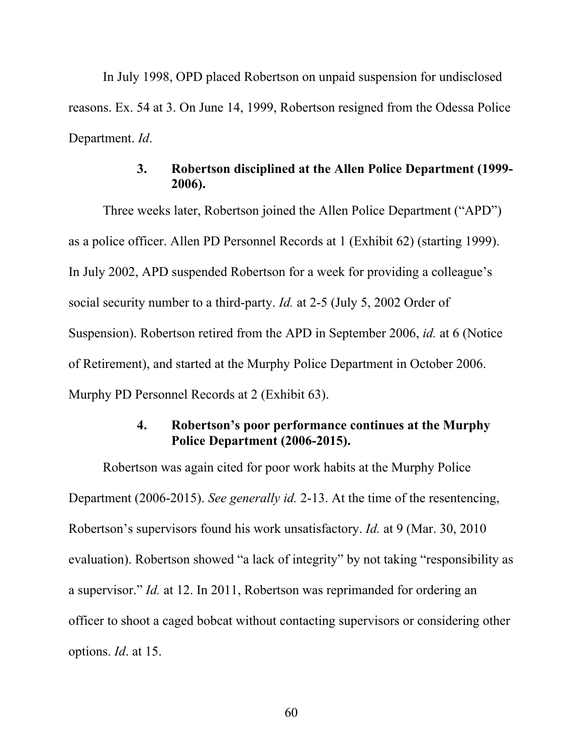In July 1998, OPD placed Robertson on unpaid suspension for undisclosed reasons. Ex. 54 at 3. On June 14, 1999, Robertson resigned from the Odessa Police Department. *Id*.

### 3. Robertson disciplined at the Allen Police Department (1999-2006).

Three weeks later, Robertson joined the Allen Police Department ("APD") as a police officer. Allen PD Personnel Records at 1 (Exhibit 62) (starting 1999). In July 2002, APD suspended Robertson for a week for providing a colleague's social security number to a third-party. *Id.* at 2-5 (July 5, 2002 Order of Suspension). Robertson retired from the APD in September 2006, *id.* at 6 (Notice of Retirement), and started at the Murphy Police Department in October 2006. Murphy PD Personnel Records at 2 (Exhibit 63).

### 4. Robertson's poor performance continues at the Murphy Police Department (2006-2015).

Robertson was again cited for poor work habits at the Murphy Police Department (2006-2015). *See generally id.* 2-13. At the time of the resentencing, Robertson's supervisors found his work unsatisfactory. *Id.* at 9 (Mar. 30, 2010 evaluation). Robertson showed "a lack of integrity" by not taking "responsibility as a supervisor." *Id.* at 12. In 2011, Robertson was reprimanded for ordering an officer to shoot a caged bobcat without contacting supervisors or considering other options. *Id*. at 15.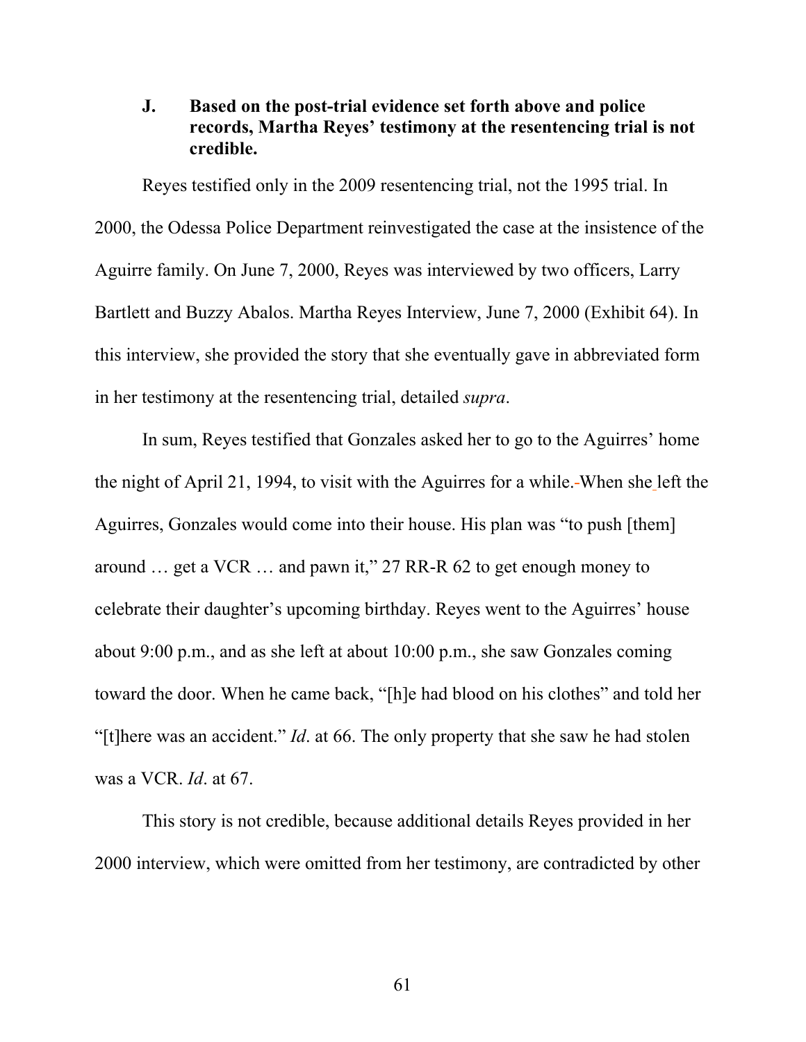### J. Based on the post-trial evidence set forth above and police records, Martha Reyes' testimony at the resentencing trial is not credible.

Reyes testified only in the 2009 resentencing trial, not the 1995 trial. In 2000, the Odessa Police Department reinvestigated the case at the insistence of the Aguirre family. On June 7, 2000, Reyes was interviewed by two officers, Larry Bartlett and Buzzy Abalos. Martha Reyes Interview, June 7, 2000 (Exhibit 64). In this interview, she provided the story that she eventually gave in abbreviated form in her testimony at the resentencing trial, detailed *supra*.

In sum, Reyes testified that Gonzales asked her to go to the Aguirres' home the night of April 21, 1994, to visit with the Aguirres for a while. When she left the Aguirres, Gonzales would come into their house. His plan was "to push [them] around … get a VCR … and pawn it," 27 RR-R 62 to get enough money to celebrate their daughter's upcoming birthday. Reyes went to the Aguirres' house about 9:00 p.m., and as she left at about 10:00 p.m., she saw Gonzales coming toward the door. When he came back, "[h]e had blood on his clothes" and told her "[t]here was an accident." *Id*. at 66. The only property that she saw he had stolen was a VCR. *Id*. at 67.

This story is not credible, because additional details Reyes provided in her 2000 interview, which were omitted from her testimony, are contradicted by other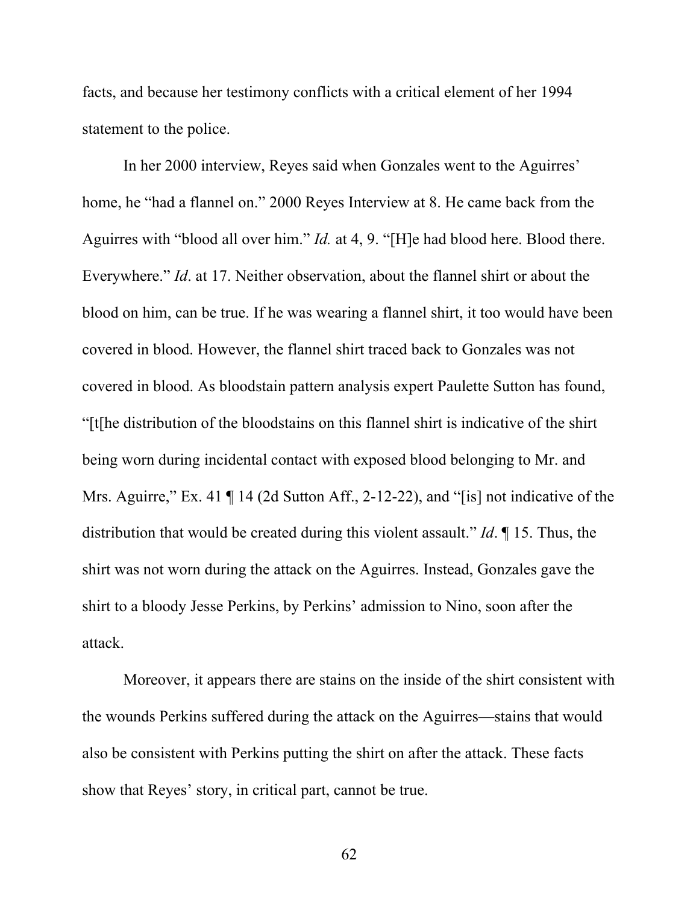facts, and because her testimony conflicts with a critical element of her 1994 statement to the police.

In her 2000 interview, Reyes said when Gonzales went to the Aguirres' home, he "had a flannel on." 2000 Reyes Interview at 8. He came back from the Aguirres with "blood all over him." *Id.* at 4, 9. "[H]e had blood here. Blood there. Everywhere." *Id*. at 17. Neither observation, about the flannel shirt or about the blood on him, can be true. If he was wearing a flannel shirt, it too would have been covered in blood. However, the flannel shirt traced back to Gonzales was not covered in blood. As bloodstain pattern analysis expert Paulette Sutton has found, "[t[he distribution of the bloodstains on this flannel shirt is indicative of the shirt being worn during incidental contact with exposed blood belonging to Mr. and Mrs. Aguirre," Ex. 41 ¶ 14 (2d Sutton Aff., 2-12-22), and "[is] not indicative of the distribution that would be created during this violent assault." *Id*. ¶ 15. Thus, the shirt was not worn during the attack on the Aguirres. Instead, Gonzales gave the shirt to a bloody Jesse Perkins, by Perkins' admission to Nino, soon after the attack.

Moreover, it appears there are stains on the inside of the shirt consistent with the wounds Perkins suffered during the attack on the Aguirres—stains that would also be consistent with Perkins putting the shirt on after the attack. These facts show that Reyes' story, in critical part, cannot be true.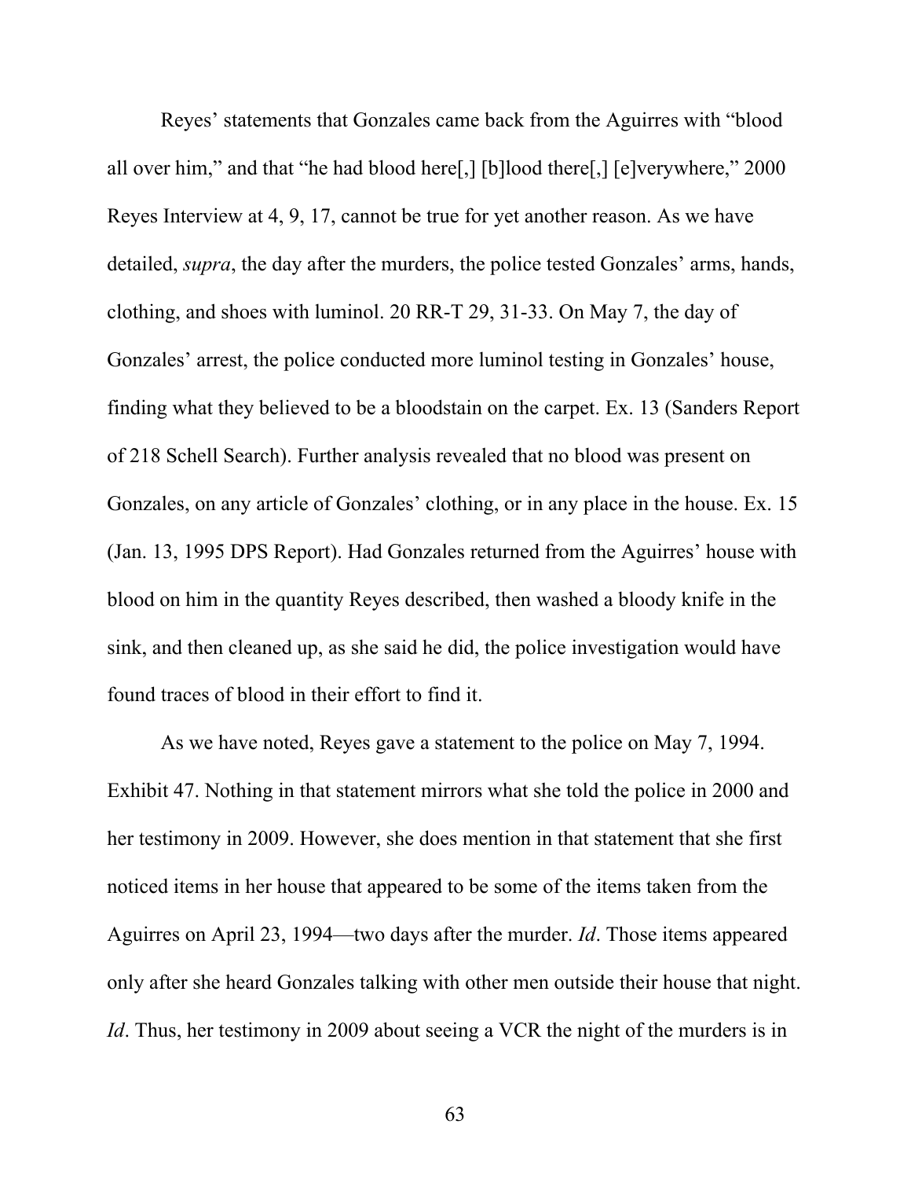Reyes' statements that Gonzales came back from the Aguirres with "blood all over him," and that "he had blood here[,] [b]lood there[,] [e]verywhere," 2000 Reyes Interview at 4, 9, 17, cannot be true for yet another reason. As we have detailed, *supra*, the day after the murders, the police tested Gonzales' arms, hands, clothing, and shoes with luminol. 20 RR-T 29, 31-33. On May 7, the day of Gonzales' arrest, the police conducted more luminol testing in Gonzales' house, finding what they believed to be a bloodstain on the carpet. Ex. 13 (Sanders Report of 218 Schell Search). Further analysis revealed that no blood was present on Gonzales, on any article of Gonzales' clothing, or in any place in the house. Ex. 15 (Jan. 13, 1995 DPS Report). Had Gonzales returned from the Aguirres' house with blood on him in the quantity Reyes described, then washed a bloody knife in the sink, and then cleaned up, as she said he did, the police investigation would have found traces of blood in their effort to find it.

As we have noted, Reyes gave a statement to the police on May 7, 1994. Exhibit 47. Nothing in that statement mirrors what she told the police in 2000 and her testimony in 2009. However, she does mention in that statement that she first noticed items in her house that appeared to be some of the items taken from the Aguirres on April 23, 1994—two days after the murder. *Id*. Those items appeared only after she heard Gonzales talking with other men outside their house that night. *Id*. Thus, her testimony in 2009 about seeing a VCR the night of the murders is in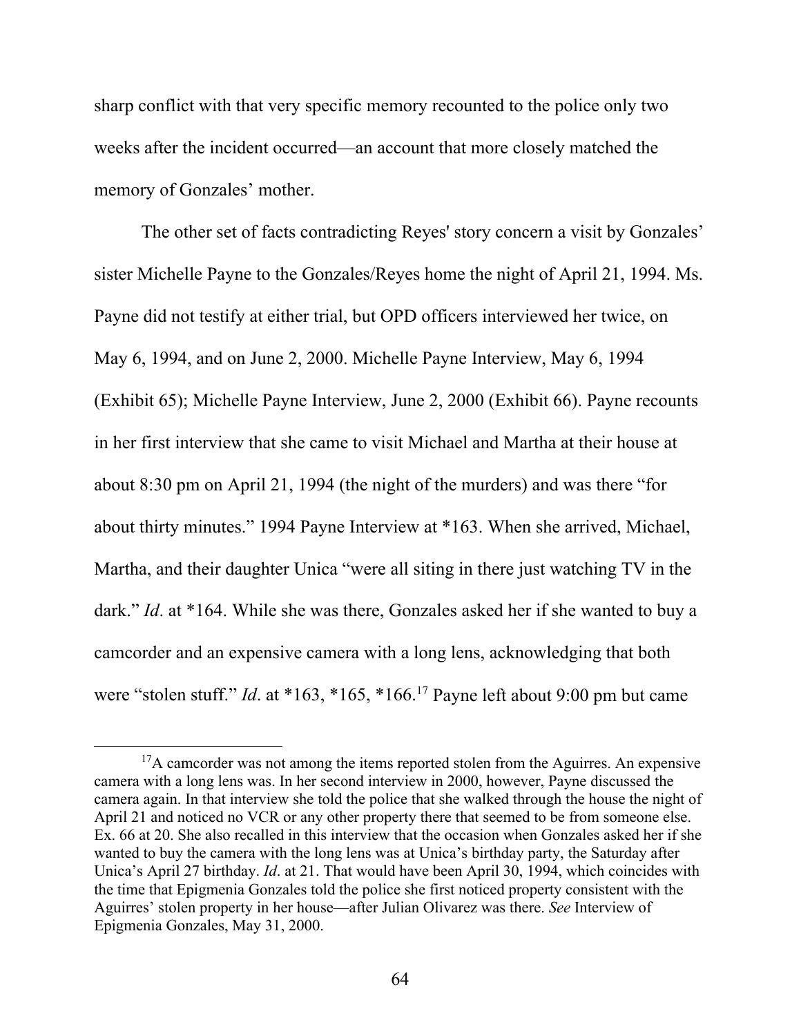sharp conflict with that very specific memory recounted to the police only two weeks after the incident occurred—an account that more closely matched the memory of Gonzales' mother.

The other set of facts contradicting Reyes' story concern a visit by Gonzales' sister Michelle Payne to the Gonzales/Reyes home the night of April 21, 1994. Ms. Payne did not testify at either trial, but OPD officers interviewed her twice, on May 6, 1994, and on June 2, 2000. Michelle Payne Interview, May 6, 1994 (Exhibit 65); Michelle Payne Interview, June 2, 2000 (Exhibit 66). Payne recounts in her first interview that she came to visit Michael and Martha at their house at about 8:30 pm on April 21, 1994 (the night of the murders) and was there "for about thirty minutes." 1994 Payne Interview at *163. When she arrived, Michael, Martha, and their daughter Unica "were all siting in there just watching TV in the dark." *Id*. at *164. While she was there, Gonzales asked her if she wanted to buy a camcorder and an expensive camera with a long lens, acknowledging that both were "stolen stuff." *Id*. at *163, *165, *166.[17] Payne left about 9:00 pm but came

[17] A camcorder was not among the items reported stolen from the Aguirres. An expensive camera with a long lens was. In her second interview in 2000, however, Payne discussed the camera again. In that interview she told the police that she walked through the house the night of April 21 and noticed no VCR or any other property there that seemed to be from someone else. Ex. 66 at 20. She also recalled in this interview that the occasion when Gonzales asked her if she wanted to buy the camera with the long lens was at Unica's birthday party, the Saturday after Unica's April 27 birthday. *Id*. at 21. That would have been April 30, 1994, which coincides with the time that Epigmenia Gonzales told the police she first noticed property consistent with the Aguirres' stolen property in her house—after Julian Olivarez was there. *See* Interview of Epigmenia Gonzales, May 31, 2000.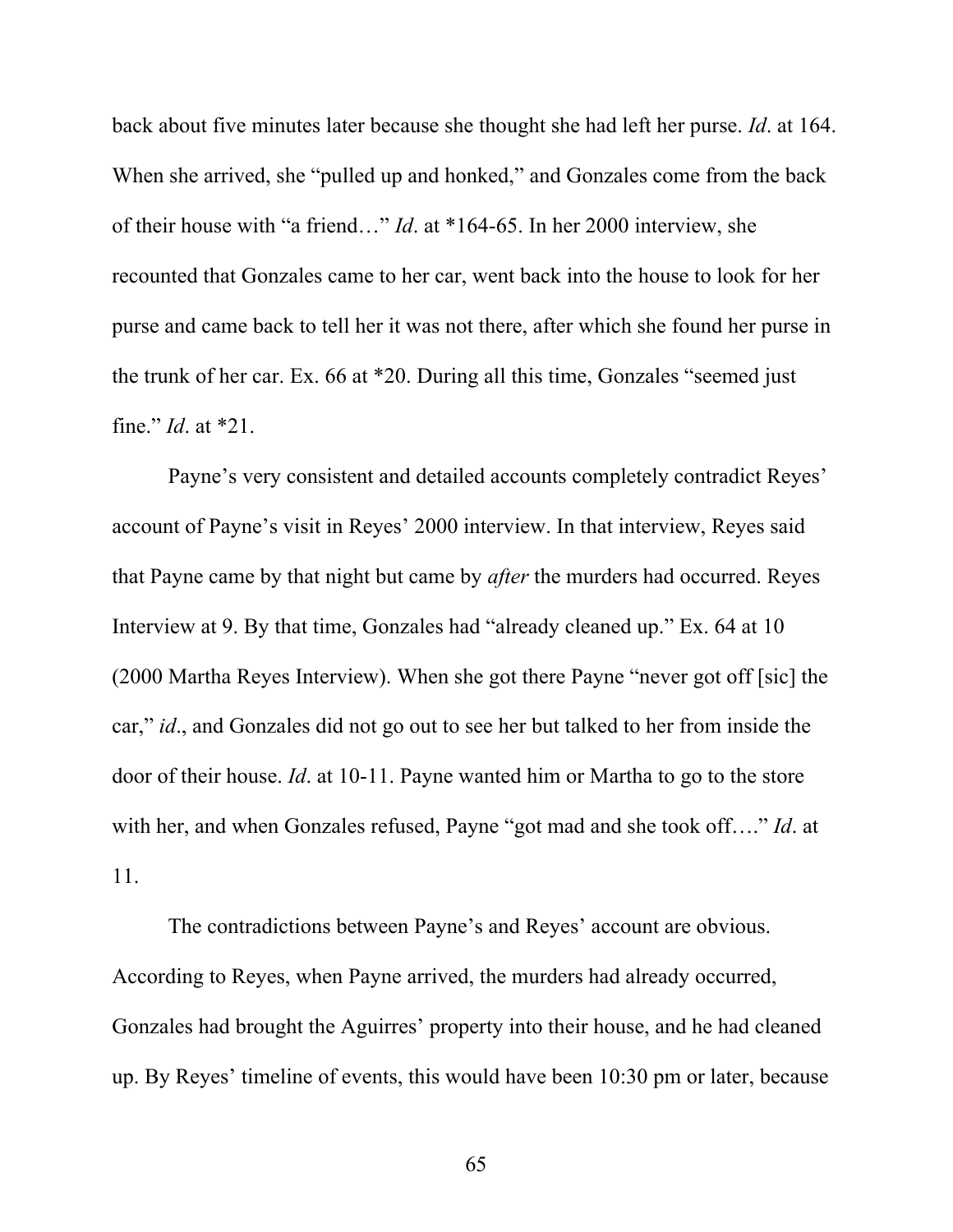back about five minutes later because she thought she had left her purse. *Id*. at 164. When she arrived, she "pulled up and honked," and Gonzales come from the back of their house with "a friend…" *Id*. at *164-65. In her 2000 interview, she recounted that Gonzales came to her car, went back into the house to look for her purse and came back to tell her it was not there, after which she found her purse in the trunk of her car. Ex. 66 at *20. During all this time, Gonzales "seemed just fine." *Id*. at *21.

Payne's very consistent and detailed accounts completely contradict Reyes' account of Payne's visit in Reyes' 2000 interview. In that interview, Reyes said that Payne came by that night but came by *after* the murders had occurred. Reyes Interview at 9. By that time, Gonzales had "already cleaned up." Ex. 64 at 10 (2000 Martha Reyes Interview). When she got there Payne "never got off [sic] the car," *id*., and Gonzales did not go out to see her but talked to her from inside the door of their house. *Id*. at 10-11. Payne wanted him or Martha to go to the store with her, and when Gonzales refused, Payne "got mad and she took off…." *Id*. at 11.

The contradictions between Payne's and Reyes' account are obvious. According to Reyes, when Payne arrived, the murders had already occurred, Gonzales had brought the Aguirres' property into their house, and he had cleaned up. By Reyes' timeline of events, this would have been 10:30 pm or later, because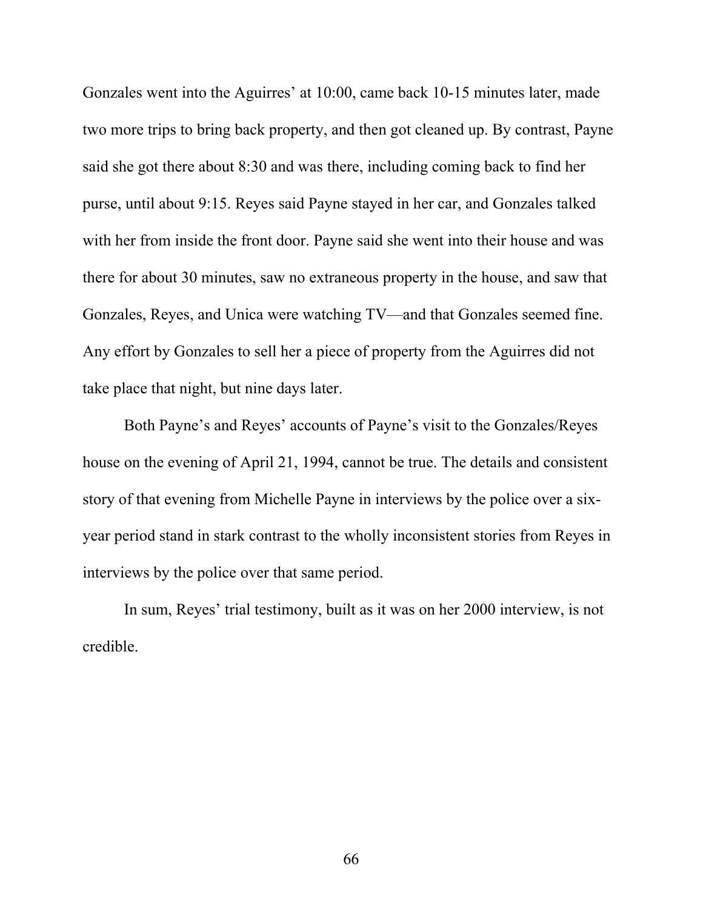Gonzales went into the Aguirres' at 10:00, came back 10-15 minutes later, made two more trips to bring back property, and then got cleaned up. By contrast, Payne said she got there about 8:30 and was there, including coming back to find her purse, until about 9:15. Reyes said Payne stayed in her car, and Gonzales talked with her from inside the front door. Payne said she went into their house and was there for about 30 minutes, saw no extraneous property in the house, and saw that Gonzales, Reyes, and Unica were watching TV—and that Gonzales seemed fine. Any effort by Gonzales to sell her a piece of property from the Aguirres did not take place that night, but nine days later.

Both Payne's and Reyes' accounts of Payne's visit to the Gonzales/Reyes house on the evening of April 21, 1994, cannot be true. The details and consistent story of that evening from Michelle Payne in interviews by the police over a six-year period stand in stark contrast to the wholly inconsistent stories from Reyes in interviews by the police over that same period.

In sum, Reyes' trial testimony, built as it was on her 2000 interview, is not credible.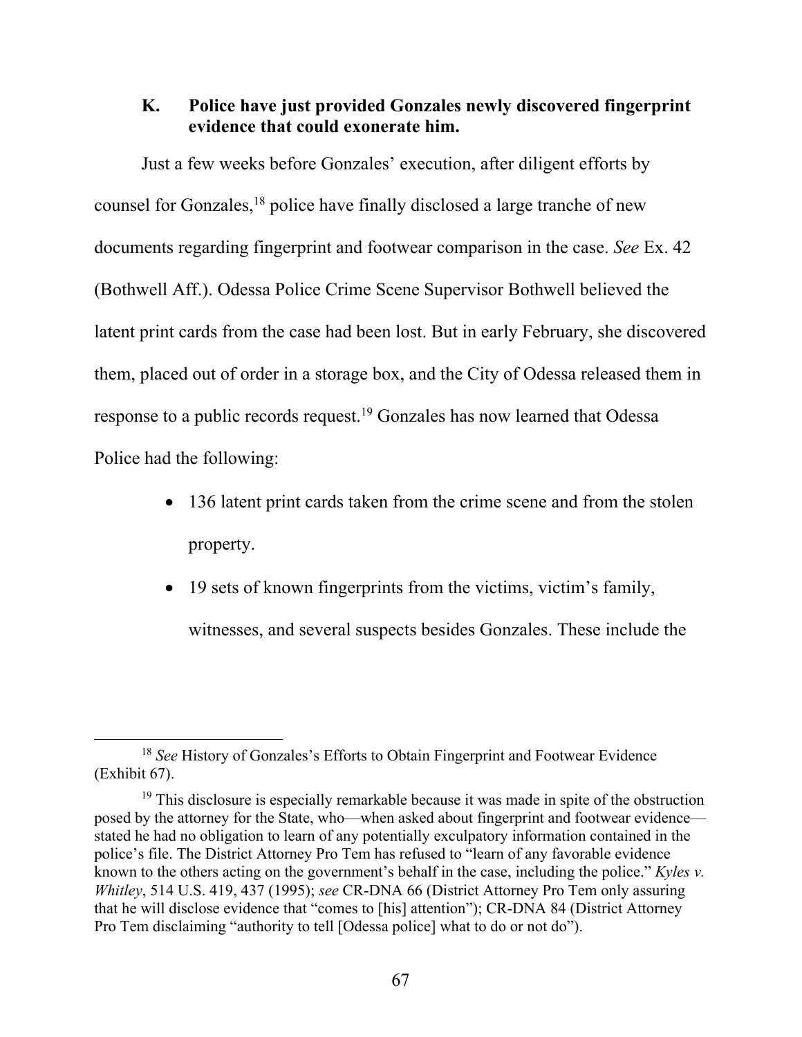### K. Police have just provided Gonzales newly discovered fingerprint evidence that could exonerate him.

Just a few weeks before Gonzales' execution, after diligent efforts by counsel for Gonzales,[18] police have finally disclosed a large tranche of new documents regarding fingerprint and footwear comparison in the case. *See* Ex. 42 (Bothwell Aff.). Odessa Police Crime Scene Supervisor Bothwell believed the latent print cards from the case had been lost. But in early February, she discovered them, placed out of order in a storage box, and the City of Odessa released them in response to a public records request.[19] Gonzales has now learned that Odessa Police had the following:

- 136 latent print cards taken from the crime scene and from the stolen property.
- 19 sets of known fingerprints from the victims, victim's family, witnesses, and several suspects besides Gonzales. These include the

---

[18] *See* History of Gonzales's Efforts to Obtain Fingerprint and Footwear Evidence (Exhibit 67).

[19] This disclosure is especially remarkable because it was made in spite of the obstruction posed by the attorney for the State, who—when asked about fingerprint and footwear evidence—stated he had no obligation to learn of any potentially exculpatory information contained in the police's file. The District Attorney Pro Tem has refused to "learn of any favorable evidence known to the others acting on the government's behalf in the case, including the police." *Kyles v. Whitley*, 514 U.S. 419, 437 (1995); *see* CR-DNA 66 (District Attorney Pro Tem only assuring that he will disclose evidence that "comes to [his] attention"); CR-DNA 84 (District Attorney Pro Tem disclaiming "authority to tell [Odessa police] what to do or not do").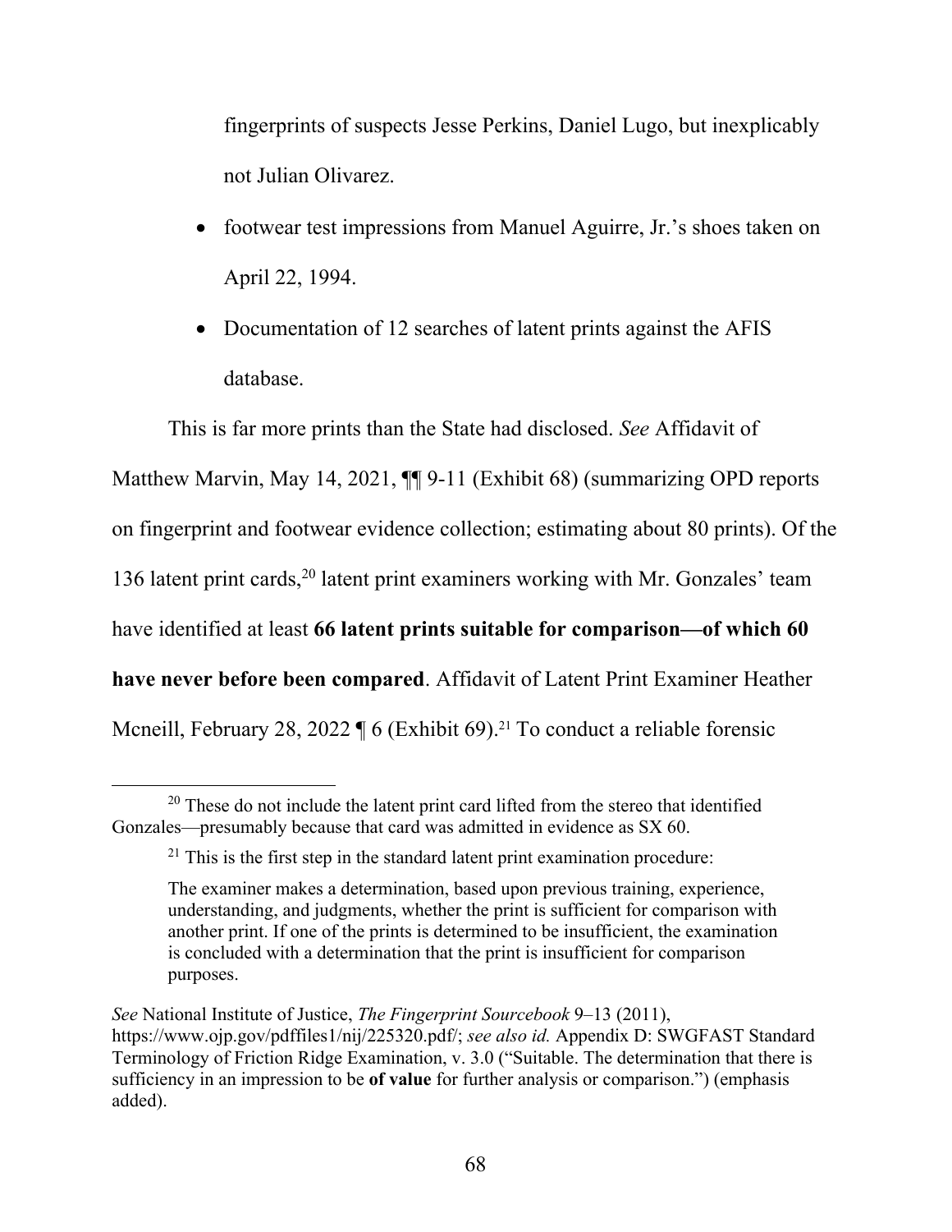fingerprints of suspects Jesse Perkins, Daniel Lugo, but inexplicably not Julian Olivarez.

- footwear test impressions from Manuel Aguirre, Jr.'s shoes taken on April 22, 1994.
- Documentation of 12 searches of latent prints against the AFIS database.

This is far more prints than the State had disclosed. *See* Affidavit of Matthew Marvin, May 14, 2021, ¶¶ 9-11 (Exhibit 68) (summarizing OPD reports on fingerprint and footwear evidence collection; estimating about 80 prints). Of the 136 latent print cards,[20] latent print examiners working with Mr. Gonzales' team have identified at least **66 latent prints suitable for comparison—of which 60 have never before been compared**. Affidavit of Latent Print Examiner Heather Mcneill, February 28, 2022 ¶ 6 (Exhibit 69).[21] To conduct a reliable forensic

[20] These do not include the latent print card lifted from the stereo that identified Gonzales—presumably because that card was admitted in evidence as SX 60.

[21] This is the first step in the standard latent print examination procedure:

> The examiner makes a determination, based upon previous training, experience, understanding, and judgments, whether the print is sufficient for comparison with another print. If one of the prints is determined to be insufficient, the examination is concluded with a determination that the print is insufficient for comparison purposes.

*See* National Institute of Justice, *The Fingerprint Sourcebook* 9–13 (2011), https://www.ojp.gov/pdffiles1/nij/225320.pdf/; *see also id.* Appendix D: SWGFAST Standard Terminology of Friction Ridge Examination, v. 3.0 ("Suitable. The determination that there is sufficiency in an impression to be **of value** for further analysis or comparison.") (emphasis added).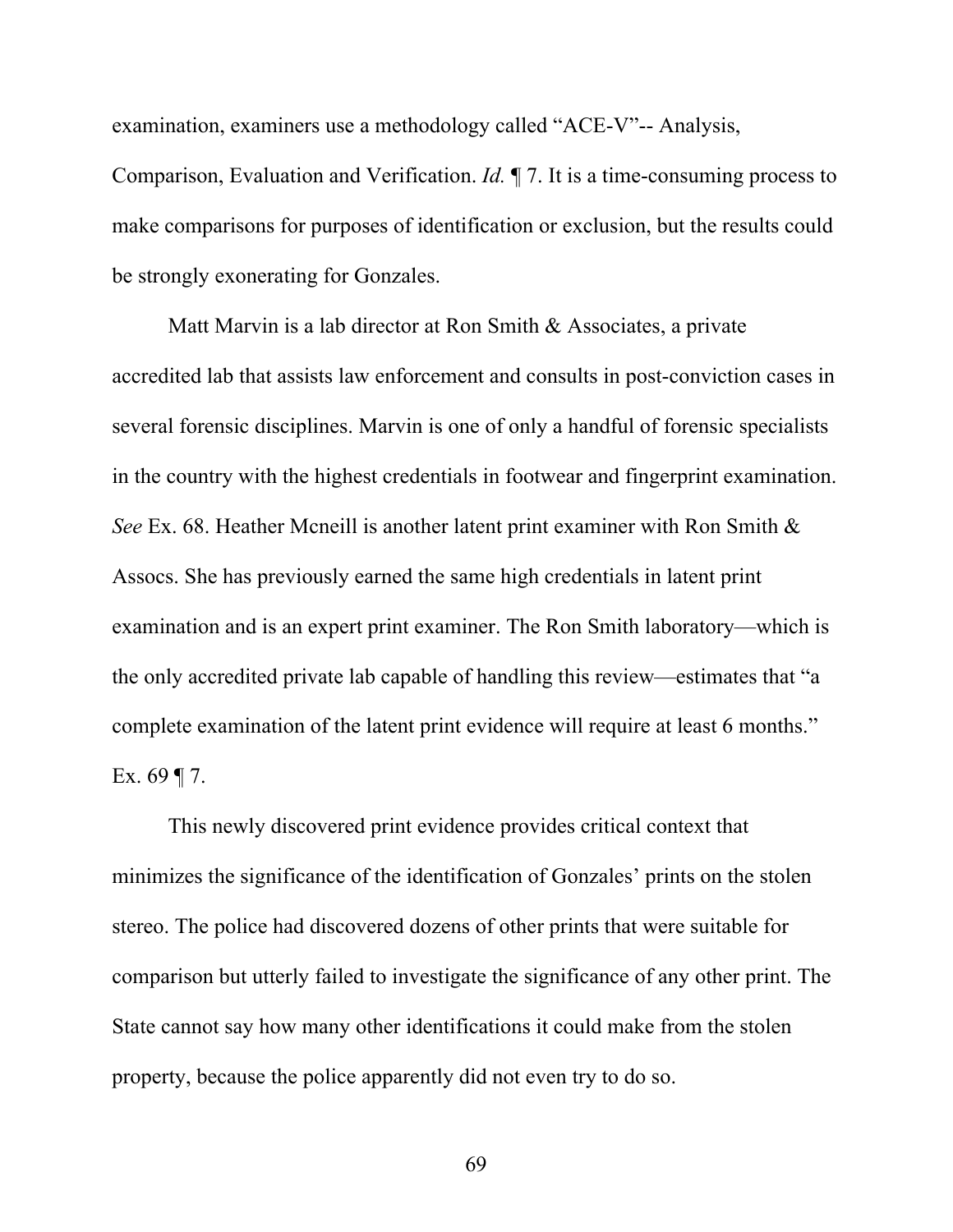examination, examiners use a methodology called "ACE-V"-- Analysis, Comparison, Evaluation and Verification. *Id.* ¶ 7. It is a time-consuming process to make comparisons for purposes of identification or exclusion, but the results could be strongly exonerating for Gonzales.

Matt Marvin is a lab director at Ron Smith & Associates, a private accredited lab that assists law enforcement and consults in post-conviction cases in several forensic disciplines. Marvin is one of only a handful of forensic specialists in the country with the highest credentials in footwear and fingerprint examination. *See* Ex. 68. Heather Mcneill is another latent print examiner with Ron Smith & Assocs. She has previously earned the same high credentials in latent print examination and is an expert print examiner. The Ron Smith laboratory—which is the only accredited private lab capable of handling this review—estimates that "a complete examination of the latent print evidence will require at least 6 months." Ex. 69 ¶ 7.

This newly discovered print evidence provides critical context that minimizes the significance of the identification of Gonzales' prints on the stolen stereo. The police had discovered dozens of other prints that were suitable for comparison but utterly failed to investigate the significance of any other print. The State cannot say how many other identifications it could make from the stolen property, because the police apparently did not even try to do so.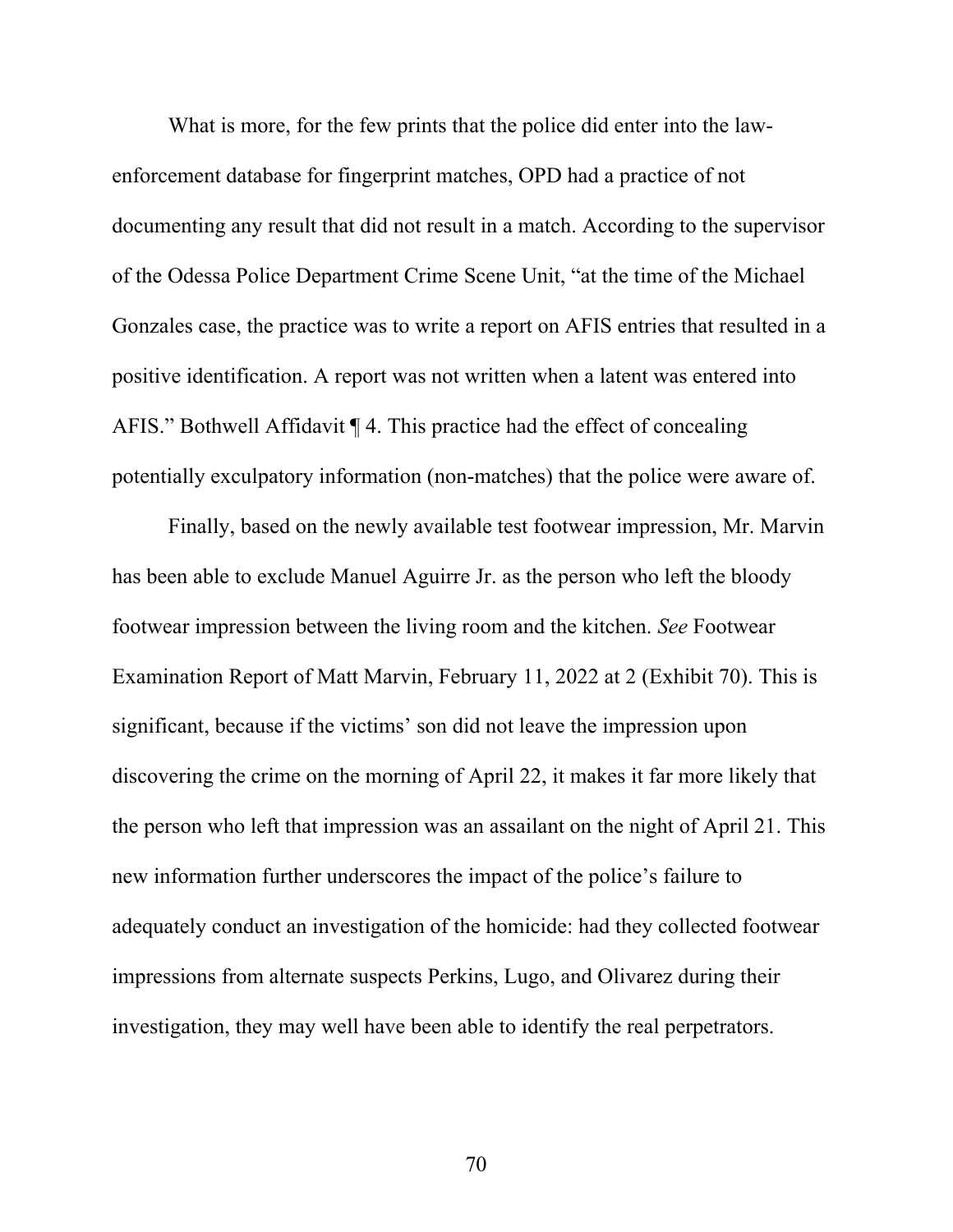What is more, for the few prints that the police did enter into the law-enforcement database for fingerprint matches, OPD had a practice of not documenting any result that did not result in a match. According to the supervisor of the Odessa Police Department Crime Scene Unit, "at the time of the Michael Gonzales case, the practice was to write a report on AFIS entries that resulted in a positive identification. A report was not written when a latent was entered into AFIS." Bothwell Affidavit ¶ 4. This practice had the effect of concealing potentially exculpatory information (non-matches) that the police were aware of.

Finally, based on the newly available test footwear impression, Mr. Marvin has been able to exclude Manuel Aguirre Jr. as the person who left the bloody footwear impression between the living room and the kitchen. *See* Footwear Examination Report of Matt Marvin, February 11, 2022 at 2 (Exhibit 70). This is significant, because if the victims' son did not leave the impression upon discovering the crime on the morning of April 22, it makes it far more likely that the person who left that impression was an assailant on the night of April 21. This new information further underscores the impact of the police's failure to adequately conduct an investigation of the homicide: had they collected footwear impressions from alternate suspects Perkins, Lugo, and Olivarez during their investigation, they may well have been able to identify the real perpetrators.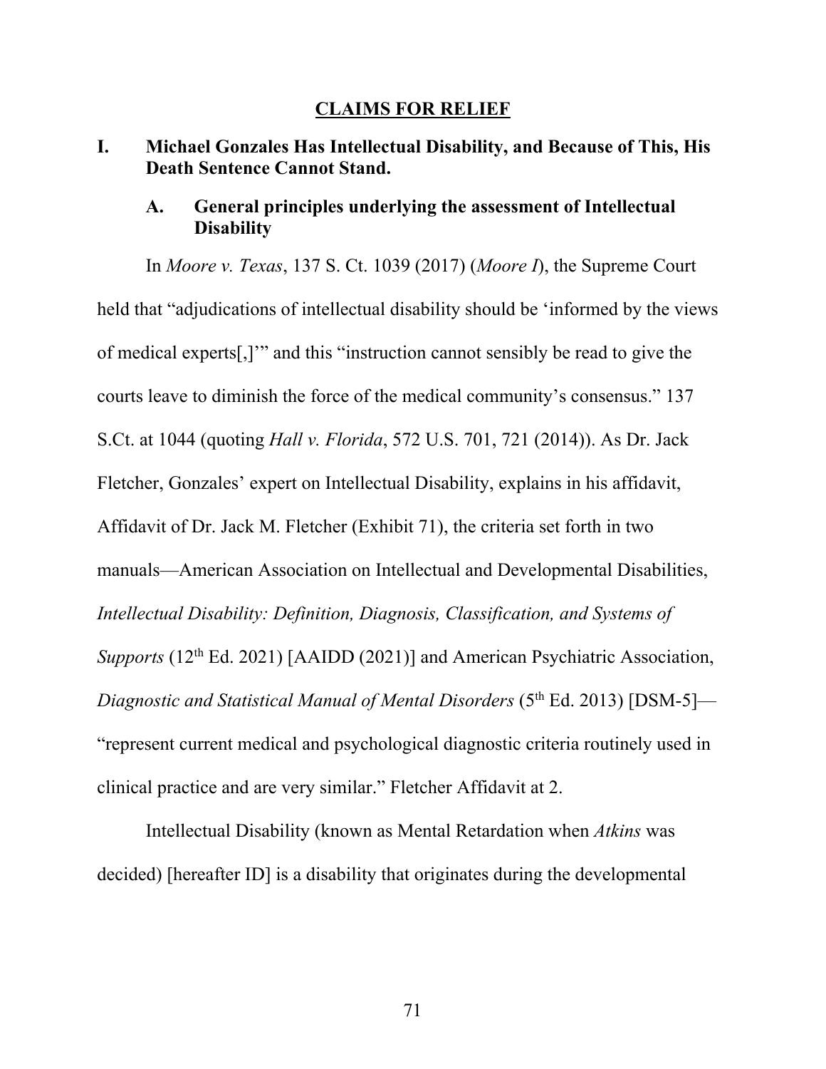## CLAIMS FOR RELIEF

### I. Michael Gonzales Has Intellectual Disability, and Because of This, His Death Sentence Cannot Stand.

#### A. General principles underlying the assessment of Intellectual Disability

In *Moore v. Texas*, 137 S. Ct. 1039 (2017) (*Moore I*), the Supreme Court held that "adjudications of intellectual disability should be 'informed by the views of medical experts[,]'" and this "instruction cannot sensibly be read to give the courts leave to diminish the force of the medical community's consensus." 137 S.Ct. at 1044 (quoting *Hall v. Florida*, 572 U.S. 701, 721 (2014)). As Dr. Jack Fletcher, Gonzales' expert on Intellectual Disability, explains in his affidavit, Affidavit of Dr. Jack M. Fletcher (Exhibit 71), the criteria set forth in two manuals—American Association on Intellectual and Developmental Disabilities, *Intellectual Disability: Definition, Diagnosis, Classification, and Systems of Supports* (12th Ed. 2021) [AAIDD (2021)] and American Psychiatric Association, *Diagnostic and Statistical Manual of Mental Disorders* (5th Ed. 2013) [DSM-5]—"represent current medical and psychological diagnostic criteria routinely used in clinical practice and are very similar." Fletcher Affidavit at 2.

Intellectual Disability (known as Mental Retardation when *Atkins* was decided) [hereafter ID] is a disability that originates during the developmental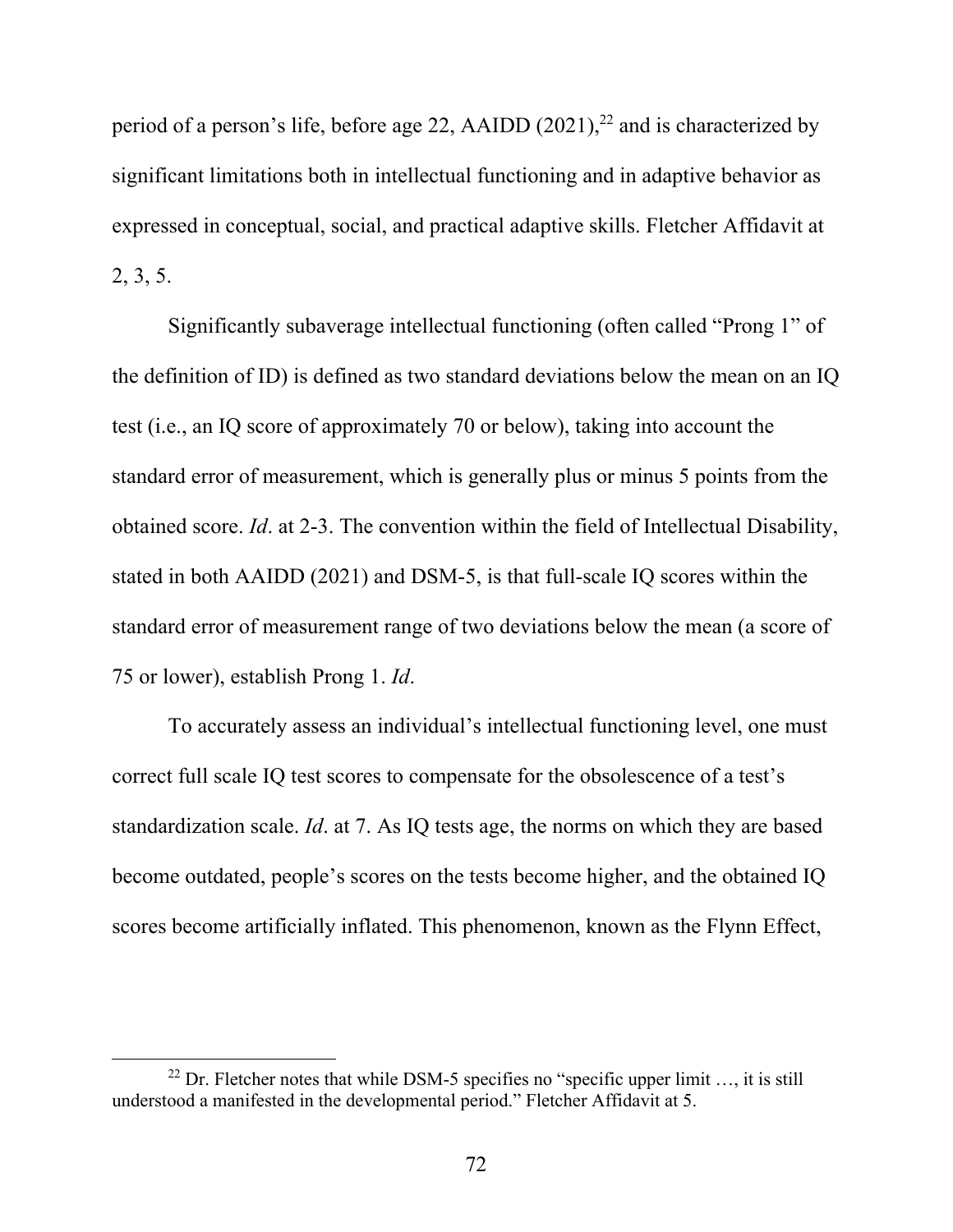period of a person's life, before age 22, AAIDD (2021),[22] and is characterized by significant limitations both in intellectual functioning and in adaptive behavior as expressed in conceptual, social, and practical adaptive skills. Fletcher Affidavit at 2, 3, 5.

Significantly subaverage intellectual functioning (often called "Prong 1" of the definition of ID) is defined as two standard deviations below the mean on an IQ test (i.e., an IQ score of approximately 70 or below), taking into account the standard error of measurement, which is generally plus or minus 5 points from the obtained score. *Id*. at 2-3. The convention within the field of Intellectual Disability, stated in both AAIDD (2021) and DSM-5, is that full-scale IQ scores within the standard error of measurement range of two deviations below the mean (a score of 75 or lower), establish Prong 1. *Id*.

To accurately assess an individual's intellectual functioning level, one must correct full scale IQ test scores to compensate for the obsolescence of a test's standardization scale. *Id*. at 7. As IQ tests age, the norms on which they are based become outdated, people's scores on the tests become higher, and the obtained IQ scores become artificially inflated. This phenomenon, known as the Flynn Effect,

---

[22] Dr. Fletcher notes that while DSM-5 specifies no "specific upper limit …, it is still understood a manifested in the developmental period." Fletcher Affidavit at 5.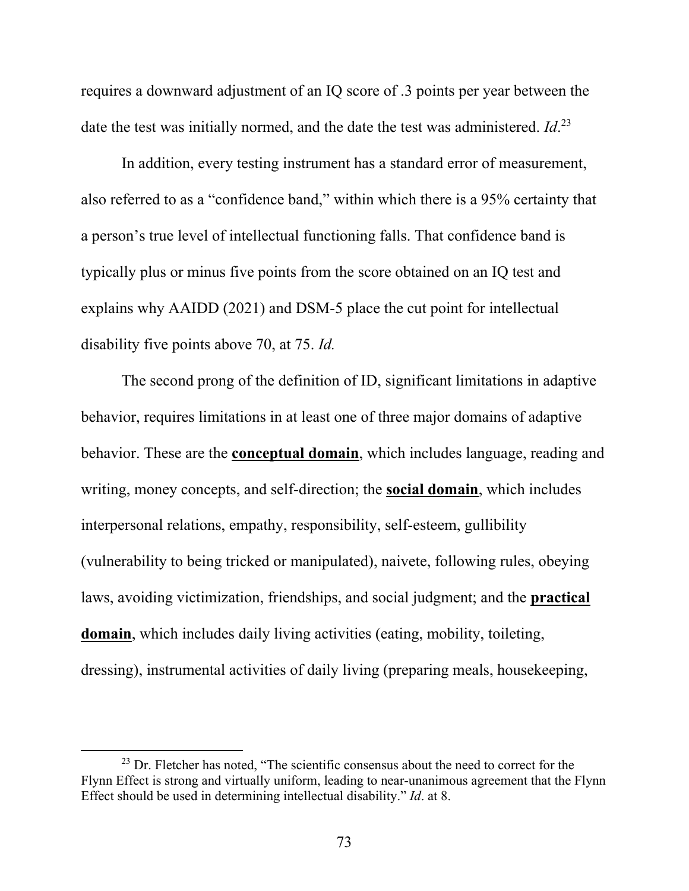requires a downward adjustment of an IQ score of .3 points per year between the date the test was initially normed, and the date the test was administered. *Id*.[23]

In addition, every testing instrument has a standard error of measurement, also referred to as a "confidence band," within which there is a 95% certainty that a person's true level of intellectual functioning falls. That confidence band is typically plus or minus five points from the score obtained on an IQ test and explains why AAIDD (2021) and DSM-5 place the cut point for intellectual disability five points above 70, at 75. *Id.*

The second prong of the definition of ID, significant limitations in adaptive behavior, requires limitations in at least one of three major domains of adaptive behavior. These are the **conceptual domain**, which includes language, reading and writing, money concepts, and self-direction; the **social domain**, which includes interpersonal relations, empathy, responsibility, self-esteem, gullibility (vulnerability to being tricked or manipulated), naivete, following rules, obeying laws, avoiding victimization, friendships, and social judgment; and the **practical domain**, which includes daily living activities (eating, mobility, toileting, dressing), instrumental activities of daily living (preparing meals, housekeeping,

---

[23] Dr. Fletcher has noted, "The scientific consensus about the need to correct for the Flynn Effect is strong and virtually uniform, leading to near-unanimous agreement that the Flynn Effect should be used in determining intellectual disability." *Id*. at 8.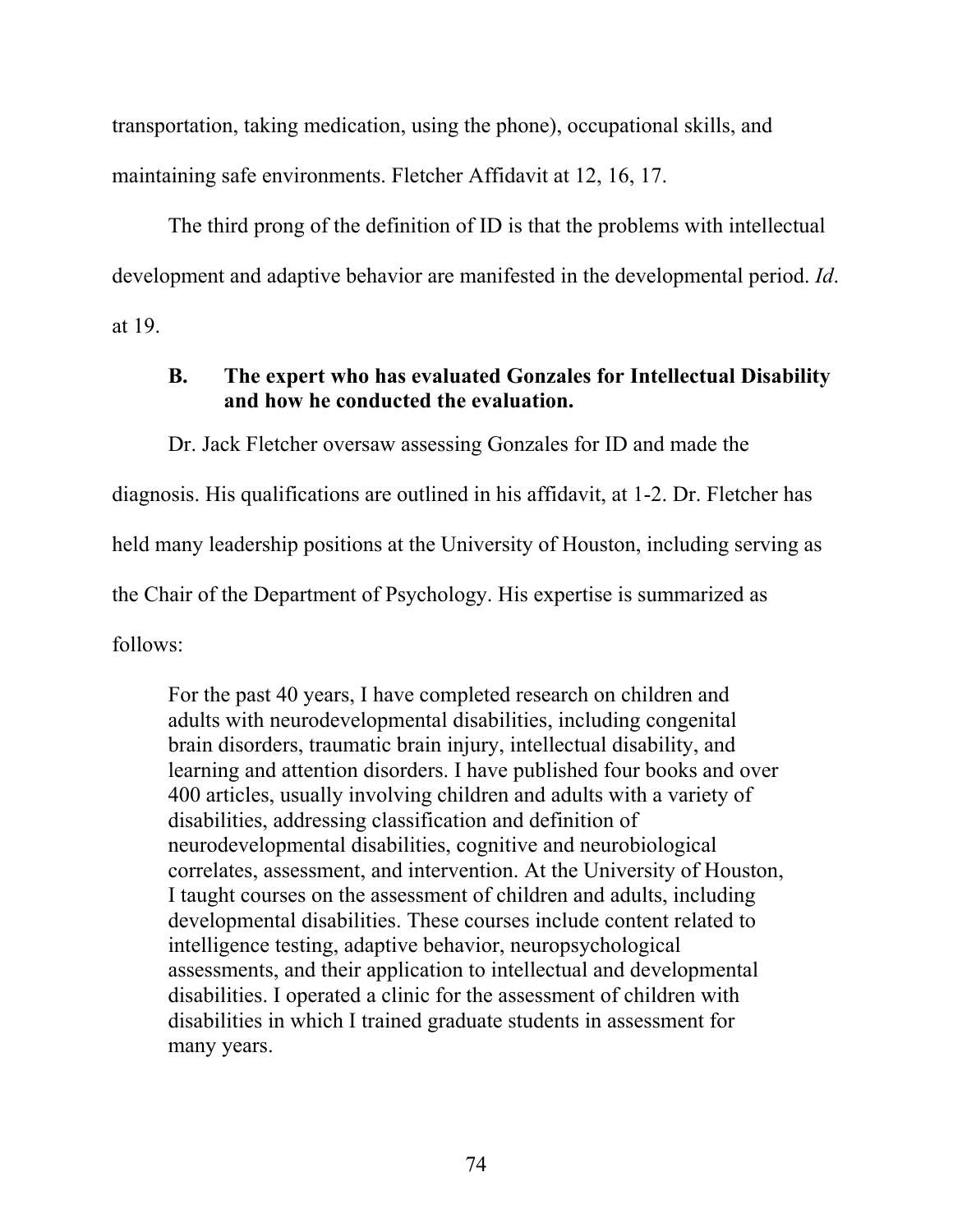transportation, taking medication, using the phone), occupational skills, and maintaining safe environments. Fletcher Affidavit at 12, 16, 17.

The third prong of the definition of ID is that the problems with intellectual development and adaptive behavior are manifested in the developmental period. *Id*. at 19.

### B. The expert who has evaluated Gonzales for Intellectual Disability and how he conducted the evaluation.

Dr. Jack Fletcher oversaw assessing Gonzales for ID and made the diagnosis. His qualifications are outlined in his affidavit, at 1-2. Dr. Fletcher has held many leadership positions at the University of Houston, including serving as the Chair of the Department of Psychology. His expertise is summarized as follows:

> For the past 40 years, I have completed research on children and adults with neurodevelopmental disabilities, including congenital brain disorders, traumatic brain injury, intellectual disability, and learning and attention disorders. I have published four books and over 400 articles, usually involving children and adults with a variety of disabilities, addressing classification and definition of neurodevelopmental disabilities, cognitive and neurobiological correlates, assessment, and intervention. At the University of Houston, I taught courses on the assessment of children and adults, including developmental disabilities. These courses include content related to intelligence testing, adaptive behavior, neuropsychological assessments, and their application to intellectual and developmental disabilities. I operated a clinic for the assessment of children with disabilities in which I trained graduate students in assessment for many years.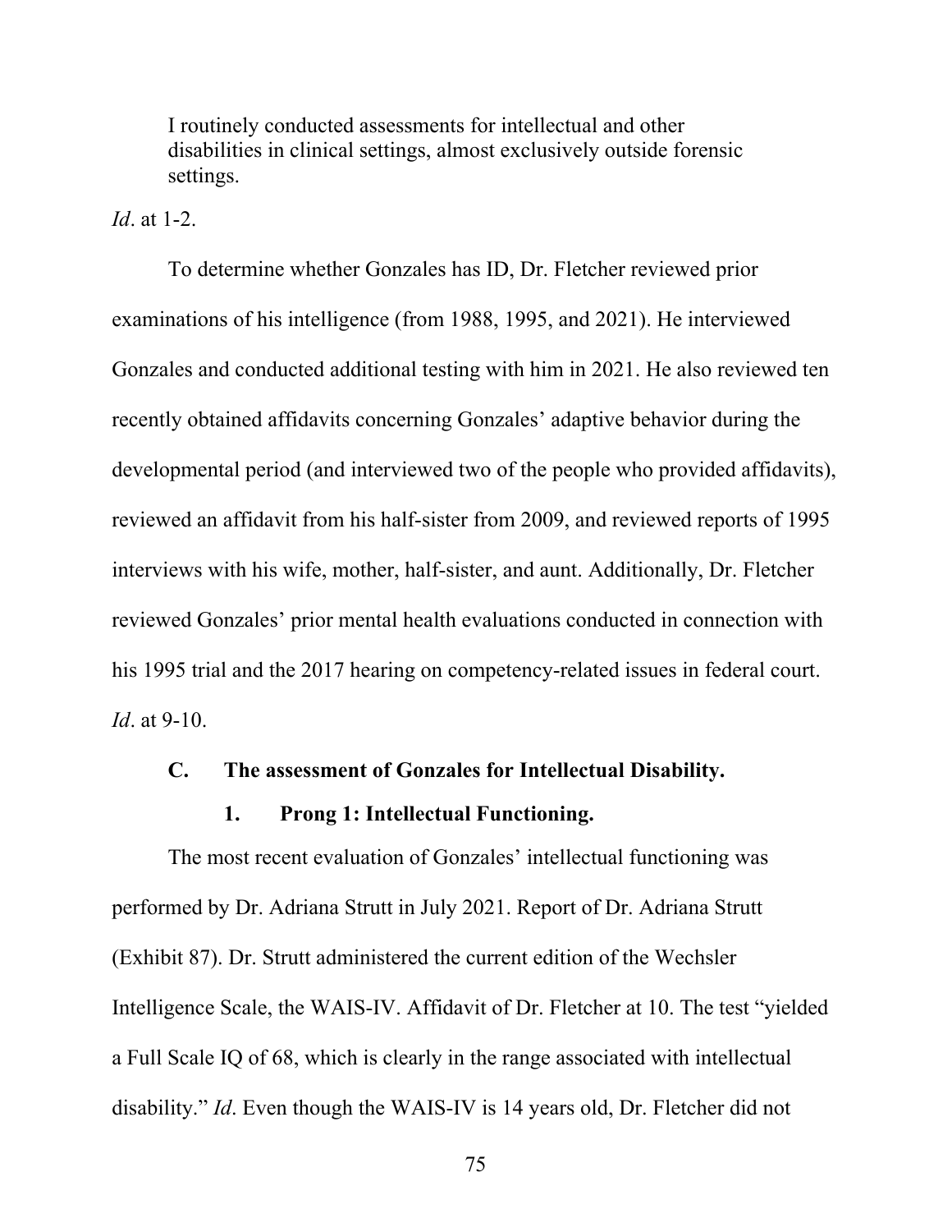> I routinely conducted assessments for intellectual and other disabilities in clinical settings, almost exclusively outside forensic settings.

*Id*. at 1-2.

To determine whether Gonzales has ID, Dr. Fletcher reviewed prior examinations of his intelligence (from 1988, 1995, and 2021). He interviewed Gonzales and conducted additional testing with him in 2021. He also reviewed ten recently obtained affidavits concerning Gonzales' adaptive behavior during the developmental period (and interviewed two of the people who provided affidavits), reviewed an affidavit from his half-sister from 2009, and reviewed reports of 1995 interviews with his wife, mother, half-sister, and aunt. Additionally, Dr. Fletcher reviewed Gonzales' prior mental health evaluations conducted in connection with his 1995 trial and the 2017 hearing on competency-related issues in federal court. *Id*. at 9-10.

### C. The assessment of Gonzales for Intellectual Disability.

#### 1. Prong 1: Intellectual Functioning.

The most recent evaluation of Gonzales' intellectual functioning was performed by Dr. Adriana Strutt in July 2021. Report of Dr. Adriana Strutt (Exhibit 87). Dr. Strutt administered the current edition of the Wechsler Intelligence Scale, the WAIS-IV. Affidavit of Dr. Fletcher at 10. The test "yielded a Full Scale IQ of 68, which is clearly in the range associated with intellectual disability." *Id*. Even though the WAIS-IV is 14 years old, Dr. Fletcher did not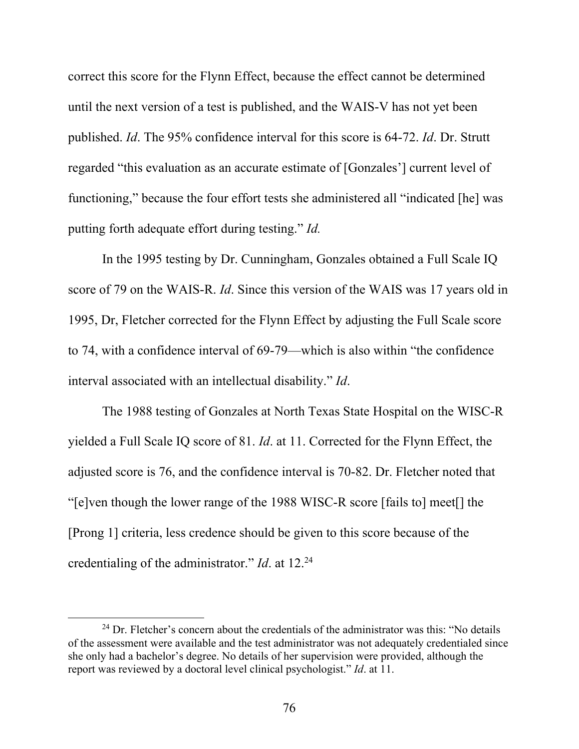correct this score for the Flynn Effect, because the effect cannot be determined until the next version of a test is published, and the WAIS-V has not yet been published. *Id*. The 95% confidence interval for this score is 64-72. *Id*. Dr. Strutt regarded "this evaluation as an accurate estimate of [Gonzales'] current level of functioning," because the four effort tests she administered all "indicated [he] was putting forth adequate effort during testing." *Id.*

In the 1995 testing by Dr. Cunningham, Gonzales obtained a Full Scale IQ score of 79 on the WAIS-R. *Id*. Since this version of the WAIS was 17 years old in 1995, Dr, Fletcher corrected for the Flynn Effect by adjusting the Full Scale score to 74, with a confidence interval of 69-79—which is also within "the confidence interval associated with an intellectual disability." *Id*.

The 1988 testing of Gonzales at North Texas State Hospital on the WISC-R yielded a Full Scale IQ score of 81. *Id*. at 11. Corrected for the Flynn Effect, the adjusted score is 76, and the confidence interval is 70-82. Dr. Fletcher noted that "[e]ven though the lower range of the 1988 WISC-R score [fails to] meet[] the [Prong 1] criteria, less credence should be given to this score because of the credentialing of the administrator." *Id*. at 12.[24]

[24] Dr. Fletcher's concern about the credentials of the administrator was this: "No details of the assessment were available and the test administrator was not adequately credentialed since she only had a bachelor's degree. No details of her supervision were provided, although the report was reviewed by a doctoral level clinical psychologist." *Id*. at 11.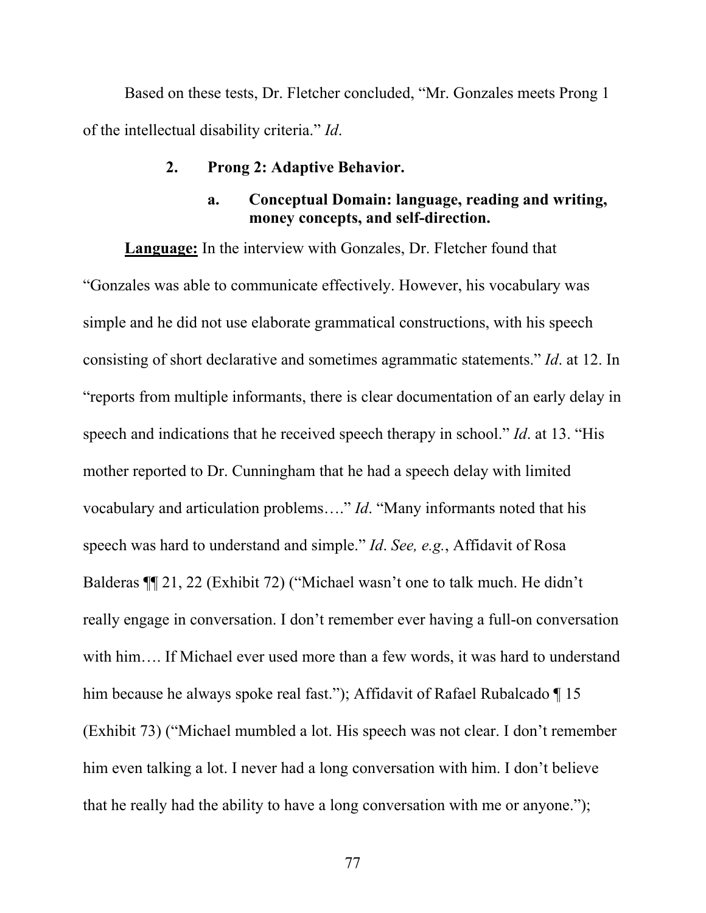Based on these tests, Dr. Fletcher concluded, "Mr. Gonzales meets Prong 1 of the intellectual disability criteria." *Id*.

### 2. Prong 2: Adaptive Behavior.

#### a. Conceptual Domain: language, reading and writing, money concepts, and self-direction.

**Language:** In the interview with Gonzales, Dr. Fletcher found that "Gonzales was able to communicate effectively. However, his vocabulary was simple and he did not use elaborate grammatical constructions, with his speech consisting of short declarative and sometimes agrammatic statements." *Id*. at 12. In "reports from multiple informants, there is clear documentation of an early delay in speech and indications that he received speech therapy in school." *Id*. at 13. "His mother reported to Dr. Cunningham that he had a speech delay with limited vocabulary and articulation problems…." *Id*. "Many informants noted that his speech was hard to understand and simple." *Id*. *See, e.g.*, Affidavit of Rosa Balderas ¶¶ 21, 22 (Exhibit 72) ("Michael wasn't one to talk much. He didn't really engage in conversation. I don't remember ever having a full-on conversation with him…. If Michael ever used more than a few words, it was hard to understand him because he always spoke real fast."); Affidavit of Rafael Rubalcado ¶ 15 (Exhibit 73) ("Michael mumbled a lot. His speech was not clear. I don't remember him even talking a lot. I never had a long conversation with him. I don't believe that he really had the ability to have a long conversation with me or anyone.");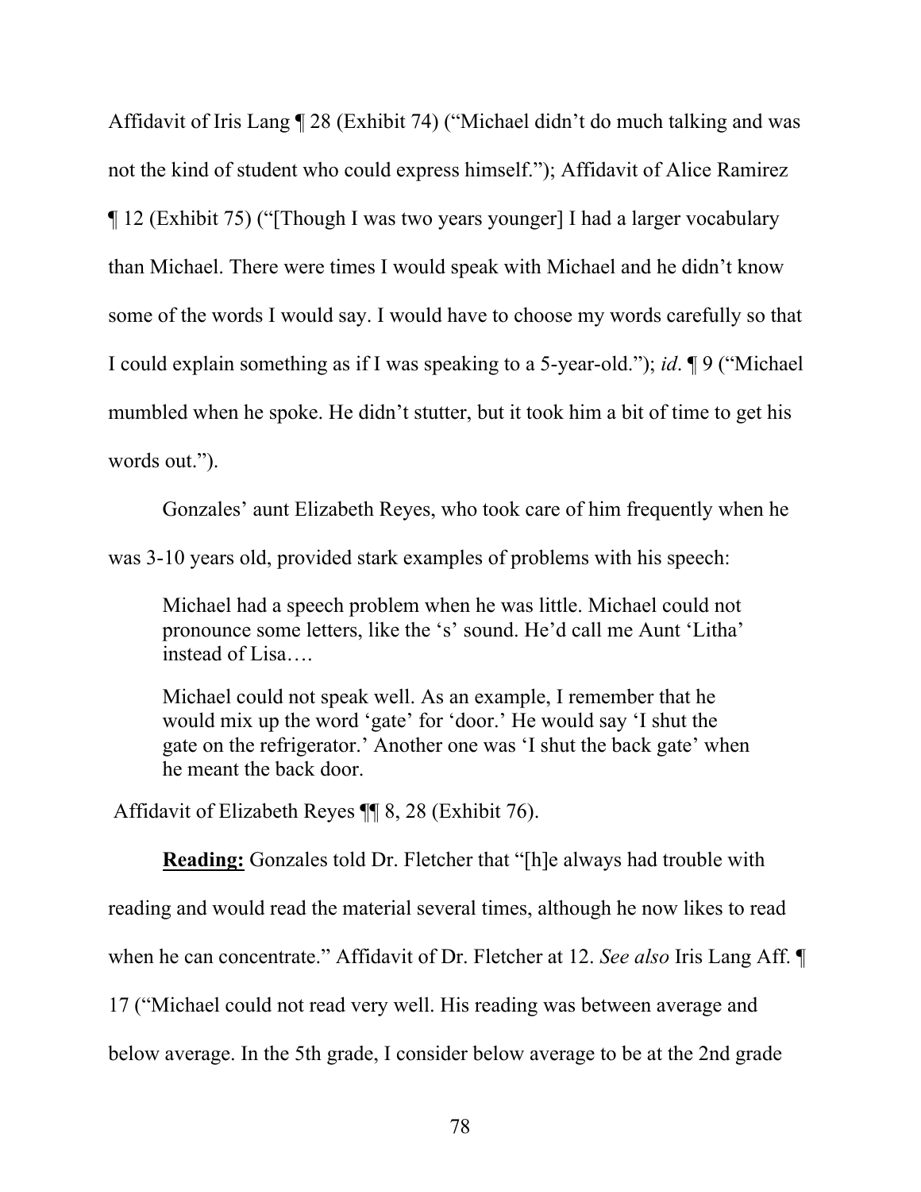Affidavit of Iris Lang ¶ 28 (Exhibit 74) ("Michael didn't do much talking and was not the kind of student who could express himself."); Affidavit of Alice Ramirez ¶ 12 (Exhibit 75) ("[Though I was two years younger] I had a larger vocabulary than Michael. There were times I would speak with Michael and he didn't know some of the words I would say. I would have to choose my words carefully so that I could explain something as if I was speaking to a 5-year-old."); *id*. ¶ 9 ("Michael mumbled when he spoke. He didn't stutter, but it took him a bit of time to get his words out.").

Gonzales' aunt Elizabeth Reyes, who took care of him frequently when he was 3-10 years old, provided stark examples of problems with his speech:

> Michael had a speech problem when he was little. Michael could not pronounce some letters, like the 's' sound. He'd call me Aunt 'Litha' instead of Lisa….
>
> Michael could not speak well. As an example, I remember that he would mix up the word 'gate' for 'door.' He would say 'I shut the gate on the refrigerator.' Another one was 'I shut the back gate' when he meant the back door.

Affidavit of Elizabeth Reyes ¶¶ 8, 28 (Exhibit 76).

**<u>Reading:</u>** Gonzales told Dr. Fletcher that "[h]e always had trouble with reading and would read the material several times, although he now likes to read when he can concentrate." Affidavit of Dr. Fletcher at 12. *See also* Iris Lang Aff. ¶ 17 ("Michael could not read very well. His reading was between average and below average. In the 5th grade, I consider below average to be at the 2nd grade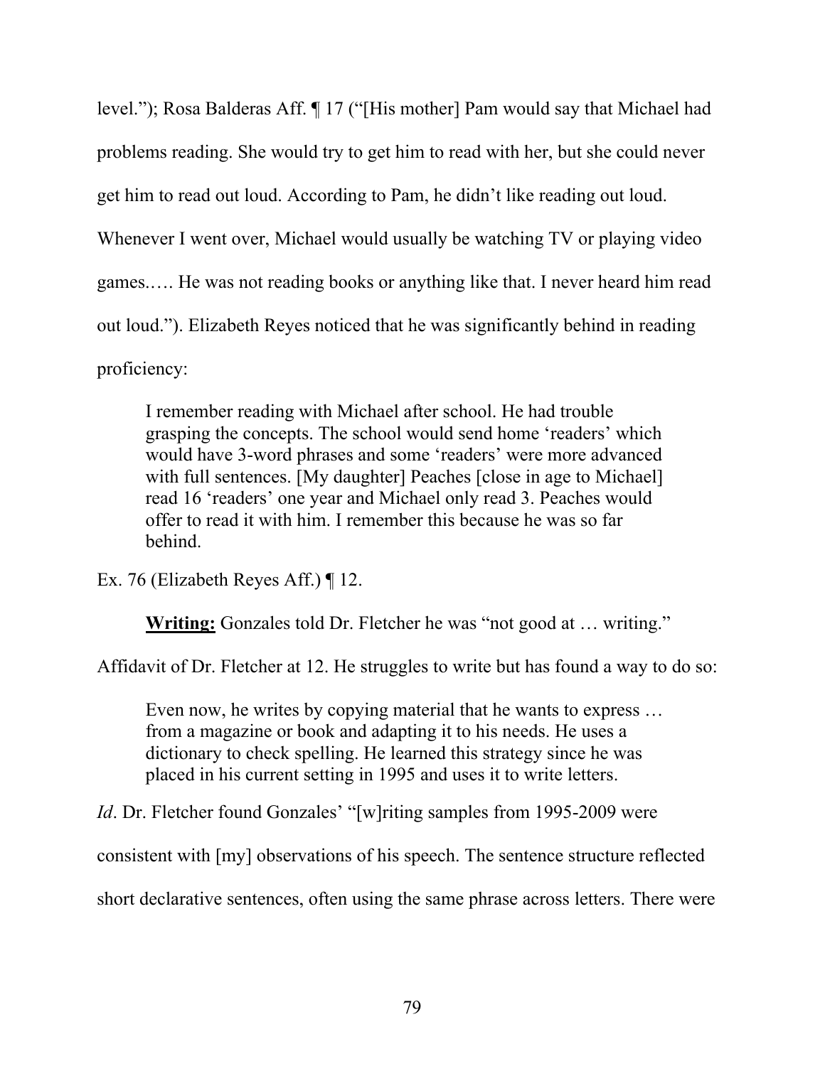level."); Rosa Balderas Aff. ¶ 17 ("[His mother] Pam would say that Michael had problems reading. She would try to get him to read with her, but she could never get him to read out loud. According to Pam, he didn't like reading out loud. Whenever I went over, Michael would usually be watching TV or playing video games.…. He was not reading books or anything like that. I never heard him read out loud."). Elizabeth Reyes noticed that he was significantly behind in reading proficiency:

> I remember reading with Michael after school. He had trouble grasping the concepts. The school would send home 'readers' which would have 3-word phrases and some 'readers' were more advanced with full sentences. [My daughter] Peaches [close in age to Michael] read 16 'readers' one year and Michael only read 3. Peaches would offer to read it with him. I remember this because he was so far behind.

Ex. 76 (Elizabeth Reyes Aff.) ¶ 12.

**Writing:** Gonzales told Dr. Fletcher he was "not good at … writing." Affidavit of Dr. Fletcher at 12. He struggles to write but has found a way to do so:

> Even now, he writes by copying material that he wants to express … from a magazine or book and adapting it to his needs. He uses a dictionary to check spelling. He learned this strategy since he was placed in his current setting in 1995 and uses it to write letters.

*Id*. Dr. Fletcher found Gonzales' "[w]riting samples from 1995-2009 were consistent with [my] observations of his speech. The sentence structure reflected short declarative sentences, often using the same phrase across letters. There were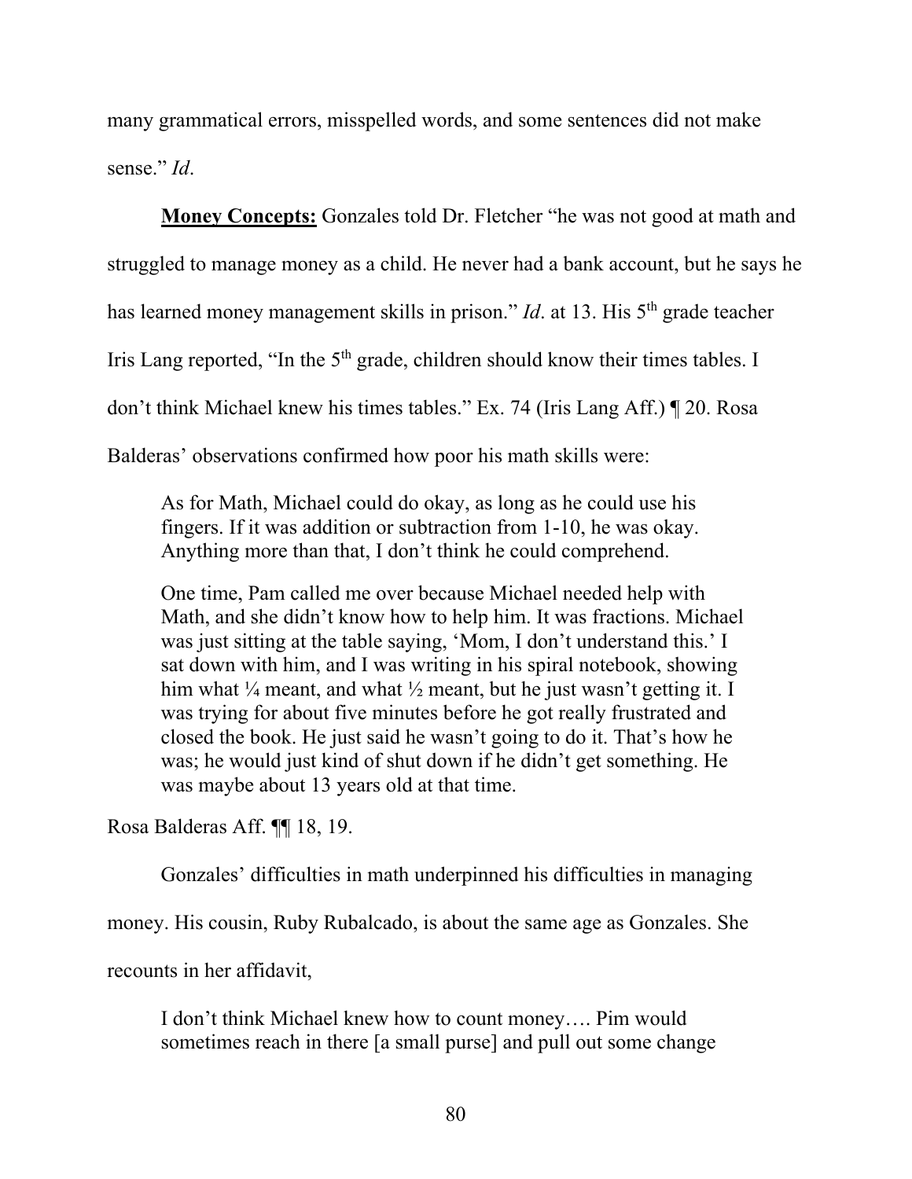many grammatical errors, misspelled words, and some sentences did not make sense." *Id*.

**Money Concepts:** Gonzales told Dr. Fletcher "he was not good at math and struggled to manage money as a child. He never had a bank account, but he says he has learned money management skills in prison." *Id*. at 13. His 5th grade teacher Iris Lang reported, "In the 5th grade, children should know their times tables. I don't think Michael knew his times tables." Ex. 74 (Iris Lang Aff.) ¶ 20. Rosa Balderas' observations confirmed how poor his math skills were:

> As for Math, Michael could do okay, as long as he could use his fingers. If it was addition or subtraction from 1-10, he was okay. Anything more than that, I don't think he could comprehend.
>
> One time, Pam called me over because Michael needed help with Math, and she didn't know how to help him. It was fractions. Michael was just sitting at the table saying, 'Mom, I don't understand this.' I sat down with him, and I was writing in his spiral notebook, showing him what ¼ meant, and what ½ meant, but he just wasn't getting it. I was trying for about five minutes before he got really frustrated and closed the book. He just said he wasn't going to do it. That's how he was; he would just kind of shut down if he didn't get something. He was maybe about 13 years old at that time.

Rosa Balderas Aff. ¶¶ 18, 19.

Gonzales' difficulties in math underpinned his difficulties in managing money. His cousin, Ruby Rubalcado, is about the same age as Gonzales. She recounts in her affidavit,

> I don't think Michael knew how to count money…. Pim would sometimes reach in there [a small purse] and pull out some change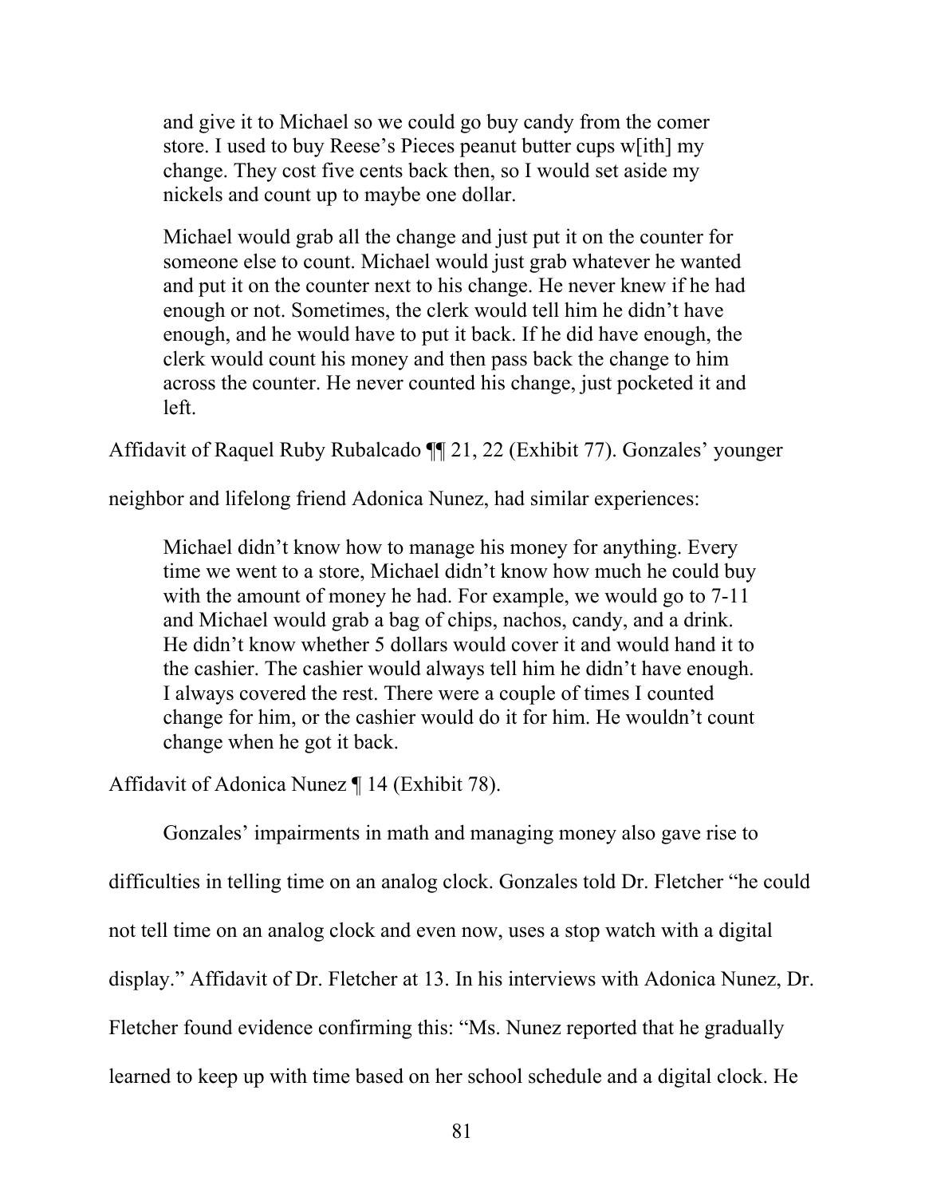> and give it to Michael so we could go buy candy from the comer store. I used to buy Reese's Pieces peanut butter cups w[ith] my change. They cost five cents back then, so I would set aside my nickels and count up to maybe one dollar.
>
> Michael would grab all the change and just put it on the counter for someone else to count. Michael would just grab whatever he wanted and put it on the counter next to his change. He never knew if he had enough or not. Sometimes, the clerk would tell him he didn't have enough, and he would have to put it back. If he did have enough, the clerk would count his money and then pass back the change to him across the counter. He never counted his change, just pocketed it and left.

Affidavit of Raquel Ruby Rubalcado ¶¶ 21, 22 (Exhibit 77). Gonzales' younger neighbor and lifelong friend Adonica Nunez, had similar experiences:

> Michael didn't know how to manage his money for anything. Every time we went to a store, Michael didn't know how much he could buy with the amount of money he had. For example, we would go to 7-11 and Michael would grab a bag of chips, nachos, candy, and a drink. He didn't know whether 5 dollars would cover it and would hand it to the cashier. The cashier would always tell him he didn't have enough. I always covered the rest. There were a couple of times I counted change for him, or the cashier would do it for him. He wouldn't count change when he got it back.

Affidavit of Adonica Nunez ¶ 14 (Exhibit 78).

Gonzales' impairments in math and managing money also gave rise to difficulties in telling time on an analog clock. Gonzales told Dr. Fletcher "he could not tell time on an analog clock and even now, uses a stop watch with a digital display." Affidavit of Dr. Fletcher at 13. In his interviews with Adonica Nunez, Dr. Fletcher found evidence confirming this: "Ms. Nunez reported that he gradually learned to keep up with time based on her school schedule and a digital clock. He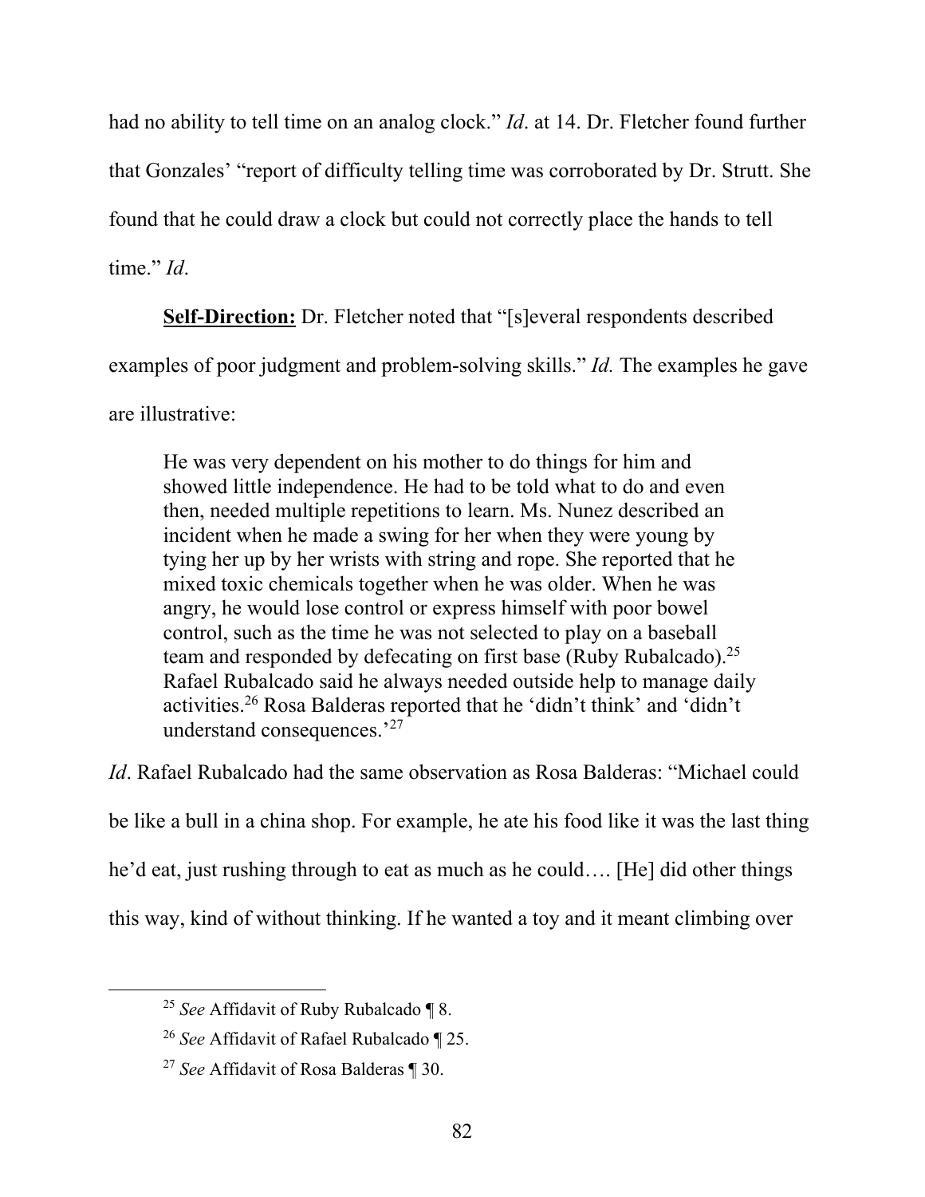had no ability to tell time on an analog clock." *Id*. at 14. Dr. Fletcher found further that Gonzales' "report of difficulty telling time was corroborated by Dr. Strutt. She found that he could draw a clock but could not correctly place the hands to tell time." *Id*.

**Self-Direction:** Dr. Fletcher noted that "[s]everal respondents described examples of poor judgment and problem-solving skills." *Id.* The examples he gave are illustrative:

> He was very dependent on his mother to do things for him and showed little independence. He had to be told what to do and even then, needed multiple repetitions to learn. Ms. Nunez described an incident when he made a swing for her when they were young by tying her up by her wrists with string and rope. She reported that he mixed toxic chemicals together when he was older. When he was angry, he would lose control or express himself with poor bowel control, such as the time he was not selected to play on a baseball team and responded by defecating on first base (Ruby Rubalcado).[25] Rafael Rubalcado said he always needed outside help to manage daily activities.[26] Rosa Balderas reported that he 'didn't think' and 'didn't understand consequences.'[27]

*Id*. Rafael Rubalcado had the same observation as Rosa Balderas: "Michael could be like a bull in a china shop. For example, he ate his food like it was the last thing he'd eat, just rushing through to eat as much as he could…. [He] did other things this way, kind of without thinking. If he wanted a toy and it meant climbing over

[25] *See* Affidavit of Ruby Rubalcado ¶ 8.

[26] *See* Affidavit of Rafael Rubalcado ¶ 25.

[27] *See* Affidavit of Rosa Balderas ¶ 30.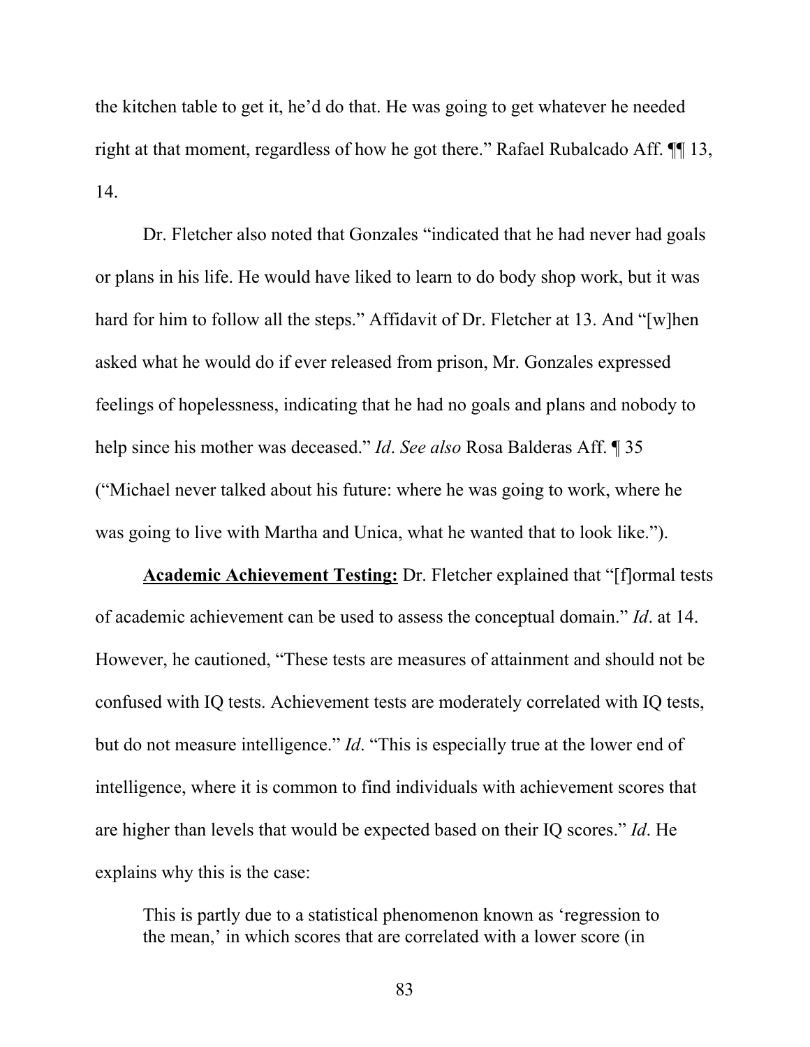the kitchen table to get it, he'd do that. He was going to get whatever he needed right at that moment, regardless of how he got there." Rafael Rubalcado Aff. ¶¶ 13, 14.

Dr. Fletcher also noted that Gonzales "indicated that he had never had goals or plans in his life. He would have liked to learn to do body shop work, but it was hard for him to follow all the steps." Affidavit of Dr. Fletcher at 13. And "[w]hen asked what he would do if ever released from prison, Mr. Gonzales expressed feelings of hopelessness, indicating that he had no goals and plans and nobody to help since his mother was deceased." *Id*. *See also* Rosa Balderas Aff. ¶ 35 ("Michael never talked about his future: where he was going to work, where he was going to live with Martha and Unica, what he wanted that to look like.").

**Academic Achievement Testing:** Dr. Fletcher explained that "[f]ormal tests of academic achievement can be used to assess the conceptual domain." *Id*. at 14. However, he cautioned, "These tests are measures of attainment and should not be confused with IQ tests. Achievement tests are moderately correlated with IQ tests, but do not measure intelligence." *Id*. "This is especially true at the lower end of intelligence, where it is common to find individuals with achievement scores that are higher than levels that would be expected based on their IQ scores." *Id*. He explains why this is the case:

> This is partly due to a statistical phenomenon known as 'regression to the mean,' in which scores that are correlated with a lower score (in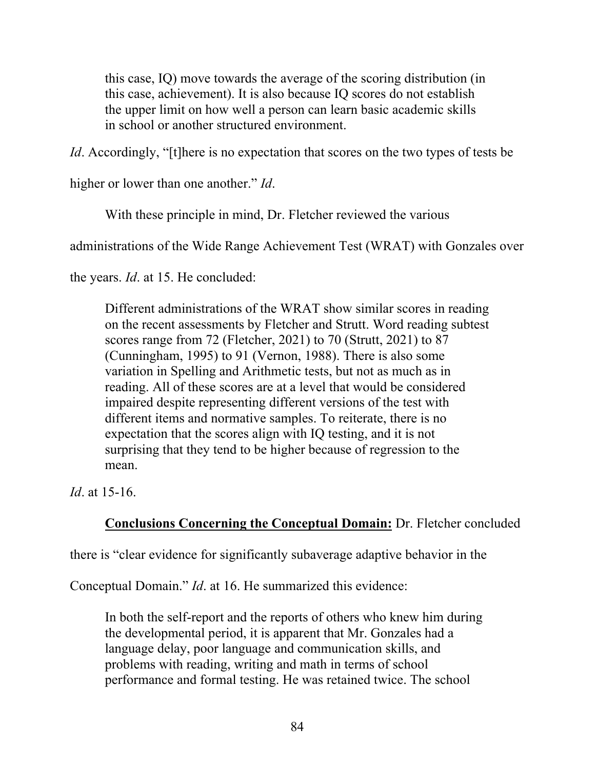> this case, IQ) move towards the average of the scoring distribution (in this case, achievement). It is also because IQ scores do not establish the upper limit on how well a person can learn basic academic skills in school or another structured environment.

*Id*. Accordingly, "[t]here is no expectation that scores on the two types of tests be higher or lower than one another." *Id*.

With these principle in mind, Dr. Fletcher reviewed the various administrations of the Wide Range Achievement Test (WRAT) with Gonzales over the years. *Id*. at 15. He concluded:

> Different administrations of the WRAT show similar scores in reading on the recent assessments by Fletcher and Strutt. Word reading subtest scores range from 72 (Fletcher, 2021) to 70 (Strutt, 2021) to 87 (Cunningham, 1995) to 91 (Vernon, 1988). There is also some variation in Spelling and Arithmetic tests, but not as much as in reading. All of these scores are at a level that would be considered impaired despite representing different versions of the test with different items and normative samples. To reiterate, there is no expectation that the scores align with IQ testing, and it is not surprising that they tend to be higher because of regression to the mean.

*Id*. at 15-16.

**Conclusions Concerning the Conceptual Domain:** Dr. Fletcher concluded there is "clear evidence for significantly subaverage adaptive behavior in the Conceptual Domain." *Id*. at 16. He summarized this evidence:

> In both the self-report and the reports of others who knew him during the developmental period, it is apparent that Mr. Gonzales had a language delay, poor language and communication skills, and problems with reading, writing and math in terms of school performance and formal testing. He was retained twice. The school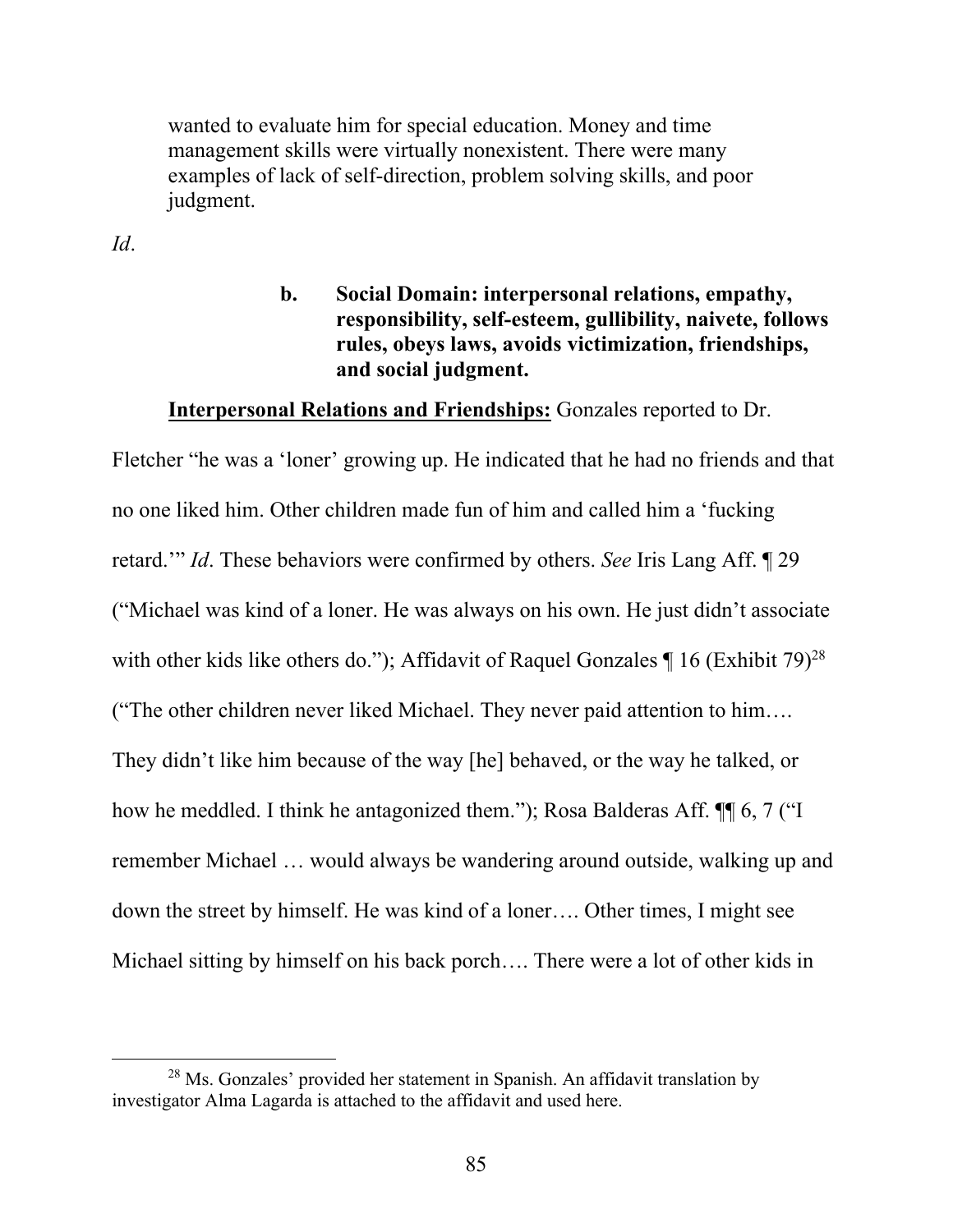> wanted to evaluate him for special education. Money and time management skills were virtually nonexistent. There were many examples of lack of self-direction, problem solving skills, and poor judgment.

*Id*.

**b. Social Domain: interpersonal relations, empathy, responsibility, self-esteem, gullibility, naivete, follows rules, obeys laws, avoids victimization, friendships, and social judgment.**

**<u>Interpersonal Relations and Friendships:</u>** Gonzales reported to Dr. Fletcher "he was a 'loner' growing up. He indicated that he had no friends and that no one liked him. Other children made fun of him and called him a 'fucking retard.'" *Id*. These behaviors were confirmed by others. *See* Iris Lang Aff. ¶ 29 ("Michael was kind of a loner. He was always on his own. He just didn't associate with other kids like others do."); Affidavit of Raquel Gonzales ¶ 16 (Exhibit 79)[28] ("The other children never liked Michael. They never paid attention to him…. They didn't like him because of the way [he] behaved, or the way he talked, or how he meddled. I think he antagonized them."); Rosa Balderas Aff. ¶¶ 6, 7 ("I remember Michael … would always be wandering around outside, walking up and down the street by himself. He was kind of a loner…. Other times, I might see Michael sitting by himself on his back porch…. There were a lot of other kids in

---

[28] Ms. Gonzales' provided her statement in Spanish. An affidavit translation by investigator Alma Lagarda is attached to the affidavit and used here.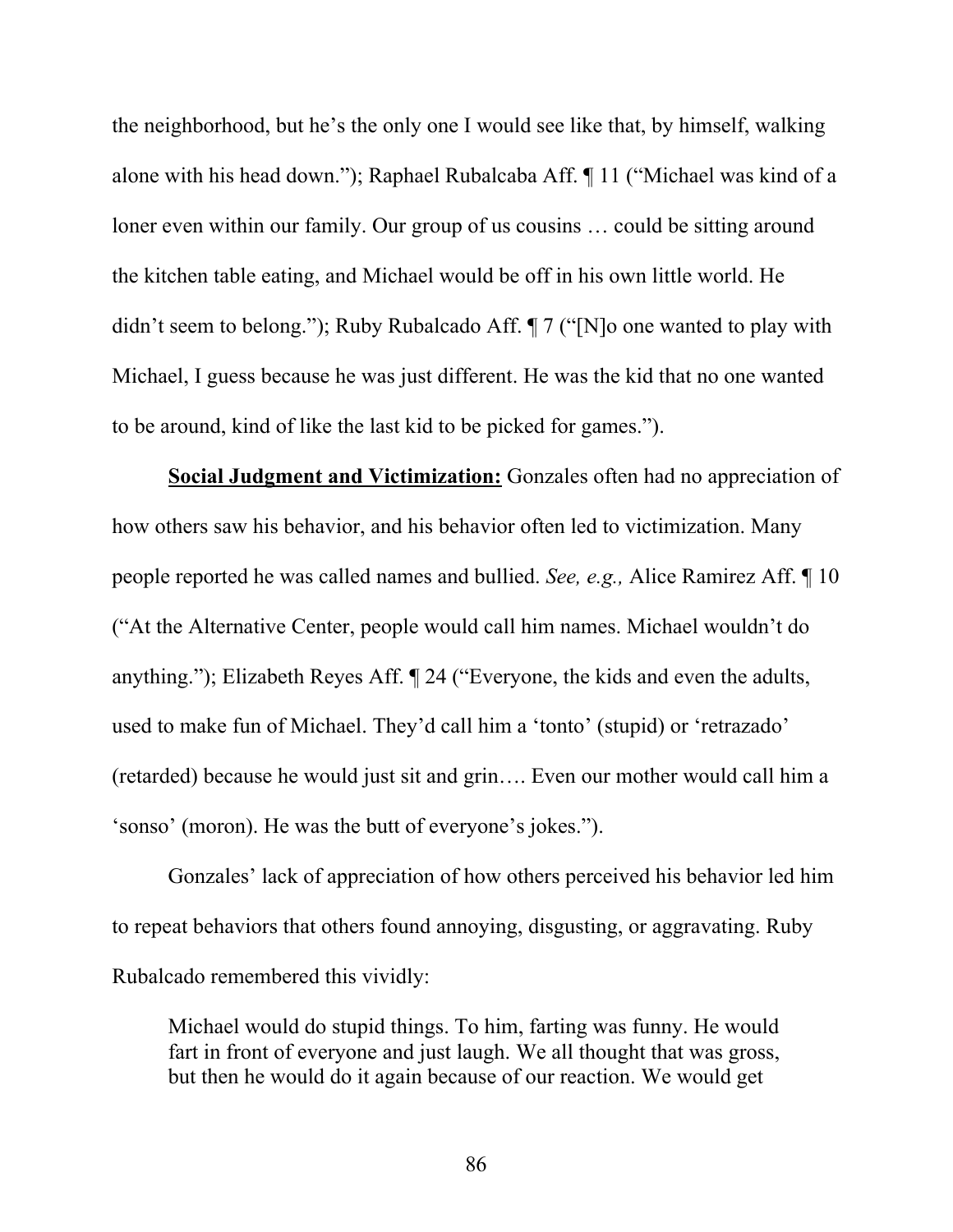the neighborhood, but he's the only one I would see like that, by himself, walking alone with his head down."); Raphael Rubalcaba Aff. ¶ 11 ("Michael was kind of a loner even within our family. Our group of us cousins … could be sitting around the kitchen table eating, and Michael would be off in his own little world. He didn't seem to belong."); Ruby Rubalcado Aff. ¶ 7 ("[N]o one wanted to play with Michael, I guess because he was just different. He was the kid that no one wanted to be around, kind of like the last kid to be picked for games.").

**Social Judgment and Victimization:** Gonzales often had no appreciation of how others saw his behavior, and his behavior often led to victimization. Many people reported he was called names and bullied. *See, e.g.,* Alice Ramirez Aff. ¶ 10 ("At the Alternative Center, people would call him names. Michael wouldn't do anything."); Elizabeth Reyes Aff. ¶ 24 ("Everyone, the kids and even the adults, used to make fun of Michael. They'd call him a 'tonto' (stupid) or 'retrazado' (retarded) because he would just sit and grin…. Even our mother would call him a 'sonso' (moron). He was the butt of everyone's jokes.").

Gonzales' lack of appreciation of how others perceived his behavior led him to repeat behaviors that others found annoying, disgusting, or aggravating. Ruby Rubalcado remembered this vividly:

> Michael would do stupid things. To him, farting was funny. He would fart in front of everyone and just laugh. We all thought that was gross, but then he would do it again because of our reaction. We would get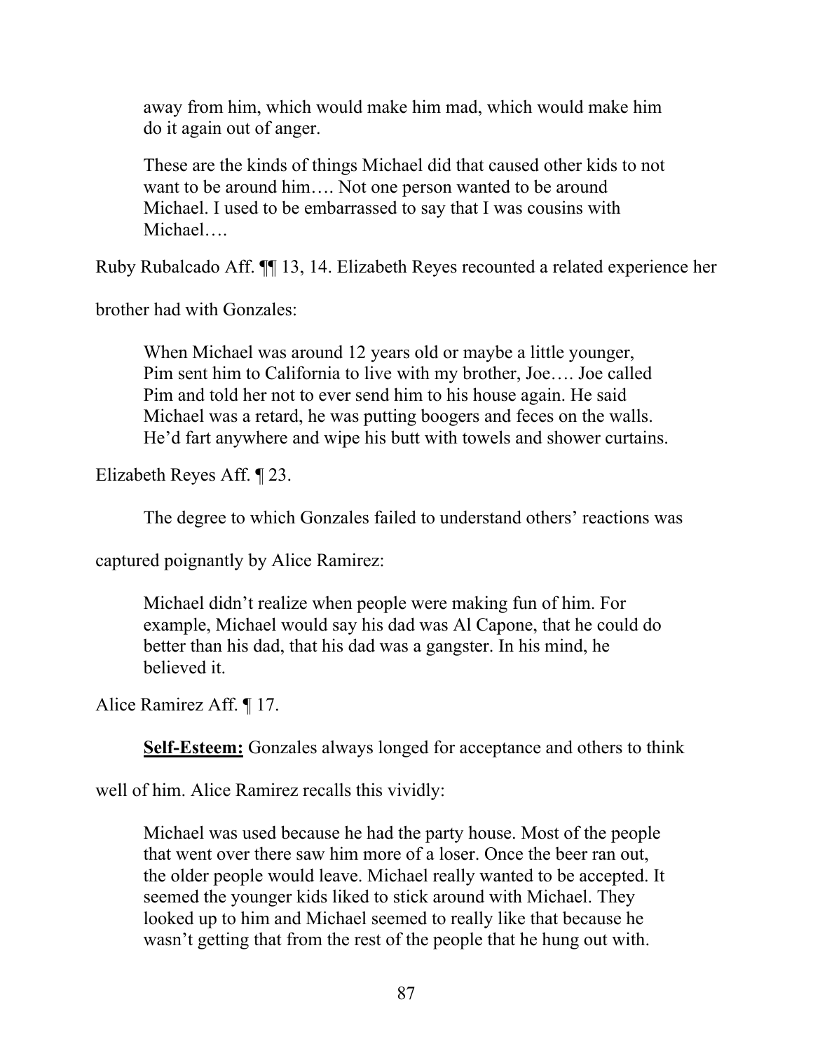> away from him, which would make him mad, which would make him do it again out of anger.
>
> These are the kinds of things Michael did that caused other kids to not want to be around him…. Not one person wanted to be around Michael. I used to be embarrassed to say that I was cousins with Michael….

Ruby Rubalcado Aff. ¶¶ 13, 14. Elizabeth Reyes recounted a related experience her brother had with Gonzales:

> When Michael was around 12 years old or maybe a little younger, Pim sent him to California to live with my brother, Joe…. Joe called Pim and told her not to ever send him to his house again. He said Michael was a retard, he was putting boogers and feces on the walls. He'd fart anywhere and wipe his butt with towels and shower curtains.

Elizabeth Reyes Aff. ¶ 23.

The degree to which Gonzales failed to understand others' reactions was captured poignantly by Alice Ramirez:

> Michael didn't realize when people were making fun of him. For example, Michael would say his dad was Al Capone, that he could do better than his dad, that his dad was a gangster. In his mind, he believed it.

Alice Ramirez Aff. ¶ 17.

**Self-Esteem:** Gonzales always longed for acceptance and others to think well of him. Alice Ramirez recalls this vividly:

> Michael was used because he had the party house. Most of the people that went over there saw him more of a loser. Once the beer ran out, the older people would leave. Michael really wanted to be accepted. It seemed the younger kids liked to stick around with Michael. They looked up to him and Michael seemed to really like that because he wasn't getting that from the rest of the people that he hung out with.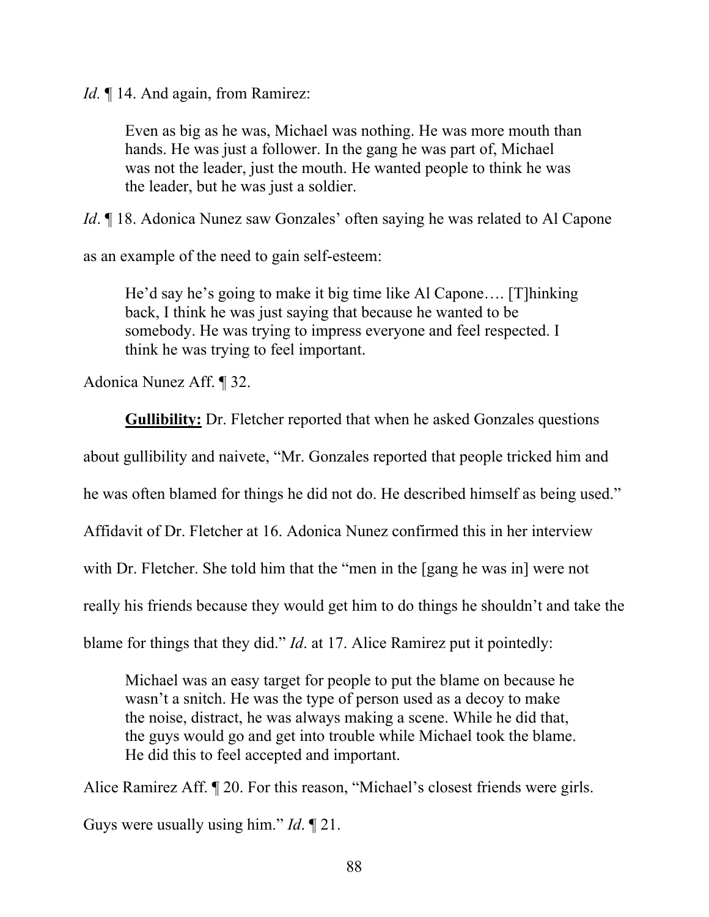*Id.* ¶ 14. And again, from Ramirez:

> Even as big as he was, Michael was nothing. He was more mouth than hands. He was just a follower. In the gang he was part of, Michael was not the leader, just the mouth. He wanted people to think he was the leader, but he was just a soldier.

*Id*. ¶ 18. Adonica Nunez saw Gonzales' often saying he was related to Al Capone as an example of the need to gain self-esteem:

> He'd say he's going to make it big time like Al Capone…. [T]hinking back, I think he was just saying that because he wanted to be somebody. He was trying to impress everyone and feel respected. I think he was trying to feel important.

Adonica Nunez Aff. ¶ 32.

**<u>Gullibility:</u>** Dr. Fletcher reported that when he asked Gonzales questions about gullibility and naivete, "Mr. Gonzales reported that people tricked him and he was often blamed for things he did not do. He described himself as being used." Affidavit of Dr. Fletcher at 16. Adonica Nunez confirmed this in her interview with Dr. Fletcher. She told him that the "men in the [gang he was in] were not really his friends because they would get him to do things he shouldn't and take the blame for things that they did." *Id*. at 17. Alice Ramirez put it pointedly:

> Michael was an easy target for people to put the blame on because he wasn't a snitch. He was the type of person used as a decoy to make the noise, distract, he was always making a scene. While he did that, the guys would go and get into trouble while Michael took the blame. He did this to feel accepted and important.

Alice Ramirez Aff. ¶ 20. For this reason, "Michael's closest friends were girls. Guys were usually using him." *Id*. ¶ 21.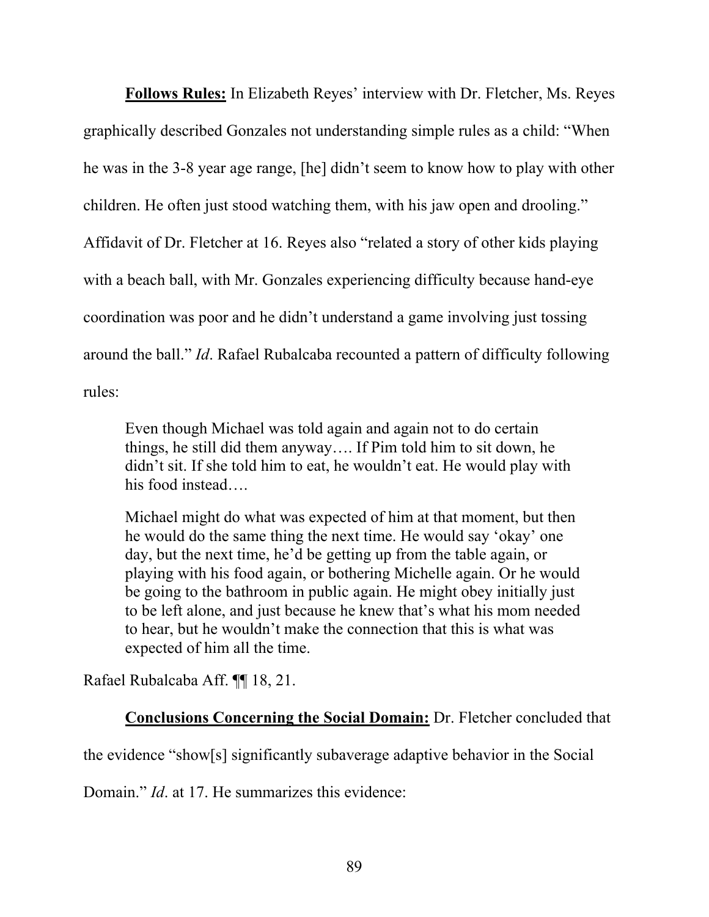**<u>Follows Rules:</u>** In Elizabeth Reyes' interview with Dr. Fletcher, Ms. Reyes graphically described Gonzales not understanding simple rules as a child: "When he was in the 3-8 year age range, [he] didn't seem to know how to play with other children. He often just stood watching them, with his jaw open and drooling." Affidavit of Dr. Fletcher at 16. Reyes also "related a story of other kids playing with a beach ball, with Mr. Gonzales experiencing difficulty because hand-eye coordination was poor and he didn't understand a game involving just tossing around the ball." *Id*. Rafael Rubalcaba recounted a pattern of difficulty following rules:

> Even though Michael was told again and again not to do certain things, he still did them anyway…. If Pim told him to sit down, he didn't sit. If she told him to eat, he wouldn't eat. He would play with his food instead….
>
> Michael might do what was expected of him at that moment, but then he would do the same thing the next time. He would say 'okay' one day, but the next time, he'd be getting up from the table again, or playing with his food again, or bothering Michelle again. Or he would be going to the bathroom in public again. He might obey initially just to be left alone, and just because he knew that's what his mom needed to hear, but he wouldn't make the connection that this is what was expected of him all the time.

Rafael Rubalcaba Aff. ¶¶ 18, 21.

**<u>Conclusions Concerning the Social Domain:</u>** Dr. Fletcher concluded that the evidence "show[s] significantly subaverage adaptive behavior in the Social Domain." *Id*. at 17. He summarizes this evidence: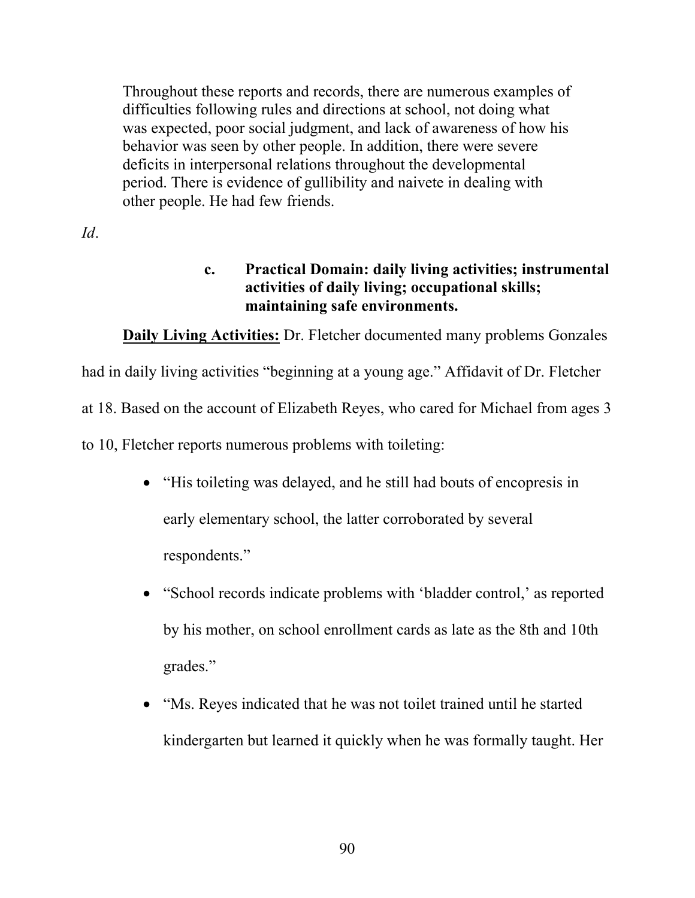> Throughout these reports and records, there are numerous examples of difficulties following rules and directions at school, not doing what was expected, poor social judgment, and lack of awareness of how his behavior was seen by other people. In addition, there were severe deficits in interpersonal relations throughout the developmental period. There is evidence of gullibility and naivete in dealing with other people. He had few friends.

*Id*.

#### c. Practical Domain: daily living activities; instrumental activities of daily living; occupational skills; maintaining safe environments.

**Daily Living Activities:** Dr. Fletcher documented many problems Gonzales had in daily living activities "beginning at a young age." Affidavit of Dr. Fletcher at 18. Based on the account of Elizabeth Reyes, who cared for Michael from ages 3 to 10, Fletcher reports numerous problems with toileting:

- "His toileting was delayed, and he still had bouts of encopresis in early elementary school, the latter corroborated by several respondents."
- "School records indicate problems with 'bladder control,' as reported by his mother, on school enrollment cards as late as the 8th and 10th grades."
- "Ms. Reyes indicated that he was not toilet trained until he started kindergarten but learned it quickly when he was formally taught. Her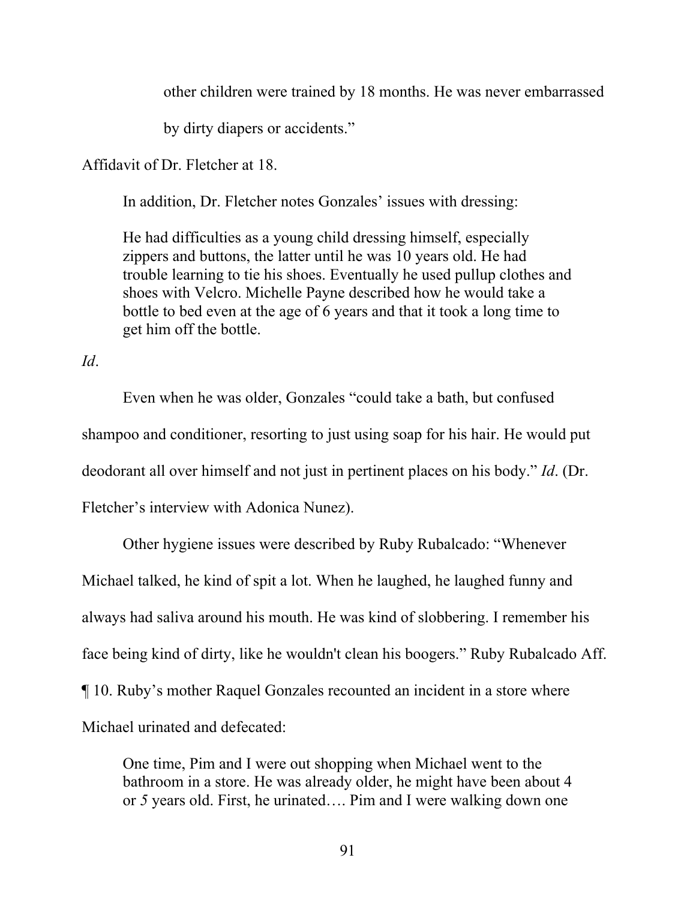> other children were trained by 18 months. He was never embarrassed by dirty diapers or accidents."

Affidavit of Dr. Fletcher at 18.

In addition, Dr. Fletcher notes Gonzales' issues with dressing:

> He had difficulties as a young child dressing himself, especially zippers and buttons, the latter until he was 10 years old. He had trouble learning to tie his shoes. Eventually he used pullup clothes and shoes with Velcro. Michelle Payne described how he would take a bottle to bed even at the age of 6 years and that it took a long time to get him off the bottle.

*Id*.

Even when he was older, Gonzales "could take a bath, but confused shampoo and conditioner, resorting to just using soap for his hair. He would put deodorant all over himself and not just in pertinent places on his body." *Id*. (Dr. Fletcher's interview with Adonica Nunez).

Other hygiene issues were described by Ruby Rubalcado: "Whenever Michael talked, he kind of spit a lot. When he laughed, he laughed funny and always had saliva around his mouth. He was kind of slobbering. I remember his face being kind of dirty, like he wouldn't clean his boogers." Ruby Rubalcado Aff. ¶ 10. Ruby's mother Raquel Gonzales recounted an incident in a store where Michael urinated and defecated:

> One time, Pim and I were out shopping when Michael went to the bathroom in a store. He was already older, he might have been about 4 or 5 years old. First, he urinated…. Pim and I were walking down one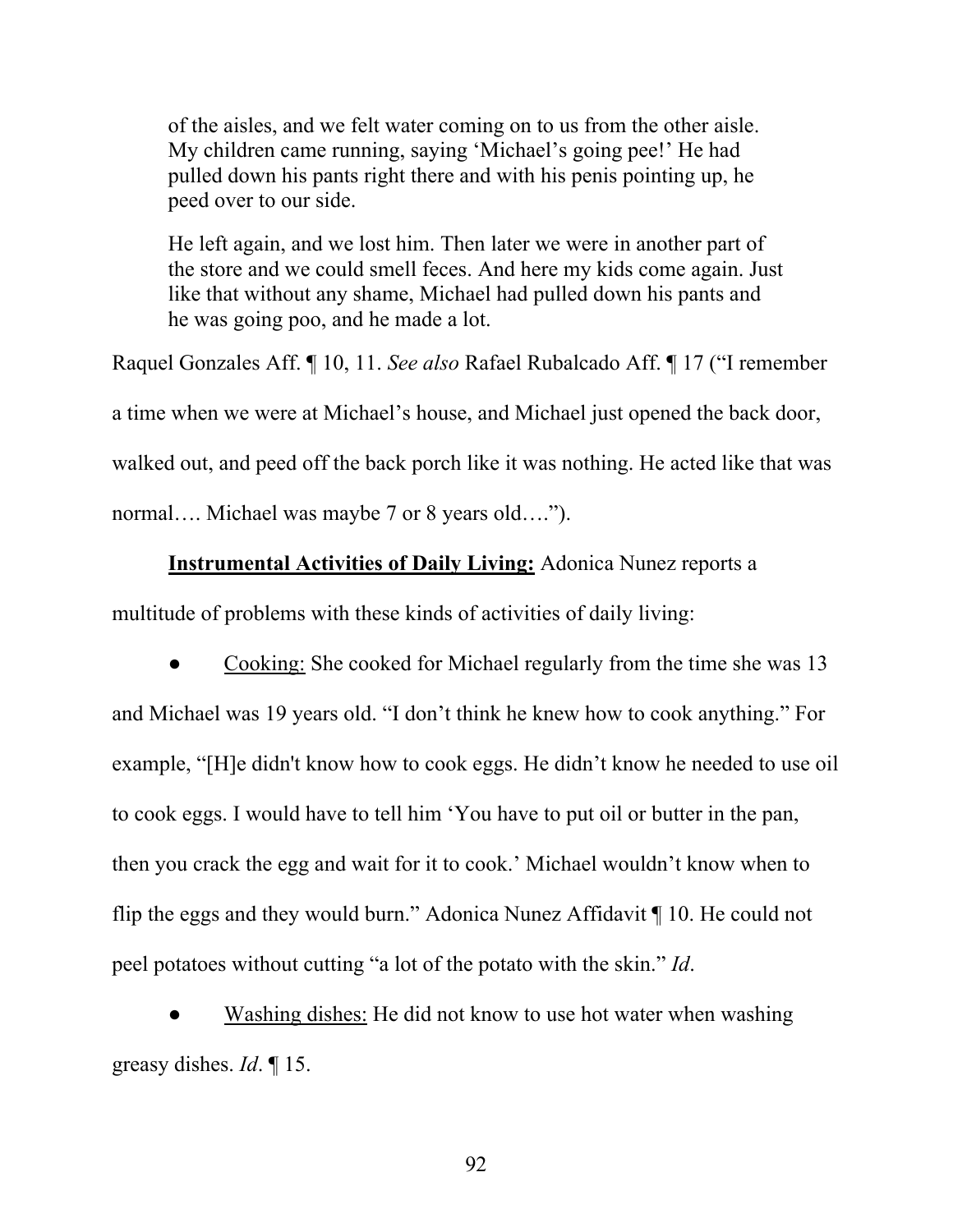> of the aisles, and we felt water coming on to us from the other aisle. My children came running, saying 'Michael's going pee!' He had pulled down his pants right there and with his penis pointing up, he peed over to our side.
>
> He left again, and we lost him. Then later we were in another part of the store and we could smell feces. And here my kids come again. Just like that without any shame, Michael had pulled down his pants and he was going poo, and he made a lot.

Raquel Gonzales Aff. ¶ 10, 11. *See also* Rafael Rubalcado Aff. ¶ 17 ("I remember a time when we were at Michael's house, and Michael just opened the back door, walked out, and peed off the back porch like it was nothing. He acted like that was normal…. Michael was maybe 7 or 8 years old….").

**Instrumental Activities of Daily Living:** Adonica Nunez reports a multitude of problems with these kinds of activities of daily living:

- Cooking: She cooked for Michael regularly from the time she was 13 and Michael was 19 years old. "I don't think he knew how to cook anything." For example, "[H]e didn't know how to cook eggs. He didn't know he needed to use oil to cook eggs. I would have to tell him 'You have to put oil or butter in the pan, then you crack the egg and wait for it to cook.' Michael wouldn't know when to flip the eggs and they would burn." Adonica Nunez Affidavit ¶ 10. He could not peel potatoes without cutting "a lot of the potato with the skin." *Id*.

- Washing dishes: He did not know to use hot water when washing greasy dishes. *Id*. ¶ 15.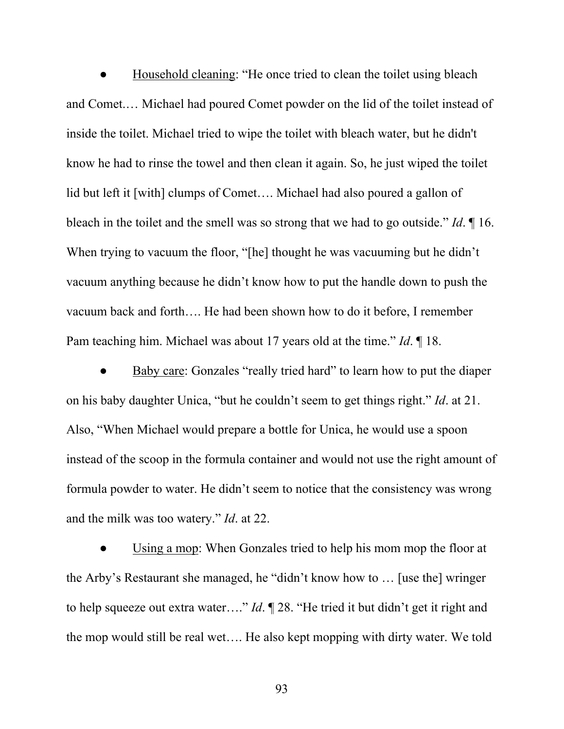- Household cleaning: "He once tried to clean the toilet using bleach and Comet.… Michael had poured Comet powder on the lid of the toilet instead of inside the toilet. Michael tried to wipe the toilet with bleach water, but he didn't know he had to rinse the towel and then clean it again. So, he just wiped the toilet lid but left it [with] clumps of Comet…. Michael had also poured a gallon of bleach in the toilet and the smell was so strong that we had to go outside." *Id*. ¶ 16. When trying to vacuum the floor, "[he] thought he was vacuuming but he didn't vacuum anything because he didn't know how to put the handle down to push the vacuum back and forth…. He had been shown how to do it before, I remember Pam teaching him. Michael was about 17 years old at the time." *Id*. ¶ 18.

- Baby care: Gonzales "really tried hard" to learn how to put the diaper on his baby daughter Unica, "but he couldn't seem to get things right." *Id*. at 21. Also, "When Michael would prepare a bottle for Unica, he would use a spoon instead of the scoop in the formula container and would not use the right amount of formula powder to water. He didn't seem to notice that the consistency was wrong and the milk was too watery." *Id*. at 22.

- Using a mop: When Gonzales tried to help his mom mop the floor at the Arby's Restaurant she managed, he "didn't know how to … [use the] wringer to help squeeze out extra water…." *Id*. ¶ 28. "He tried it but didn't get it right and the mop would still be real wet…. He also kept mopping with dirty water. We told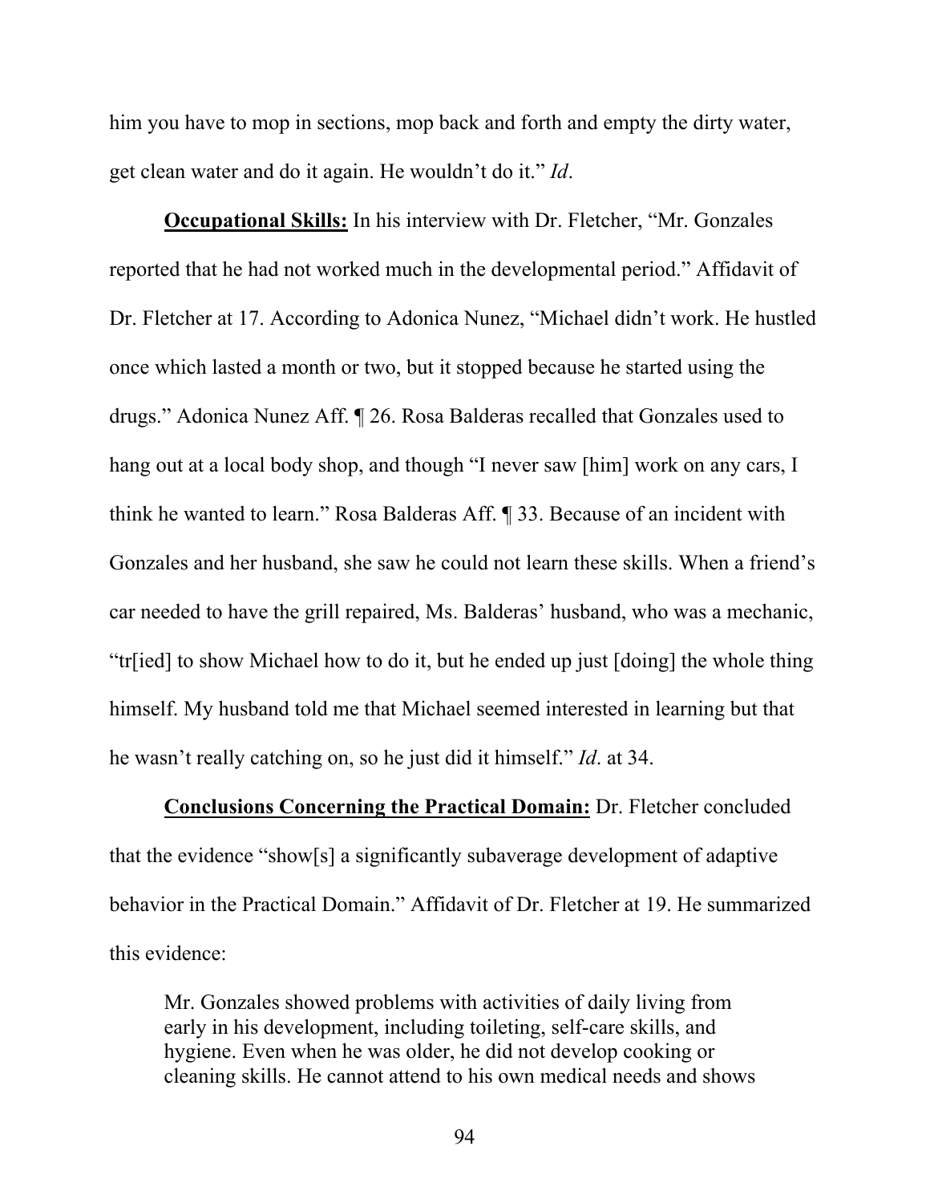him you have to mop in sections, mop back and forth and empty the dirty water, get clean water and do it again. He wouldn't do it." *Id*.

**Occupational Skills:** In his interview with Dr. Fletcher, "Mr. Gonzales reported that he had not worked much in the developmental period." Affidavit of Dr. Fletcher at 17. According to Adonica Nunez, "Michael didn't work. He hustled once which lasted a month or two, but it stopped because he started using the drugs." Adonica Nunez Aff. ¶ 26. Rosa Balderas recalled that Gonzales used to hang out at a local body shop, and though "I never saw [him] work on any cars, I think he wanted to learn." Rosa Balderas Aff. ¶ 33. Because of an incident with Gonzales and her husband, she saw he could not learn these skills. When a friend's car needed to have the grill repaired, Ms. Balderas' husband, who was a mechanic, "tr[ied] to show Michael how to do it, but he ended up just [doing] the whole thing himself. My husband told me that Michael seemed interested in learning but that he wasn't really catching on, so he just did it himself." *Id*. at 34.

**Conclusions Concerning the Practical Domain:** Dr. Fletcher concluded that the evidence "show[s] a significantly subaverage development of adaptive behavior in the Practical Domain." Affidavit of Dr. Fletcher at 19. He summarized this evidence:

> Mr. Gonzales showed problems with activities of daily living from early in his development, including toileting, self-care skills, and hygiene. Even when he was older, he did not develop cooking or cleaning skills. He cannot attend to his own medical needs and shows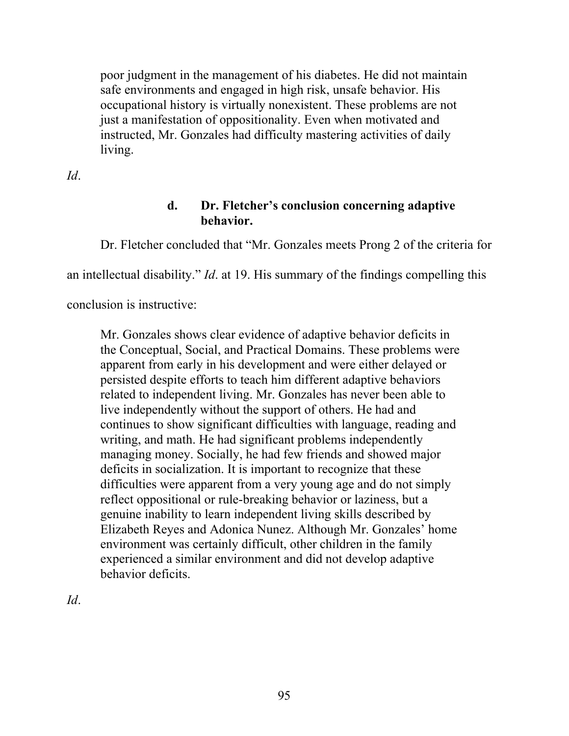> poor judgment in the management of his diabetes. He did not maintain safe environments and engaged in high risk, unsafe behavior. His occupational history is virtually nonexistent. These problems are not just a manifestation of oppositionality. Even when motivated and instructed, Mr. Gonzales had difficulty mastering activities of daily living.

*Id*.

#### d. Dr. Fletcher's conclusion concerning adaptive behavior.

Dr. Fletcher concluded that "Mr. Gonzales meets Prong 2 of the criteria for an intellectual disability." *Id*. at 19. His summary of the findings compelling this conclusion is instructive:

> Mr. Gonzales shows clear evidence of adaptive behavior deficits in the Conceptual, Social, and Practical Domains. These problems were apparent from early in his development and were either delayed or persisted despite efforts to teach him different adaptive behaviors related to independent living. Mr. Gonzales has never been able to live independently without the support of others. He had and continues to show significant difficulties with language, reading and writing, and math. He had significant problems independently managing money. Socially, he had few friends and showed major deficits in socialization. It is important to recognize that these difficulties were apparent from a very young age and do not simply reflect oppositional or rule-breaking behavior or laziness, but a genuine inability to learn independent living skills described by Elizabeth Reyes and Adonica Nunez. Although Mr. Gonzales' home environment was certainly difficult, other children in the family experienced a similar environment and did not develop adaptive behavior deficits.

*Id*.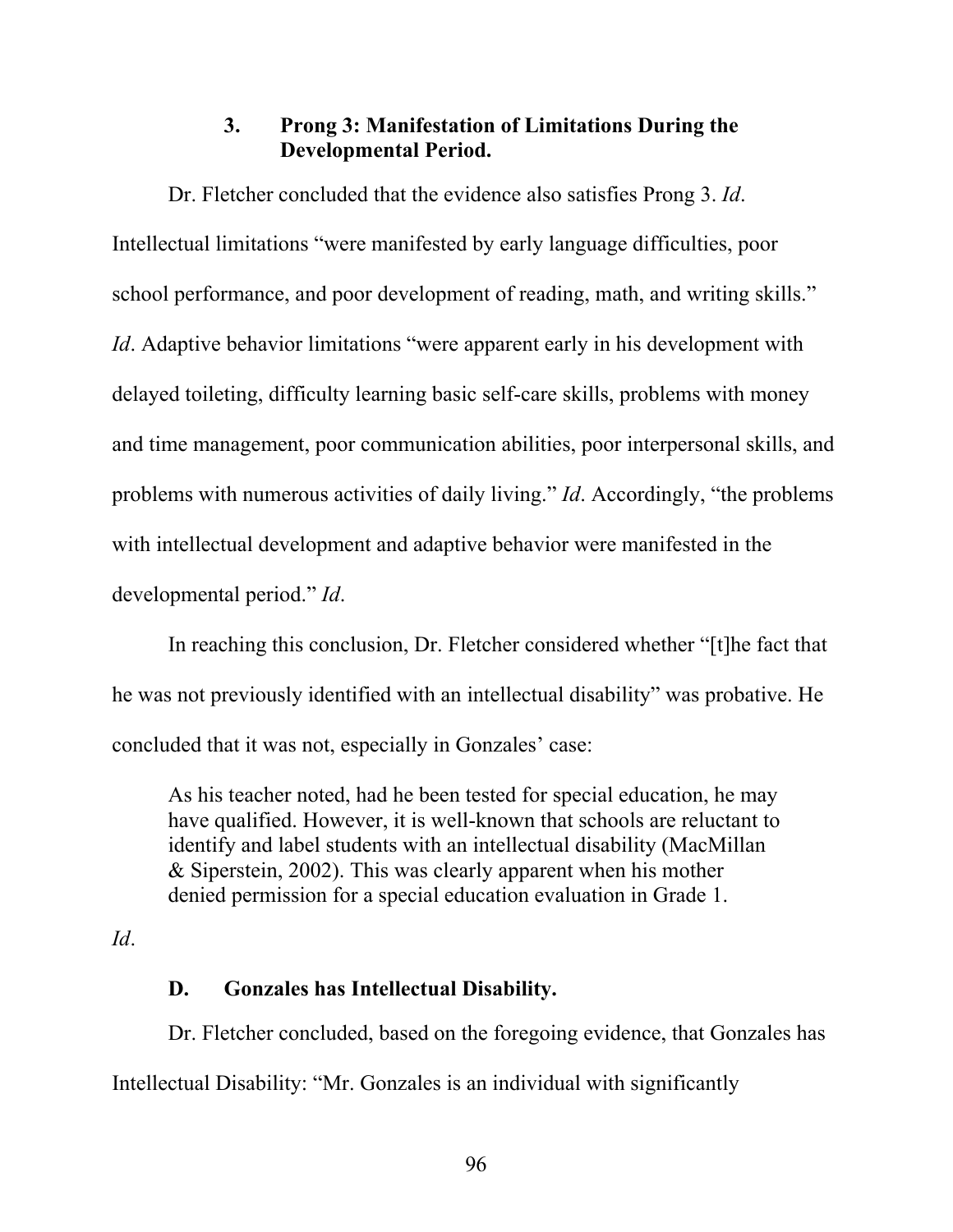### 3. Prong 3: Manifestation of Limitations During the Developmental Period.

Dr. Fletcher concluded that the evidence also satisfies Prong 3. *Id*. Intellectual limitations "were manifested by early language difficulties, poor school performance, and poor development of reading, math, and writing skills." *Id*. Adaptive behavior limitations "were apparent early in his development with delayed toileting, difficulty learning basic self-care skills, problems with money and time management, poor communication abilities, poor interpersonal skills, and problems with numerous activities of daily living." *Id*. Accordingly, "the problems with intellectual development and adaptive behavior were manifested in the developmental period." *Id*.

In reaching this conclusion, Dr. Fletcher considered whether "[t]he fact that he was not previously identified with an intellectual disability" was probative. He concluded that it was not, especially in Gonzales' case:

> As his teacher noted, had he been tested for special education, he may have qualified. However, it is well-known that schools are reluctant to identify and label students with an intellectual disability (MacMillan & Siperstein, 2002). This was clearly apparent when his mother denied permission for a special education evaluation in Grade 1.

*Id*.

## D. Gonzales has Intellectual Disability.

Dr. Fletcher concluded, based on the foregoing evidence, that Gonzales has Intellectual Disability: "Mr. Gonzales is an individual with significantly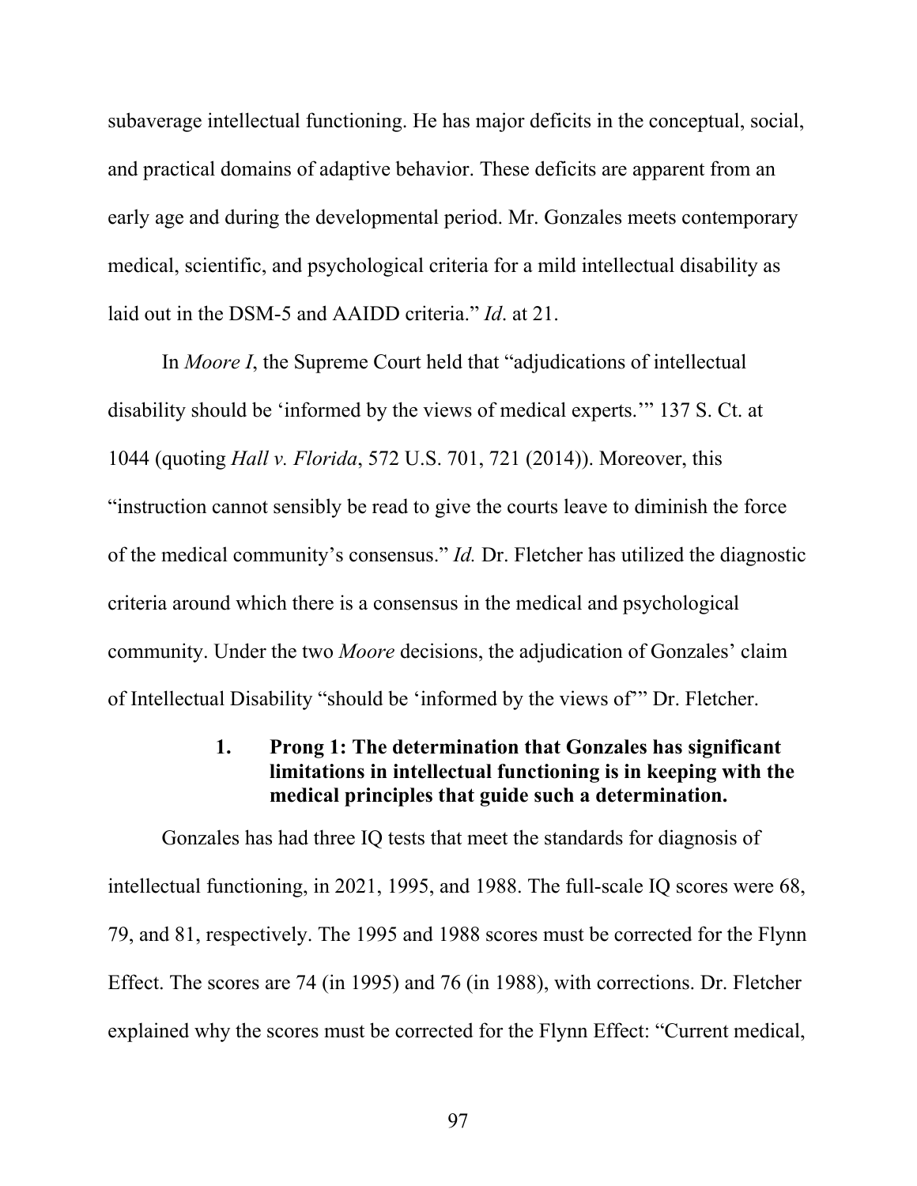subaverage intellectual functioning. He has major deficits in the conceptual, social, and practical domains of adaptive behavior. These deficits are apparent from an early age and during the developmental period. Mr. Gonzales meets contemporary medical, scientific, and psychological criteria for a mild intellectual disability as laid out in the DSM-5 and AAIDD criteria." *Id*. at 21.

In *Moore I*, the Supreme Court held that "adjudications of intellectual disability should be 'informed by the views of medical experts.'" 137 S. Ct. at 1044 (quoting *Hall v. Florida*, 572 U.S. 701, 721 (2014)). Moreover, this "instruction cannot sensibly be read to give the courts leave to diminish the force of the medical community's consensus." *Id.* Dr. Fletcher has utilized the diagnostic criteria around which there is a consensus in the medical and psychological community. Under the two *Moore* decisions, the adjudication of Gonzales' claim of Intellectual Disability "should be 'informed by the views of'" Dr. Fletcher.

#### 1. Prong 1: The determination that Gonzales has significant limitations in intellectual functioning is in keeping with the medical principles that guide such a determination.

Gonzales has had three IQ tests that meet the standards for diagnosis of intellectual functioning, in 2021, 1995, and 1988. The full-scale IQ scores were 68, 79, and 81, respectively. The 1995 and 1988 scores must be corrected for the Flynn Effect. The scores are 74 (in 1995) and 76 (in 1988), with corrections. Dr. Fletcher explained why the scores must be corrected for the Flynn Effect: "Current medical,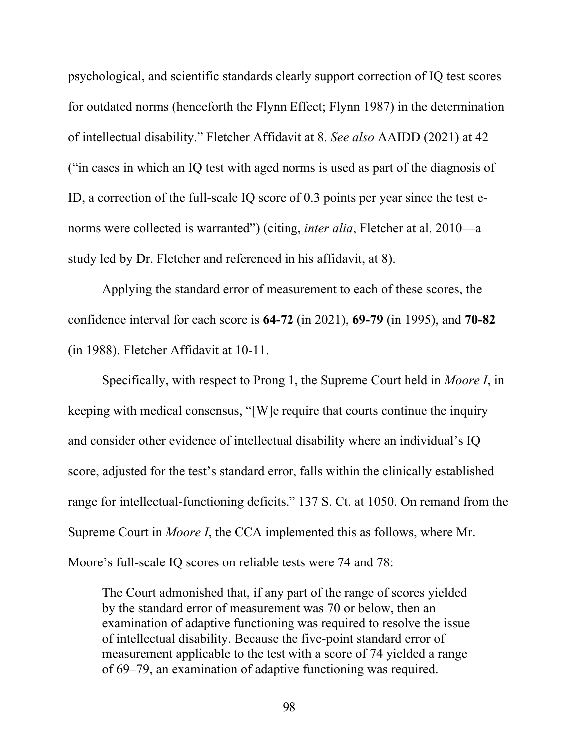psychological, and scientific standards clearly support correction of IQ test scores for outdated norms (henceforth the Flynn Effect; Flynn 1987) in the determination of intellectual disability." Fletcher Affidavit at 8. *See also* AAIDD (2021) at 42 ("in cases in which an IQ test with aged norms is used as part of the diagnosis of ID, a correction of the full-scale IQ score of 0.3 points per year since the test e-norms were collected is warranted") (citing, *inter alia*, Fletcher at al. 2010—a study led by Dr. Fletcher and referenced in his affidavit, at 8).

Applying the standard error of measurement to each of these scores, the confidence interval for each score is **64-72** (in 2021), **69-79** (in 1995), and **70-82** (in 1988). Fletcher Affidavit at 10-11.

Specifically, with respect to Prong 1, the Supreme Court held in *Moore I*, in keeping with medical consensus, "[W]e require that courts continue the inquiry and consider other evidence of intellectual disability where an individual's IQ score, adjusted for the test's standard error, falls within the clinically established range for intellectual-functioning deficits." 137 S. Ct. at 1050. On remand from the Supreme Court in *Moore I*, the CCA implemented this as follows, where Mr. Moore's full-scale IQ scores on reliable tests were 74 and 78:

> The Court admonished that, if any part of the range of scores yielded by the standard error of measurement was 70 or below, then an examination of adaptive functioning was required to resolve the issue of intellectual disability. Because the five-point standard error of measurement applicable to the test with a score of 74 yielded a range of 69–79, an examination of adaptive functioning was required.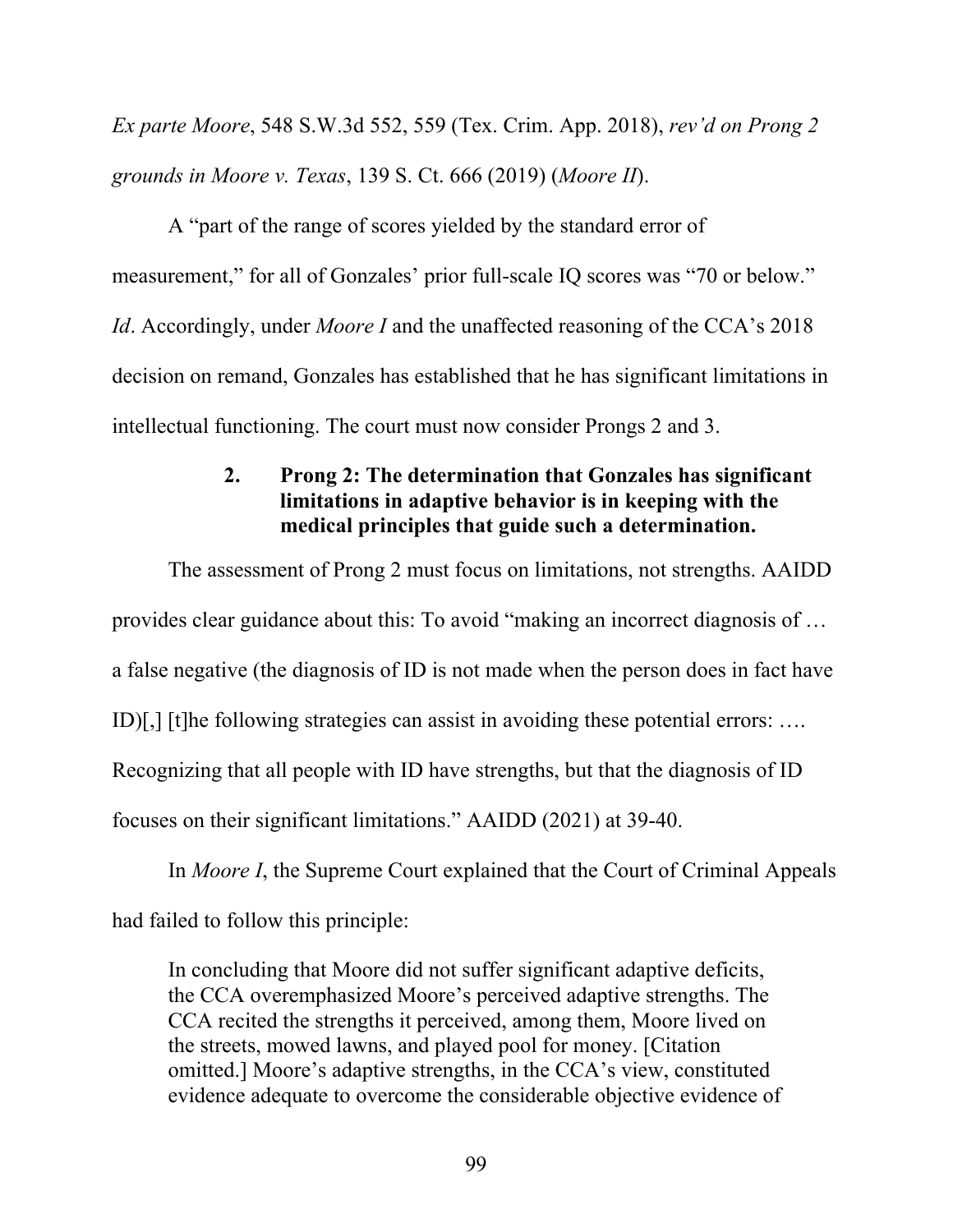*Ex parte Moore*, 548 S.W.3d 552, 559 (Tex. Crim. App. 2018), *rev'd on Prong 2 grounds in Moore v. Texas*, 139 S. Ct. 666 (2019) (*Moore II*).

A "part of the range of scores yielded by the standard error of measurement," for all of Gonzales' prior full-scale IQ scores was "70 or below." *Id*. Accordingly, under *Moore I* and the unaffected reasoning of the CCA's 2018 decision on remand, Gonzales has established that he has significant limitations in intellectual functioning. The court must now consider Prongs 2 and 3.

### 2. Prong 2: The determination that Gonzales has significant limitations in adaptive behavior is in keeping with the medical principles that guide such a determination.

The assessment of Prong 2 must focus on limitations, not strengths. AAIDD provides clear guidance about this: To avoid "making an incorrect diagnosis of … a false negative (the diagnosis of ID is not made when the person does in fact have ID)[,] [t]he following strategies can assist in avoiding these potential errors: …. Recognizing that all people with ID have strengths, but that the diagnosis of ID focuses on their significant limitations." AAIDD (2021) at 39-40.

In *Moore I*, the Supreme Court explained that the Court of Criminal Appeals had failed to follow this principle:

> In concluding that Moore did not suffer significant adaptive deficits, the CCA overemphasized Moore's perceived adaptive strengths. The CCA recited the strengths it perceived, among them, Moore lived on the streets, mowed lawns, and played pool for money. [Citation omitted.] Moore's adaptive strengths, in the CCA's view, constituted evidence adequate to overcome the considerable objective evidence of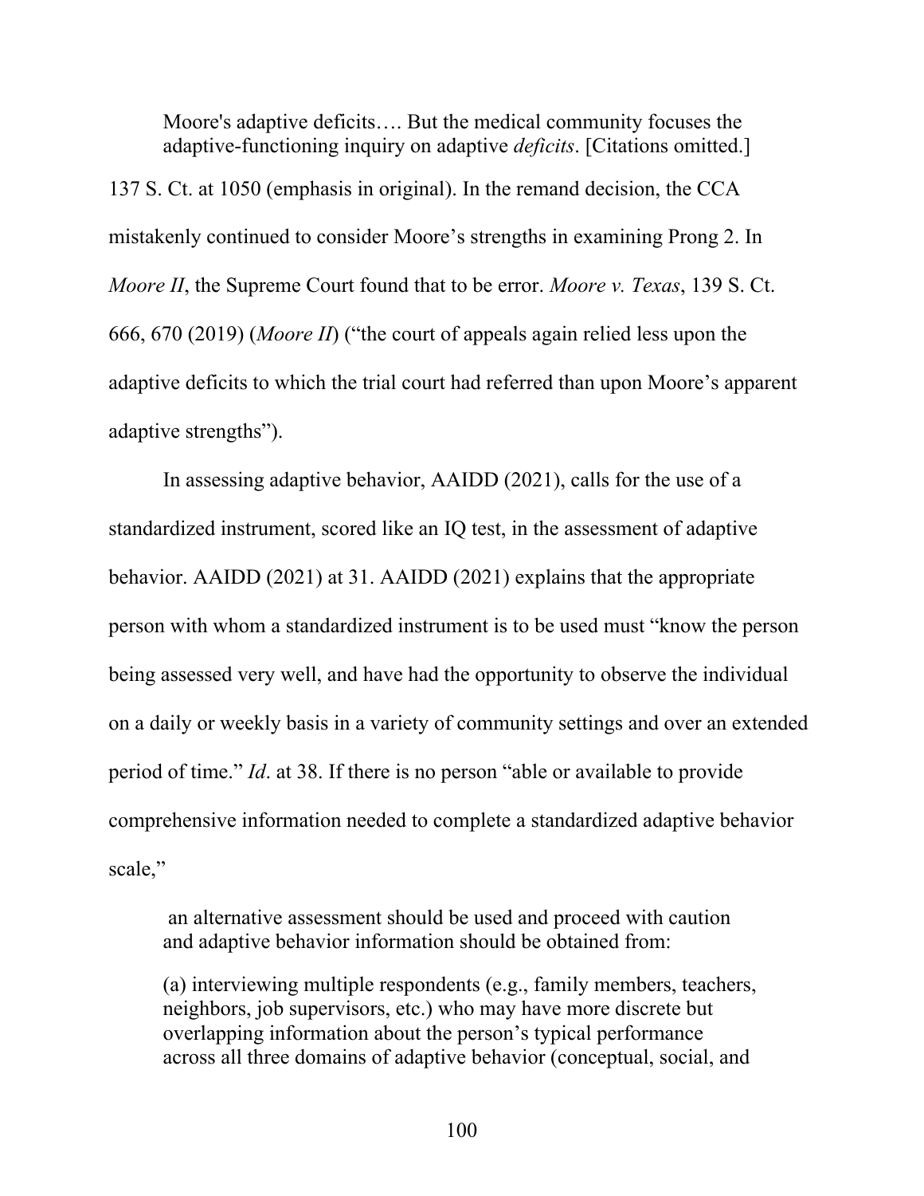> Moore's adaptive deficits…. But the medical community focuses the adaptive-functioning inquiry on adaptive *deficits*. [Citations omitted.]

137 S. Ct. at 1050 (emphasis in original). In the remand decision, the CCA mistakenly continued to consider Moore's strengths in examining Prong 2. In *Moore II*, the Supreme Court found that to be error. *Moore v. Texas*, 139 S. Ct. 666, 670 (2019) (*Moore II*) ("the court of appeals again relied less upon the adaptive deficits to which the trial court had referred than upon Moore's apparent adaptive strengths").

In assessing adaptive behavior, AAIDD (2021), calls for the use of a standardized instrument, scored like an IQ test, in the assessment of adaptive behavior. AAIDD (2021) at 31. AAIDD (2021) explains that the appropriate person with whom a standardized instrument is to be used must "know the person being assessed very well, and have had the opportunity to observe the individual on a daily or weekly basis in a variety of community settings and over an extended period of time." *Id*. at 38. If there is no person "able or available to provide comprehensive information needed to complete a standardized adaptive behavior scale,"

> an alternative assessment should be used and proceed with caution and adaptive behavior information should be obtained from:
>
> (a) interviewing multiple respondents (e.g., family members, teachers, neighbors, job supervisors, etc.) who may have more discrete but overlapping information about the person's typical performance across all three domains of adaptive behavior (conceptual, social, and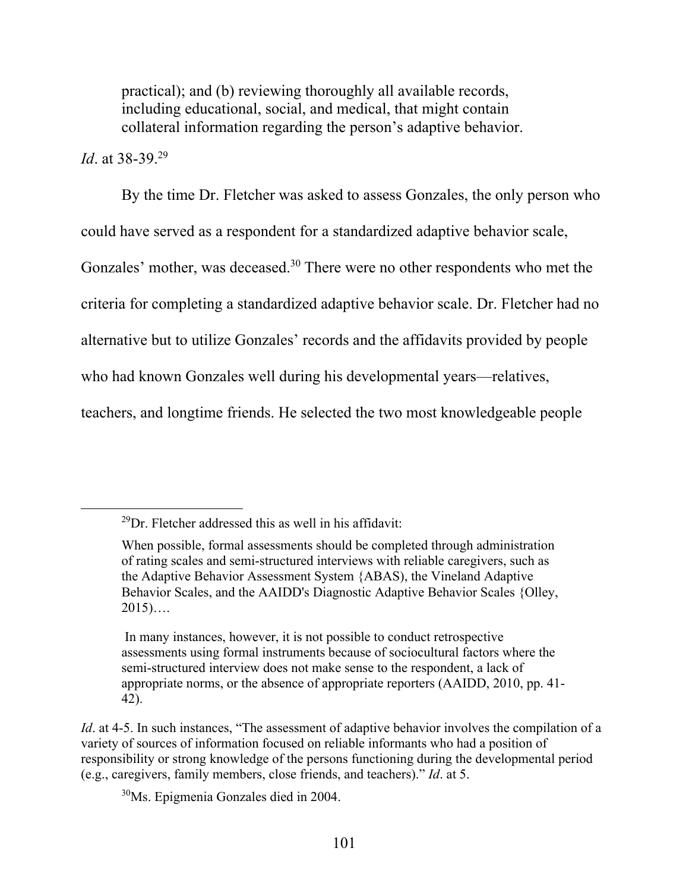> practical); and (b) reviewing thoroughly all available records, including educational, social, and medical, that might contain collateral information regarding the person's adaptive behavior.

*Id*. at 38-39.[29]

By the time Dr. Fletcher was asked to assess Gonzales, the only person who could have served as a respondent for a standardized adaptive behavior scale, Gonzales' mother, was deceased.[30] There were no other respondents who met the criteria for completing a standardized adaptive behavior scale. Dr. Fletcher had no alternative but to utilize Gonzales' records and the affidavits provided by people who had known Gonzales well during his developmental years—relatives, teachers, and longtime friends. He selected the two most knowledgeable people

---

[29]Dr. Fletcher addressed this as well in his affidavit:

> When possible, formal assessments should be completed through administration of rating scales and semi-structured interviews with reliable caregivers, such as the Adaptive Behavior Assessment System {ABAS), the Vineland Adaptive Behavior Scales, and the AAIDD's Diagnostic Adaptive Behavior Scales {Olley, 2015)….
>
> In many instances, however, it is not possible to conduct retrospective assessments using formal instruments because of sociocultural factors where the semi-structured interview does not make sense to the respondent, a lack of appropriate norms, or the absence of appropriate reporters (AAIDD, 2010, pp. 41-42).

*Id*. at 4-5. In such instances, "The assessment of adaptive behavior involves the compilation of a variety of sources of information focused on reliable informants who had a position of responsibility or strong knowledge of the persons functioning during the developmental period (e.g., caregivers, family members, close friends, and teachers)." *Id*. at 5.

[30]Ms. Epigmenia Gonzales died in 2004.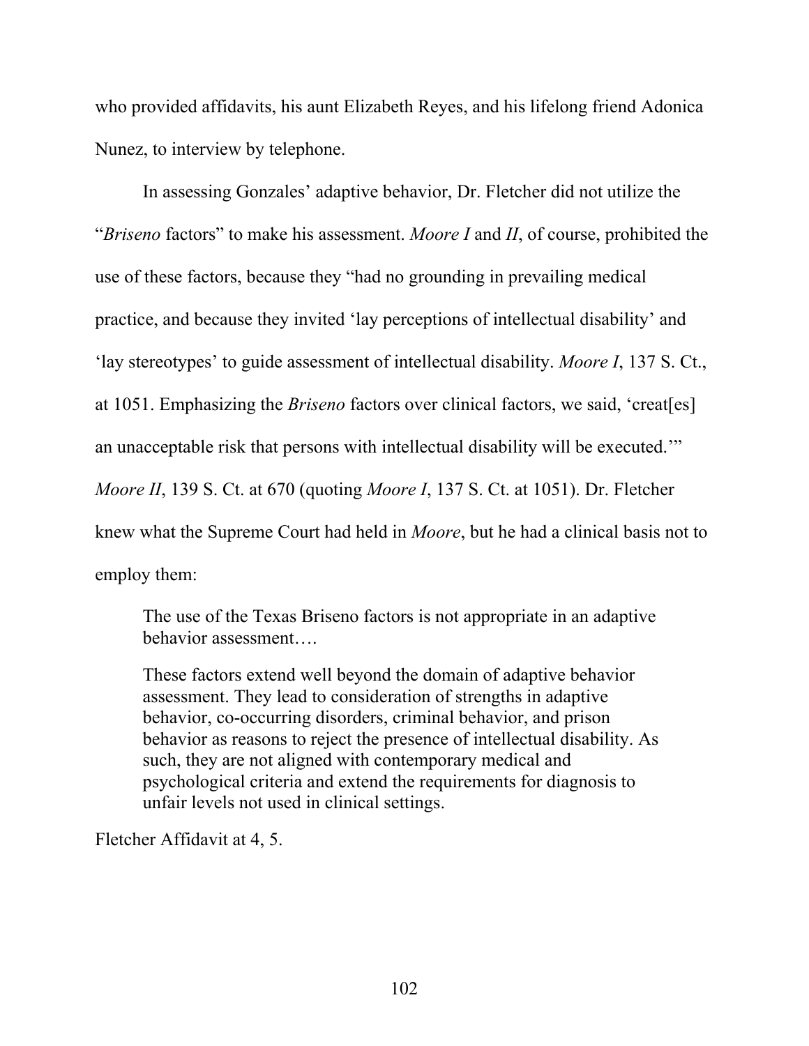who provided affidavits, his aunt Elizabeth Reyes, and his lifelong friend Adonica Nunez, to interview by telephone.

In assessing Gonzales' adaptive behavior, Dr. Fletcher did not utilize the "*Briseno* factors" to make his assessment. *Moore I* and *II*, of course, prohibited the use of these factors, because they "had no grounding in prevailing medical practice, and because they invited 'lay perceptions of intellectual disability' and 'lay stereotypes' to guide assessment of intellectual disability. *Moore I*, 137 S. Ct., at 1051. Emphasizing the *Briseno* factors over clinical factors, we said, 'creat[es] an unacceptable risk that persons with intellectual disability will be executed.'" *Moore II*, 139 S. Ct. at 670 (quoting *Moore I*, 137 S. Ct. at 1051). Dr. Fletcher knew what the Supreme Court had held in *Moore*, but he had a clinical basis not to employ them:

> The use of the Texas Briseno factors is not appropriate in an adaptive behavior assessment….
>
> These factors extend well beyond the domain of adaptive behavior assessment. They lead to consideration of strengths in adaptive behavior, co-occurring disorders, criminal behavior, and prison behavior as reasons to reject the presence of intellectual disability. As such, they are not aligned with contemporary medical and psychological criteria and extend the requirements for diagnosis to unfair levels not used in clinical settings.

Fletcher Affidavit at 4, 5.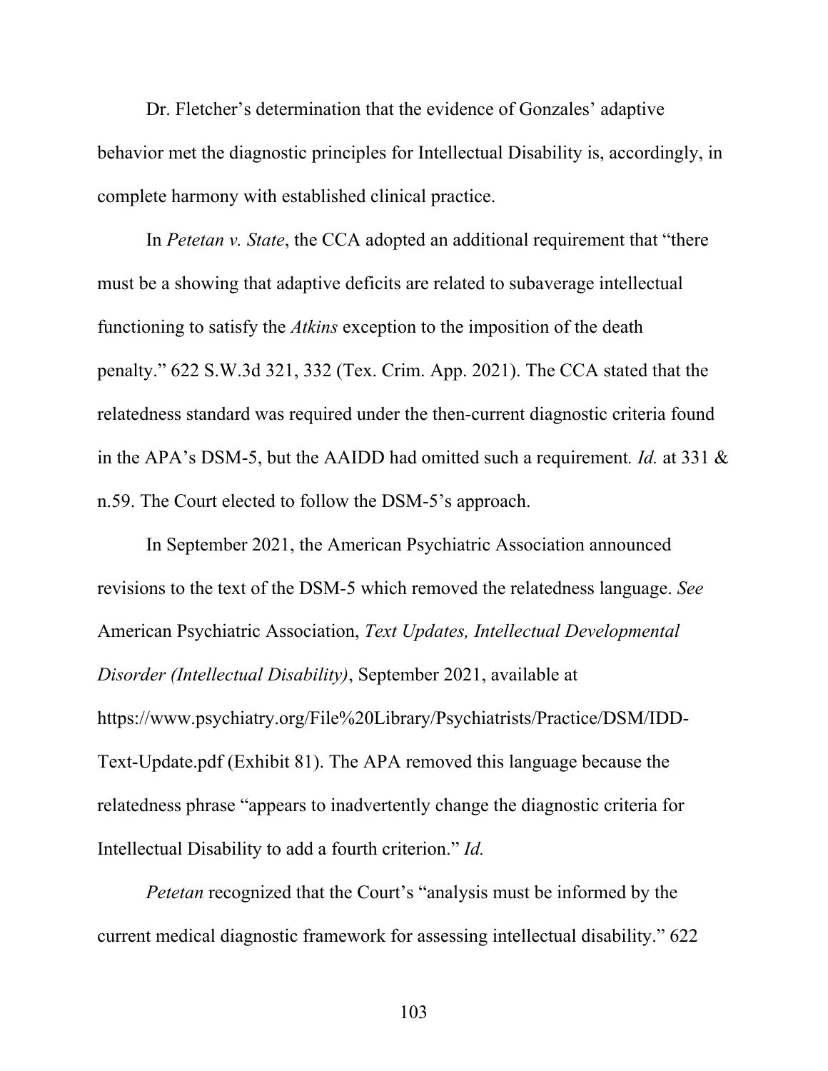Dr. Fletcher's determination that the evidence of Gonzales' adaptive behavior met the diagnostic principles for Intellectual Disability is, accordingly, in complete harmony with established clinical practice.

In *Petetan v. State*, the CCA adopted an additional requirement that "there must be a showing that adaptive deficits are related to subaverage intellectual functioning to satisfy the *Atkins* exception to the imposition of the death penalty." 622 S.W.3d 321, 332 (Tex. Crim. App. 2021). The CCA stated that the relatedness standard was required under the then-current diagnostic criteria found in the APA's DSM-5, but the AAIDD had omitted such a requirement*. Id.* at 331 & n.59. The Court elected to follow the DSM-5's approach.

In September 2021, the American Psychiatric Association announced revisions to the text of the DSM-5 which removed the relatedness language. *See* American Psychiatric Association, *Text Updates, Intellectual Developmental Disorder (Intellectual Disability)*, September 2021, available at https://www.psychiatry.org/File%20Library/Psychiatrists/Practice/DSM/IDD-Text-Update.pdf (Exhibit 81). The APA removed this language because the relatedness phrase "appears to inadvertently change the diagnostic criteria for Intellectual Disability to add a fourth criterion." *Id.*

*Petetan* recognized that the Court's "analysis must be informed by the current medical diagnostic framework for assessing intellectual disability." 622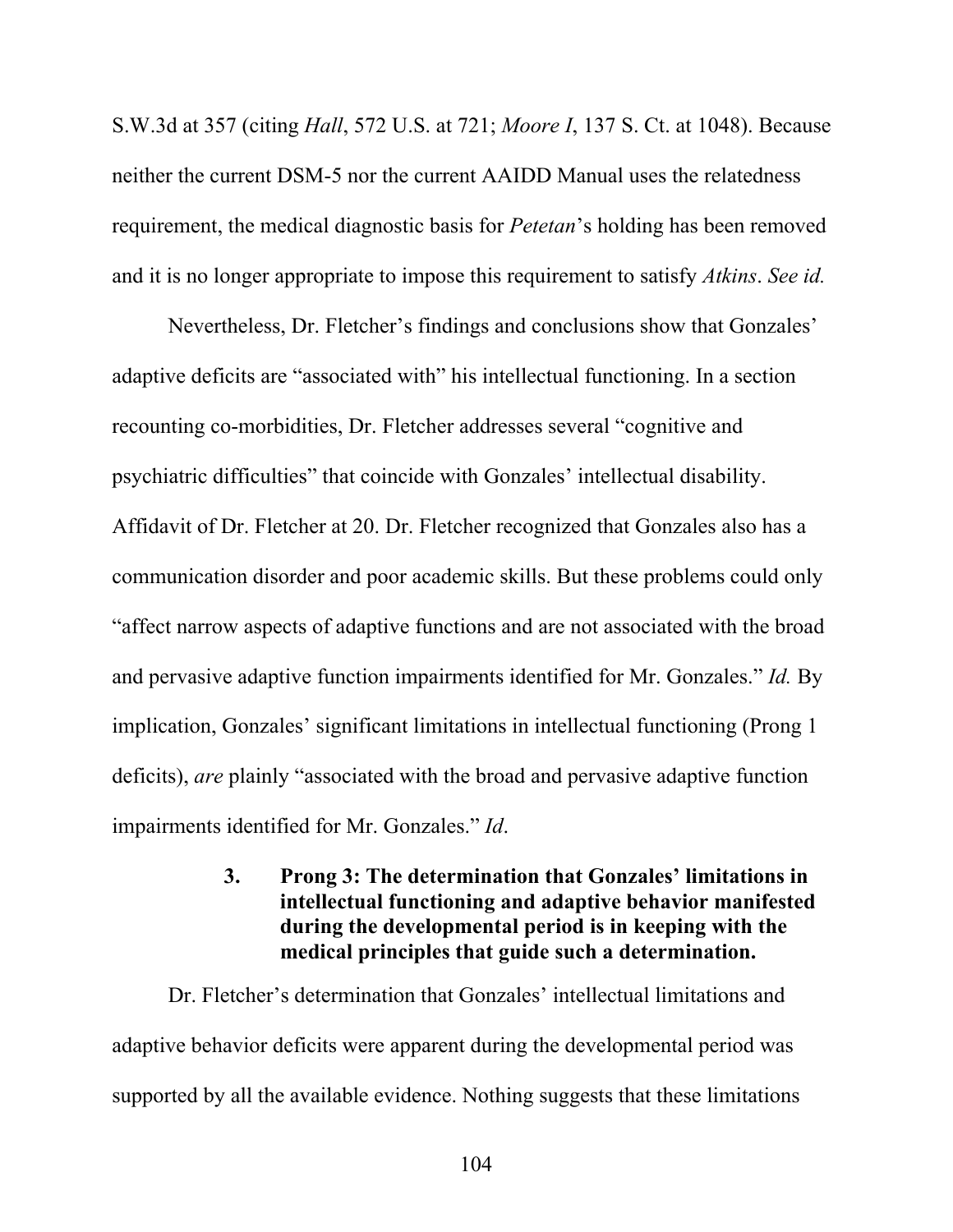S.W.3d at 357 (citing *Hall*, 572 U.S. at 721; *Moore I*, 137 S. Ct. at 1048). Because neither the current DSM-5 nor the current AAIDD Manual uses the relatedness requirement, the medical diagnostic basis for *Petetan*'s holding has been removed and it is no longer appropriate to impose this requirement to satisfy *Atkins*. *See id.*

Nevertheless, Dr. Fletcher's findings and conclusions show that Gonzales' adaptive deficits are "associated with" his intellectual functioning. In a section recounting co-morbidities, Dr. Fletcher addresses several "cognitive and psychiatric difficulties" that coincide with Gonzales' intellectual disability. Affidavit of Dr. Fletcher at 20. Dr. Fletcher recognized that Gonzales also has a communication disorder and poor academic skills. But these problems could only "affect narrow aspects of adaptive functions and are not associated with the broad and pervasive adaptive function impairments identified for Mr. Gonzales." *Id.* By implication, Gonzales' significant limitations in intellectual functioning (Prong 1 deficits), *are* plainly "associated with the broad and pervasive adaptive function impairments identified for Mr. Gonzales." *Id*.

### 3. Prong 3: The determination that Gonzales' limitations in intellectual functioning and adaptive behavior manifested during the developmental period is in keeping with the medical principles that guide such a determination.

Dr. Fletcher's determination that Gonzales' intellectual limitations and adaptive behavior deficits were apparent during the developmental period was supported by all the available evidence. Nothing suggests that these limitations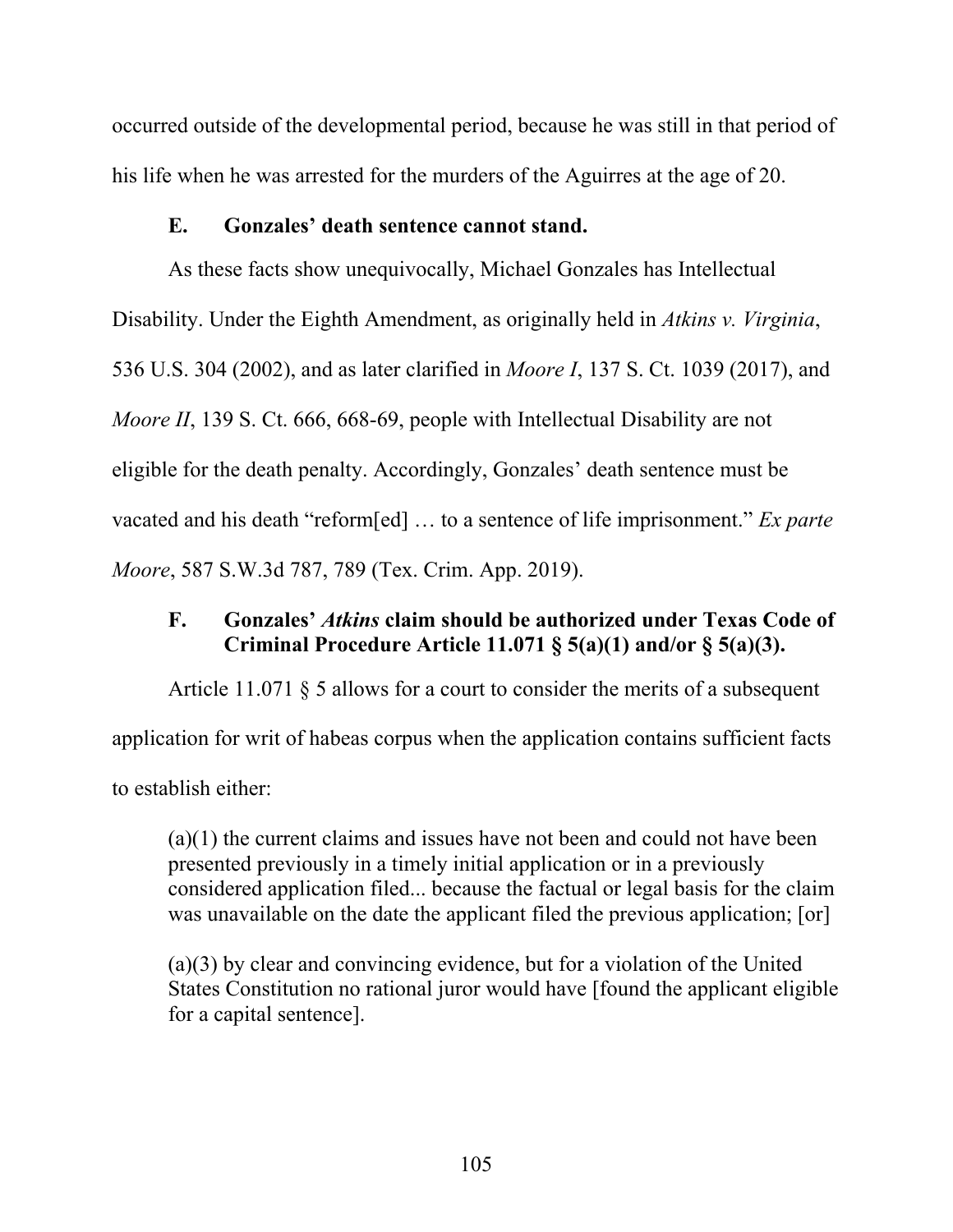occurred outside of the developmental period, because he was still in that period of his life when he was arrested for the murders of the Aguirres at the age of 20.

### E. Gonzales' death sentence cannot stand.

As these facts show unequivocally, Michael Gonzales has Intellectual Disability. Under the Eighth Amendment, as originally held in *Atkins v. Virginia*, 536 U.S. 304 (2002), and as later clarified in *Moore I*, 137 S. Ct. 1039 (2017), and *Moore II*, 139 S. Ct. 666, 668-69, people with Intellectual Disability are not eligible for the death penalty. Accordingly, Gonzales' death sentence must be vacated and his death "reform[ed] … to a sentence of life imprisonment." *Ex parte Moore*, 587 S.W.3d 787, 789 (Tex. Crim. App. 2019).

### F. Gonzales' *Atkins* claim should be authorized under Texas Code of Criminal Procedure Article 11.071 § 5(a)(1) and/or § 5(a)(3).

Article 11.071 § 5 allows for a court to consider the merits of a subsequent application for writ of habeas corpus when the application contains sufficient facts to establish either:

> (a)(1) the current claims and issues have not been and could not have been presented previously in a timely initial application or in a previously considered application filed... because the factual or legal basis for the claim was unavailable on the date the applicant filed the previous application; [or]
>
> (a)(3) by clear and convincing evidence, but for a violation of the United States Constitution no rational juror would have [found the applicant eligible for a capital sentence].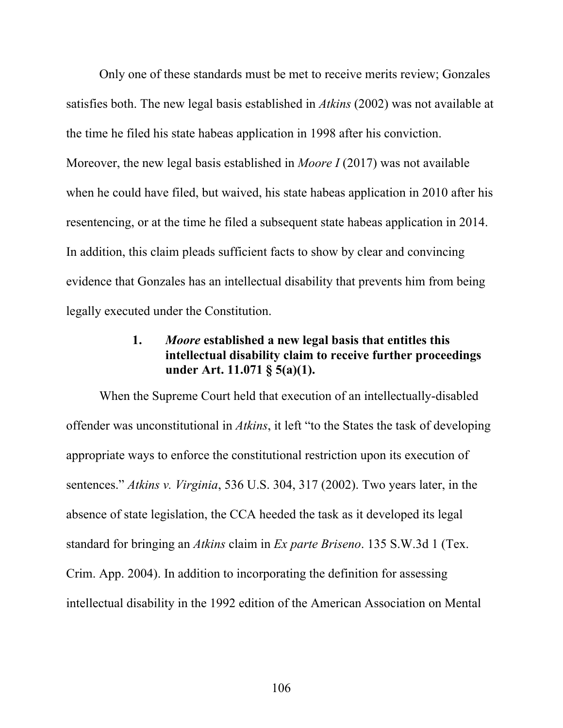Only one of these standards must be met to receive merits review; Gonzales satisfies both. The new legal basis established in *Atkins* (2002) was not available at the time he filed his state habeas application in 1998 after his conviction. Moreover, the new legal basis established in *Moore I* (2017) was not available when he could have filed, but waived, his state habeas application in 2010 after his resentencing, or at the time he filed a subsequent state habeas application in 2014. In addition, this claim pleads sufficient facts to show by clear and convincing evidence that Gonzales has an intellectual disability that prevents him from being legally executed under the Constitution.

### 1. *Moore* established a new legal basis that entitles this intellectual disability claim to receive further proceedings under Art. 11.071 § 5(a)(1).

When the Supreme Court held that execution of an intellectually-disabled offender was unconstitutional in *Atkins*, it left "to the States the task of developing appropriate ways to enforce the constitutional restriction upon its execution of sentences." *Atkins v. Virginia*, 536 U.S. 304, 317 (2002). Two years later, in the absence of state legislation, the CCA heeded the task as it developed its legal standard for bringing an *Atkins* claim in *Ex parte Briseno*. 135 S.W.3d 1 (Tex. Crim. App. 2004). In addition to incorporating the definition for assessing intellectual disability in the 1992 edition of the American Association on Mental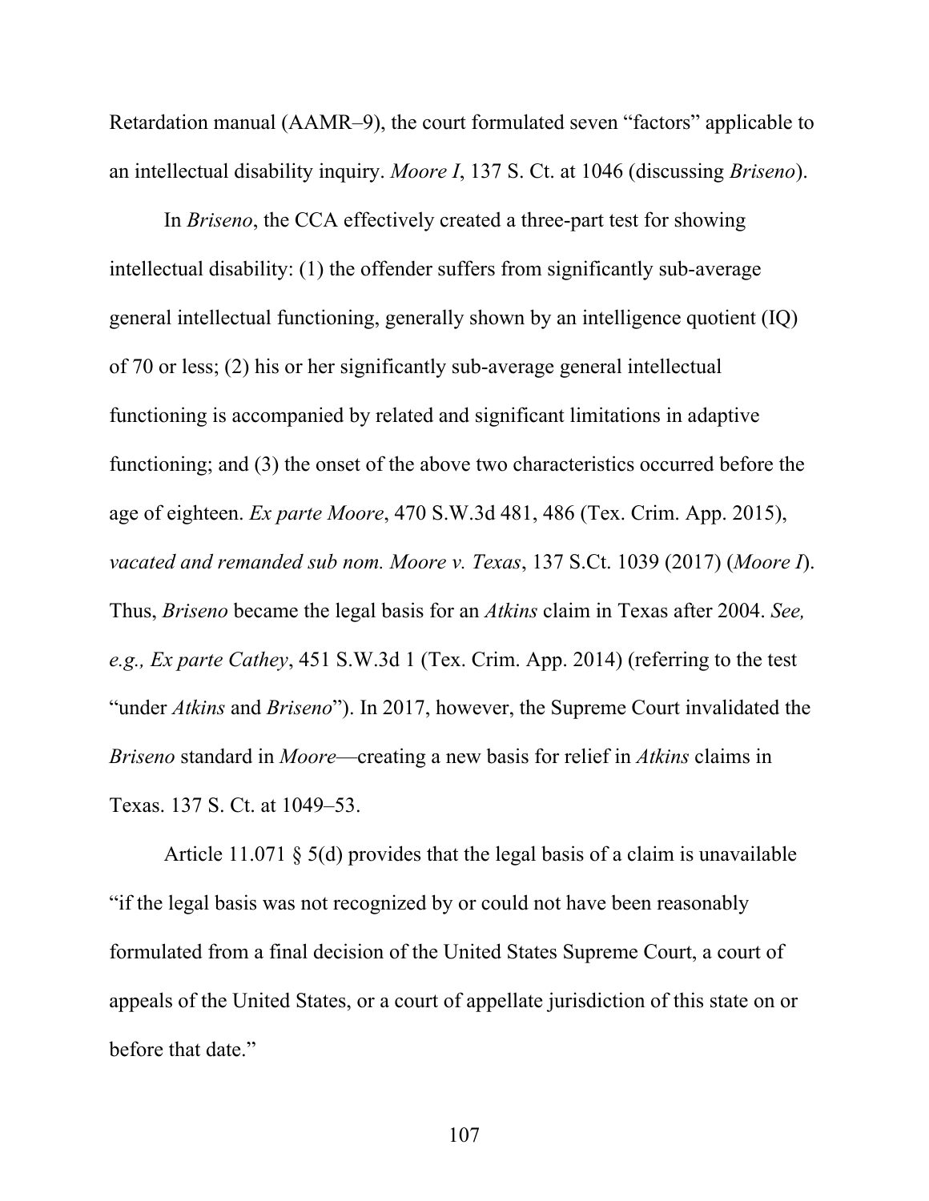Retardation manual (AAMR–9), the court formulated seven "factors" applicable to an intellectual disability inquiry. *Moore I*, 137 S. Ct. at 1046 (discussing *Briseno*).

In *Briseno*, the CCA effectively created a three-part test for showing intellectual disability: (1) the offender suffers from significantly sub-average general intellectual functioning, generally shown by an intelligence quotient (IQ) of 70 or less; (2) his or her significantly sub-average general intellectual functioning is accompanied by related and significant limitations in adaptive functioning; and (3) the onset of the above two characteristics occurred before the age of eighteen. *Ex parte Moore*, 470 S.W.3d 481, 486 (Tex. Crim. App. 2015), *vacated and remanded sub nom. Moore v. Texas*, 137 S.Ct. 1039 (2017) (*Moore I*). Thus, *Briseno* became the legal basis for an *Atkins* claim in Texas after 2004. *See, e.g., Ex parte Cathey*, 451 S.W.3d 1 (Tex. Crim. App. 2014) (referring to the test "under *Atkins* and *Briseno*"). In 2017, however, the Supreme Court invalidated the *Briseno* standard in *Moore*—creating a new basis for relief in *Atkins* claims in Texas. 137 S. Ct. at 1049–53.

Article 11.071 § 5(d) provides that the legal basis of a claim is unavailable "if the legal basis was not recognized by or could not have been reasonably formulated from a final decision of the United States Supreme Court, a court of appeals of the United States, or a court of appellate jurisdiction of this state on or before that date."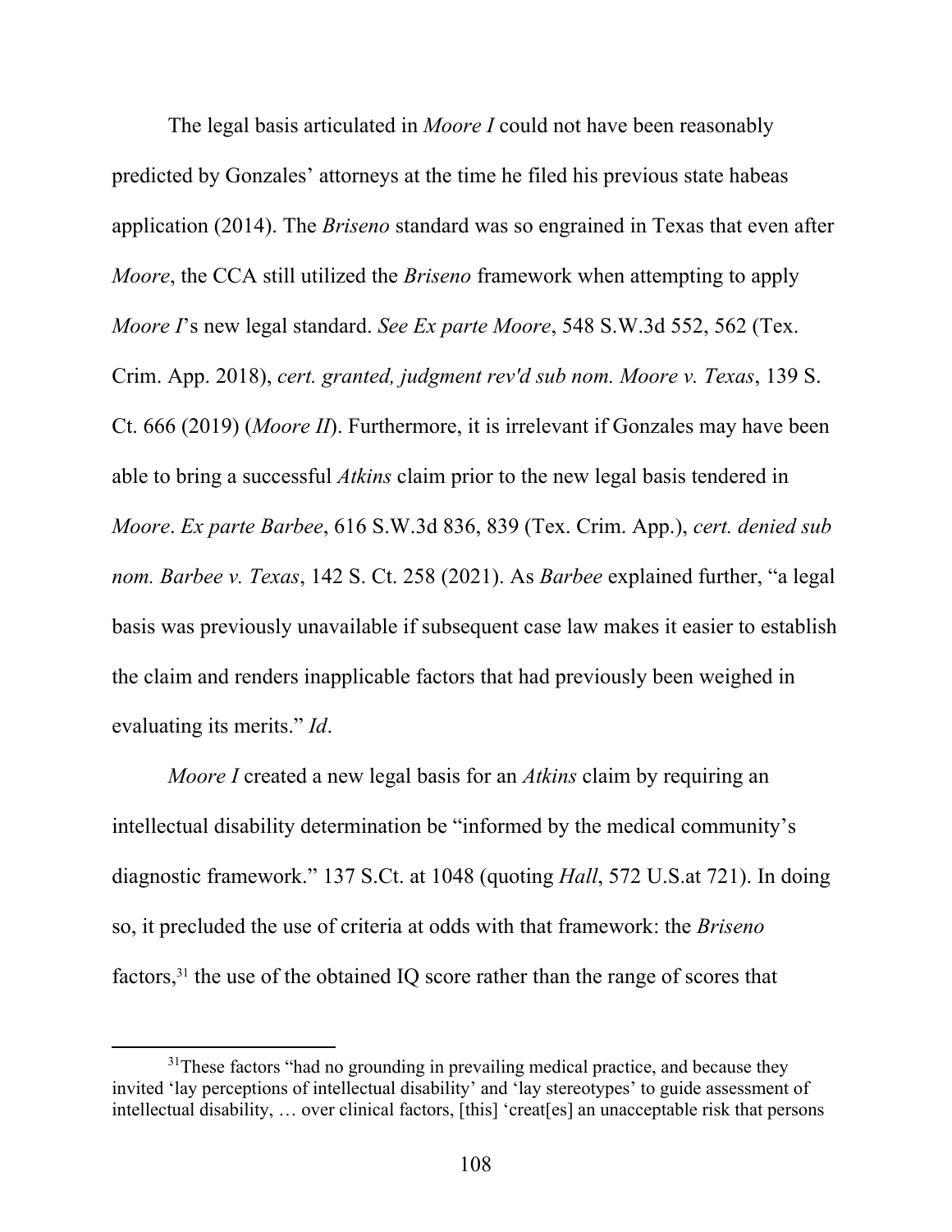The legal basis articulated in *Moore I* could not have been reasonably predicted by Gonzales' attorneys at the time he filed his previous state habeas application (2014). The *Briseno* standard was so engrained in Texas that even after *Moore*, the CCA still utilized the *Briseno* framework when attempting to apply *Moore I*'s new legal standard. *See Ex parte Moore*, 548 S.W.3d 552, 562 (Tex. Crim. App. 2018), *cert. granted, judgment rev'd sub nom. Moore v. Texas*, 139 S. Ct. 666 (2019) (*Moore II*). Furthermore, it is irrelevant if Gonzales may have been able to bring a successful *Atkins* claim prior to the new legal basis tendered in *Moore*. *Ex parte Barbee*, 616 S.W.3d 836, 839 (Tex. Crim. App.), *cert. denied sub nom. Barbee v. Texas*, 142 S. Ct. 258 (2021). As *Barbee* explained further, "a legal basis was previously unavailable if subsequent case law makes it easier to establish the claim and renders inapplicable factors that had previously been weighed in evaluating its merits." *Id*.

*Moore I* created a new legal basis for an *Atkins* claim by requiring an intellectual disability determination be "informed by the medical community's diagnostic framework." 137 S.Ct. at 1048 (quoting *Hall*, 572 U.S.at 721). In doing so, it precluded the use of criteria at odds with that framework: the *Briseno* factors,[31] the use of the obtained IQ score rather than the range of scores that

[31] These factors "had no grounding in prevailing medical practice, and because they invited 'lay perceptions of intellectual disability' and 'lay stereotypes' to guide assessment of intellectual disability, … over clinical factors, [this] 'creat[es] an unacceptable risk that persons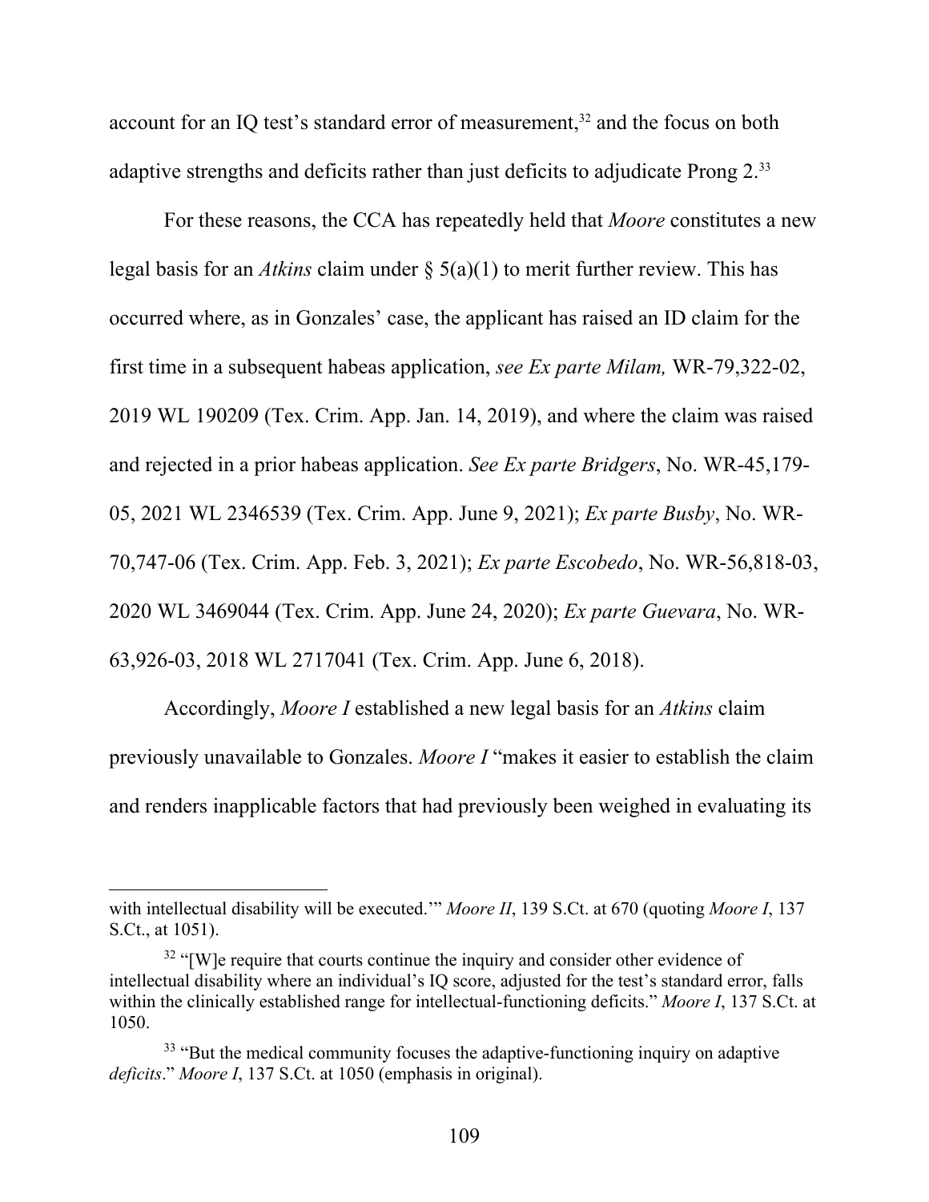account for an IQ test's standard error of measurement,[32] and the focus on both adaptive strengths and deficits rather than just deficits to adjudicate Prong 2.[33]

For these reasons, the CCA has repeatedly held that *Moore* constitutes a new legal basis for an *Atkins* claim under § 5(a)(1) to merit further review. This has occurred where, as in Gonzales' case, the applicant has raised an ID claim for the first time in a subsequent habeas application, *see Ex parte Milam,* WR-79,322-02, 2019 WL 190209 (Tex. Crim. App. Jan. 14, 2019), and where the claim was raised and rejected in a prior habeas application. *See Ex parte Bridgers*, No. WR-45,179-05, 2021 WL 2346539 (Tex. Crim. App. June 9, 2021); *Ex parte Busby*, No. WR-70,747-06 (Tex. Crim. App. Feb. 3, 2021); *Ex parte Escobedo*, No. WR-56,818-03, 2020 WL 3469044 (Tex. Crim. App. June 24, 2020); *Ex parte Guevara*, No. WR-63,926-03, 2018 WL 2717041 (Tex. Crim. App. June 6, 2018).

Accordingly, *Moore I* established a new legal basis for an *Atkins* claim previously unavailable to Gonzales. *Moore I* "makes it easier to establish the claim and renders inapplicable factors that had previously been weighed in evaluating its

---

with intellectual disability will be executed.'" *Moore II*, 139 S.Ct. at 670 (quoting *Moore I*, 137 S.Ct., at 1051).

[32] "[W]e require that courts continue the inquiry and consider other evidence of intellectual disability where an individual's IQ score, adjusted for the test's standard error, falls within the clinically established range for intellectual-functioning deficits." *Moore I*, 137 S.Ct. at 1050.

[33] "But the medical community focuses the adaptive-functioning inquiry on adaptive *deficits*." *Moore I*, 137 S.Ct. at 1050 (emphasis in original).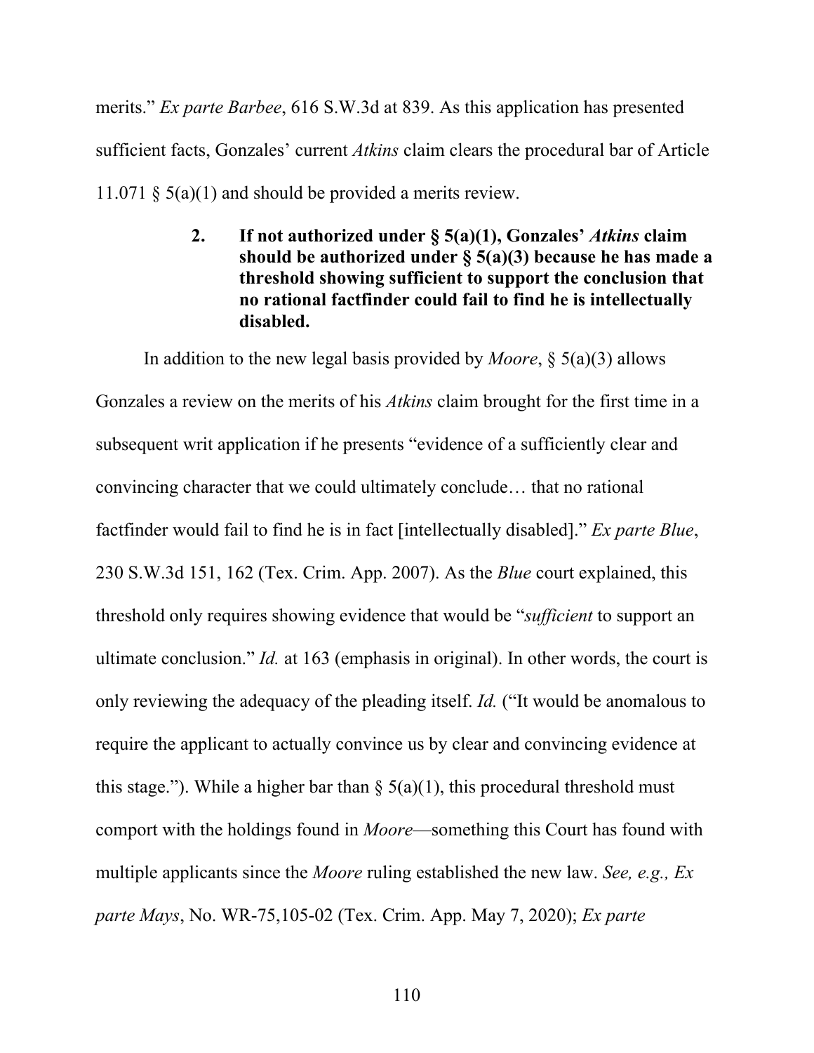merits." *Ex parte Barbee*, 616 S.W.3d at 839. As this application has presented sufficient facts, Gonzales' current *Atkins* claim clears the procedural bar of Article 11.071 § 5(a)(1) and should be provided a merits review.

#### 2. If not authorized under § 5(a)(1), Gonzales' *Atkins* claim should be authorized under § 5(a)(3) because he has made a threshold showing sufficient to support the conclusion that no rational factfinder could fail to find he is intellectually disabled.

In addition to the new legal basis provided by *Moore*, § 5(a)(3) allows Gonzales a review on the merits of his *Atkins* claim brought for the first time in a subsequent writ application if he presents "evidence of a sufficiently clear and convincing character that we could ultimately conclude… that no rational factfinder would fail to find he is in fact [intellectually disabled]." *Ex parte Blue*, 230 S.W.3d 151, 162 (Tex. Crim. App. 2007). As the *Blue* court explained, this threshold only requires showing evidence that would be "*sufficient* to support an ultimate conclusion." *Id.* at 163 (emphasis in original). In other words, the court is only reviewing the adequacy of the pleading itself. *Id.* ("It would be anomalous to require the applicant to actually convince us by clear and convincing evidence at this stage."). While a higher bar than § 5(a)(1), this procedural threshold must comport with the holdings found in *Moore*—something this Court has found with multiple applicants since the *Moore* ruling established the new law. *See, e.g., Ex parte Mays*, No. WR-75,105-02 (Tex. Crim. App. May 7, 2020); *Ex parte*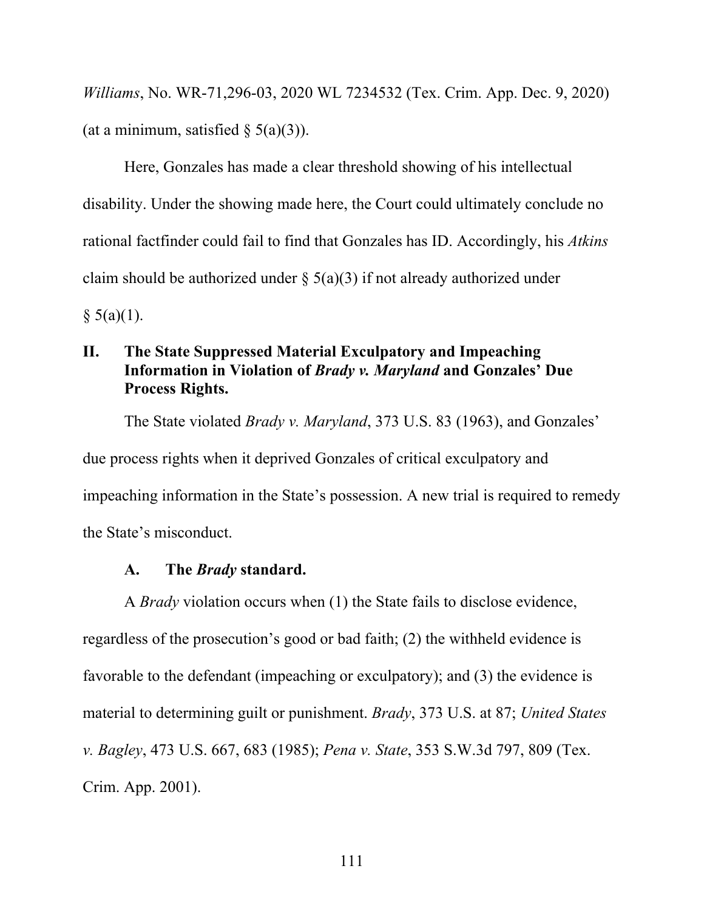*Williams*, No. WR-71,296-03, 2020 WL 7234532 (Tex. Crim. App. Dec. 9, 2020) (at a minimum, satisfied § 5(a)(3)).

Here, Gonzales has made a clear threshold showing of his intellectual disability. Under the showing made here, the Court could ultimately conclude no rational factfinder could fail to find that Gonzales has ID. Accordingly, his *Atkins* claim should be authorized under § 5(a)(3) if not already authorized under § 5(a)(1).

## II. The State Suppressed Material Exculpatory and Impeaching Information in Violation of *Brady v. Maryland* and Gonzales' Due Process Rights.

The State violated *Brady v. Maryland*, 373 U.S. 83 (1963), and Gonzales' due process rights when it deprived Gonzales of critical exculpatory and impeaching information in the State's possession. A new trial is required to remedy the State's misconduct.

### A. The *Brady* standard.

A *Brady* violation occurs when (1) the State fails to disclose evidence, regardless of the prosecution's good or bad faith; (2) the withheld evidence is favorable to the defendant (impeaching or exculpatory); and (3) the evidence is material to determining guilt or punishment. *Brady*, 373 U.S. at 87; *United States v. Bagley*, 473 U.S. 667, 683 (1985); *Pena v. State*, 353 S.W.3d 797, 809 (Tex. Crim. App. 2001).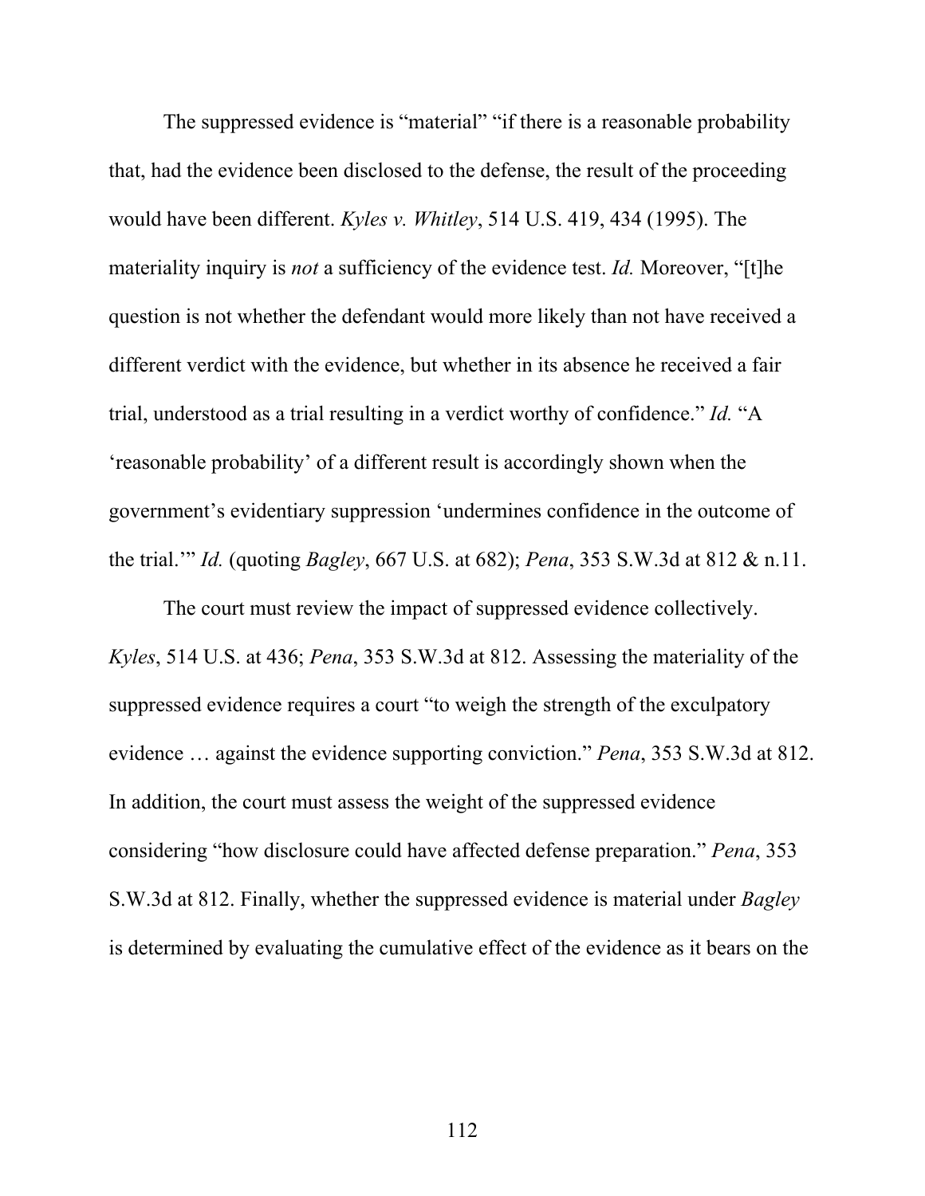The suppressed evidence is "material" "if there is a reasonable probability that, had the evidence been disclosed to the defense, the result of the proceeding would have been different. *Kyles v. Whitley*, 514 U.S. 419, 434 (1995). The materiality inquiry is *not* a sufficiency of the evidence test. *Id.* Moreover, "[t]he question is not whether the defendant would more likely than not have received a different verdict with the evidence, but whether in its absence he received a fair trial, understood as a trial resulting in a verdict worthy of confidence." *Id.* "A 'reasonable probability' of a different result is accordingly shown when the government's evidentiary suppression 'undermines confidence in the outcome of the trial.'" *Id.* (quoting *Bagley*, 667 U.S. at 682); *Pena*, 353 S.W.3d at 812 & n.11.

The court must review the impact of suppressed evidence collectively. *Kyles*, 514 U.S. at 436; *Pena*, 353 S.W.3d at 812. Assessing the materiality of the suppressed evidence requires a court "to weigh the strength of the exculpatory evidence … against the evidence supporting conviction." *Pena*, 353 S.W.3d at 812. In addition, the court must assess the weight of the suppressed evidence considering "how disclosure could have affected defense preparation." *Pena*, 353 S.W.3d at 812. Finally, whether the suppressed evidence is material under *Bagley* is determined by evaluating the cumulative effect of the evidence as it bears on the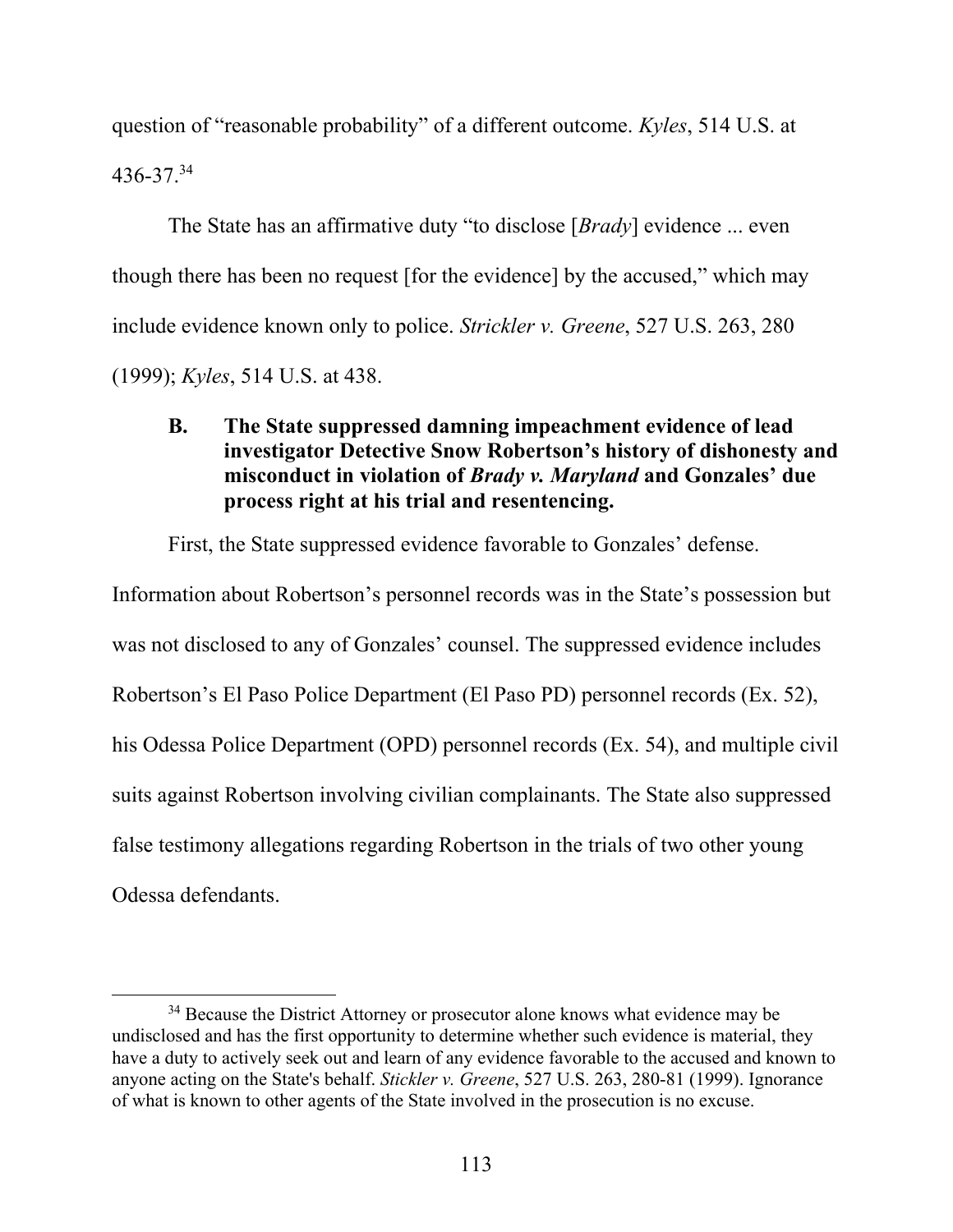question of "reasonable probability" of a different outcome. *Kyles*, 514 U.S. at 436-37.[34]

The State has an affirmative duty "to disclose [*Brady*] evidence ... even though there has been no request [for the evidence] by the accused," which may include evidence known only to police. *Strickler v. Greene*, 527 U.S. 263, 280 (1999); *Kyles*, 514 U.S. at 438.

### B. The State suppressed damning impeachment evidence of lead investigator Detective Snow Robertson's history of dishonesty and misconduct in violation of *Brady v. Maryland* and Gonzales' due process right at his trial and resentencing.

First, the State suppressed evidence favorable to Gonzales' defense. Information about Robertson's personnel records was in the State's possession but was not disclosed to any of Gonzales' counsel. The suppressed evidence includes Robertson's El Paso Police Department (El Paso PD) personnel records (Ex. 52), his Odessa Police Department (OPD) personnel records (Ex. 54), and multiple civil suits against Robertson involving civilian complainants. The State also suppressed false testimony allegations regarding Robertson in the trials of two other young Odessa defendants.

---

[34] Because the District Attorney or prosecutor alone knows what evidence may be undisclosed and has the first opportunity to determine whether such evidence is material, they have a duty to actively seek out and learn of any evidence favorable to the accused and known to anyone acting on the State's behalf. *Stickler v. Greene*, 527 U.S. 263, 280-81 (1999). Ignorance of what is known to other agents of the State involved in the prosecution is no excuse.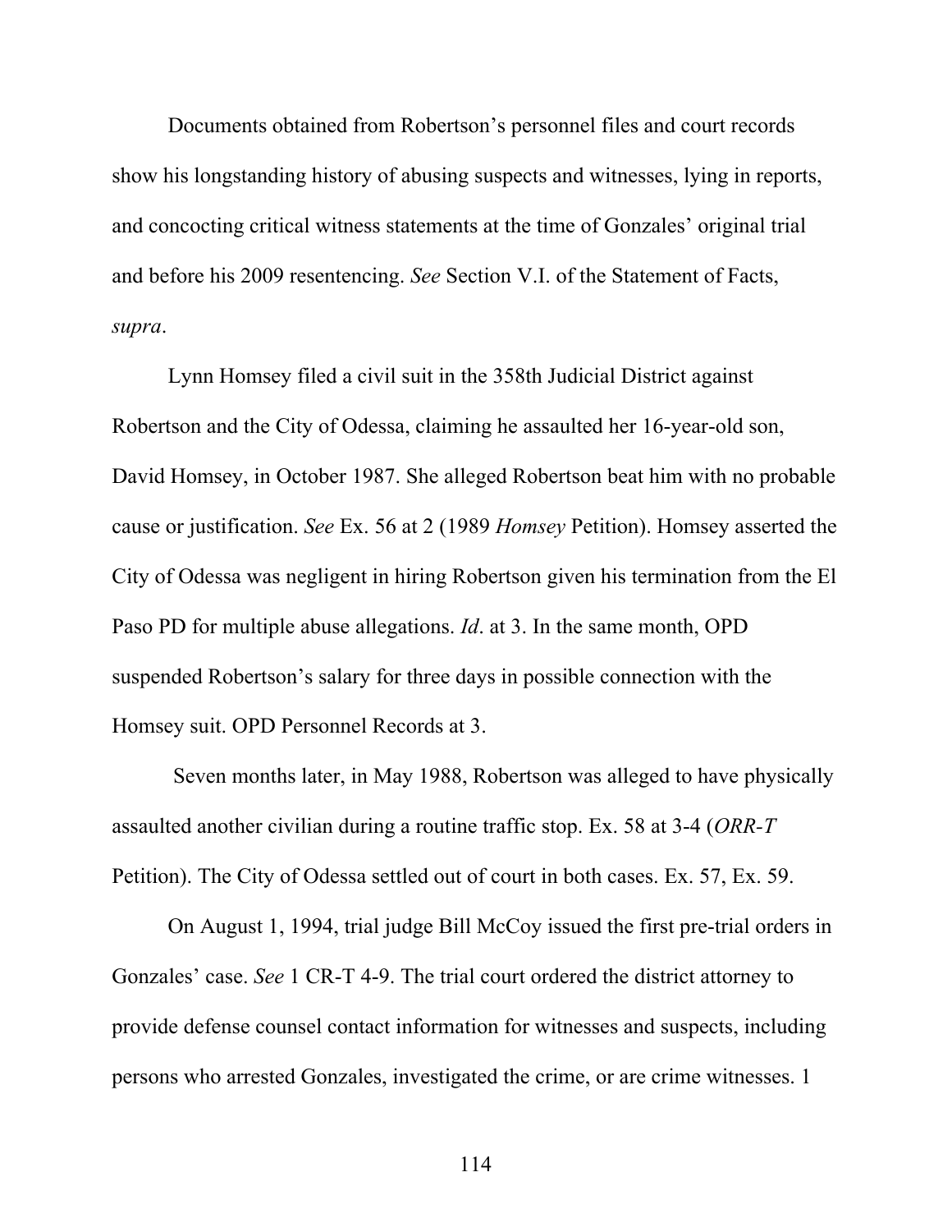Documents obtained from Robertson's personnel files and court records show his longstanding history of abusing suspects and witnesses, lying in reports, and concocting critical witness statements at the time of Gonzales' original trial and before his 2009 resentencing. *See* Section V.I. of the Statement of Facts, *supra*.

Lynn Homsey filed a civil suit in the 358th Judicial District against Robertson and the City of Odessa, claiming he assaulted her 16-year-old son, David Homsey, in October 1987. She alleged Robertson beat him with no probable cause or justification. *See* Ex. 56 at 2 (1989 *Homsey* Petition). Homsey asserted the City of Odessa was negligent in hiring Robertson given his termination from the El Paso PD for multiple abuse allegations. *Id*. at 3. In the same month, OPD suspended Robertson's salary for three days in possible connection with the Homsey suit. OPD Personnel Records at 3.

Seven months later, in May 1988, Robertson was alleged to have physically assaulted another civilian during a routine traffic stop. Ex. 58 at 3-4 (*ORR-T* Petition). The City of Odessa settled out of court in both cases. Ex. 57, Ex. 59.

On August 1, 1994, trial judge Bill McCoy issued the first pre-trial orders in Gonzales' case. *See* 1 CR-T 4-9. The trial court ordered the district attorney to provide defense counsel contact information for witnesses and suspects, including persons who arrested Gonzales, investigated the crime, or are crime witnesses. 1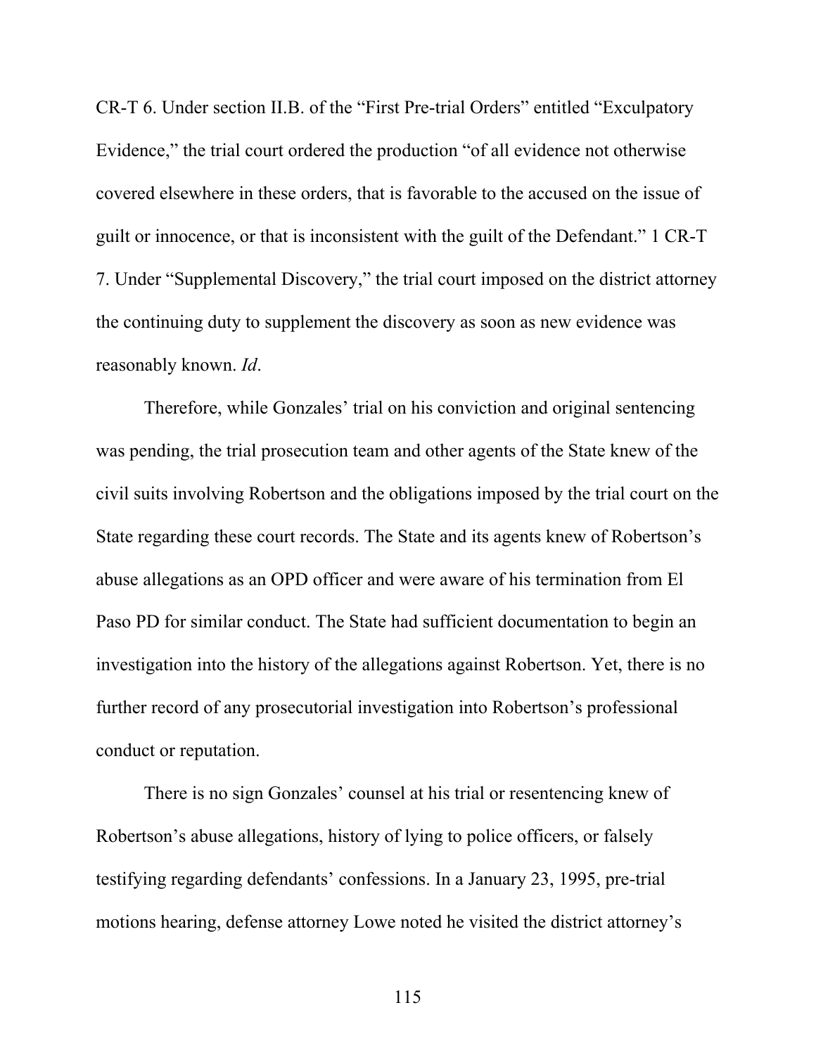CR-T 6. Under section II.B. of the "First Pre-trial Orders" entitled "Exculpatory Evidence," the trial court ordered the production "of all evidence not otherwise covered elsewhere in these orders, that is favorable to the accused on the issue of guilt or innocence, or that is inconsistent with the guilt of the Defendant." 1 CR-T 7. Under "Supplemental Discovery," the trial court imposed on the district attorney the continuing duty to supplement the discovery as soon as new evidence was reasonably known. *Id*.

Therefore, while Gonzales' trial on his conviction and original sentencing was pending, the trial prosecution team and other agents of the State knew of the civil suits involving Robertson and the obligations imposed by the trial court on the State regarding these court records. The State and its agents knew of Robertson's abuse allegations as an OPD officer and were aware of his termination from El Paso PD for similar conduct. The State had sufficient documentation to begin an investigation into the history of the allegations against Robertson. Yet, there is no further record of any prosecutorial investigation into Robertson's professional conduct or reputation.

There is no sign Gonzales' counsel at his trial or resentencing knew of Robertson's abuse allegations, history of lying to police officers, or falsely testifying regarding defendants' confessions. In a January 23, 1995, pre-trial motions hearing, defense attorney Lowe noted he visited the district attorney's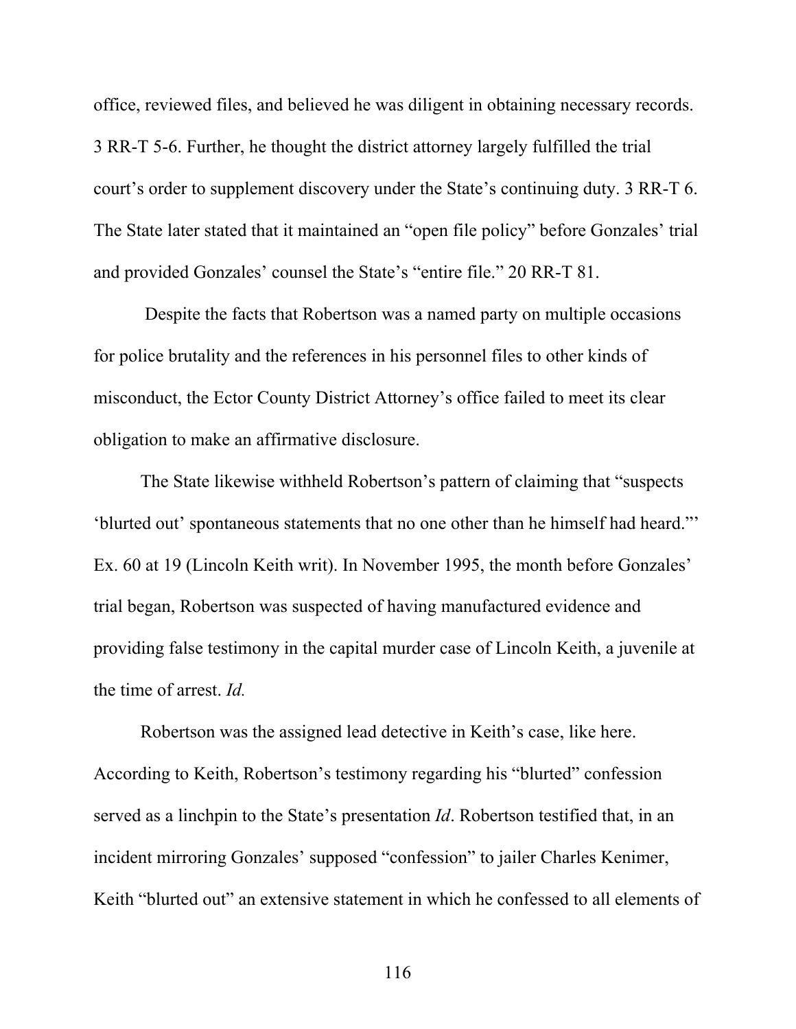office, reviewed files, and believed he was diligent in obtaining necessary records. 3 RR-T 5-6. Further, he thought the district attorney largely fulfilled the trial court's order to supplement discovery under the State's continuing duty. 3 RR-T 6. The State later stated that it maintained an "open file policy" before Gonzales' trial and provided Gonzales' counsel the State's "entire file." 20 RR-T 81.

Despite the facts that Robertson was a named party on multiple occasions for police brutality and the references in his personnel files to other kinds of misconduct, the Ector County District Attorney's office failed to meet its clear obligation to make an affirmative disclosure.

The State likewise withheld Robertson's pattern of claiming that "suspects 'blurted out' spontaneous statements that no one other than he himself had heard."' Ex. 60 at 19 (Lincoln Keith writ). In November 1995, the month before Gonzales' trial began, Robertson was suspected of having manufactured evidence and providing false testimony in the capital murder case of Lincoln Keith, a juvenile at the time of arrest. *Id.*

Robertson was the assigned lead detective in Keith's case, like here. According to Keith, Robertson's testimony regarding his "blurted" confession served as a linchpin to the State's presentation *Id*. Robertson testified that, in an incident mirroring Gonzales' supposed "confession" to jailer Charles Kenimer, Keith "blurted out" an extensive statement in which he confessed to all elements of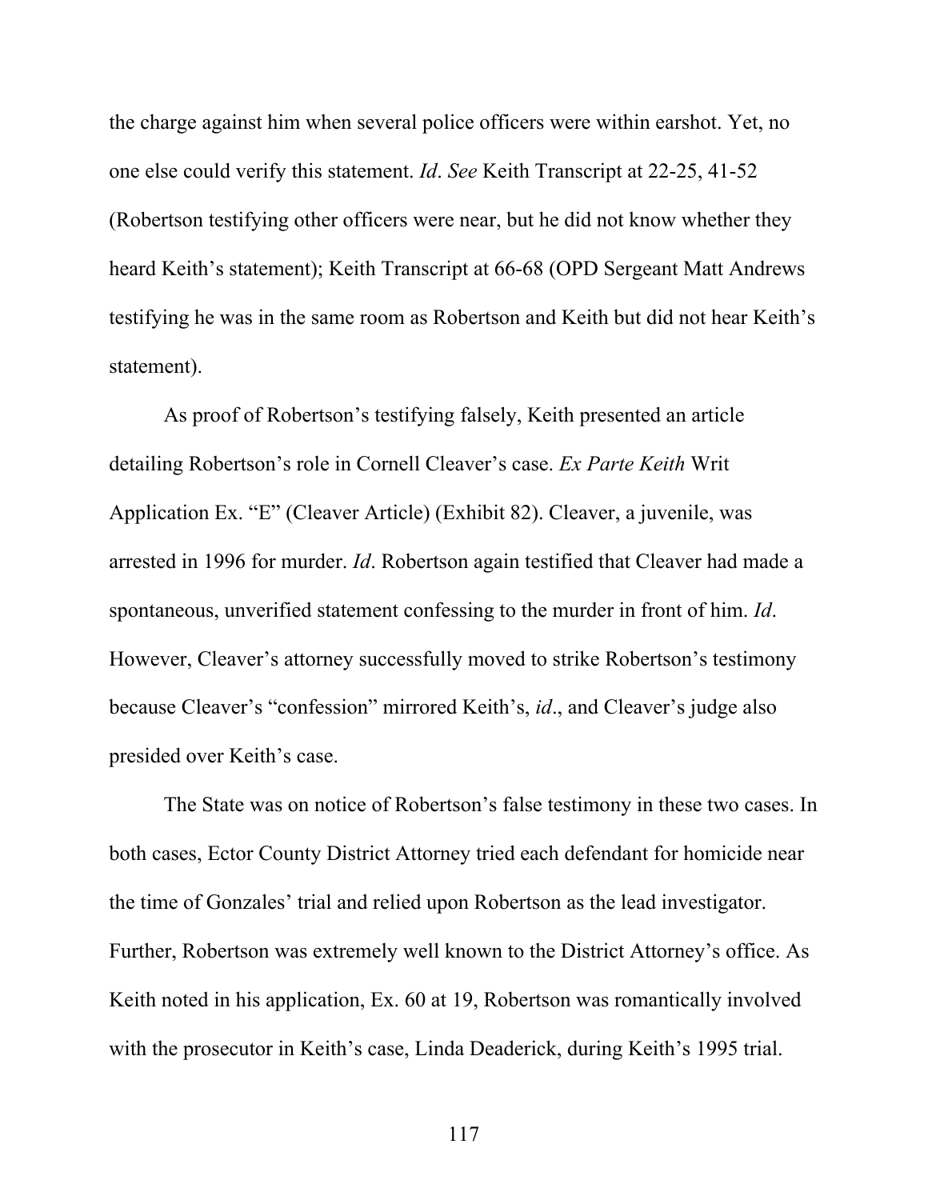the charge against him when several police officers were within earshot. Yet, no one else could verify this statement. *Id*. *See* Keith Transcript at 22-25, 41-52 (Robertson testifying other officers were near, but he did not know whether they heard Keith's statement); Keith Transcript at 66-68 (OPD Sergeant Matt Andrews testifying he was in the same room as Robertson and Keith but did not hear Keith's statement).

As proof of Robertson's testifying falsely, Keith presented an article detailing Robertson's role in Cornell Cleaver's case. *Ex Parte Keith* Writ Application Ex. "E" (Cleaver Article) (Exhibit 82). Cleaver, a juvenile, was arrested in 1996 for murder. *Id*. Robertson again testified that Cleaver had made a spontaneous, unverified statement confessing to the murder in front of him. *Id*. However, Cleaver's attorney successfully moved to strike Robertson's testimony because Cleaver's "confession" mirrored Keith's, *id*., and Cleaver's judge also presided over Keith's case.

The State was on notice of Robertson's false testimony in these two cases. In both cases, Ector County District Attorney tried each defendant for homicide near the time of Gonzales' trial and relied upon Robertson as the lead investigator. Further, Robertson was extremely well known to the District Attorney's office. As Keith noted in his application, Ex. 60 at 19, Robertson was romantically involved with the prosecutor in Keith's case, Linda Deaderick, during Keith's 1995 trial.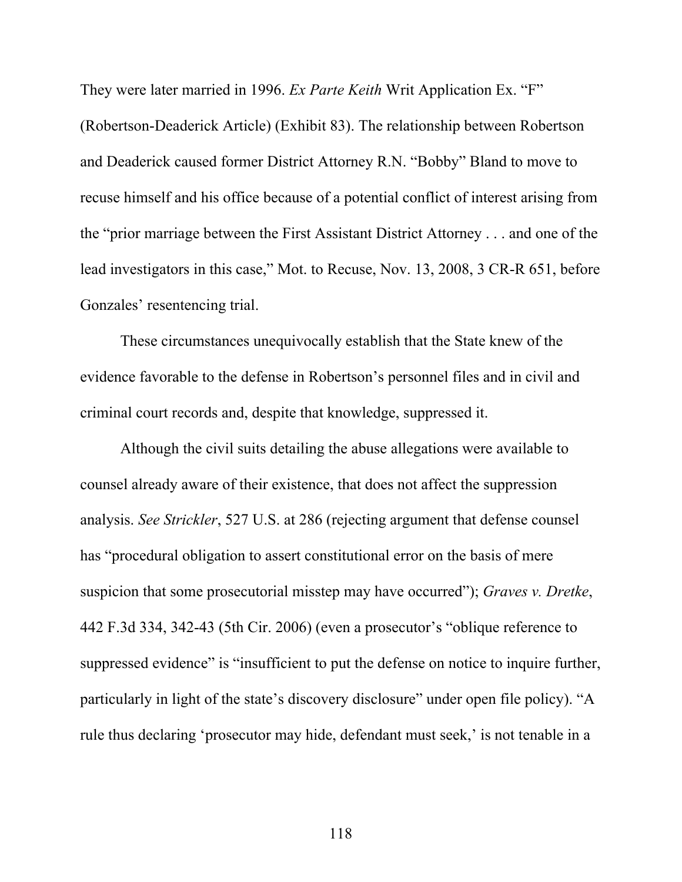They were later married in 1996. *Ex Parte Keith* Writ Application Ex. "F" (Robertson-Deaderick Article) (Exhibit 83). The relationship between Robertson and Deaderick caused former District Attorney R.N. "Bobby" Bland to move to recuse himself and his office because of a potential conflict of interest arising from the "prior marriage between the First Assistant District Attorney . . . and one of the lead investigators in this case," Mot. to Recuse, Nov. 13, 2008, 3 CR-R 651, before Gonzales' resentencing trial.

These circumstances unequivocally establish that the State knew of the evidence favorable to the defense in Robertson's personnel files and in civil and criminal court records and, despite that knowledge, suppressed it.

Although the civil suits detailing the abuse allegations were available to counsel already aware of their existence, that does not affect the suppression analysis. *See Strickler*, 527 U.S. at 286 (rejecting argument that defense counsel has "procedural obligation to assert constitutional error on the basis of mere suspicion that some prosecutorial misstep may have occurred"); *Graves v. Dretke*, 442 F.3d 334, 342-43 (5th Cir. 2006) (even a prosecutor's "oblique reference to suppressed evidence" is "insufficient to put the defense on notice to inquire further, particularly in light of the state's discovery disclosure" under open file policy). "A rule thus declaring 'prosecutor may hide, defendant must seek,' is not tenable in a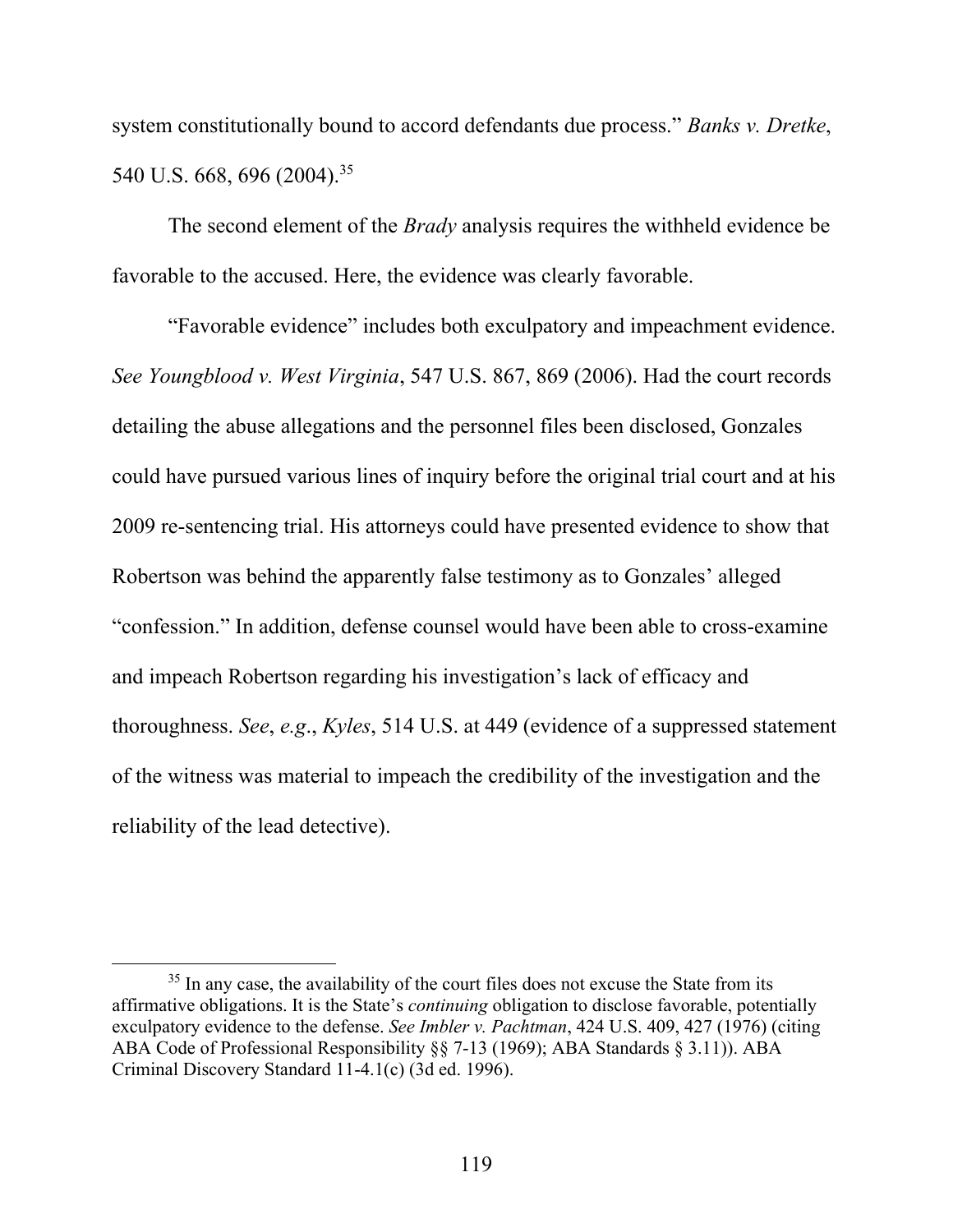system constitutionally bound to accord defendants due process." *Banks v. Dretke*, 540 U.S. 668, 696 (2004).[35]

The second element of the *Brady* analysis requires the withheld evidence be favorable to the accused. Here, the evidence was clearly favorable.

"Favorable evidence" includes both exculpatory and impeachment evidence. *See Youngblood v. West Virginia*, 547 U.S. 867, 869 (2006). Had the court records detailing the abuse allegations and the personnel files been disclosed, Gonzales could have pursued various lines of inquiry before the original trial court and at his 2009 re-sentencing trial. His attorneys could have presented evidence to show that Robertson was behind the apparently false testimony as to Gonzales' alleged "confession." In addition, defense counsel would have been able to cross-examine and impeach Robertson regarding his investigation's lack of efficacy and thoroughness. *See*, *e.g*., *Kyles*, 514 U.S. at 449 (evidence of a suppressed statement of the witness was material to impeach the credibility of the investigation and the reliability of the lead detective).

[35] In any case, the availability of the court files does not excuse the State from its affirmative obligations. It is the State's *continuing* obligation to disclose favorable, potentially exculpatory evidence to the defense. *See Imbler v. Pachtman*, 424 U.S. 409, 427 (1976) (citing ABA Code of Professional Responsibility §§ 7-13 (1969); ABA Standards § 3.11)). ABA Criminal Discovery Standard 11-4.1(c) (3d ed. 1996).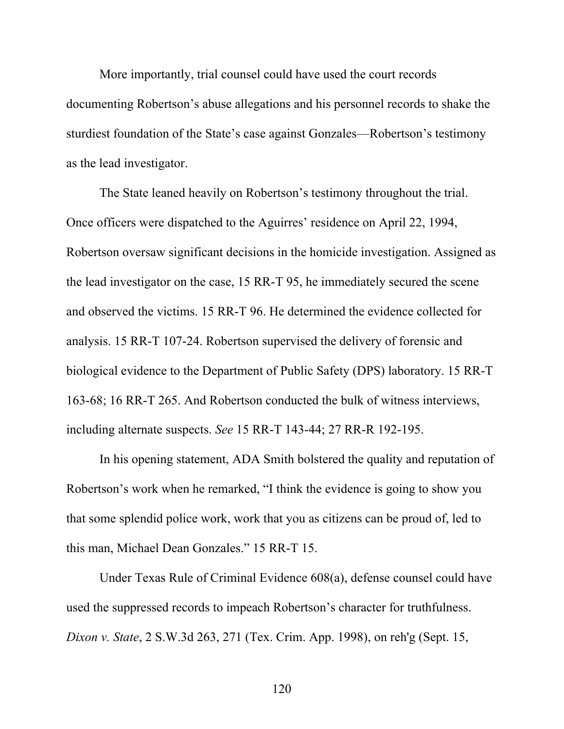More importantly, trial counsel could have used the court records documenting Robertson's abuse allegations and his personnel records to shake the sturdiest foundation of the State's case against Gonzales—Robertson's testimony as the lead investigator.

The State leaned heavily on Robertson's testimony throughout the trial. Once officers were dispatched to the Aguirres' residence on April 22, 1994, Robertson oversaw significant decisions in the homicide investigation. Assigned as the lead investigator on the case, 15 RR-T 95, he immediately secured the scene and observed the victims. 15 RR-T 96. He determined the evidence collected for analysis. 15 RR-T 107-24. Robertson supervised the delivery of forensic and biological evidence to the Department of Public Safety (DPS) laboratory. 15 RR-T 163-68; 16 RR-T 265. And Robertson conducted the bulk of witness interviews, including alternate suspects. *See* 15 RR-T 143-44; 27 RR-R 192-195.

In his opening statement, ADA Smith bolstered the quality and reputation of Robertson's work when he remarked, "I think the evidence is going to show you that some splendid police work, work that you as citizens can be proud of, led to this man, Michael Dean Gonzales." 15 RR-T 15.

Under Texas Rule of Criminal Evidence 608(a), defense counsel could have used the suppressed records to impeach Robertson's character for truthfulness. *Dixon v. State*, 2 S.W.3d 263, 271 (Tex. Crim. App. 1998), on reh'g (Sept. 15,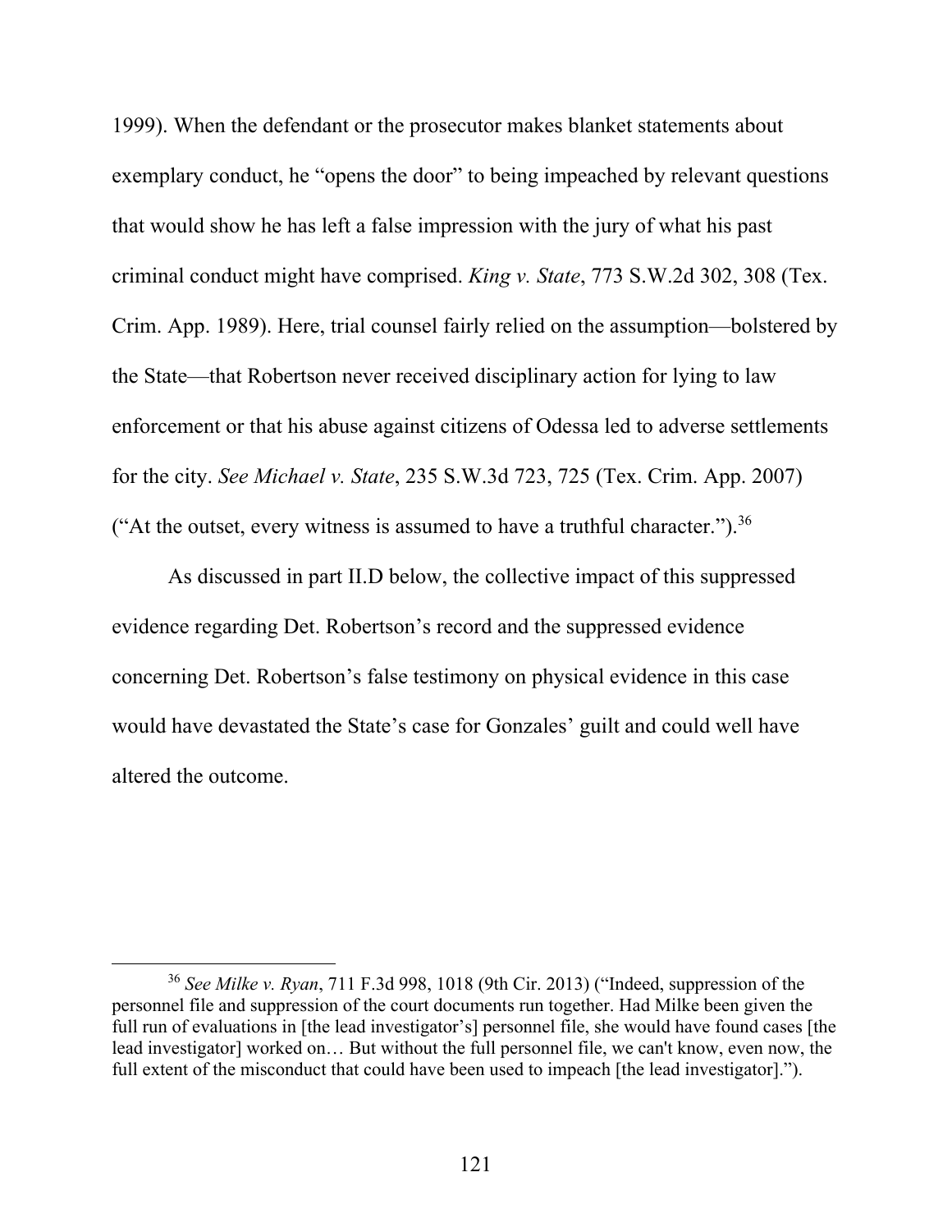1999). When the defendant or the prosecutor makes blanket statements about exemplary conduct, he "opens the door" to being impeached by relevant questions that would show he has left a false impression with the jury of what his past criminal conduct might have comprised. *King v. State*, 773 S.W.2d 302, 308 (Tex. Crim. App. 1989). Here, trial counsel fairly relied on the assumption—bolstered by the State—that Robertson never received disciplinary action for lying to law enforcement or that his abuse against citizens of Odessa led to adverse settlements for the city. *See Michael v. State*, 235 S.W.3d 723, 725 (Tex. Crim. App. 2007) ("At the outset, every witness is assumed to have a truthful character.").[36]

As discussed in part II.D below, the collective impact of this suppressed evidence regarding Det. Robertson's record and the suppressed evidence concerning Det. Robertson's false testimony on physical evidence in this case would have devastated the State's case for Gonzales' guilt and could well have altered the outcome.

---

[36] *See Milke v. Ryan*, 711 F.3d 998, 1018 (9th Cir. 2013) ("Indeed, suppression of the personnel file and suppression of the court documents run together. Had Milke been given the full run of evaluations in [the lead investigator's] personnel file, she would have found cases [the lead investigator] worked on… But without the full personnel file, we can't know, even now, the full extent of the misconduct that could have been used to impeach [the lead investigator].").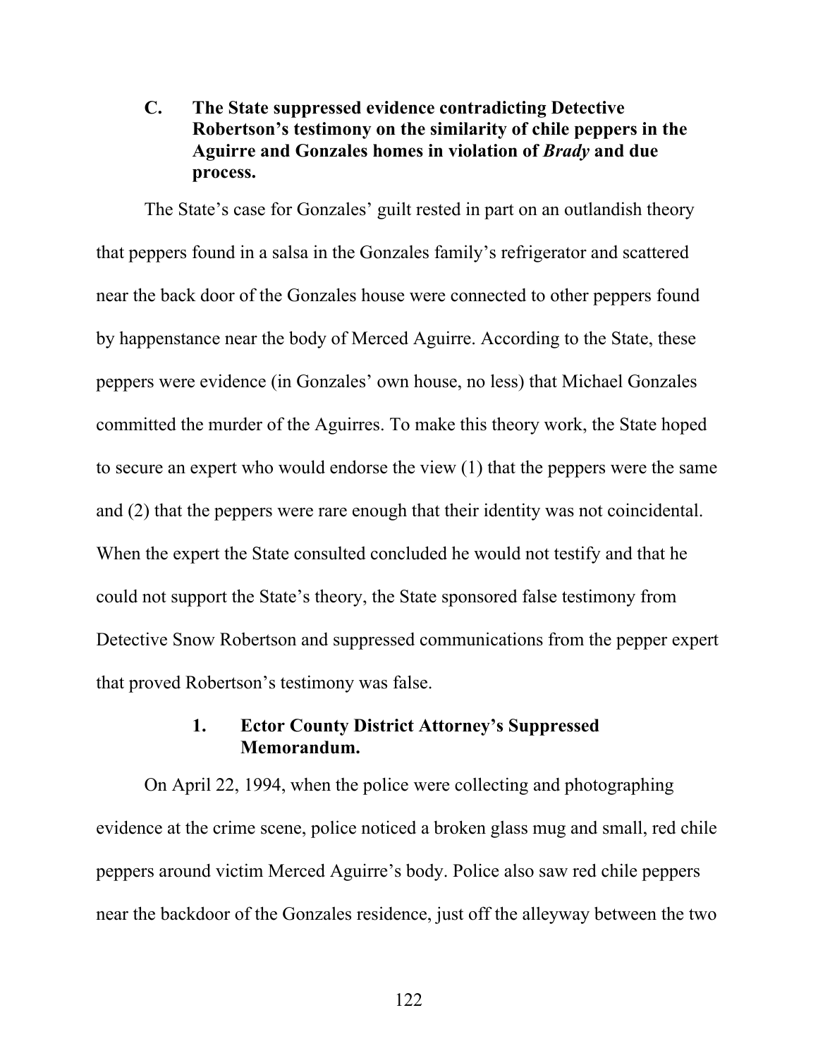### C. The State suppressed evidence contradicting Detective Robertson's testimony on the similarity of chile peppers in the Aguirre and Gonzales homes in violation of *Brady* and due process.

The State's case for Gonzales' guilt rested in part on an outlandish theory that peppers found in a salsa in the Gonzales family's refrigerator and scattered near the back door of the Gonzales house were connected to other peppers found by happenstance near the body of Merced Aguirre. According to the State, these peppers were evidence (in Gonzales' own house, no less) that Michael Gonzales committed the murder of the Aguirres. To make this theory work, the State hoped to secure an expert who would endorse the view (1) that the peppers were the same and (2) that the peppers were rare enough that their identity was not coincidental. When the expert the State consulted concluded he would not testify and that he could not support the State's theory, the State sponsored false testimony from Detective Snow Robertson and suppressed communications from the pepper expert that proved Robertson's testimony was false.

#### 1. Ector County District Attorney's Suppressed Memorandum.

On April 22, 1994, when the police were collecting and photographing evidence at the crime scene, police noticed a broken glass mug and small, red chile peppers around victim Merced Aguirre's body. Police also saw red chile peppers near the backdoor of the Gonzales residence, just off the alleyway between the two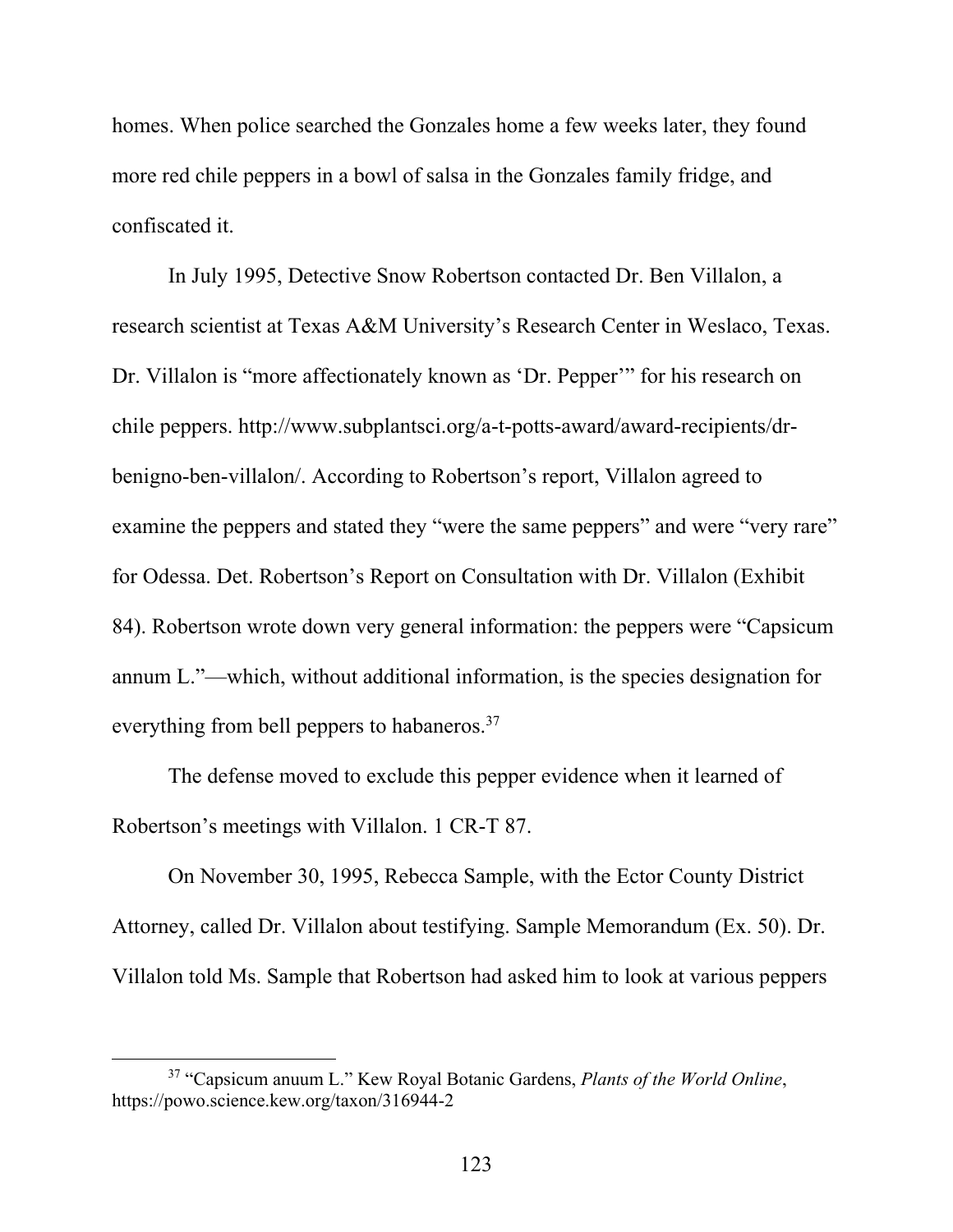homes. When police searched the Gonzales home a few weeks later, they found more red chile peppers in a bowl of salsa in the Gonzales family fridge, and confiscated it.

In July 1995, Detective Snow Robertson contacted Dr. Ben Villalon, a research scientist at Texas A&M University's Research Center in Weslaco, Texas. Dr. Villalon is "more affectionately known as 'Dr. Pepper'" for his research on chile peppers. http://www.subplantsci.org/a-t-potts-award/award-recipients/dr-benigno-ben-villalon/. According to Robertson's report, Villalon agreed to examine the peppers and stated they "were the same peppers" and were "very rare" for Odessa. Det. Robertson's Report on Consultation with Dr. Villalon (Exhibit 84). Robertson wrote down very general information: the peppers were "Capsicum annum L."—which, without additional information, is the species designation for everything from bell peppers to habaneros.[37]

The defense moved to exclude this pepper evidence when it learned of Robertson's meetings with Villalon. 1 CR-T 87.

On November 30, 1995, Rebecca Sample, with the Ector County District Attorney, called Dr. Villalon about testifying. Sample Memorandum (Ex. 50). Dr. Villalon told Ms. Sample that Robertson had asked him to look at various peppers

---

[37] "Capsicum anuum L." Kew Royal Botanic Gardens, *Plants of the World Online*, https://powo.science.kew.org/taxon/316944-2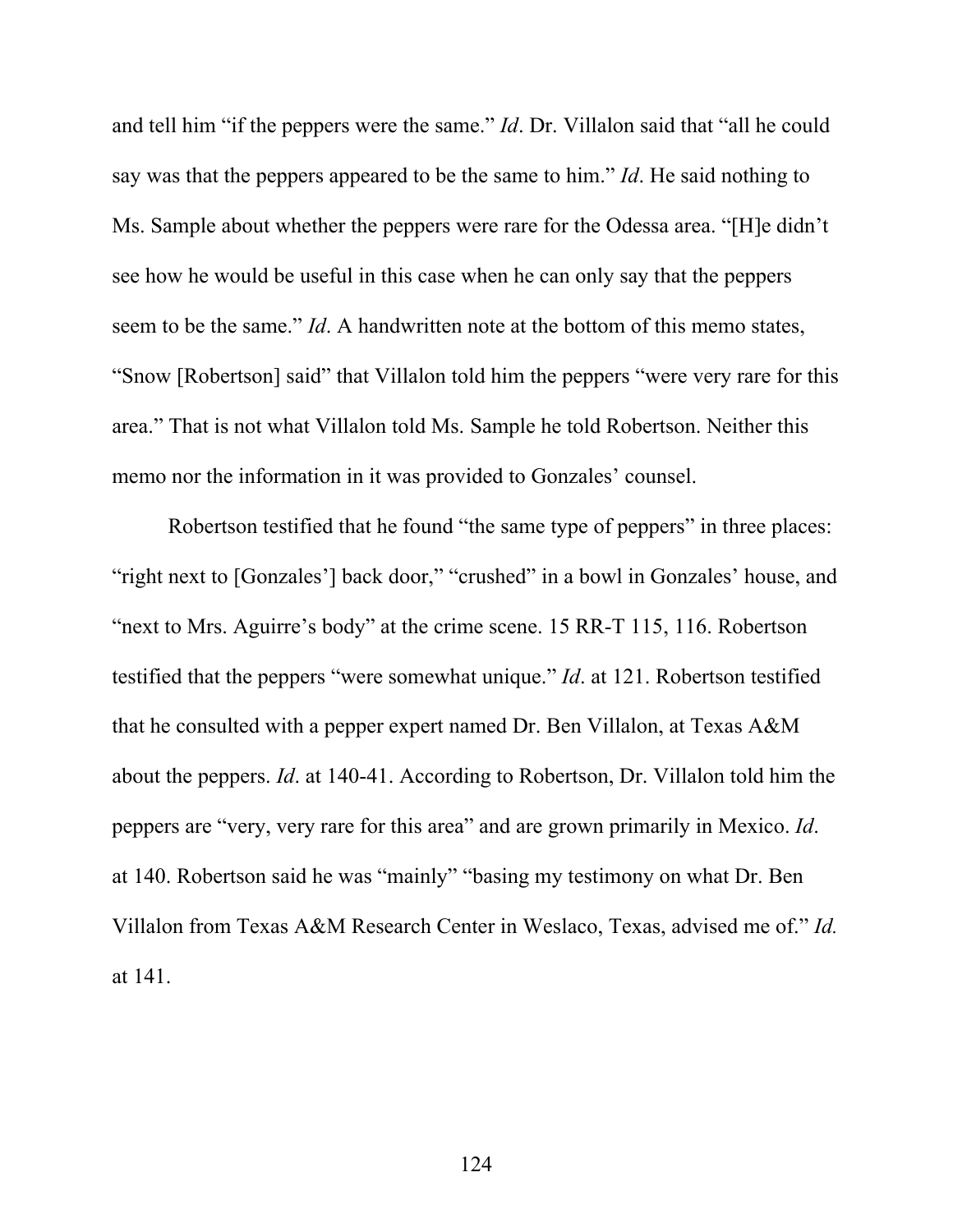and tell him "if the peppers were the same." *Id*. Dr. Villalon said that "all he could say was that the peppers appeared to be the same to him." *Id*. He said nothing to Ms. Sample about whether the peppers were rare for the Odessa area. "[H]e didn't see how he would be useful in this case when he can only say that the peppers seem to be the same." *Id*. A handwritten note at the bottom of this memo states, "Snow [Robertson] said" that Villalon told him the peppers "were very rare for this area." That is not what Villalon told Ms. Sample he told Robertson. Neither this memo nor the information in it was provided to Gonzales' counsel.

Robertson testified that he found "the same type of peppers" in three places: "right next to [Gonzales'] back door," "crushed" in a bowl in Gonzales' house, and "next to Mrs. Aguirre's body" at the crime scene. 15 RR-T 115, 116. Robertson testified that the peppers "were somewhat unique." *Id*. at 121. Robertson testified that he consulted with a pepper expert named Dr. Ben Villalon, at Texas A&M about the peppers. *Id*. at 140-41. According to Robertson, Dr. Villalon told him the peppers are "very, very rare for this area" and are grown primarily in Mexico. *Id*. at 140. Robertson said he was "mainly" "basing my testimony on what Dr. Ben Villalon from Texas A&M Research Center in Weslaco, Texas, advised me of." *Id.* at 141.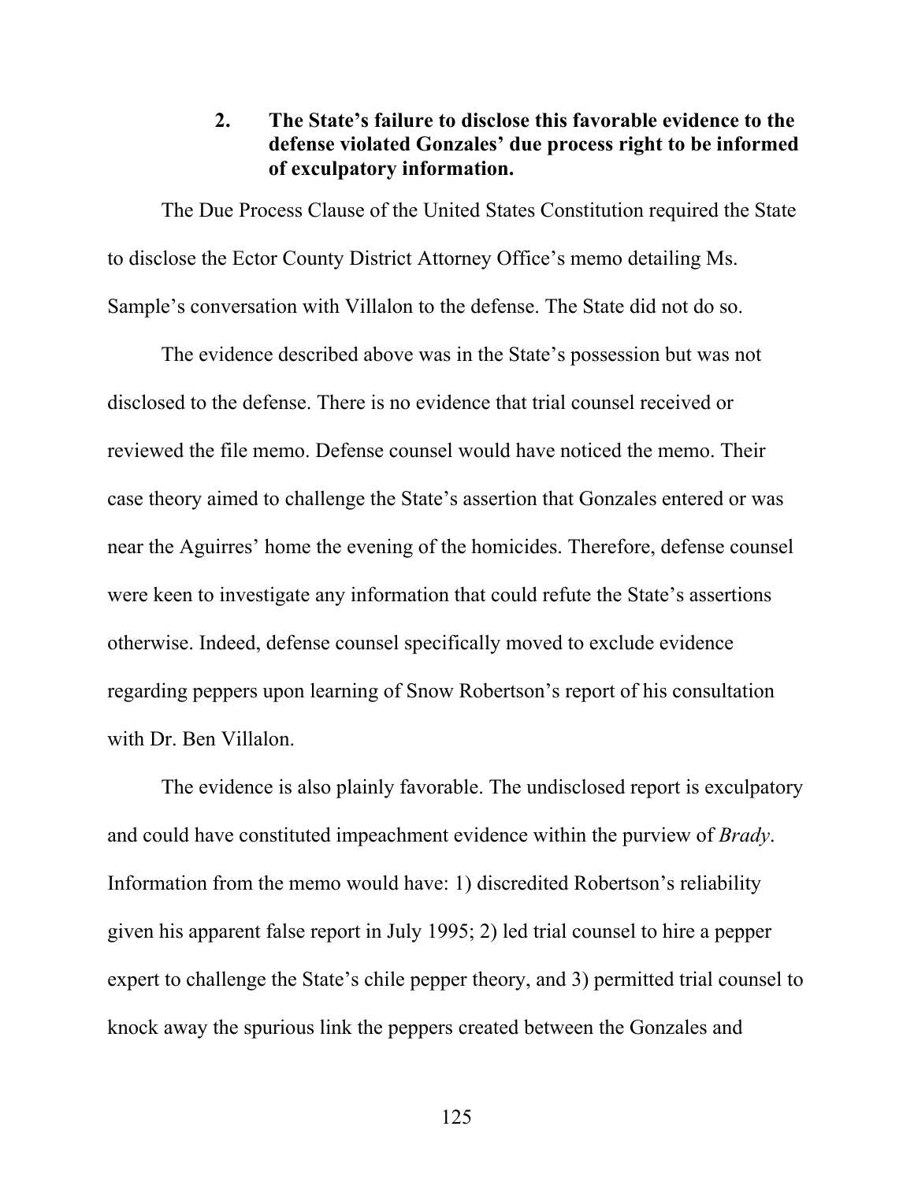### 2. The State's failure to disclose this favorable evidence to the defense violated Gonzales' due process right to be informed of exculpatory information.

The Due Process Clause of the United States Constitution required the State to disclose the Ector County District Attorney Office's memo detailing Ms. Sample's conversation with Villalon to the defense. The State did not do so.

The evidence described above was in the State's possession but was not disclosed to the defense. There is no evidence that trial counsel received or reviewed the file memo. Defense counsel would have noticed the memo. Their case theory aimed to challenge the State's assertion that Gonzales entered or was near the Aguirres' home the evening of the homicides. Therefore, defense counsel were keen to investigate any information that could refute the State's assertions otherwise. Indeed, defense counsel specifically moved to exclude evidence regarding peppers upon learning of Snow Robertson's report of his consultation with Dr. Ben Villalon.

The evidence is also plainly favorable. The undisclosed report is exculpatory and could have constituted impeachment evidence within the purview of *Brady*. Information from the memo would have: 1) discredited Robertson's reliability given his apparent false report in July 1995; 2) led trial counsel to hire a pepper expert to challenge the State's chile pepper theory, and 3) permitted trial counsel to knock away the spurious link the peppers created between the Gonzales and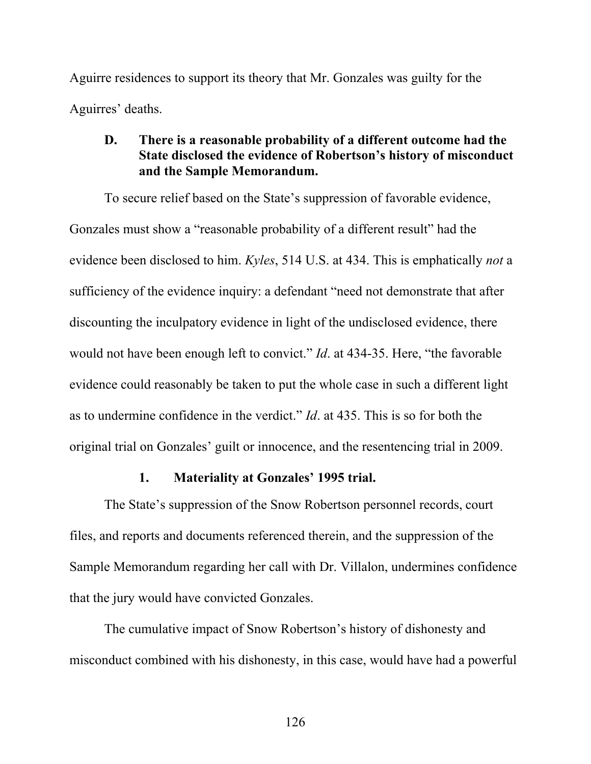Aguirre residences to support its theory that Mr. Gonzales was guilty for the Aguirres' deaths.

### D. There is a reasonable probability of a different outcome had the State disclosed the evidence of Robertson's history of misconduct and the Sample Memorandum.

To secure relief based on the State's suppression of favorable evidence, Gonzales must show a "reasonable probability of a different result" had the evidence been disclosed to him. *Kyles*, 514 U.S. at 434. This is emphatically *not* a sufficiency of the evidence inquiry: a defendant "need not demonstrate that after discounting the inculpatory evidence in light of the undisclosed evidence, there would not have been enough left to convict." *Id*. at 434-35. Here, "the favorable evidence could reasonably be taken to put the whole case in such a different light as to undermine confidence in the verdict." *Id*. at 435. This is so for both the original trial on Gonzales' guilt or innocence, and the resentencing trial in 2009.

#### 1. Materiality at Gonzales' 1995 trial.

The State's suppression of the Snow Robertson personnel records, court files, and reports and documents referenced therein, and the suppression of the Sample Memorandum regarding her call with Dr. Villalon, undermines confidence that the jury would have convicted Gonzales.

The cumulative impact of Snow Robertson's history of dishonesty and misconduct combined with his dishonesty, in this case, would have had a powerful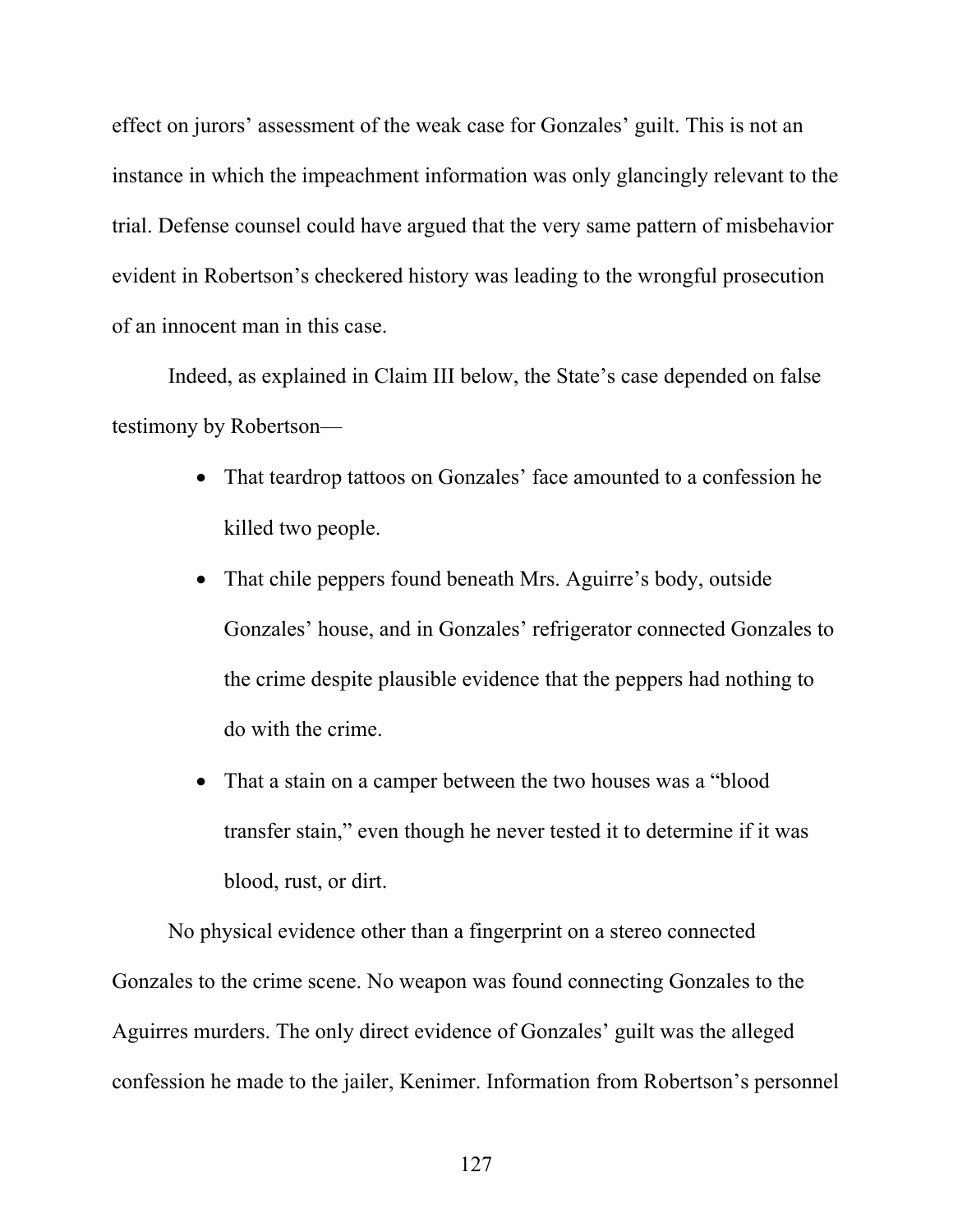effect on jurors' assessment of the weak case for Gonzales' guilt. This is not an instance in which the impeachment information was only glancingly relevant to the trial. Defense counsel could have argued that the very same pattern of misbehavior evident in Robertson's checkered history was leading to the wrongful prosecution of an innocent man in this case.

Indeed, as explained in Claim III below, the State's case depended on false testimony by Robertson—

- That teardrop tattoos on Gonzales' face amounted to a confession he killed two people.
- That chile peppers found beneath Mrs. Aguirre's body, outside Gonzales' house, and in Gonzales' refrigerator connected Gonzales to the crime despite plausible evidence that the peppers had nothing to do with the crime.
- That a stain on a camper between the two houses was a "blood transfer stain," even though he never tested it to determine if it was blood, rust, or dirt.

No physical evidence other than a fingerprint on a stereo connected Gonzales to the crime scene. No weapon was found connecting Gonzales to the Aguirres murders. The only direct evidence of Gonzales' guilt was the alleged confession he made to the jailer, Kenimer. Information from Robertson's personnel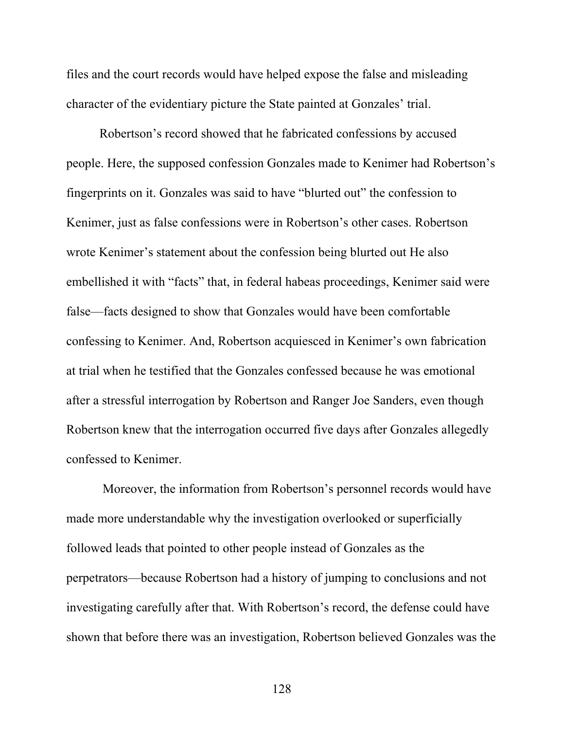files and the court records would have helped expose the false and misleading character of the evidentiary picture the State painted at Gonzales' trial.

Robertson's record showed that he fabricated confessions by accused people. Here, the supposed confession Gonzales made to Kenimer had Robertson's fingerprints on it. Gonzales was said to have "blurted out" the confession to Kenimer, just as false confessions were in Robertson's other cases. Robertson wrote Kenimer's statement about the confession being blurted out He also embellished it with "facts" that, in federal habeas proceedings, Kenimer said were false—facts designed to show that Gonzales would have been comfortable confessing to Kenimer. And, Robertson acquiesced in Kenimer's own fabrication at trial when he testified that the Gonzales confessed because he was emotional after a stressful interrogation by Robertson and Ranger Joe Sanders, even though Robertson knew that the interrogation occurred five days after Gonzales allegedly confessed to Kenimer.

Moreover, the information from Robertson's personnel records would have made more understandable why the investigation overlooked or superficially followed leads that pointed to other people instead of Gonzales as the perpetrators—because Robertson had a history of jumping to conclusions and not investigating carefully after that. With Robertson's record, the defense could have shown that before there was an investigation, Robertson believed Gonzales was the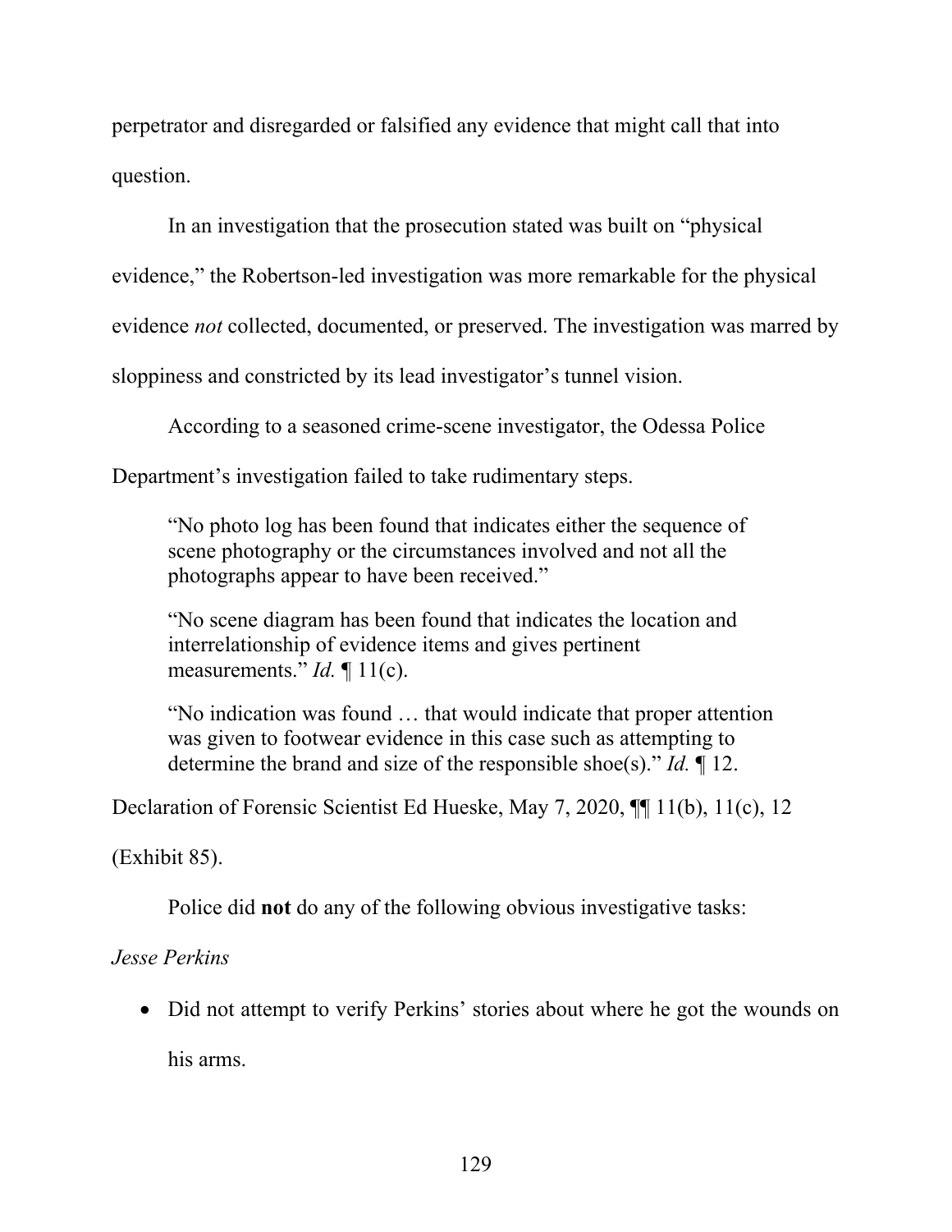perpetrator and disregarded or falsified any evidence that might call that into question.

In an investigation that the prosecution stated was built on "physical evidence," the Robertson-led investigation was more remarkable for the physical evidence *not* collected, documented, or preserved. The investigation was marred by sloppiness and constricted by its lead investigator's tunnel vision.

According to a seasoned crime-scene investigator, the Odessa Police Department's investigation failed to take rudimentary steps.

> "No photo log has been found that indicates either the sequence of scene photography or the circumstances involved and not all the photographs appear to have been received."
>
> "No scene diagram has been found that indicates the location and interrelationship of evidence items and gives pertinent measurements." *Id.* ¶ 11(c).
>
> "No indication was found … that would indicate that proper attention was given to footwear evidence in this case such as attempting to determine the brand and size of the responsible shoe(s)." *Id.* ¶ 12.

Declaration of Forensic Scientist Ed Hueske, May 7, 2020, ¶¶ 11(b), 11(c), 12 (Exhibit 85).

Police did **not** do any of the following obvious investigative tasks:

*Jesse Perkins*

- Did not attempt to verify Perkins' stories about where he got the wounds on his arms.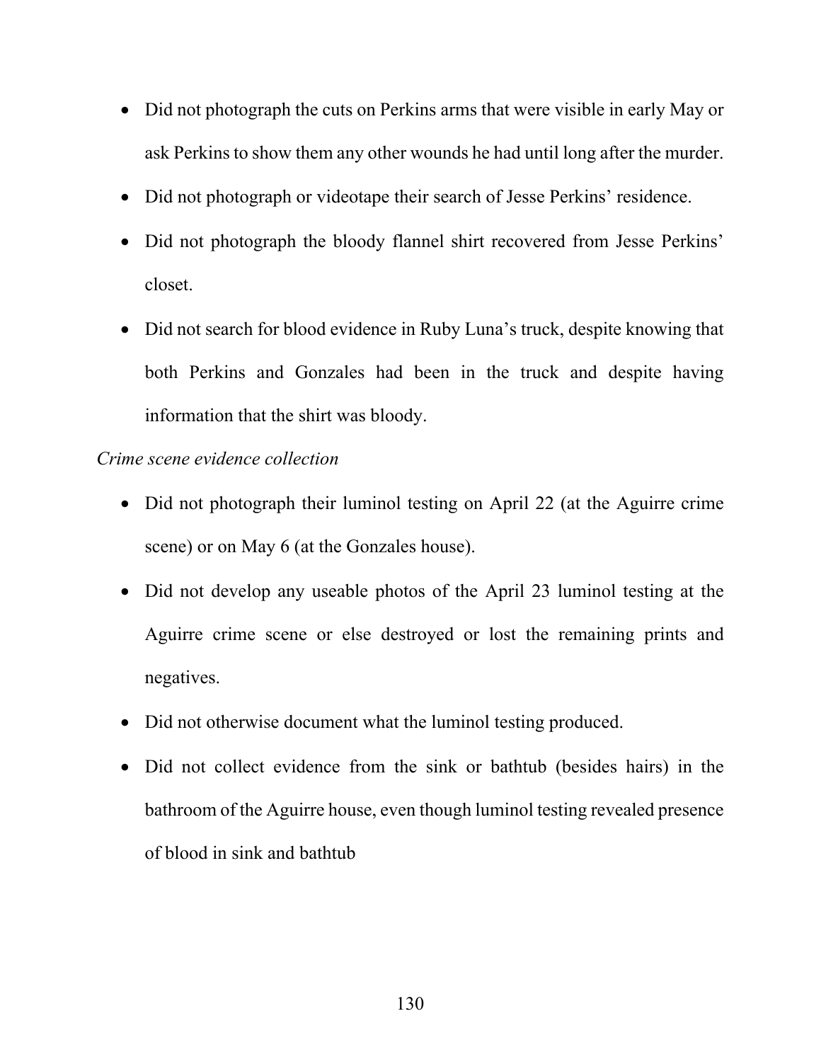- Did not photograph the cuts on Perkins arms that were visible in early May or ask Perkins to show them any other wounds he had until long after the murder.
- Did not photograph or videotape their search of Jesse Perkins' residence.
- Did not photograph the bloody flannel shirt recovered from Jesse Perkins' closet.
- Did not search for blood evidence in Ruby Luna's truck, despite knowing that both Perkins and Gonzales had been in the truck and despite having information that the shirt was bloody.

*Crime scene evidence collection*

- Did not photograph their luminol testing on April 22 (at the Aguirre crime scene) or on May 6 (at the Gonzales house).
- Did not develop any useable photos of the April 23 luminol testing at the Aguirre crime scene or else destroyed or lost the remaining prints and negatives.
- Did not otherwise document what the luminol testing produced.
- Did not collect evidence from the sink or bathtub (besides hairs) in the bathroom of the Aguirre house, even though luminol testing revealed presence of blood in sink and bathtub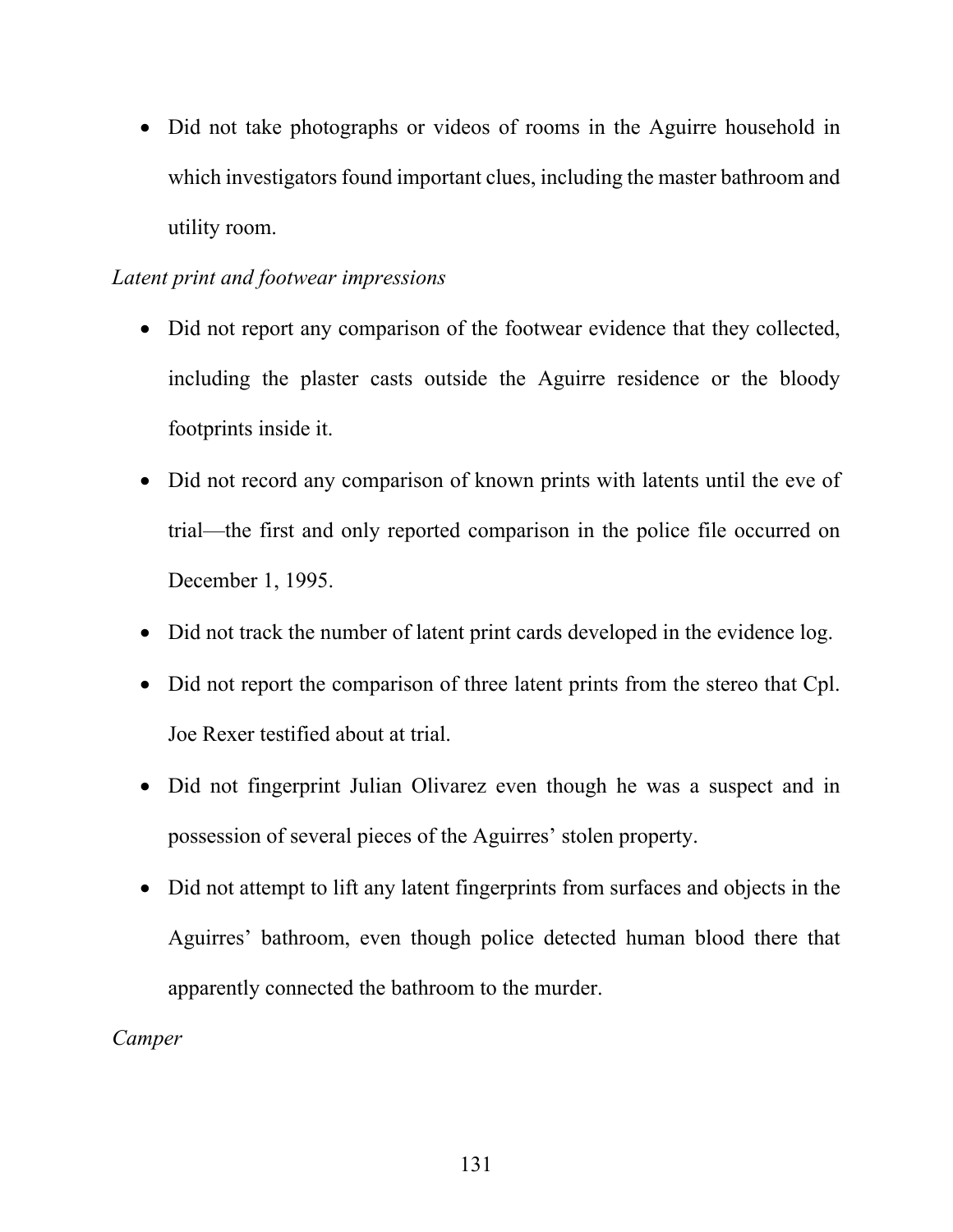- Did not take photographs or videos of rooms in the Aguirre household in which investigators found important clues, including the master bathroom and utility room.

*Latent print and footwear impressions*

- Did not report any comparison of the footwear evidence that they collected, including the plaster casts outside the Aguirre residence or the bloody footprints inside it.
- Did not record any comparison of known prints with latents until the eve of trial—the first and only reported comparison in the police file occurred on December 1, 1995.
- Did not track the number of latent print cards developed in the evidence log.
- Did not report the comparison of three latent prints from the stereo that Cpl. Joe Rexer testified about at trial.
- Did not fingerprint Julian Olivarez even though he was a suspect and in possession of several pieces of the Aguirres' stolen property.
- Did not attempt to lift any latent fingerprints from surfaces and objects in the Aguirres' bathroom, even though police detected human blood there that apparently connected the bathroom to the murder.

*Camper*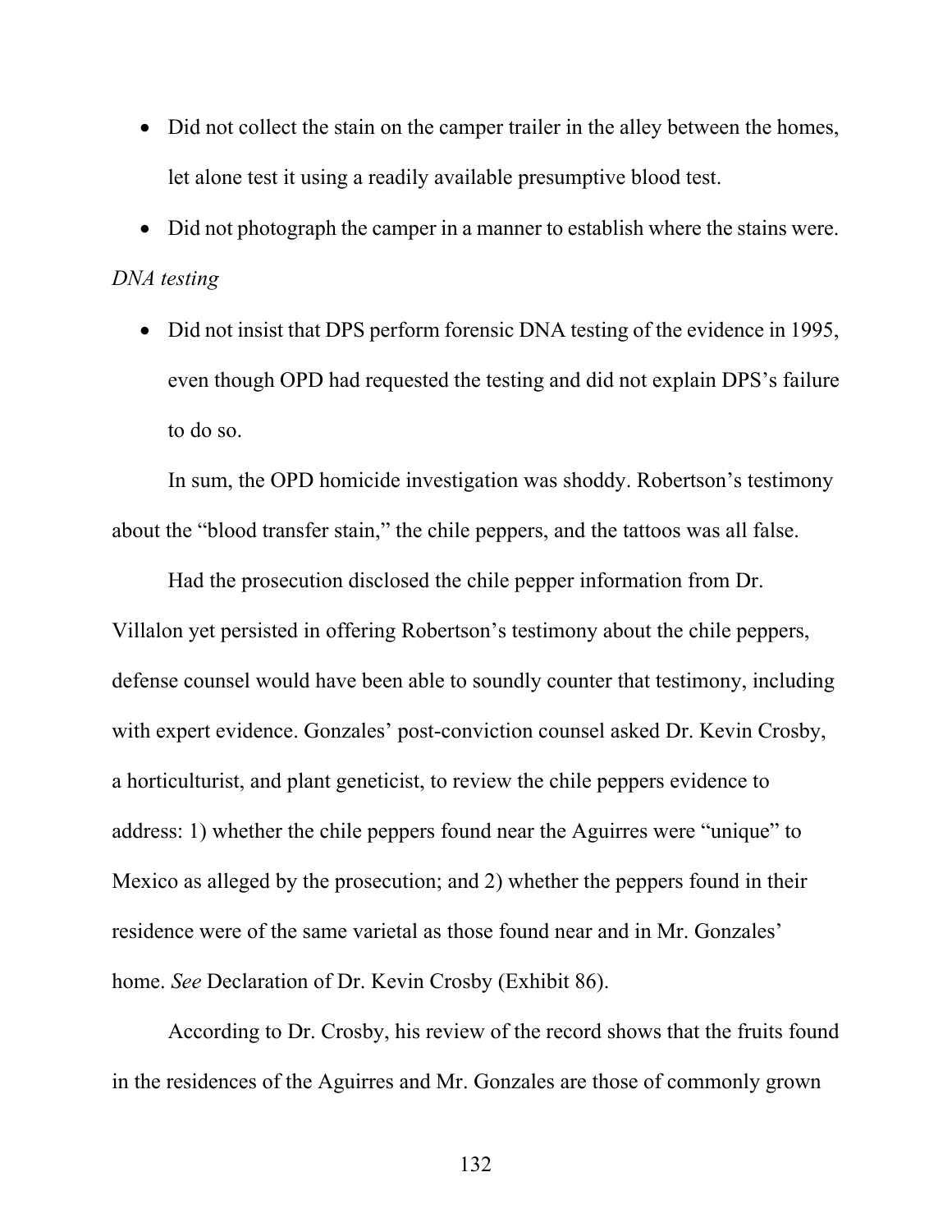- Did not collect the stain on the camper trailer in the alley between the homes, let alone test it using a readily available presumptive blood test.
- Did not photograph the camper in a manner to establish where the stains were.

*DNA testing*

- Did not insist that DPS perform forensic DNA testing of the evidence in 1995, even though OPD had requested the testing and did not explain DPS's failure to do so.

In sum, the OPD homicide investigation was shoddy. Robertson's testimony about the "blood transfer stain," the chile peppers, and the tattoos was all false.

Had the prosecution disclosed the chile pepper information from Dr. Villalon yet persisted in offering Robertson's testimony about the chile peppers, defense counsel would have been able to soundly counter that testimony, including with expert evidence. Gonzales' post-conviction counsel asked Dr. Kevin Crosby, a horticulturist, and plant geneticist, to review the chile peppers evidence to address: 1) whether the chile peppers found near the Aguirres were "unique" to Mexico as alleged by the prosecution; and 2) whether the peppers found in their residence were of the same varietal as those found near and in Mr. Gonzales' home. *See* Declaration of Dr. Kevin Crosby (Exhibit 86).

According to Dr. Crosby, his review of the record shows that the fruits found in the residences of the Aguirres and Mr. Gonzales are those of commonly grown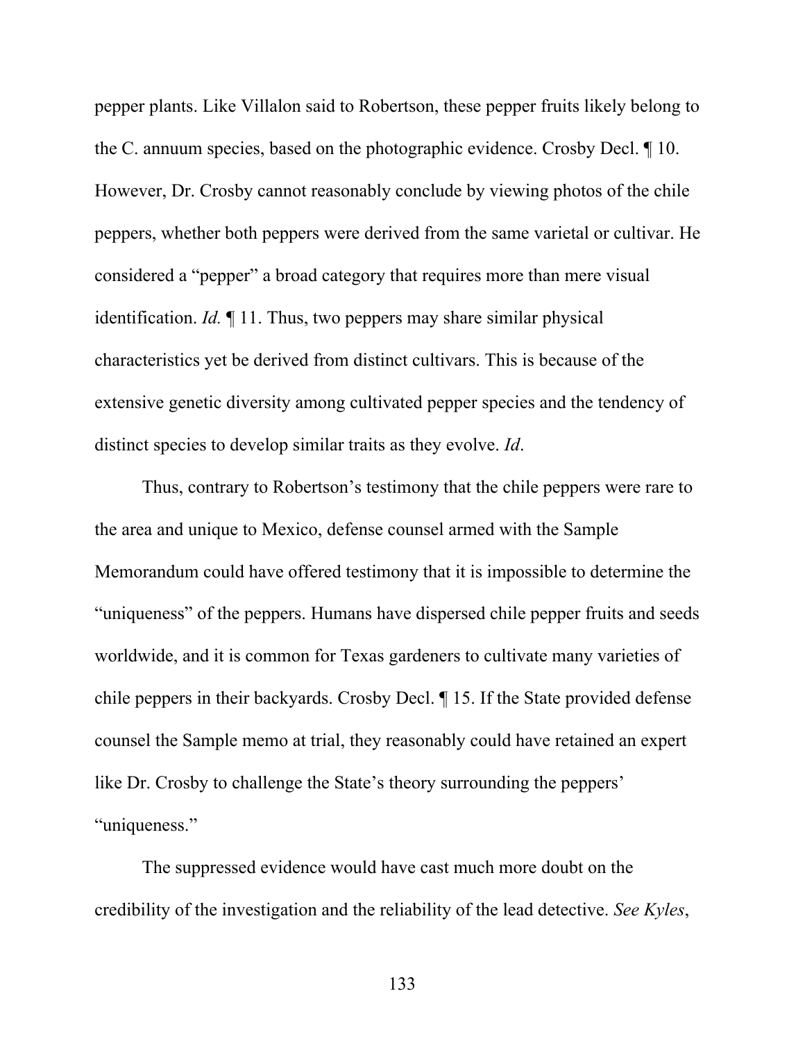pepper plants. Like Villalon said to Robertson, these pepper fruits likely belong to the C. annuum species, based on the photographic evidence. Crosby Decl. ¶ 10. However, Dr. Crosby cannot reasonably conclude by viewing photos of the chile peppers, whether both peppers were derived from the same varietal or cultivar. He considered a "pepper" a broad category that requires more than mere visual identification. *Id.* ¶ 11. Thus, two peppers may share similar physical characteristics yet be derived from distinct cultivars. This is because of the extensive genetic diversity among cultivated pepper species and the tendency of distinct species to develop similar traits as they evolve. *Id*.

Thus, contrary to Robertson's testimony that the chile peppers were rare to the area and unique to Mexico, defense counsel armed with the Sample Memorandum could have offered testimony that it is impossible to determine the "uniqueness" of the peppers. Humans have dispersed chile pepper fruits and seeds worldwide, and it is common for Texas gardeners to cultivate many varieties of chile peppers in their backyards. Crosby Decl. ¶ 15. If the State provided defense counsel the Sample memo at trial, they reasonably could have retained an expert like Dr. Crosby to challenge the State's theory surrounding the peppers' "uniqueness."

The suppressed evidence would have cast much more doubt on the credibility of the investigation and the reliability of the lead detective. *See Kyles*,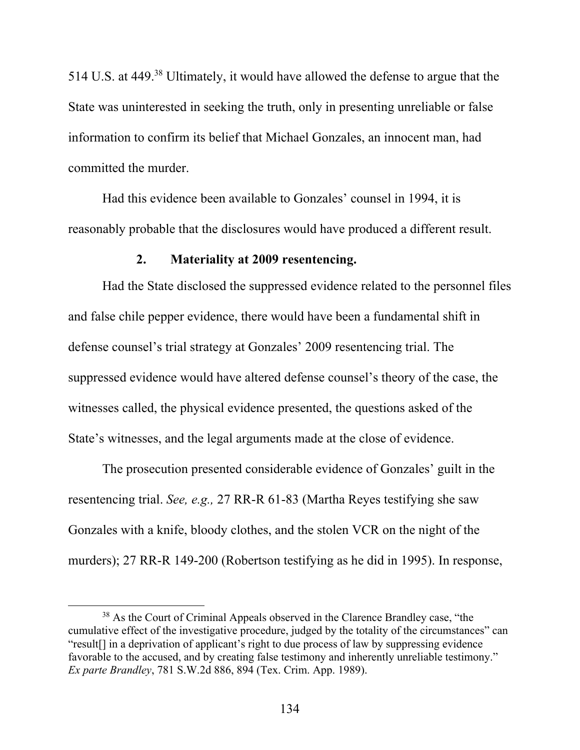514 U.S. at 449.[38] Ultimately, it would have allowed the defense to argue that the State was uninterested in seeking the truth, only in presenting unreliable or false information to confirm its belief that Michael Gonzales, an innocent man, had committed the murder.

Had this evidence been available to Gonzales' counsel in 1994, it is reasonably probable that the disclosures would have produced a different result.

### 2. Materiality at 2009 resentencing.

Had the State disclosed the suppressed evidence related to the personnel files and false chile pepper evidence, there would have been a fundamental shift in defense counsel's trial strategy at Gonzales' 2009 resentencing trial. The suppressed evidence would have altered defense counsel's theory of the case, the witnesses called, the physical evidence presented, the questions asked of the State's witnesses, and the legal arguments made at the close of evidence.

The prosecution presented considerable evidence of Gonzales' guilt in the resentencing trial. *See, e.g.,* 27 RR-R 61-83 (Martha Reyes testifying she saw Gonzales with a knife, bloody clothes, and the stolen VCR on the night of the murders); 27 RR-R 149-200 (Robertson testifying as he did in 1995). In response,

[38] As the Court of Criminal Appeals observed in the Clarence Brandley case, "the cumulative effect of the investigative procedure, judged by the totality of the circumstances" can "result[] in a deprivation of applicant's right to due process of law by suppressing evidence favorable to the accused, and by creating false testimony and inherently unreliable testimony." *Ex parte Brandley*, 781 S.W.2d 886, 894 (Tex. Crim. App. 1989).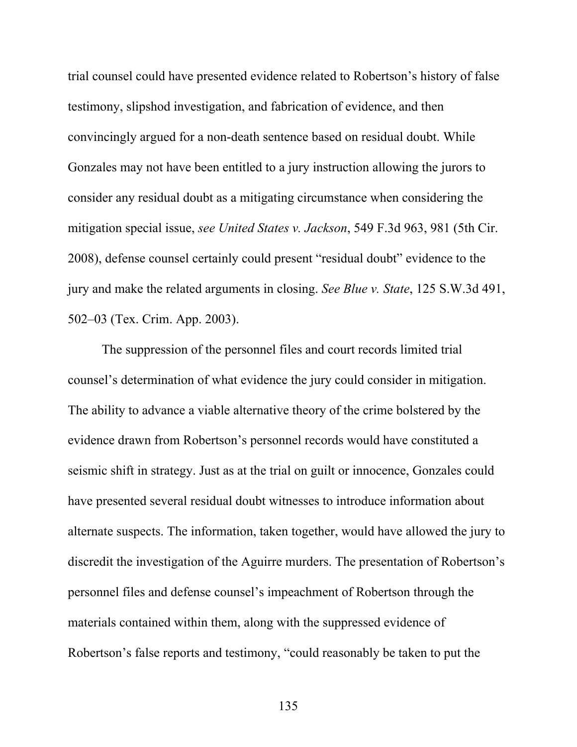trial counsel could have presented evidence related to Robertson's history of false testimony, slipshod investigation, and fabrication of evidence, and then convincingly argued for a non-death sentence based on residual doubt. While Gonzales may not have been entitled to a jury instruction allowing the jurors to consider any residual doubt as a mitigating circumstance when considering the mitigation special issue, *see United States v. Jackson*, 549 F.3d 963, 981 (5th Cir. 2008), defense counsel certainly could present "residual doubt" evidence to the jury and make the related arguments in closing. *See Blue v. State*, 125 S.W.3d 491, 502–03 (Tex. Crim. App. 2003).

The suppression of the personnel files and court records limited trial counsel's determination of what evidence the jury could consider in mitigation. The ability to advance a viable alternative theory of the crime bolstered by the evidence drawn from Robertson's personnel records would have constituted a seismic shift in strategy. Just as at the trial on guilt or innocence, Gonzales could have presented several residual doubt witnesses to introduce information about alternate suspects. The information, taken together, would have allowed the jury to discredit the investigation of the Aguirre murders. The presentation of Robertson's personnel files and defense counsel's impeachment of Robertson through the materials contained within them, along with the suppressed evidence of Robertson's false reports and testimony, "could reasonably be taken to put the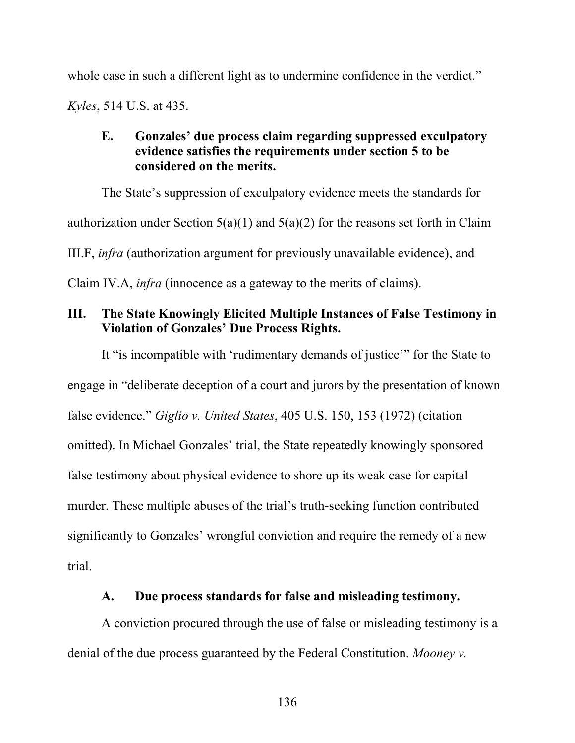whole case in such a different light as to undermine confidence in the verdict." *Kyles*, 514 U.S. at 435.

### E. Gonzales' due process claim regarding suppressed exculpatory evidence satisfies the requirements under section 5 to be considered on the merits.

The State's suppression of exculpatory evidence meets the standards for authorization under Section 5(a)(1) and 5(a)(2) for the reasons set forth in Claim III.F, *infra* (authorization argument for previously unavailable evidence), and Claim IV.A, *infra* (innocence as a gateway to the merits of claims).

## III. The State Knowingly Elicited Multiple Instances of False Testimony in Violation of Gonzales' Due Process Rights.

It "is incompatible with 'rudimentary demands of justice'" for the State to engage in "deliberate deception of a court and jurors by the presentation of known false evidence." *Giglio v. United States*, 405 U.S. 150, 153 (1972) (citation omitted). In Michael Gonzales' trial, the State repeatedly knowingly sponsored false testimony about physical evidence to shore up its weak case for capital murder. These multiple abuses of the trial's truth-seeking function contributed significantly to Gonzales' wrongful conviction and require the remedy of a new trial.

### A. Due process standards for false and misleading testimony.

A conviction procured through the use of false or misleading testimony is a denial of the due process guaranteed by the Federal Constitution. *Mooney v.*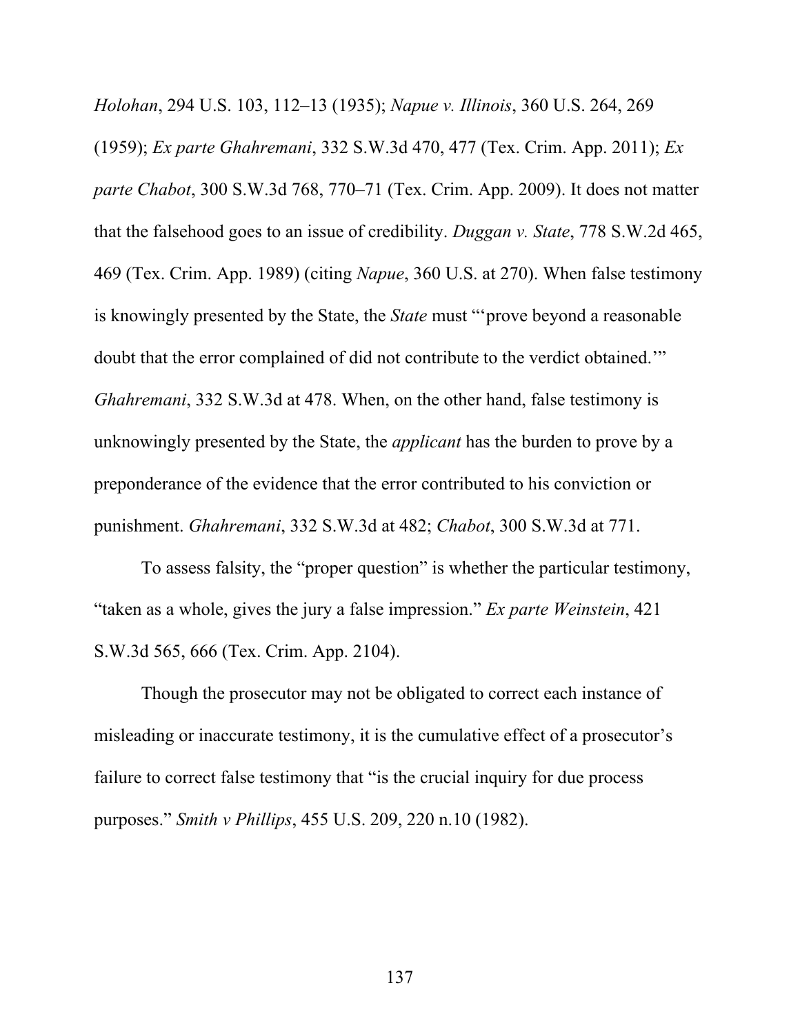*Holohan*, 294 U.S. 103, 112–13 (1935); *Napue v. Illinois*, 360 U.S. 264, 269 (1959); *Ex parte Ghahremani*, 332 S.W.3d 470, 477 (Tex. Crim. App. 2011); *Ex parte Chabot*, 300 S.W.3d 768, 770–71 (Tex. Crim. App. 2009). It does not matter that the falsehood goes to an issue of credibility. *Duggan v. State*, 778 S.W.2d 465, 469 (Tex. Crim. App. 1989) (citing *Napue*, 360 U.S. at 270). When false testimony is knowingly presented by the State, the *State* must "'prove beyond a reasonable doubt that the error complained of did not contribute to the verdict obtained.'" *Ghahremani*, 332 S.W.3d at 478. When, on the other hand, false testimony is unknowingly presented by the State, the *applicant* has the burden to prove by a preponderance of the evidence that the error contributed to his conviction or punishment. *Ghahremani*, 332 S.W.3d at 482; *Chabot*, 300 S.W.3d at 771.

To assess falsity, the "proper question" is whether the particular testimony, "taken as a whole, gives the jury a false impression." *Ex parte Weinstein*, 421 S.W.3d 565, 666 (Tex. Crim. App. 2104).

Though the prosecutor may not be obligated to correct each instance of misleading or inaccurate testimony, it is the cumulative effect of a prosecutor's failure to correct false testimony that "is the crucial inquiry for due process purposes." *Smith v Phillips*, 455 U.S. 209, 220 n.10 (1982).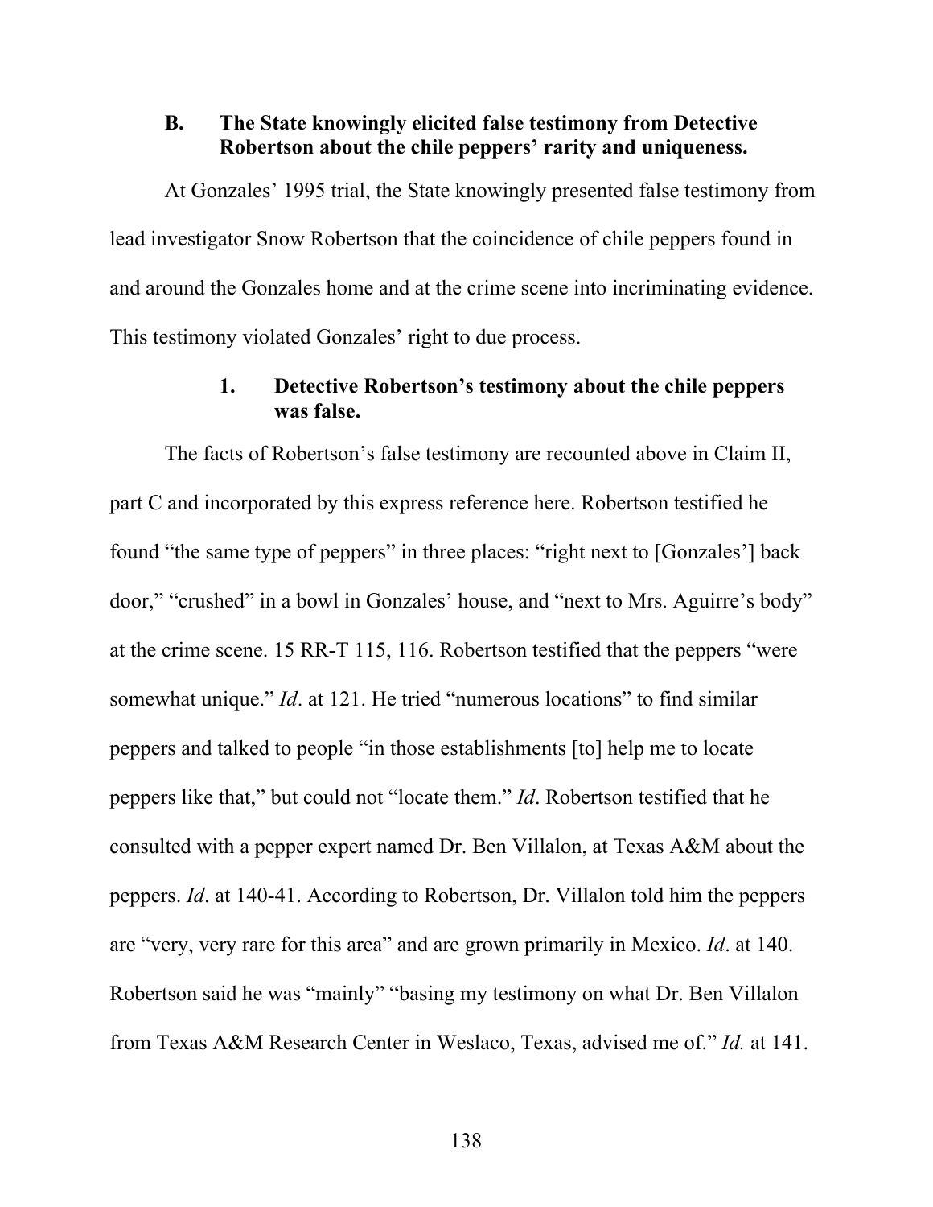### B. The State knowingly elicited false testimony from Detective Robertson about the chile peppers' rarity and uniqueness.

At Gonzales' 1995 trial, the State knowingly presented false testimony from lead investigator Snow Robertson that the coincidence of chile peppers found in and around the Gonzales home and at the crime scene into incriminating evidence. This testimony violated Gonzales' right to due process.

#### 1. Detective Robertson's testimony about the chile peppers was false.

The facts of Robertson's false testimony are recounted above in Claim II, part C and incorporated by this express reference here. Robertson testified he found "the same type of peppers" in three places: "right next to [Gonzales'] back door," "crushed" in a bowl in Gonzales' house, and "next to Mrs. Aguirre's body" at the crime scene. 15 RR-T 115, 116. Robertson testified that the peppers "were somewhat unique." *Id*. at 121. He tried "numerous locations" to find similar peppers and talked to people "in those establishments [to] help me to locate peppers like that," but could not "locate them." *Id*. Robertson testified that he consulted with a pepper expert named Dr. Ben Villalon, at Texas A&M about the peppers. *Id*. at 140-41. According to Robertson, Dr. Villalon told him the peppers are "very, very rare for this area" and are grown primarily in Mexico. *Id*. at 140. Robertson said he was "mainly" "basing my testimony on what Dr. Ben Villalon from Texas A&M Research Center in Weslaco, Texas, advised me of." *Id.* at 141.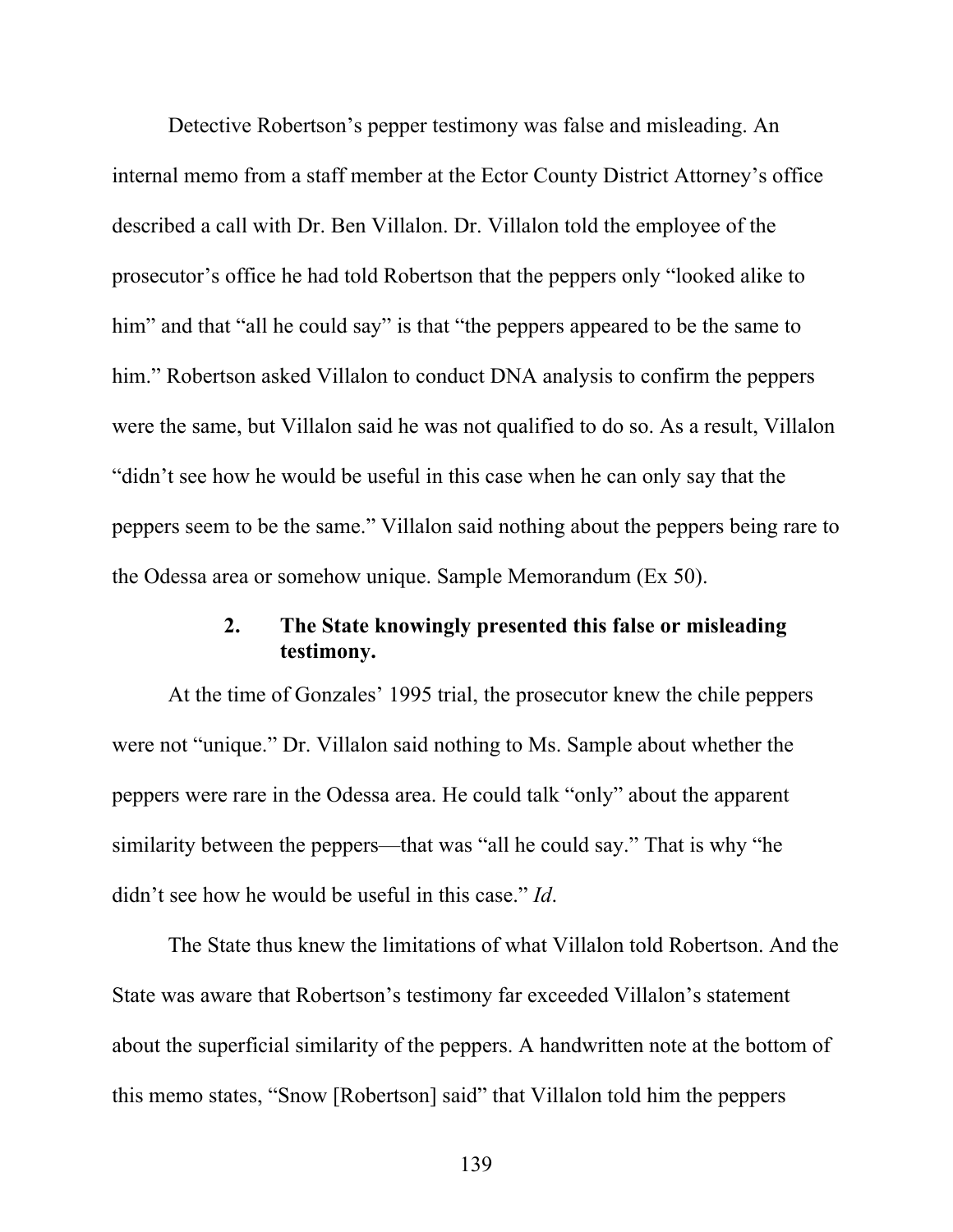Detective Robertson's pepper testimony was false and misleading. An internal memo from a staff member at the Ector County District Attorney's office described a call with Dr. Ben Villalon. Dr. Villalon told the employee of the prosecutor's office he had told Robertson that the peppers only "looked alike to him" and that "all he could say" is that "the peppers appeared to be the same to him." Robertson asked Villalon to conduct DNA analysis to confirm the peppers were the same, but Villalon said he was not qualified to do so. As a result, Villalon "didn't see how he would be useful in this case when he can only say that the peppers seem to be the same." Villalon said nothing about the peppers being rare to the Odessa area or somehow unique. Sample Memorandum (Ex 50).

### 2. The State knowingly presented this false or misleading testimony.

At the time of Gonzales' 1995 trial, the prosecutor knew the chile peppers were not "unique." Dr. Villalon said nothing to Ms. Sample about whether the peppers were rare in the Odessa area. He could talk "only" about the apparent similarity between the peppers—that was "all he could say." That is why "he didn't see how he would be useful in this case." *Id*.

The State thus knew the limitations of what Villalon told Robertson. And the State was aware that Robertson's testimony far exceeded Villalon's statement about the superficial similarity of the peppers. A handwritten note at the bottom of this memo states, "Snow [Robertson] said" that Villalon told him the peppers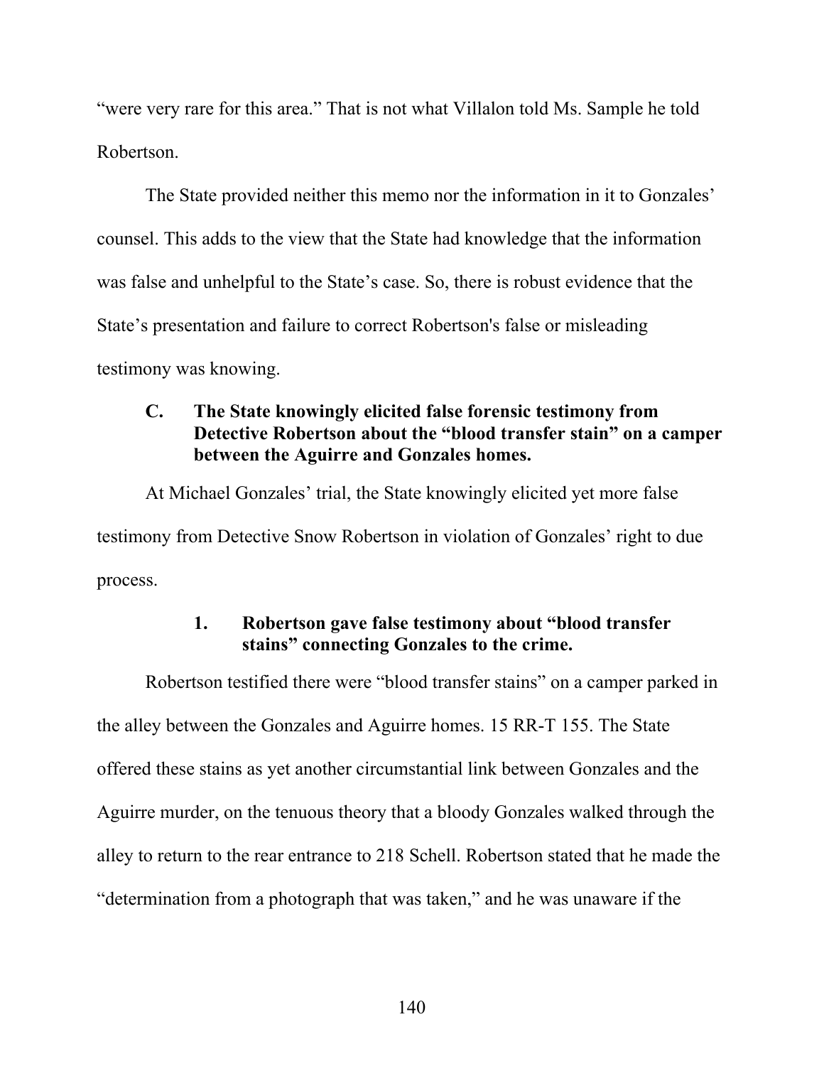"were very rare for this area." That is not what Villalon told Ms. Sample he told Robertson.

The State provided neither this memo nor the information in it to Gonzales' counsel. This adds to the view that the State had knowledge that the information was false and unhelpful to the State's case. So, there is robust evidence that the State's presentation and failure to correct Robertson's false or misleading testimony was knowing.

### C. The State knowingly elicited false forensic testimony from Detective Robertson about the "blood transfer stain" on a camper between the Aguirre and Gonzales homes.

At Michael Gonzales' trial, the State knowingly elicited yet more false testimony from Detective Snow Robertson in violation of Gonzales' right to due process.

#### 1. Robertson gave false testimony about "blood transfer stains" connecting Gonzales to the crime.

Robertson testified there were "blood transfer stains" on a camper parked in the alley between the Gonzales and Aguirre homes. 15 RR-T 155. The State offered these stains as yet another circumstantial link between Gonzales and the Aguirre murder, on the tenuous theory that a bloody Gonzales walked through the alley to return to the rear entrance to 218 Schell. Robertson stated that he made the "determination from a photograph that was taken," and he was unaware if the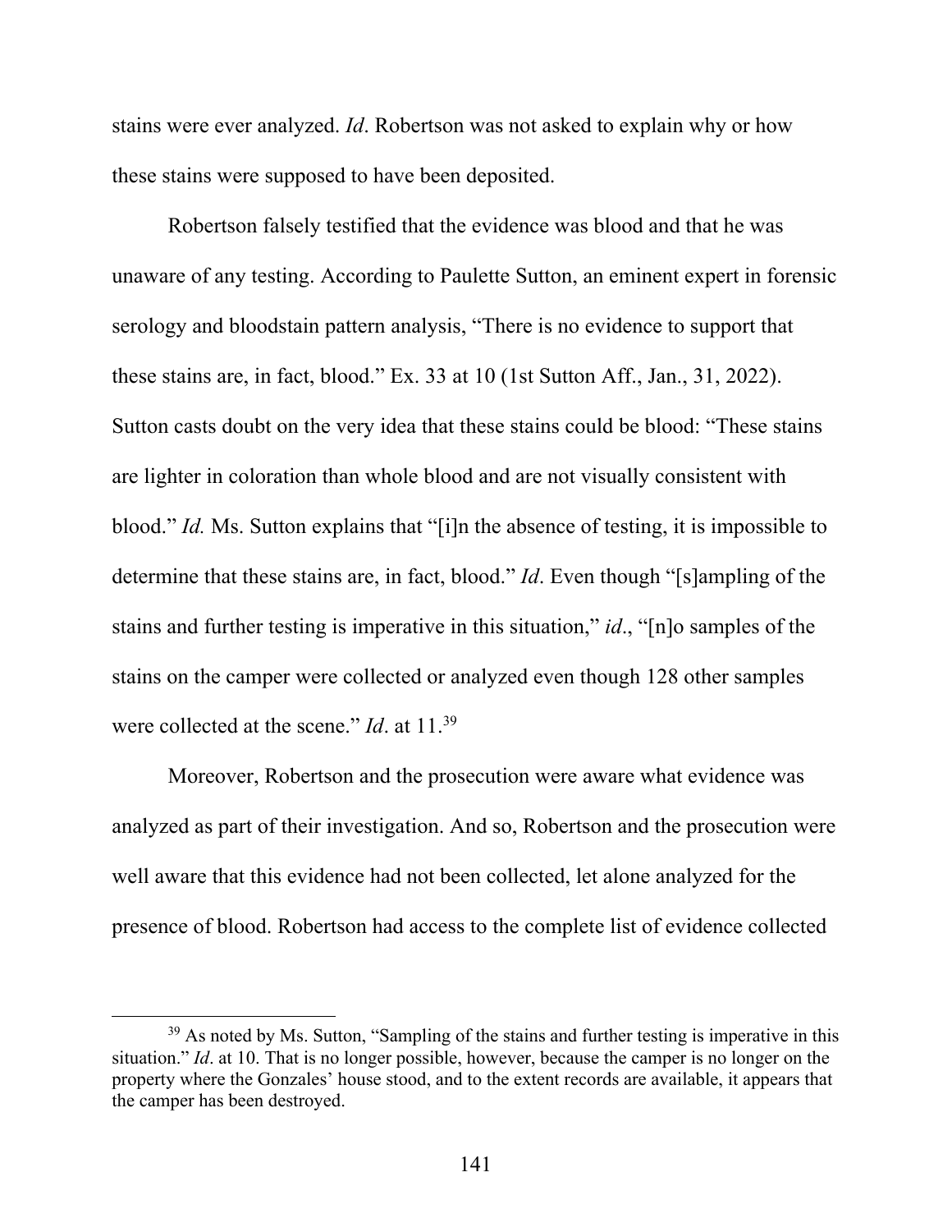stains were ever analyzed. *Id*. Robertson was not asked to explain why or how these stains were supposed to have been deposited.

Robertson falsely testified that the evidence was blood and that he was unaware of any testing. According to Paulette Sutton, an eminent expert in forensic serology and bloodstain pattern analysis, "There is no evidence to support that these stains are, in fact, blood." Ex. 33 at 10 (1st Sutton Aff., Jan., 31, 2022). Sutton casts doubt on the very idea that these stains could be blood: "These stains are lighter in coloration than whole blood and are not visually consistent with blood." *Id.* Ms. Sutton explains that "[i]n the absence of testing, it is impossible to determine that these stains are, in fact, blood." *Id*. Even though "[s]ampling of the stains and further testing is imperative in this situation," *id*., "[n]o samples of the stains on the camper were collected or analyzed even though 128 other samples were collected at the scene." *Id*. at 11.[39]

Moreover, Robertson and the prosecution were aware what evidence was analyzed as part of their investigation. And so, Robertson and the prosecution were well aware that this evidence had not been collected, let alone analyzed for the presence of blood. Robertson had access to the complete list of evidence collected

[39] As noted by Ms. Sutton, "Sampling of the stains and further testing is imperative in this situation." *Id*. at 10. That is no longer possible, however, because the camper is no longer on the property where the Gonzales' house stood, and to the extent records are available, it appears that the camper has been destroyed.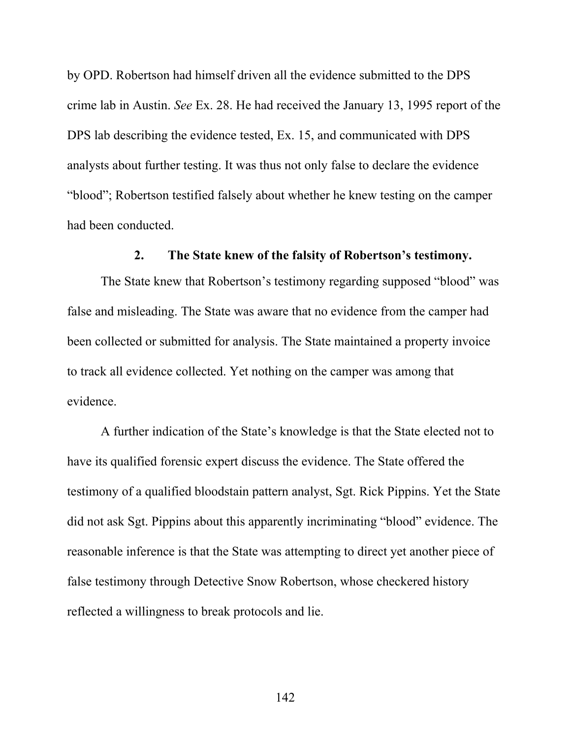by OPD. Robertson had himself driven all the evidence submitted to the DPS crime lab in Austin. *See* Ex. 28. He had received the January 13, 1995 report of the DPS lab describing the evidence tested, Ex. 15, and communicated with DPS analysts about further testing. It was thus not only false to declare the evidence "blood"; Robertson testified falsely about whether he knew testing on the camper had been conducted.

### 2. The State knew of the falsity of Robertson's testimony.

The State knew that Robertson's testimony regarding supposed "blood" was false and misleading. The State was aware that no evidence from the camper had been collected or submitted for analysis. The State maintained a property invoice to track all evidence collected. Yet nothing on the camper was among that evidence.

A further indication of the State's knowledge is that the State elected not to have its qualified forensic expert discuss the evidence. The State offered the testimony of a qualified bloodstain pattern analyst, Sgt. Rick Pippins. Yet the State did not ask Sgt. Pippins about this apparently incriminating "blood" evidence. The reasonable inference is that the State was attempting to direct yet another piece of false testimony through Detective Snow Robertson, whose checkered history reflected a willingness to break protocols and lie.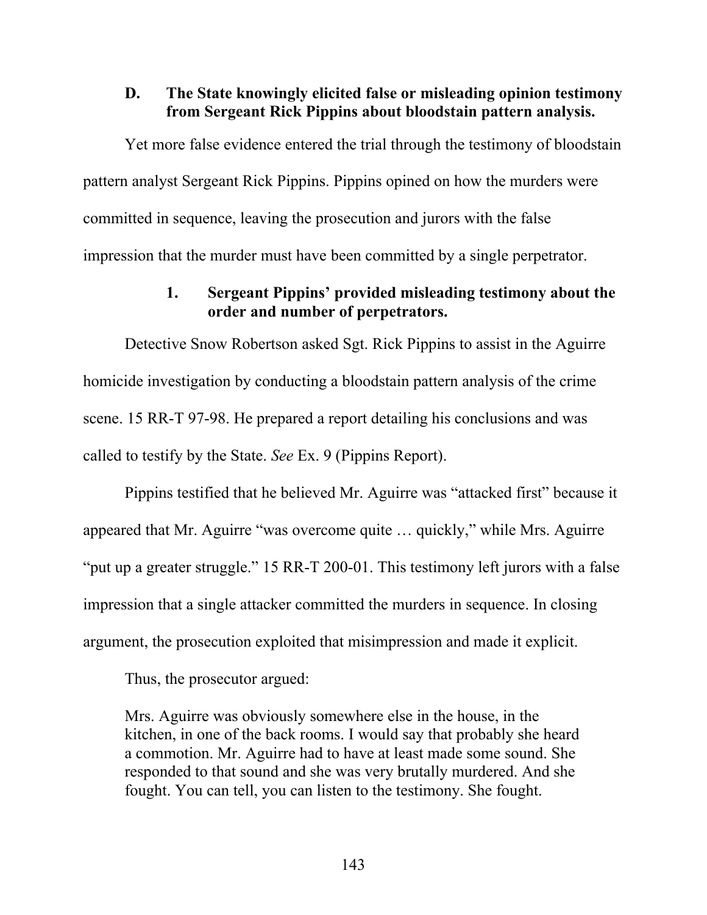### D. The State knowingly elicited false or misleading opinion testimony from Sergeant Rick Pippins about bloodstain pattern analysis.

Yet more false evidence entered the trial through the testimony of bloodstain pattern analyst Sergeant Rick Pippins. Pippins opined on how the murders were committed in sequence, leaving the prosecution and jurors with the false impression that the murder must have been committed by a single perpetrator.

#### 1. Sergeant Pippins' provided misleading testimony about the order and number of perpetrators.

Detective Snow Robertson asked Sgt. Rick Pippins to assist in the Aguirre homicide investigation by conducting a bloodstain pattern analysis of the crime scene. 15 RR-T 97-98. He prepared a report detailing his conclusions and was called to testify by the State. *See* Ex. 9 (Pippins Report).

Pippins testified that he believed Mr. Aguirre was "attacked first" because it appeared that Mr. Aguirre "was overcome quite … quickly," while Mrs. Aguirre "put up a greater struggle." 15 RR-T 200-01. This testimony left jurors with a false impression that a single attacker committed the murders in sequence. In closing argument, the prosecution exploited that misimpression and made it explicit.

Thus, the prosecutor argued:

> Mrs. Aguirre was obviously somewhere else in the house, in the kitchen, in one of the back rooms. I would say that probably she heard a commotion. Mr. Aguirre had to have at least made some sound. She responded to that sound and she was very brutally murdered. And she fought. You can tell, you can listen to the testimony. She fought.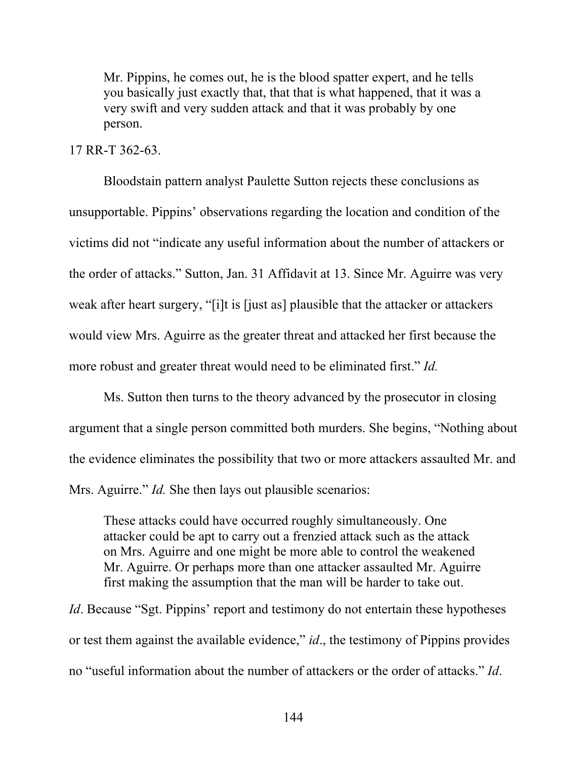> Mr. Pippins, he comes out, he is the blood spatter expert, and he tells you basically just exactly that, that that is what happened, that it was a very swift and very sudden attack and that it was probably by one person.

17 RR-T 362-63.

Bloodstain pattern analyst Paulette Sutton rejects these conclusions as unsupportable. Pippins' observations regarding the location and condition of the victims did not "indicate any useful information about the number of attackers or the order of attacks." Sutton, Jan. 31 Affidavit at 13. Since Mr. Aguirre was very weak after heart surgery, "[i]t is [just as] plausible that the attacker or attackers would view Mrs. Aguirre as the greater threat and attacked her first because the more robust and greater threat would need to be eliminated first." *Id.*

Ms. Sutton then turns to the theory advanced by the prosecutor in closing argument that a single person committed both murders. She begins, "Nothing about the evidence eliminates the possibility that two or more attackers assaulted Mr. and Mrs. Aguirre." *Id.* She then lays out plausible scenarios:

> These attacks could have occurred roughly simultaneously. One attacker could be apt to carry out a frenzied attack such as the attack on Mrs. Aguirre and one might be more able to control the weakened Mr. Aguirre. Or perhaps more than one attacker assaulted Mr. Aguirre first making the assumption that the man will be harder to take out.

*Id*. Because "Sgt. Pippins' report and testimony do not entertain these hypotheses or test them against the available evidence," *id*., the testimony of Pippins provides no "useful information about the number of attackers or the order of attacks." *Id*.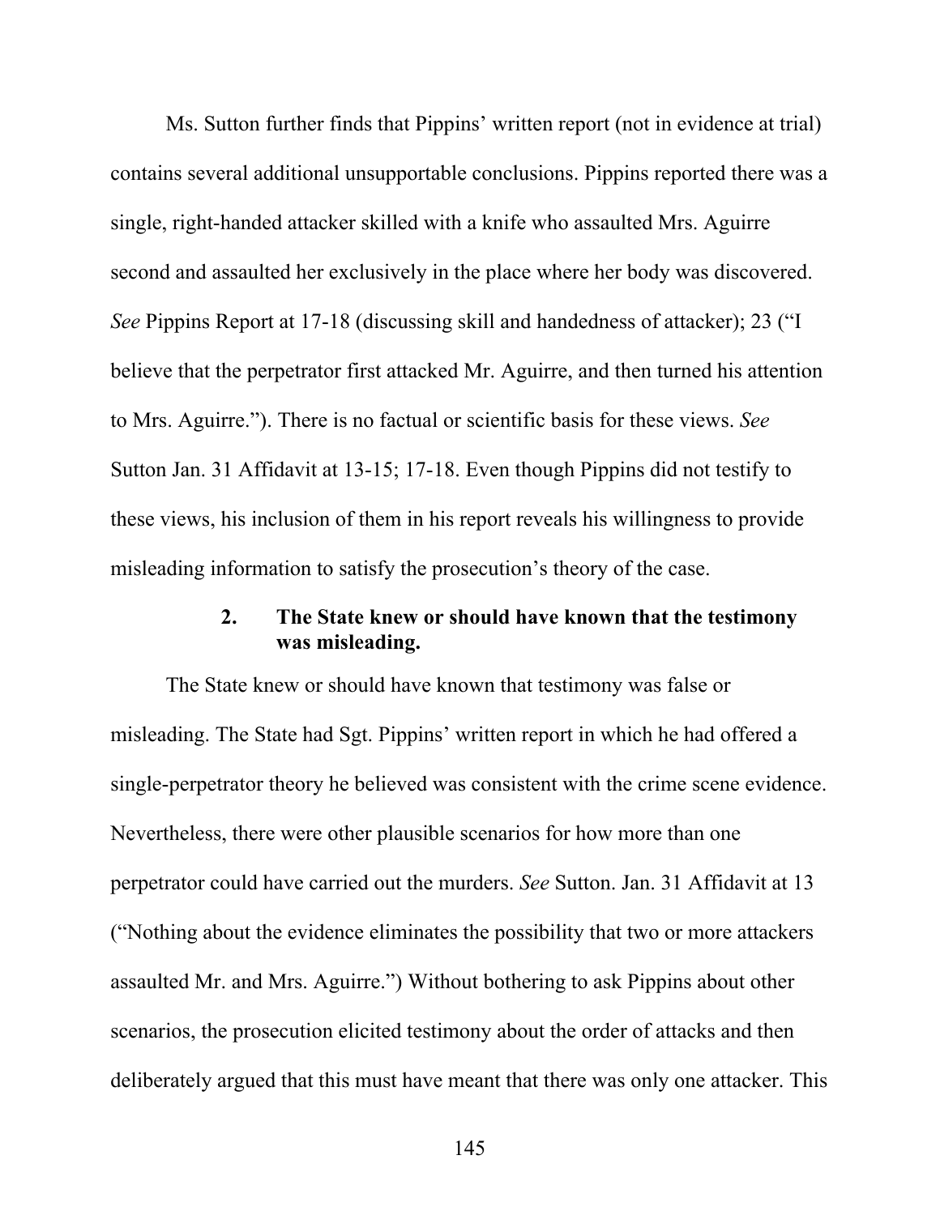Ms. Sutton further finds that Pippins' written report (not in evidence at trial) contains several additional unsupportable conclusions. Pippins reported there was a single, right-handed attacker skilled with a knife who assaulted Mrs. Aguirre second and assaulted her exclusively in the place where her body was discovered. *See* Pippins Report at 17-18 (discussing skill and handedness of attacker); 23 ("I believe that the perpetrator first attacked Mr. Aguirre, and then turned his attention to Mrs. Aguirre."). There is no factual or scientific basis for these views. *See* Sutton Jan. 31 Affidavit at 13-15; 17-18. Even though Pippins did not testify to these views, his inclusion of them in his report reveals his willingness to provide misleading information to satisfy the prosecution's theory of the case.

### 2. The State knew or should have known that the testimony was misleading.

The State knew or should have known that testimony was false or misleading. The State had Sgt. Pippins' written report in which he had offered a single-perpetrator theory he believed was consistent with the crime scene evidence. Nevertheless, there were other plausible scenarios for how more than one perpetrator could have carried out the murders. *See* Sutton. Jan. 31 Affidavit at 13 ("Nothing about the evidence eliminates the possibility that two or more attackers assaulted Mr. and Mrs. Aguirre.") Without bothering to ask Pippins about other scenarios, the prosecution elicited testimony about the order of attacks and then deliberately argued that this must have meant that there was only one attacker. This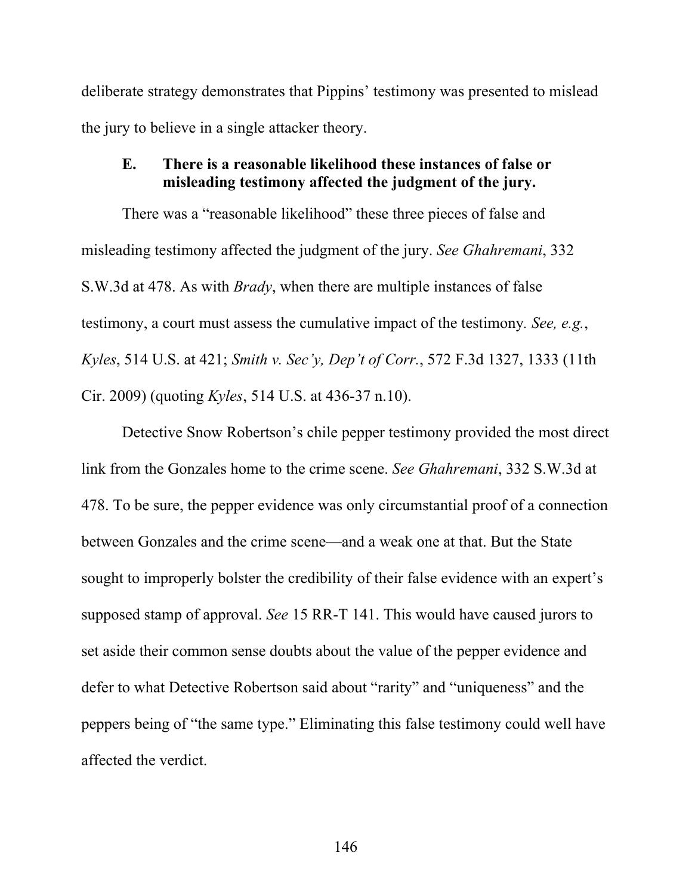deliberate strategy demonstrates that Pippins' testimony was presented to mislead the jury to believe in a single attacker theory.

### E. There is a reasonable likelihood these instances of false or misleading testimony affected the judgment of the jury.

There was a "reasonable likelihood" these three pieces of false and misleading testimony affected the judgment of the jury. *See Ghahremani*, 332 S.W.3d at 478. As with *Brady*, when there are multiple instances of false testimony, a court must assess the cumulative impact of the testimony. *See, e.g.*, *Kyles*, 514 U.S. at 421; *Smith v. Sec'y, Dep't of Corr.*, 572 F.3d 1327, 1333 (11th Cir. 2009) (quoting *Kyles*, 514 U.S. at 436-37 n.10).

Detective Snow Robertson's chile pepper testimony provided the most direct link from the Gonzales home to the crime scene. *See Ghahremani*, 332 S.W.3d at 478. To be sure, the pepper evidence was only circumstantial proof of a connection between Gonzales and the crime scene—and a weak one at that. But the State sought to improperly bolster the credibility of their false evidence with an expert's supposed stamp of approval. *See* 15 RR-T 141. This would have caused jurors to set aside their common sense doubts about the value of the pepper evidence and defer to what Detective Robertson said about "rarity" and "uniqueness" and the peppers being of "the same type." Eliminating this false testimony could well have affected the verdict.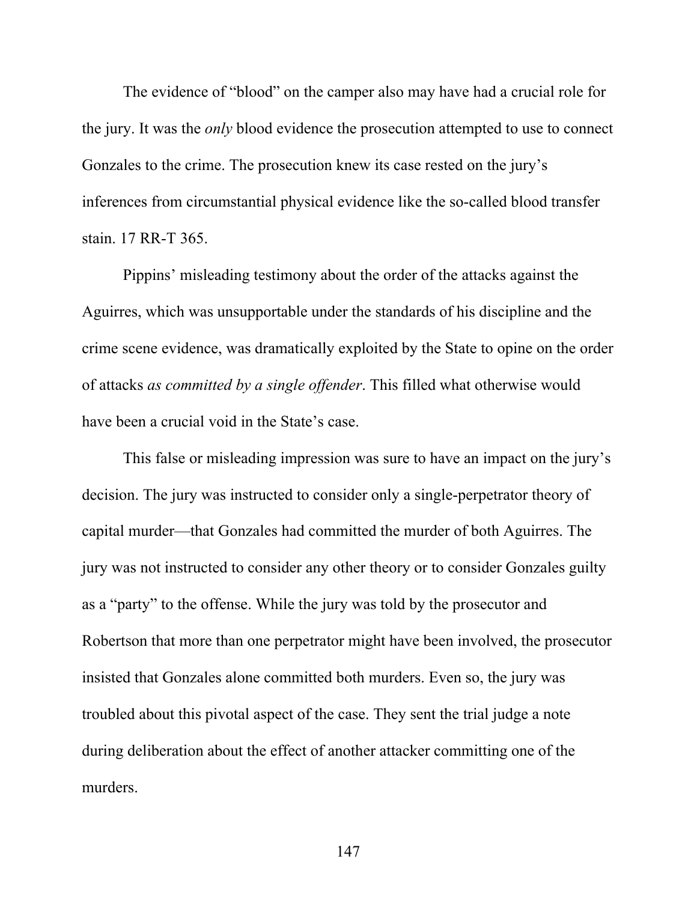The evidence of "blood" on the camper also may have had a crucial role for the jury. It was the *only* blood evidence the prosecution attempted to use to connect Gonzales to the crime. The prosecution knew its case rested on the jury's inferences from circumstantial physical evidence like the so-called blood transfer stain. 17 RR-T 365.

Pippins' misleading testimony about the order of the attacks against the Aguirres, which was unsupportable under the standards of his discipline and the crime scene evidence, was dramatically exploited by the State to opine on the order of attacks *as committed by a single offender*. This filled what otherwise would have been a crucial void in the State's case.

This false or misleading impression was sure to have an impact on the jury's decision. The jury was instructed to consider only a single-perpetrator theory of capital murder—that Gonzales had committed the murder of both Aguirres. The jury was not instructed to consider any other theory or to consider Gonzales guilty as a "party" to the offense. While the jury was told by the prosecutor and Robertson that more than one perpetrator might have been involved, the prosecutor insisted that Gonzales alone committed both murders. Even so, the jury was troubled about this pivotal aspect of the case. They sent the trial judge a note during deliberation about the effect of another attacker committing one of the murders.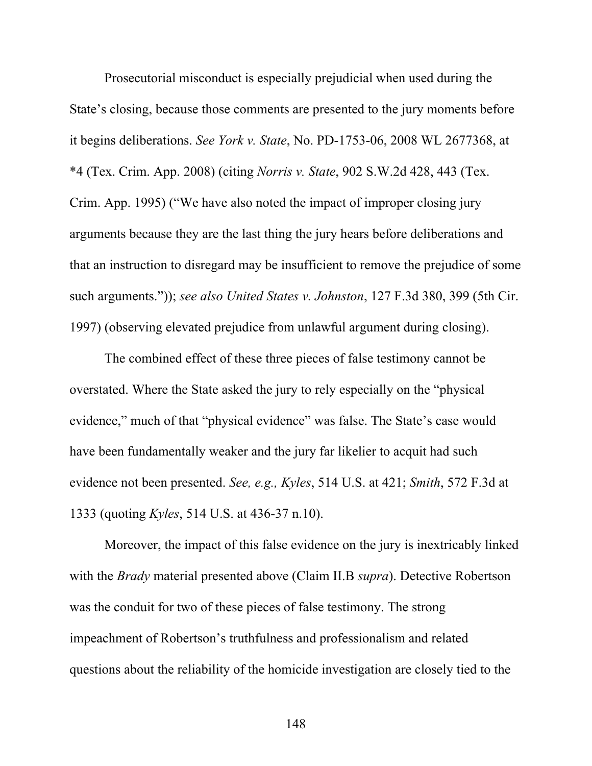Prosecutorial misconduct is especially prejudicial when used during the State's closing, because those comments are presented to the jury moments before it begins deliberations. *See York v. State*, No. PD-1753-06, 2008 WL 2677368, at *4 (Tex. Crim. App. 2008) (citing *Norris v. State*, 902 S.W.2d 428, 443 (Tex. Crim. App. 1995) ("We have also noted the impact of improper closing jury arguments because they are the last thing the jury hears before deliberations and that an instruction to disregard may be insufficient to remove the prejudice of some such arguments.")); *see also United States v. Johnston*, 127 F.3d 380, 399 (5th Cir. 1997) (observing elevated prejudice from unlawful argument during closing).

The combined effect of these three pieces of false testimony cannot be overstated. Where the State asked the jury to rely especially on the "physical evidence," much of that "physical evidence" was false. The State's case would have been fundamentally weaker and the jury far likelier to acquit had such evidence not been presented. *See, e.g., Kyles*, 514 U.S. at 421; *Smith*, 572 F.3d at 1333 (quoting *Kyles*, 514 U.S. at 436-37 n.10).

Moreover, the impact of this false evidence on the jury is inextricably linked with the *Brady* material presented above (Claim II.B *supra*). Detective Robertson was the conduit for two of these pieces of false testimony. The strong impeachment of Robertson's truthfulness and professionalism and related questions about the reliability of the homicide investigation are closely tied to the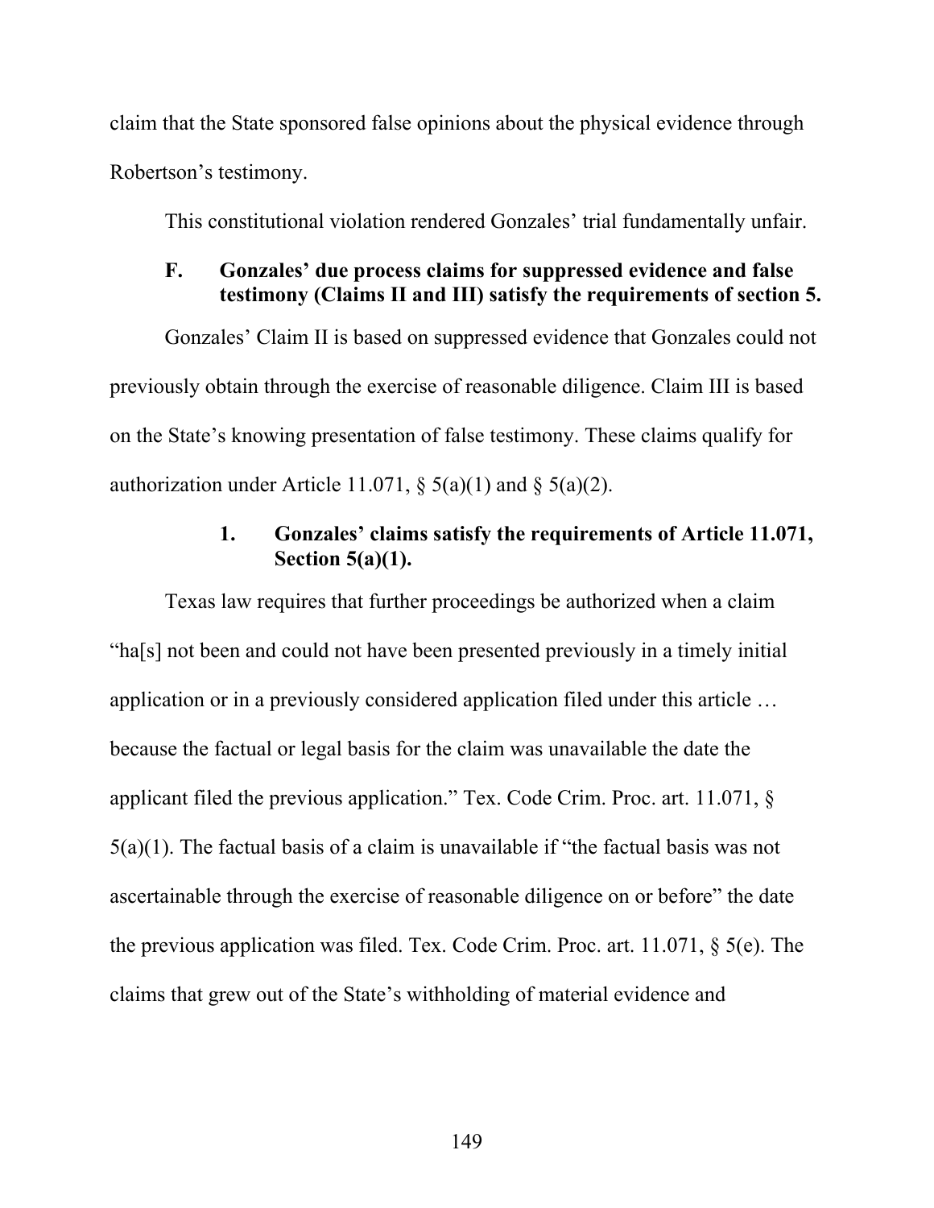claim that the State sponsored false opinions about the physical evidence through Robertson's testimony.

This constitutional violation rendered Gonzales' trial fundamentally unfair.

### F. Gonzales' due process claims for suppressed evidence and false testimony (Claims II and III) satisfy the requirements of section 5.

Gonzales' Claim II is based on suppressed evidence that Gonzales could not previously obtain through the exercise of reasonable diligence. Claim III is based on the State's knowing presentation of false testimony. These claims qualify for authorization under Article 11.071, § 5(a)(1) and § 5(a)(2).

#### 1. Gonzales' claims satisfy the requirements of Article 11.071, Section 5(a)(1).

Texas law requires that further proceedings be authorized when a claim "ha[s] not been and could not have been presented previously in a timely initial application or in a previously considered application filed under this article … because the factual or legal basis for the claim was unavailable the date the applicant filed the previous application." Tex. Code Crim. Proc. art. 11.071, § 5(a)(1). The factual basis of a claim is unavailable if "the factual basis was not ascertainable through the exercise of reasonable diligence on or before" the date the previous application was filed. Tex. Code Crim. Proc. art. 11.071, § 5(e). The claims that grew out of the State's withholding of material evidence and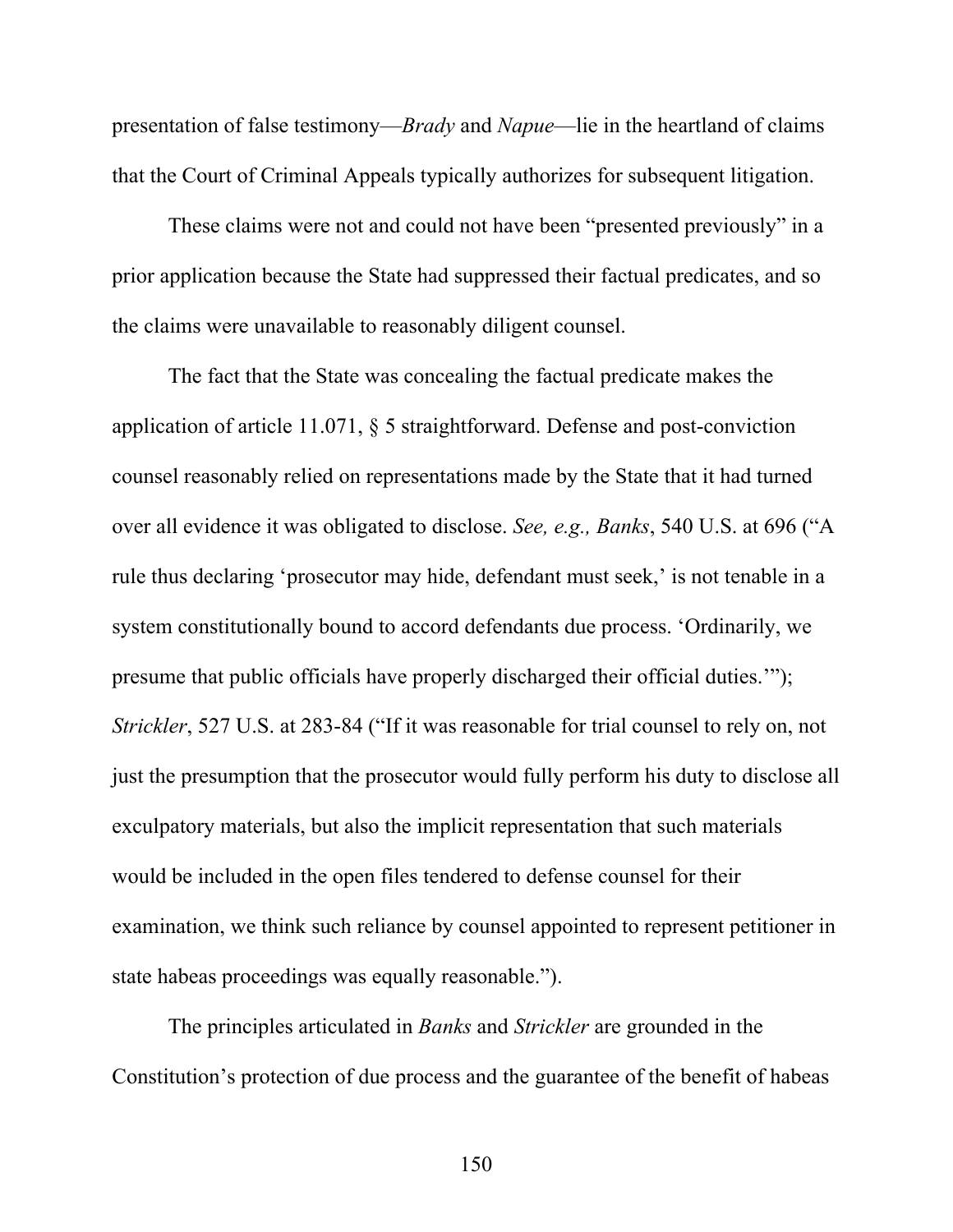presentation of false testimony—*Brady* and *Napue*—lie in the heartland of claims that the Court of Criminal Appeals typically authorizes for subsequent litigation.

These claims were not and could not have been "presented previously" in a prior application because the State had suppressed their factual predicates, and so the claims were unavailable to reasonably diligent counsel.

The fact that the State was concealing the factual predicate makes the application of article 11.071, § 5 straightforward. Defense and post-conviction counsel reasonably relied on representations made by the State that it had turned over all evidence it was obligated to disclose. *See, e.g., Banks*, 540 U.S. at 696 ("A rule thus declaring 'prosecutor may hide, defendant must seek,' is not tenable in a system constitutionally bound to accord defendants due process. 'Ordinarily, we presume that public officials have properly discharged their official duties.'"); *Strickler*, 527 U.S. at 283-84 ("If it was reasonable for trial counsel to rely on, not just the presumption that the prosecutor would fully perform his duty to disclose all exculpatory materials, but also the implicit representation that such materials would be included in the open files tendered to defense counsel for their examination, we think such reliance by counsel appointed to represent petitioner in state habeas proceedings was equally reasonable.").

The principles articulated in *Banks* and *Strickler* are grounded in the Constitution's protection of due process and the guarantee of the benefit of habeas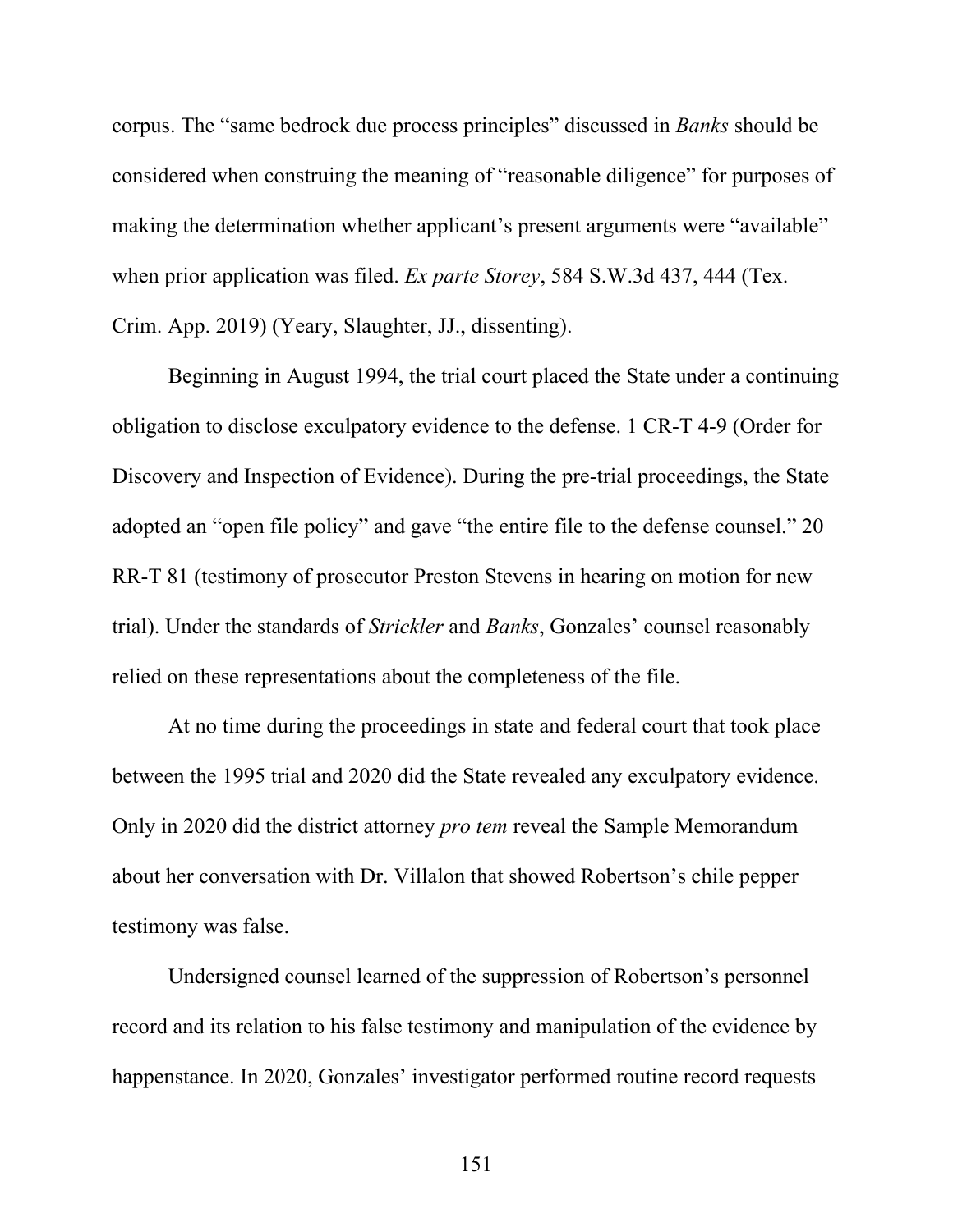corpus. The "same bedrock due process principles" discussed in *Banks* should be considered when construing the meaning of "reasonable diligence" for purposes of making the determination whether applicant's present arguments were "available" when prior application was filed. *Ex parte Storey*, 584 S.W.3d 437, 444 (Tex. Crim. App. 2019) (Yeary, Slaughter, JJ., dissenting).

Beginning in August 1994, the trial court placed the State under a continuing obligation to disclose exculpatory evidence to the defense. 1 CR-T 4-9 (Order for Discovery and Inspection of Evidence). During the pre-trial proceedings, the State adopted an "open file policy" and gave "the entire file to the defense counsel." 20 RR-T 81 (testimony of prosecutor Preston Stevens in hearing on motion for new trial). Under the standards of *Strickler* and *Banks*, Gonzales' counsel reasonably relied on these representations about the completeness of the file.

At no time during the proceedings in state and federal court that took place between the 1995 trial and 2020 did the State revealed any exculpatory evidence. Only in 2020 did the district attorney *pro tem* reveal the Sample Memorandum about her conversation with Dr. Villalon that showed Robertson's chile pepper testimony was false.

Undersigned counsel learned of the suppression of Robertson's personnel record and its relation to his false testimony and manipulation of the evidence by happenstance. In 2020, Gonzales' investigator performed routine record requests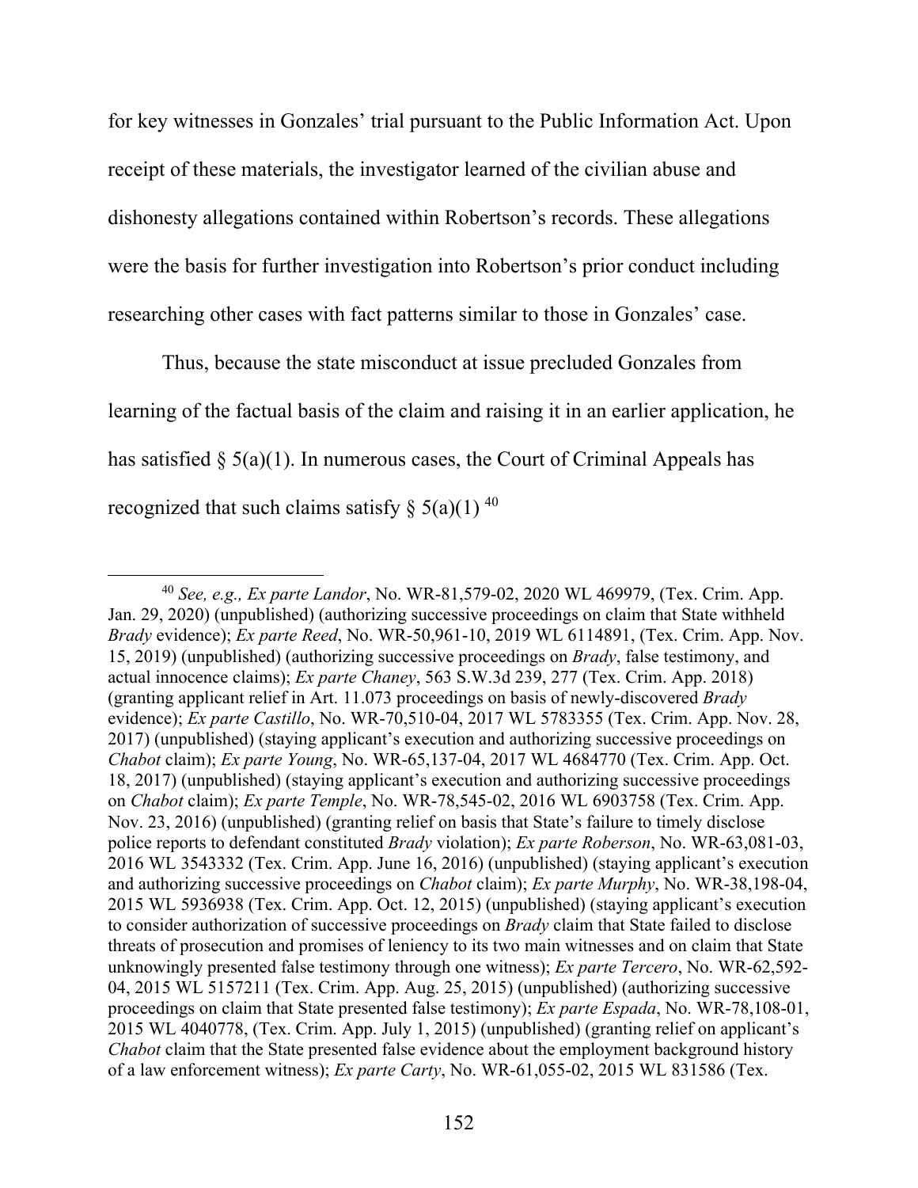for key witnesses in Gonzales' trial pursuant to the Public Information Act. Upon receipt of these materials, the investigator learned of the civilian abuse and dishonesty allegations contained within Robertson's records. These allegations were the basis for further investigation into Robertson's prior conduct including researching other cases with fact patterns similar to those in Gonzales' case.

Thus, because the state misconduct at issue precluded Gonzales from learning of the factual basis of the claim and raising it in an earlier application, he has satisfied § 5(a)(1). In numerous cases, the Court of Criminal Appeals has recognized that such claims satisfy § 5(a)(1) [40]

---

[40] *See, e.g., Ex parte Landor*, No. WR-81,579-02, 2020 WL 469979, (Tex. Crim. App. Jan. 29, 2020) (unpublished) (authorizing successive proceedings on claim that State withheld *Brady* evidence); *Ex parte Reed*, No. WR-50,961-10, 2019 WL 6114891, (Tex. Crim. App. Nov. 15, 2019) (unpublished) (authorizing successive proceedings on *Brady*, false testimony, and actual innocence claims); *Ex parte Chaney*, 563 S.W.3d 239, 277 (Tex. Crim. App. 2018) (granting applicant relief in Art. 11.073 proceedings on basis of newly-discovered *Brady* evidence); *Ex parte Castillo*, No. WR-70,510-04, 2017 WL 5783355 (Tex. Crim. App. Nov. 28, 2017) (unpublished) (staying applicant's execution and authorizing successive proceedings on *Chabot* claim); *Ex parte Young*, No. WR-65,137-04, 2017 WL 4684770 (Tex. Crim. App. Oct. 18, 2017) (unpublished) (staying applicant's execution and authorizing successive proceedings on *Chabot* claim); *Ex parte Temple*, No. WR-78,545-02, 2016 WL 6903758 (Tex. Crim. App. Nov. 23, 2016) (unpublished) (granting relief on basis that State's failure to timely disclose police reports to defendant constituted *Brady* violation); *Ex parte Roberson*, No. WR-63,081-03, 2016 WL 3543332 (Tex. Crim. App. June 16, 2016) (unpublished) (staying applicant's execution and authorizing successive proceedings on *Chabot* claim); *Ex parte Murphy*, No. WR-38,198-04, 2015 WL 5936938 (Tex. Crim. App. Oct. 12, 2015) (unpublished) (staying applicant's execution to consider authorization of successive proceedings on *Brady* claim that State failed to disclose threats of prosecution and promises of leniency to its two main witnesses and on claim that State unknowingly presented false testimony through one witness); *Ex parte Tercero*, No. WR-62,592-04, 2015 WL 5157211 (Tex. Crim. App. Aug. 25, 2015) (unpublished) (authorizing successive proceedings on claim that State presented false testimony); *Ex parte Espada*, No. WR-78,108-01, 2015 WL 4040778, (Tex. Crim. App. July 1, 2015) (unpublished) (granting relief on applicant's *Chabot* claim that the State presented false evidence about the employment background history of a law enforcement witness); *Ex parte Carty*, No. WR-61,055-02, 2015 WL 831586 (Tex.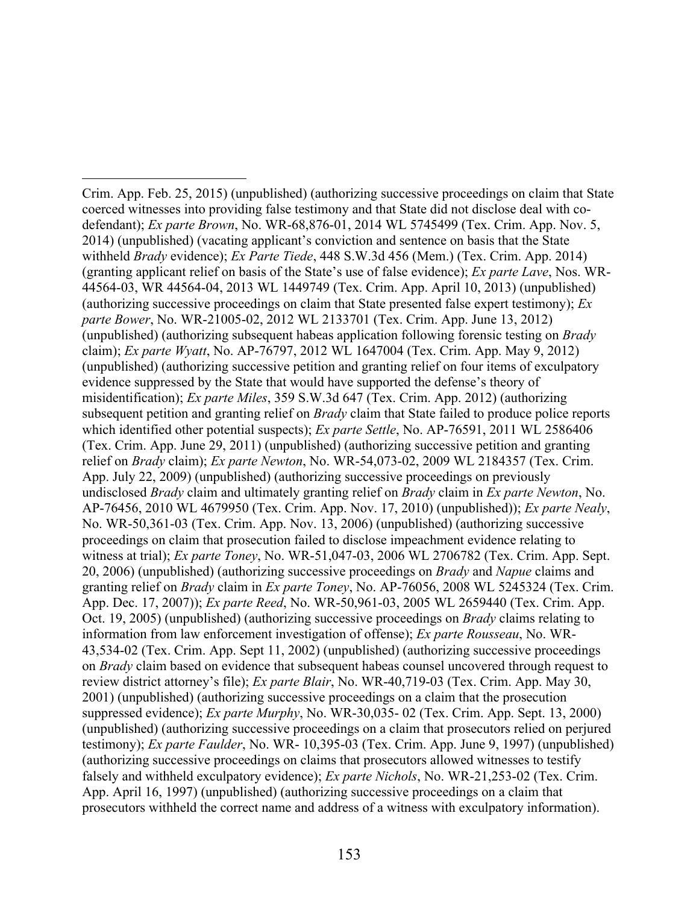Crim. App. Feb. 25, 2015) (unpublished) (authorizing successive proceedings on claim that State coerced witnesses into providing false testimony and that State did not disclose deal with co-defendant); *Ex parte Brown*, No. WR-68,876-01, 2014 WL 5745499 (Tex. Crim. App. Nov. 5, 2014) (unpublished) (vacating applicant's conviction and sentence on basis that the State withheld *Brady* evidence); *Ex Parte Tiede*, 448 S.W.3d 456 (Mem.) (Tex. Crim. App. 2014) (granting applicant relief on basis of the State's use of false evidence); *Ex parte Lave*, Nos. WR-44564-03, WR 44564-04, 2013 WL 1449749 (Tex. Crim. App. April 10, 2013) (unpublished) (authorizing successive proceedings on claim that State presented false expert testimony); *Ex parte Bower*, No. WR-21005-02, 2012 WL 2133701 (Tex. Crim. App. June 13, 2012) (unpublished) (authorizing subsequent habeas application following forensic testing on *Brady* claim); *Ex parte Wyatt*, No. AP-76797, 2012 WL 1647004 (Tex. Crim. App. May 9, 2012) (unpublished) (authorizing successive petition and granting relief on four items of exculpatory evidence suppressed by the State that would have supported the defense's theory of misidentification); *Ex parte Miles*, 359 S.W.3d 647 (Tex. Crim. App. 2012) (authorizing subsequent petition and granting relief on *Brady* claim that State failed to produce police reports which identified other potential suspects); *Ex parte Settle*, No. AP-76591, 2011 WL 2586406 (Tex. Crim. App. June 29, 2011) (unpublished) (authorizing successive petition and granting relief on *Brady* claim); *Ex parte Newton*, No. WR-54,073-02, 2009 WL 2184357 (Tex. Crim. App. July 22, 2009) (unpublished) (authorizing successive proceedings on previously undisclosed *Brady* claim and ultimately granting relief on *Brady* claim in *Ex parte Newton*, No. AP-76456, 2010 WL 4679950 (Tex. Crim. App. Nov. 17, 2010) (unpublished)); *Ex parte Nealy*, No. WR-50,361-03 (Tex. Crim. App. Nov. 13, 2006) (unpublished) (authorizing successive proceedings on claim that prosecution failed to disclose impeachment evidence relating to witness at trial); *Ex parte Toney*, No. WR-51,047-03, 2006 WL 2706782 (Tex. Crim. App. Sept. 20, 2006) (unpublished) (authorizing successive proceedings on *Brady* and *Napue* claims and granting relief on *Brady* claim in *Ex parte Toney*, No. AP-76056, 2008 WL 5245324 (Tex. Crim. App. Dec. 17, 2007)); *Ex parte Reed*, No. WR-50,961-03, 2005 WL 2659440 (Tex. Crim. App. Oct. 19, 2005) (unpublished) (authorizing successive proceedings on *Brady* claims relating to information from law enforcement investigation of offense); *Ex parte Rousseau*, No. WR-43,534-02 (Tex. Crim. App. Sept 11, 2002) (unpublished) (authorizing successive proceedings on *Brady* claim based on evidence that subsequent habeas counsel uncovered through request to review district attorney's file); *Ex parte Blair*, No. WR-40,719-03 (Tex. Crim. App. May 30, 2001) (unpublished) (authorizing successive proceedings on a claim that the prosecution suppressed evidence); *Ex parte Murphy*, No. WR-30,035- 02 (Tex. Crim. App. Sept. 13, 2000) (unpublished) (authorizing successive proceedings on a claim that prosecutors relied on perjured testimony); *Ex parte Faulder*, No. WR- 10,395-03 (Tex. Crim. App. June 9, 1997) (unpublished) (authorizing successive proceedings on claims that prosecutors allowed witnesses to testify falsely and withheld exculpatory evidence); *Ex parte Nichols*, No. WR-21,253-02 (Tex. Crim. App. April 16, 1997) (unpublished) (authorizing successive proceedings on a claim that prosecutors withheld the correct name and address of a witness with exculpatory information).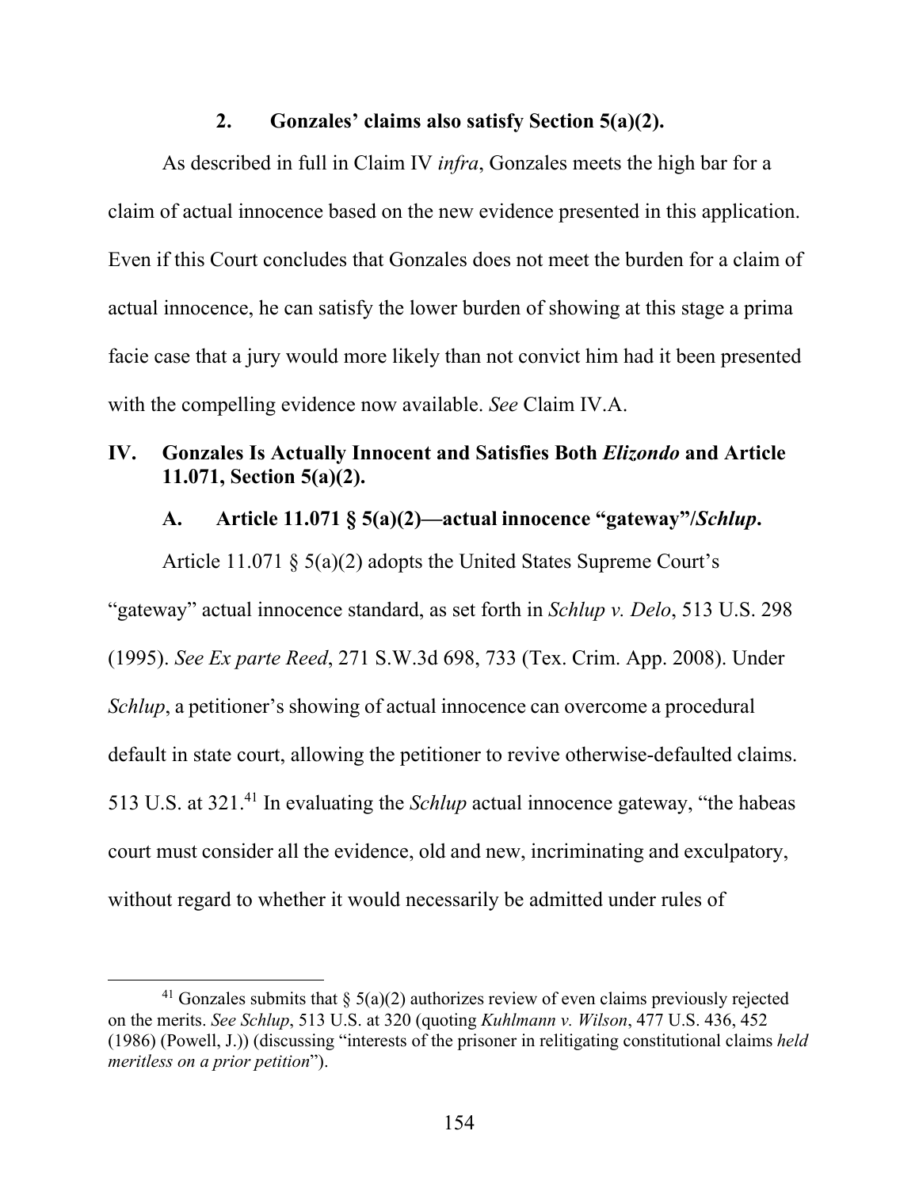### 2. Gonzales' claims also satisfy Section 5(a)(2).

As described in full in Claim IV *infra*, Gonzales meets the high bar for a claim of actual innocence based on the new evidence presented in this application. Even if this Court concludes that Gonzales does not meet the burden for a claim of actual innocence, he can satisfy the lower burden of showing at this stage a prima facie case that a jury would more likely than not convict him had it been presented with the compelling evidence now available. *See* Claim IV.A.

## IV. Gonzales Is Actually Innocent and Satisfies Both *Elizondo* and Article 11.071, Section 5(a)(2).

### A. Article 11.071 § 5(a)(2)—actual innocence "gateway"/*Schlup*.

Article 11.071 § 5(a)(2) adopts the United States Supreme Court's "gateway" actual innocence standard, as set forth in *Schlup v. Delo*, 513 U.S. 298 (1995). *See Ex parte Reed*, 271 S.W.3d 698, 733 (Tex. Crim. App. 2008). Under *Schlup*, a petitioner's showing of actual innocence can overcome a procedural default in state court, allowing the petitioner to revive otherwise-defaulted claims. 513 U.S. at 321.[41] In evaluating the *Schlup* actual innocence gateway, "the habeas court must consider all the evidence, old and new, incriminating and exculpatory, without regard to whether it would necessarily be admitted under rules of

[41] Gonzales submits that § 5(a)(2) authorizes review of even claims previously rejected on the merits. *See Schlup*, 513 U.S. at 320 (quoting *Kuhlmann v. Wilson*, 477 U.S. 436, 452 (1986) (Powell, J.)) (discussing "interests of the prisoner in relitigating constitutional claims *held meritless on a prior petition*").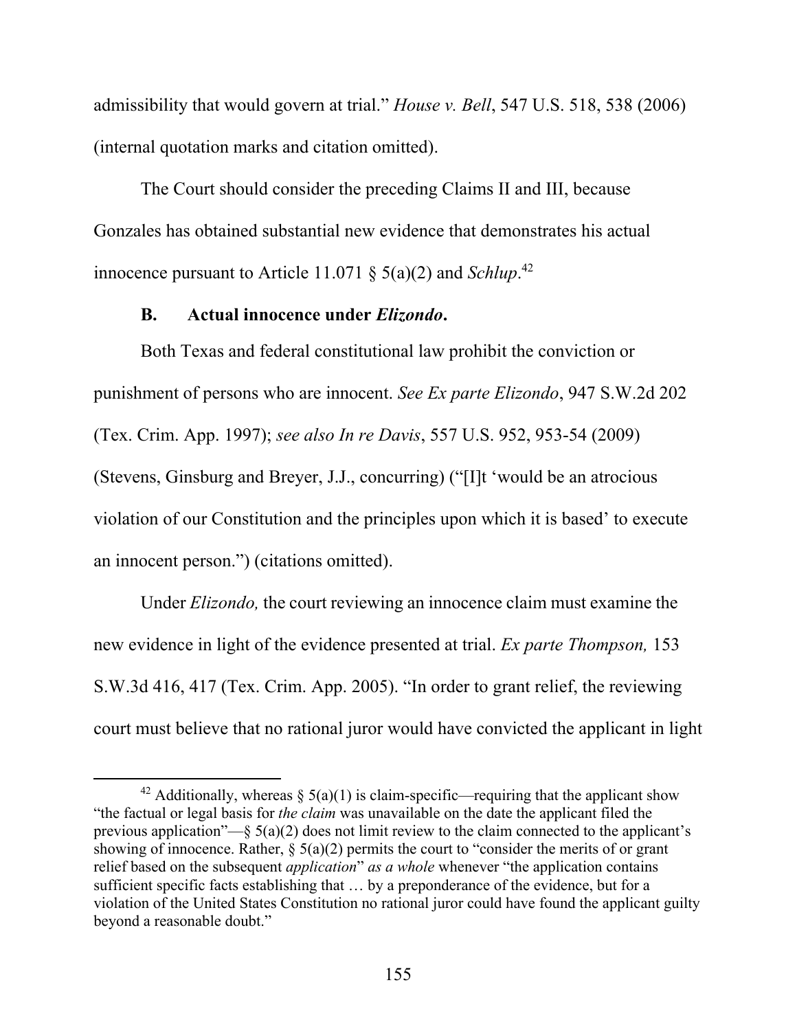admissibility that would govern at trial." *House v. Bell*, 547 U.S. 518, 538 (2006) (internal quotation marks and citation omitted).

The Court should consider the preceding Claims II and III, because Gonzales has obtained substantial new evidence that demonstrates his actual innocence pursuant to Article 11.071 § 5(a)(2) and *Schlup*.[42]

### B. Actual innocence under *Elizondo*.

Both Texas and federal constitutional law prohibit the conviction or punishment of persons who are innocent. *See Ex parte Elizondo*, 947 S.W.2d 202 (Tex. Crim. App. 1997); *see also In re Davis*, 557 U.S. 952, 953-54 (2009) (Stevens, Ginsburg and Breyer, J.J., concurring) ("[I]t 'would be an atrocious violation of our Constitution and the principles upon which it is based' to execute an innocent person.") (citations omitted).

Under *Elizondo,* the court reviewing an innocence claim must examine the new evidence in light of the evidence presented at trial. *Ex parte Thompson,* 153 S.W.3d 416, 417 (Tex. Crim. App. 2005). "In order to grant relief, the reviewing court must believe that no rational juror would have convicted the applicant in light

---

[42] Additionally, whereas § 5(a)(1) is claim-specific—requiring that the applicant show "the factual or legal basis for *the claim* was unavailable on the date the applicant filed the previous application"—§ 5(a)(2) does not limit review to the claim connected to the applicant's showing of innocence. Rather, § 5(a)(2) permits the court to "consider the merits of or grant relief based on the subsequent *application*" *as a whole* whenever "the application contains sufficient specific facts establishing that … by a preponderance of the evidence, but for a violation of the United States Constitution no rational juror could have found the applicant guilty beyond a reasonable doubt."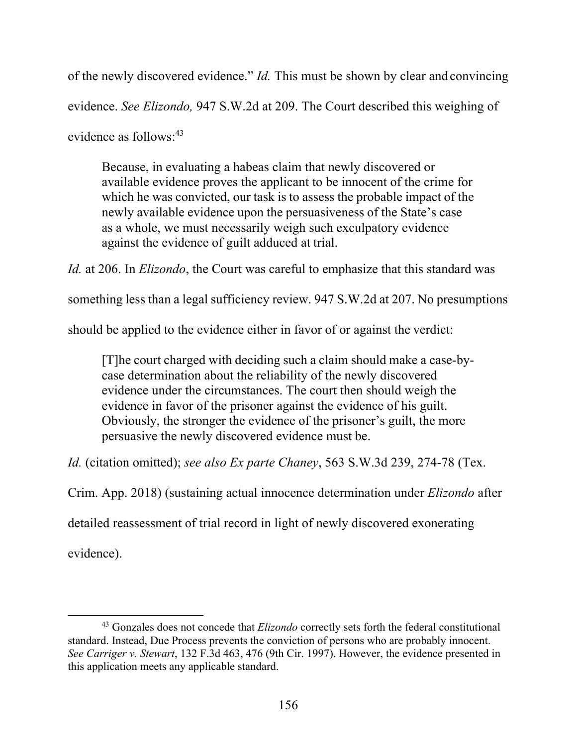of the newly discovered evidence." *Id.* This must be shown by clear and convincing evidence. *See Elizondo,* 947 S.W.2d at 209. The Court described this weighing of evidence as follows:[43]

> Because, in evaluating a habeas claim that newly discovered or available evidence proves the applicant to be innocent of the crime for which he was convicted, our task is to assess the probable impact of the newly available evidence upon the persuasiveness of the State's case as a whole, we must necessarily weigh such exculpatory evidence against the evidence of guilt adduced at trial.

*Id.* at 206. In *Elizondo*, the Court was careful to emphasize that this standard was something less than a legal sufficiency review. 947 S.W.2d at 207. No presumptions should be applied to the evidence either in favor of or against the verdict:

> [T]he court charged with deciding such a claim should make a case-by-case determination about the reliability of the newly discovered evidence under the circumstances. The court then should weigh the evidence in favor of the prisoner against the evidence of his guilt. Obviously, the stronger the evidence of the prisoner's guilt, the more persuasive the newly discovered evidence must be.

*Id.* (citation omitted); *see also Ex parte Chaney*, 563 S.W.3d 239, 274-78 (Tex. Crim. App. 2018) (sustaining actual innocence determination under *Elizondo* after detailed reassessment of trial record in light of newly discovered exonerating evidence).

---

[43] Gonzales does not concede that *Elizondo* correctly sets forth the federal constitutional standard. Instead, Due Process prevents the conviction of persons who are probably innocent. *See Carriger v. Stewart*, 132 F.3d 463, 476 (9th Cir. 1997). However, the evidence presented in this application meets any applicable standard.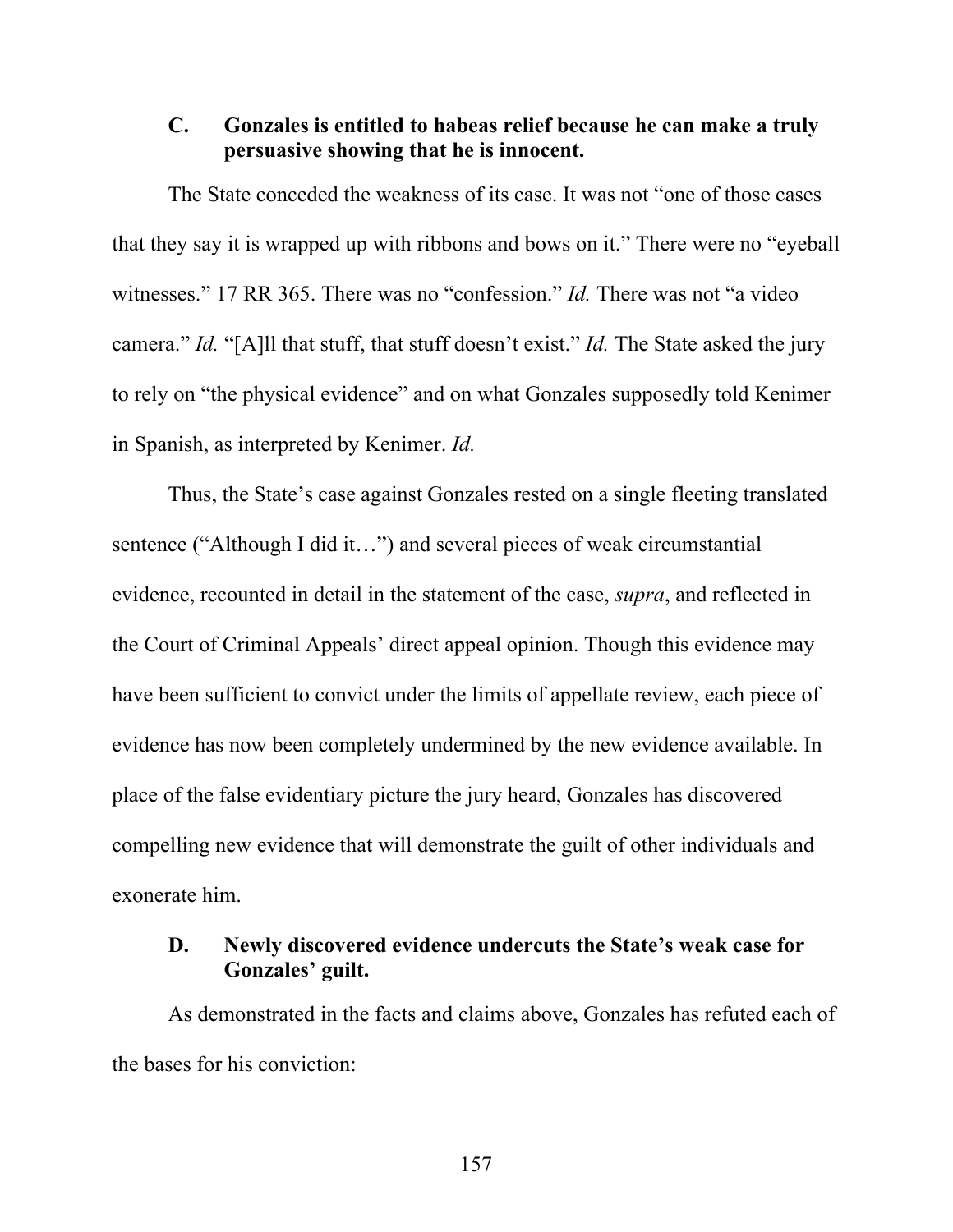### C. Gonzales is entitled to habeas relief because he can make a truly persuasive showing that he is innocent.

The State conceded the weakness of its case. It was not "one of those cases that they say it is wrapped up with ribbons and bows on it." There were no "eyeball witnesses." 17 RR 365. There was no "confession." *Id.* There was not "a video camera." *Id.* "[A]ll that stuff, that stuff doesn't exist." *Id.* The State asked the jury to rely on "the physical evidence" and on what Gonzales supposedly told Kenimer in Spanish, as interpreted by Kenimer. *Id.*

Thus, the State's case against Gonzales rested on a single fleeting translated sentence ("Although I did it…") and several pieces of weak circumstantial evidence, recounted in detail in the statement of the case, *supra*, and reflected in the Court of Criminal Appeals' direct appeal opinion. Though this evidence may have been sufficient to convict under the limits of appellate review, each piece of evidence has now been completely undermined by the new evidence available. In place of the false evidentiary picture the jury heard, Gonzales has discovered compelling new evidence that will demonstrate the guilt of other individuals and exonerate him.

### D. Newly discovered evidence undercuts the State's weak case for Gonzales' guilt.

As demonstrated in the facts and claims above, Gonzales has refuted each of the bases for his conviction: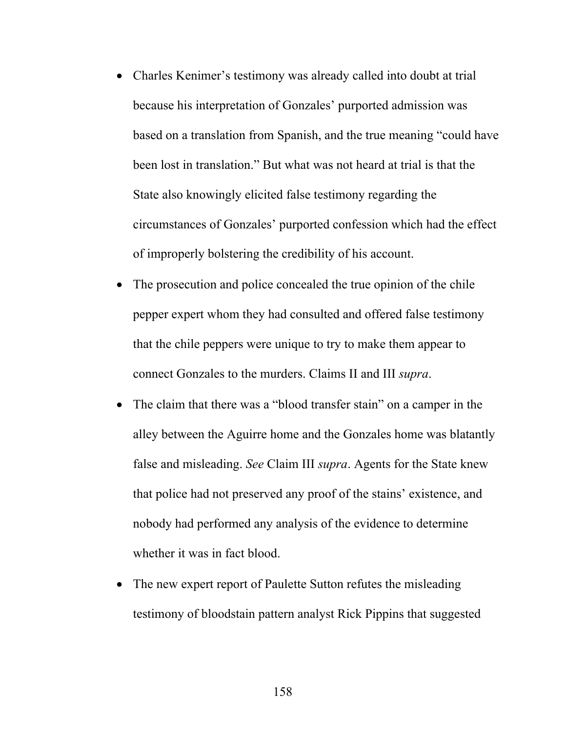- Charles Kenimer's testimony was already called into doubt at trial because his interpretation of Gonzales' purported admission was based on a translation from Spanish, and the true meaning "could have been lost in translation." But what was not heard at trial is that the State also knowingly elicited false testimony regarding the circumstances of Gonzales' purported confession which had the effect of improperly bolstering the credibility of his account.
- The prosecution and police concealed the true opinion of the chile pepper expert whom they had consulted and offered false testimony that the chile peppers were unique to try to make them appear to connect Gonzales to the murders. Claims II and III *supra*.
- The claim that there was a "blood transfer stain" on a camper in the alley between the Aguirre home and the Gonzales home was blatantly false and misleading. *See* Claim III *supra*. Agents for the State knew that police had not preserved any proof of the stains' existence, and nobody had performed any analysis of the evidence to determine whether it was in fact blood.
- The new expert report of Paulette Sutton refutes the misleading testimony of bloodstain pattern analyst Rick Pippins that suggested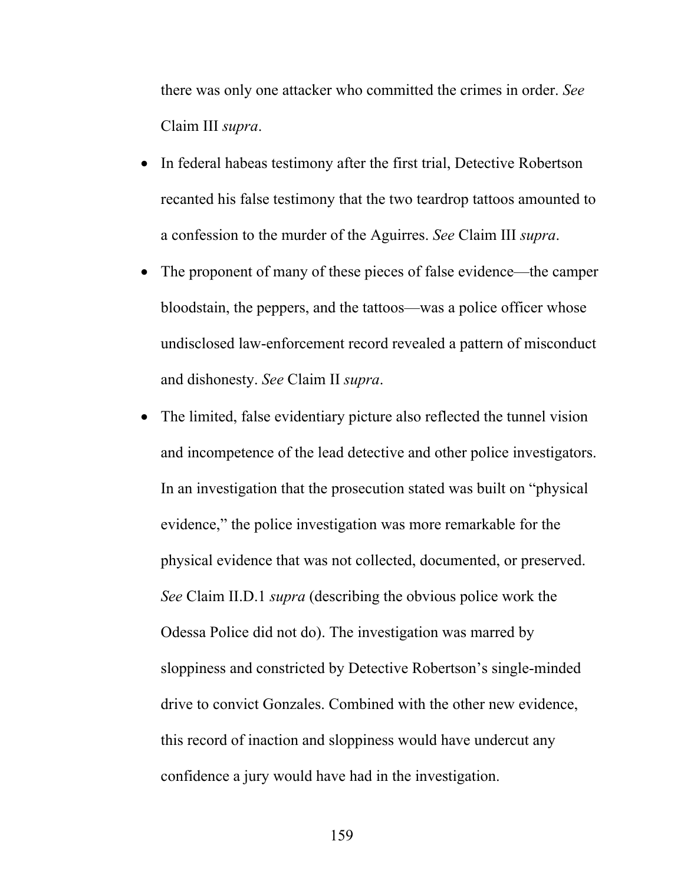there was only one attacker who committed the crimes in order. *See* Claim III *supra*.

- In federal habeas testimony after the first trial, Detective Robertson recanted his false testimony that the two teardrop tattoos amounted to a confession to the murder of the Aguirres. *See* Claim III *supra*.
- The proponent of many of these pieces of false evidence—the camper bloodstain, the peppers, and the tattoos—was a police officer whose undisclosed law-enforcement record revealed a pattern of misconduct and dishonesty. *See* Claim II *supra*.
- The limited, false evidentiary picture also reflected the tunnel vision and incompetence of the lead detective and other police investigators. In an investigation that the prosecution stated was built on "physical evidence," the police investigation was more remarkable for the physical evidence that was not collected, documented, or preserved. *See* Claim II.D.1 *supra* (describing the obvious police work the Odessa Police did not do). The investigation was marred by sloppiness and constricted by Detective Robertson's single-minded drive to convict Gonzales. Combined with the other new evidence, this record of inaction and sloppiness would have undercut any confidence a jury would have had in the investigation.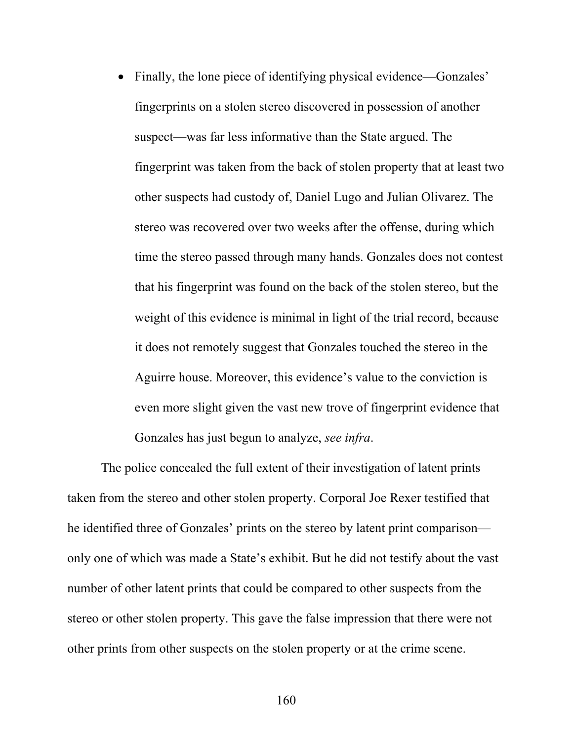- Finally, the lone piece of identifying physical evidence—Gonzales' fingerprints on a stolen stereo discovered in possession of another suspect—was far less informative than the State argued. The fingerprint was taken from the back of stolen property that at least two other suspects had custody of, Daniel Lugo and Julian Olivarez. The stereo was recovered over two weeks after the offense, during which time the stereo passed through many hands. Gonzales does not contest that his fingerprint was found on the back of the stolen stereo, but the weight of this evidence is minimal in light of the trial record, because it does not remotely suggest that Gonzales touched the stereo in the Aguirre house. Moreover, this evidence's value to the conviction is even more slight given the vast new trove of fingerprint evidence that Gonzales has just begun to analyze, *see infra*.

The police concealed the full extent of their investigation of latent prints taken from the stereo and other stolen property. Corporal Joe Rexer testified that he identified three of Gonzales' prints on the stereo by latent print comparison—only one of which was made a State's exhibit. But he did not testify about the vast number of other latent prints that could be compared to other suspects from the stereo or other stolen property. This gave the false impression that there were not other prints from other suspects on the stolen property or at the crime scene.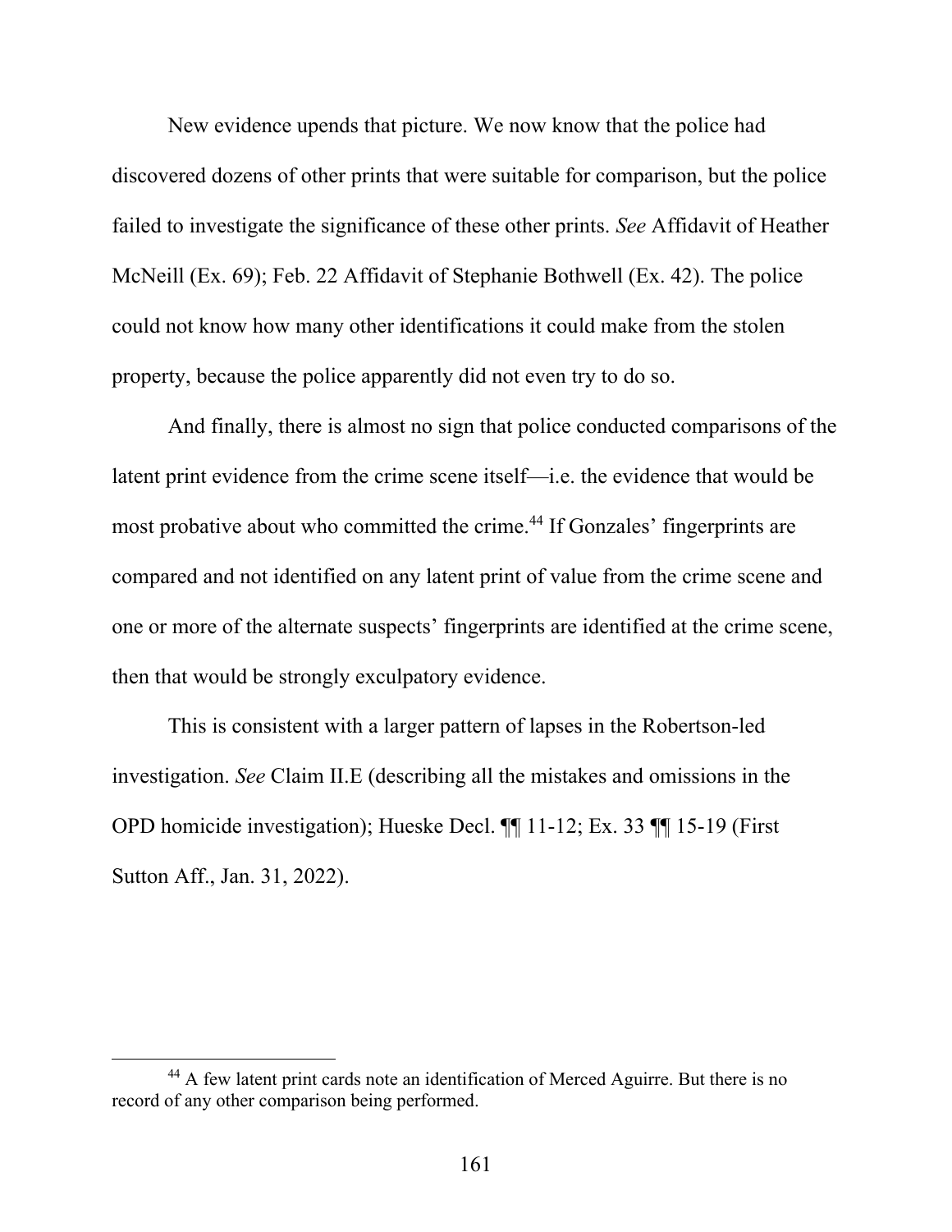New evidence upends that picture. We now know that the police had discovered dozens of other prints that were suitable for comparison, but the police failed to investigate the significance of these other prints. *See* Affidavit of Heather McNeill (Ex. 69); Feb. 22 Affidavit of Stephanie Bothwell (Ex. 42). The police could not know how many other identifications it could make from the stolen property, because the police apparently did not even try to do so.

And finally, there is almost no sign that police conducted comparisons of the latent print evidence from the crime scene itself—i.e. the evidence that would be most probative about who committed the crime.[44] If Gonzales' fingerprints are compared and not identified on any latent print of value from the crime scene and one or more of the alternate suspects' fingerprints are identified at the crime scene, then that would be strongly exculpatory evidence.

This is consistent with a larger pattern of lapses in the Robertson-led investigation. *See* Claim II.E (describing all the mistakes and omissions in the OPD homicide investigation); Hueske Decl. ¶¶ 11-12; Ex. 33 ¶¶ 15-19 (First Sutton Aff., Jan. 31, 2022).

---

[44] A few latent print cards note an identification of Merced Aguirre. But there is no record of any other comparison being performed.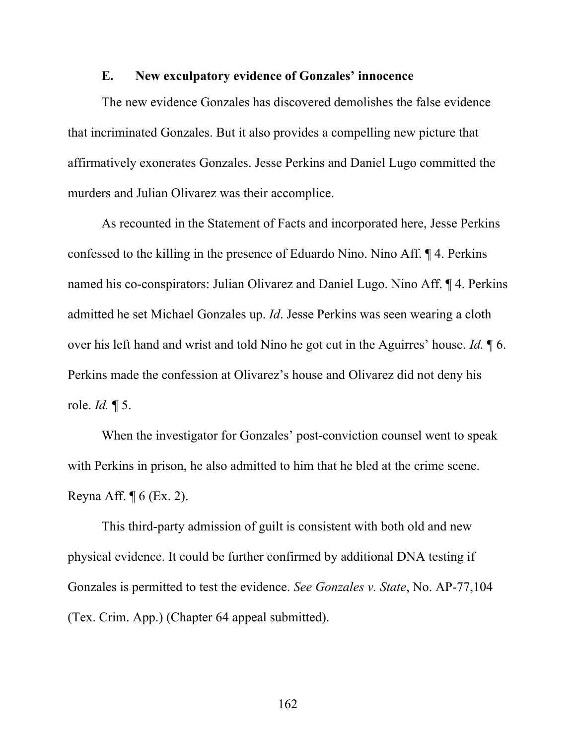### E. New exculpatory evidence of Gonzales' innocence

The new evidence Gonzales has discovered demolishes the false evidence that incriminated Gonzales. But it also provides a compelling new picture that affirmatively exonerates Gonzales. Jesse Perkins and Daniel Lugo committed the murders and Julian Olivarez was their accomplice.

As recounted in the Statement of Facts and incorporated here, Jesse Perkins confessed to the killing in the presence of Eduardo Nino. Nino Aff. ¶ 4. Perkins named his co-conspirators: Julian Olivarez and Daniel Lugo. Nino Aff. ¶ 4. Perkins admitted he set Michael Gonzales up. *Id*. Jesse Perkins was seen wearing a cloth over his left hand and wrist and told Nino he got cut in the Aguirres' house. *Id.* ¶ 6. Perkins made the confession at Olivarez's house and Olivarez did not deny his role. *Id.* ¶ 5.

When the investigator for Gonzales' post-conviction counsel went to speak with Perkins in prison, he also admitted to him that he bled at the crime scene. Reyna Aff. ¶ 6 (Ex. 2).

This third-party admission of guilt is consistent with both old and new physical evidence. It could be further confirmed by additional DNA testing if Gonzales is permitted to test the evidence. *See Gonzales v. State*, No. AP-77,104 (Tex. Crim. App.) (Chapter 64 appeal submitted).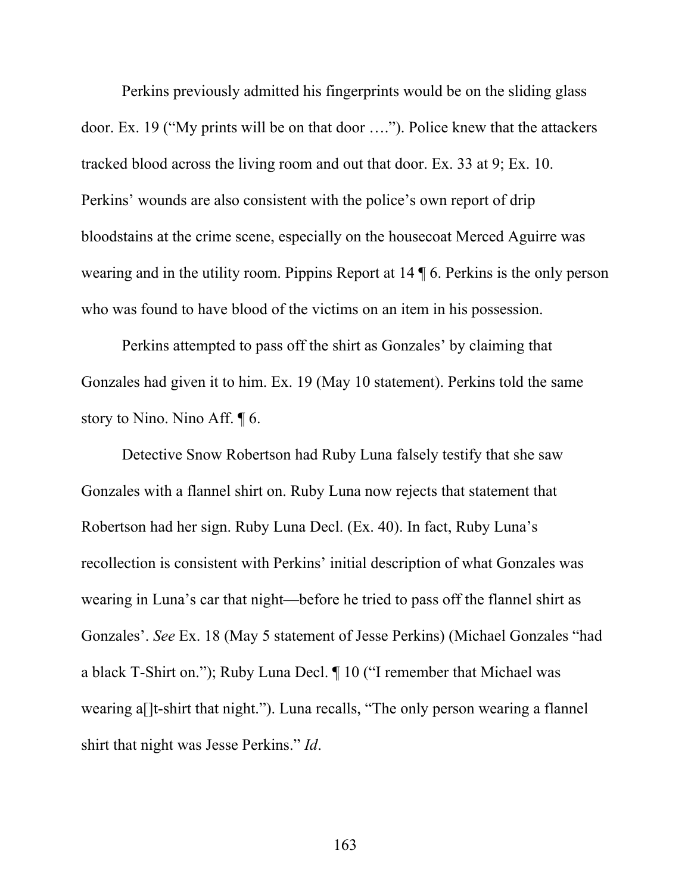Perkins previously admitted his fingerprints would be on the sliding glass door. Ex. 19 ("My prints will be on that door …."). Police knew that the attackers tracked blood across the living room and out that door. Ex. 33 at 9; Ex. 10. Perkins' wounds are also consistent with the police's own report of drip bloodstains at the crime scene, especially on the housecoat Merced Aguirre was wearing and in the utility room. Pippins Report at 14 ¶ 6. Perkins is the only person who was found to have blood of the victims on an item in his possession.

Perkins attempted to pass off the shirt as Gonzales' by claiming that Gonzales had given it to him. Ex. 19 (May 10 statement). Perkins told the same story to Nino. Nino Aff. ¶ 6.

Detective Snow Robertson had Ruby Luna falsely testify that she saw Gonzales with a flannel shirt on. Ruby Luna now rejects that statement that Robertson had her sign. Ruby Luna Decl. (Ex. 40). In fact, Ruby Luna's recollection is consistent with Perkins' initial description of what Gonzales was wearing in Luna's car that night—before he tried to pass off the flannel shirt as Gonzales'. *See* Ex. 18 (May 5 statement of Jesse Perkins) (Michael Gonzales "had a black T-Shirt on."); Ruby Luna Decl. ¶ 10 ("I remember that Michael was wearing a[]t-shirt that night."). Luna recalls, "The only person wearing a flannel shirt that night was Jesse Perkins." *Id*.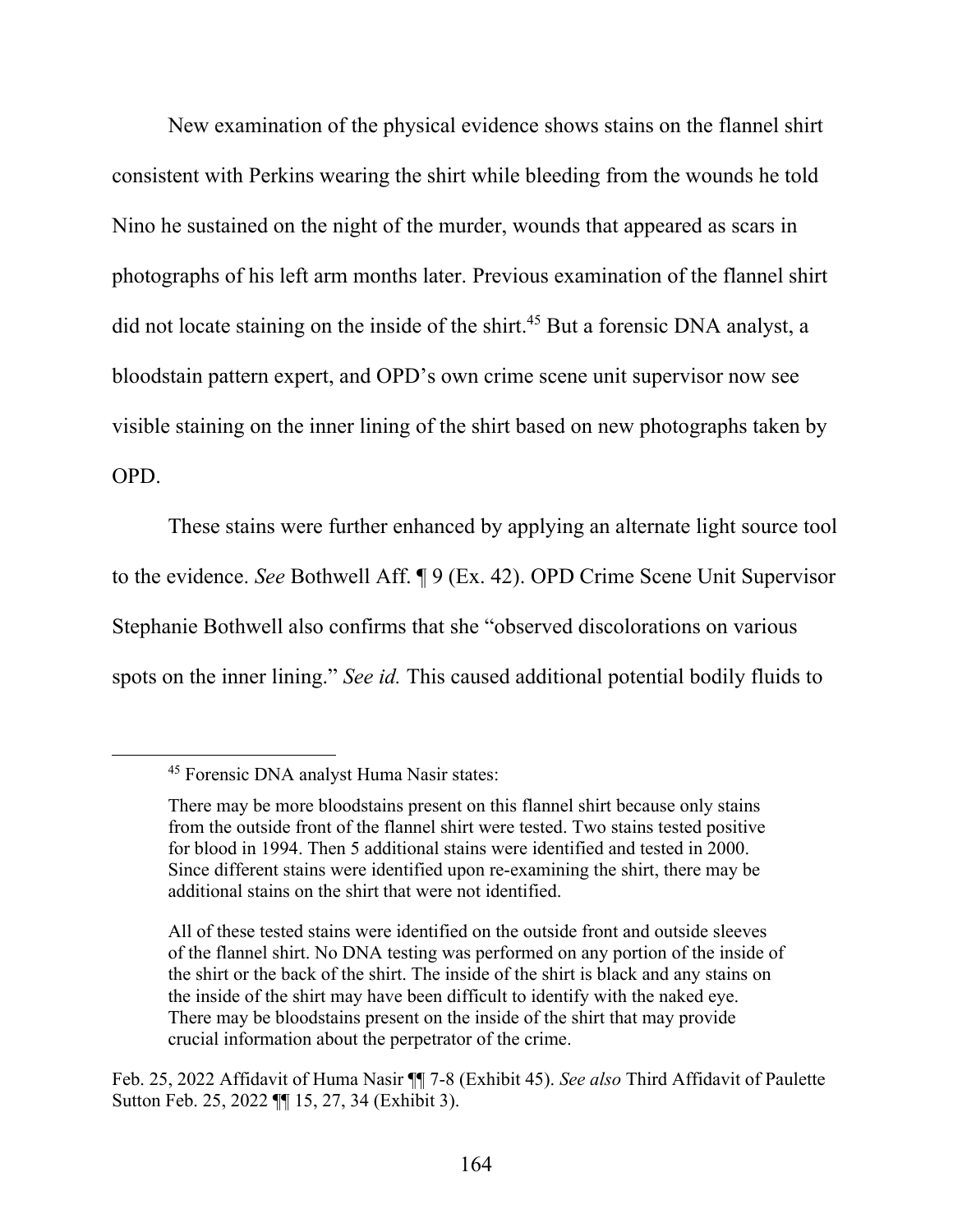New examination of the physical evidence shows stains on the flannel shirt consistent with Perkins wearing the shirt while bleeding from the wounds he told Nino he sustained on the night of the murder, wounds that appeared as scars in photographs of his left arm months later. Previous examination of the flannel shirt did not locate staining on the inside of the shirt.[45] But a forensic DNA analyst, a bloodstain pattern expert, and OPD's own crime scene unit supervisor now see visible staining on the inner lining of the shirt based on new photographs taken by OPD.

These stains were further enhanced by applying an alternate light source tool to the evidence. *See* Bothwell Aff. ¶ 9 (Ex. 42). OPD Crime Scene Unit Supervisor Stephanie Bothwell also confirms that she "observed discolorations on various spots on the inner lining." *See id.* This caused additional potential bodily fluids to

---

[45] Forensic DNA analyst Huma Nasir states:

> There may be more bloodstains present on this flannel shirt because only stains from the outside front of the flannel shirt were tested. Two stains tested positive for blood in 1994. Then 5 additional stains were identified and tested in 2000. Since different stains were identified upon re-examining the shirt, there may be additional stains on the shirt that were not identified.
>
> All of these tested stains were identified on the outside front and outside sleeves of the flannel shirt. No DNA testing was performed on any portion of the inside of the shirt or the back of the shirt. The inside of the shirt is black and any stains on the inside of the shirt may have been difficult to identify with the naked eye. There may be bloodstains present on the inside of the shirt that may provide crucial information about the perpetrator of the crime.

Feb. 25, 2022 Affidavit of Huma Nasir ¶¶ 7-8 (Exhibit 45). *See also* Third Affidavit of Paulette Sutton Feb. 25, 2022 ¶¶ 15, 27, 34 (Exhibit 3).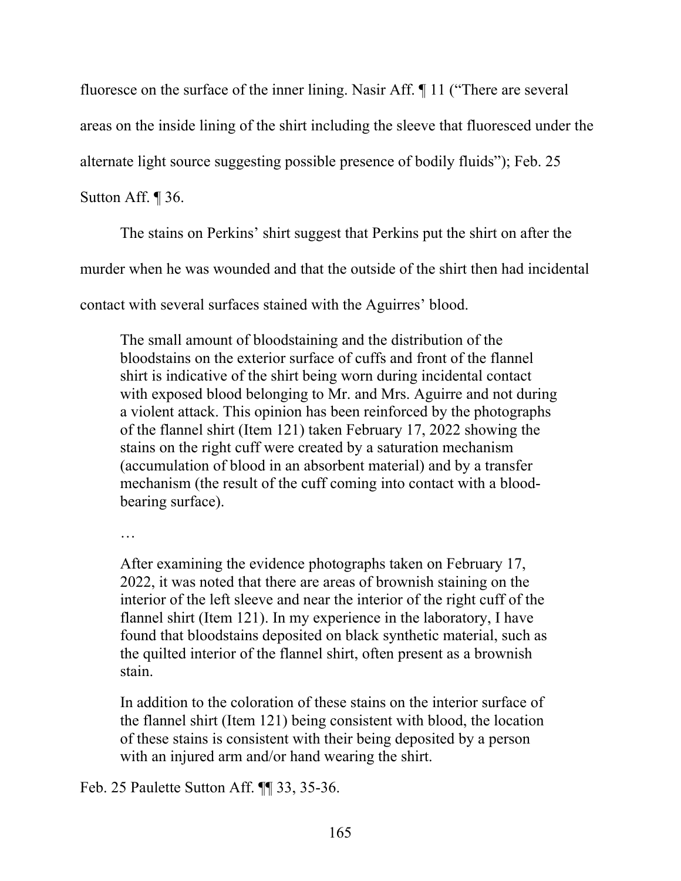fluoresce on the surface of the inner lining. Nasir Aff. ¶ 11 ("There are several areas on the inside lining of the shirt including the sleeve that fluoresced under the alternate light source suggesting possible presence of bodily fluids"); Feb. 25 Sutton Aff. ¶ 36.

The stains on Perkins' shirt suggest that Perkins put the shirt on after the murder when he was wounded and that the outside of the shirt then had incidental contact with several surfaces stained with the Aguirres' blood.

> The small amount of bloodstaining and the distribution of the bloodstains on the exterior surface of cuffs and front of the flannel shirt is indicative of the shirt being worn during incidental contact with exposed blood belonging to Mr. and Mrs. Aguirre and not during a violent attack. This opinion has been reinforced by the photographs of the flannel shirt (Item 121) taken February 17, 2022 showing the stains on the right cuff were created by a saturation mechanism (accumulation of blood in an absorbent material) and by a transfer mechanism (the result of the cuff coming into contact with a blood-bearing surface).
>
> …
>
> After examining the evidence photographs taken on February 17, 2022, it was noted that there are areas of brownish staining on the interior of the left sleeve and near the interior of the right cuff of the flannel shirt (Item 121). In my experience in the laboratory, I have found that bloodstains deposited on black synthetic material, such as the quilted interior of the flannel shirt, often present as a brownish stain.
>
> In addition to the coloration of these stains on the interior surface of the flannel shirt (Item 121) being consistent with blood, the location of these stains is consistent with their being deposited by a person with an injured arm and/or hand wearing the shirt.

Feb. 25 Paulette Sutton Aff. ¶¶ 33, 35-36.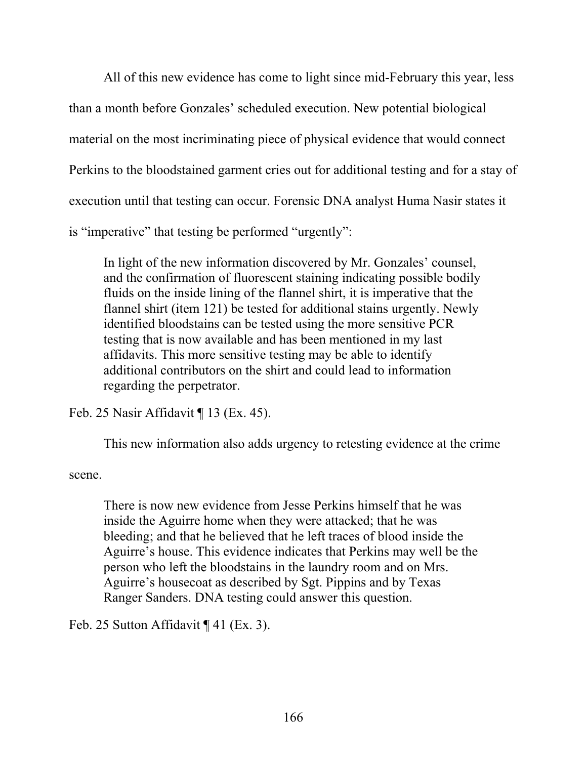All of this new evidence has come to light since mid-February this year, less than a month before Gonzales' scheduled execution. New potential biological material on the most incriminating piece of physical evidence that would connect Perkins to the bloodstained garment cries out for additional testing and for a stay of execution until that testing can occur. Forensic DNA analyst Huma Nasir states it is "imperative" that testing be performed "urgently":

> In light of the new information discovered by Mr. Gonzales' counsel, and the confirmation of fluorescent staining indicating possible bodily fluids on the inside lining of the flannel shirt, it is imperative that the flannel shirt (item 121) be tested for additional stains urgently. Newly identified bloodstains can be tested using the more sensitive PCR testing that is now available and has been mentioned in my last affidavits. This more sensitive testing may be able to identify additional contributors on the shirt and could lead to information regarding the perpetrator.

Feb. 25 Nasir Affidavit ¶ 13 (Ex. 45).

This new information also adds urgency to retesting evidence at the crime scene.

> There is now new evidence from Jesse Perkins himself that he was inside the Aguirre home when they were attacked; that he was bleeding; and that he believed that he left traces of blood inside the Aguirre's house. This evidence indicates that Perkins may well be the person who left the bloodstains in the laundry room and on Mrs. Aguirre's housecoat as described by Sgt. Pippins and by Texas Ranger Sanders. DNA testing could answer this question.

Feb. 25 Sutton Affidavit ¶ 41 (Ex. 3).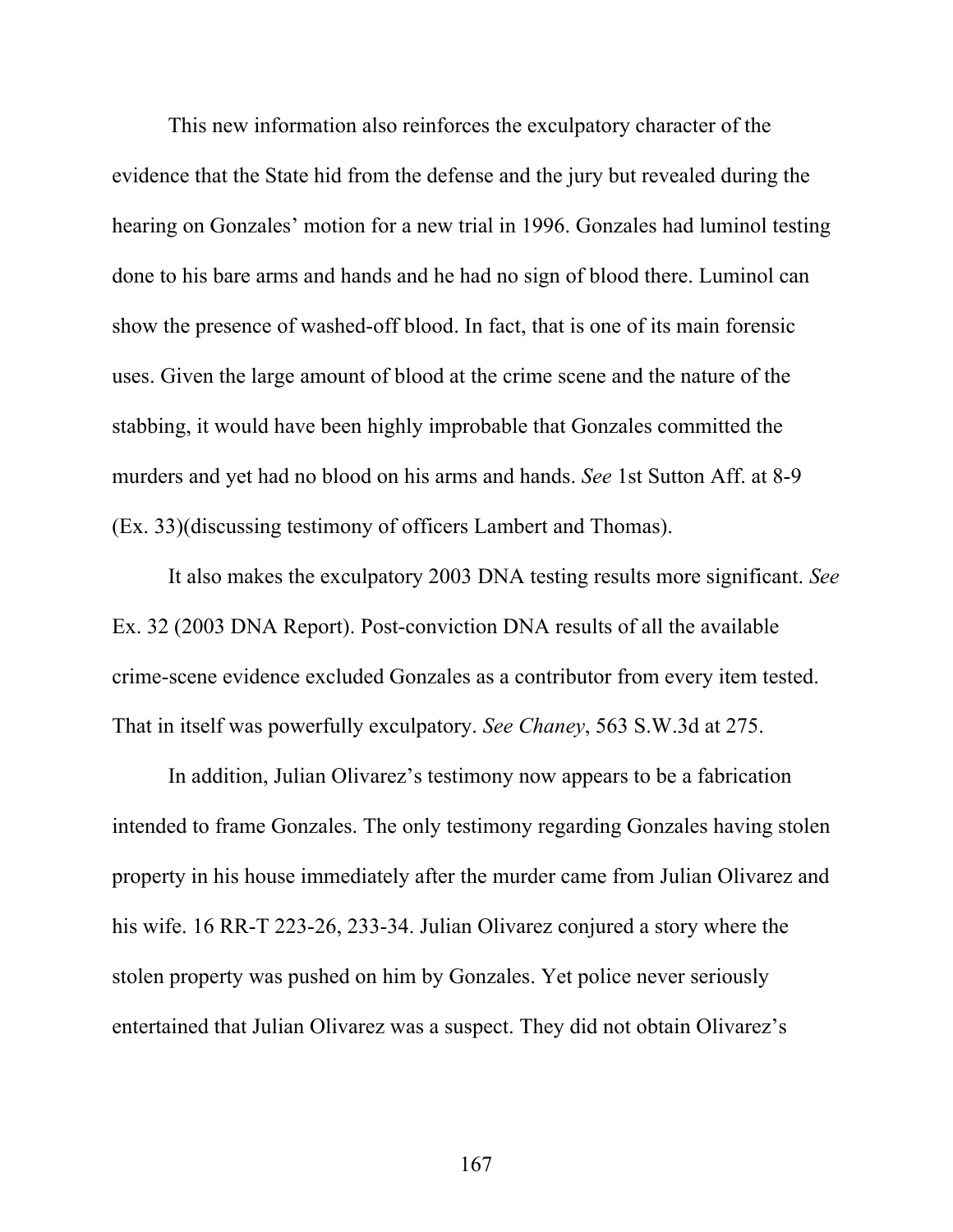This new information also reinforces the exculpatory character of the evidence that the State hid from the defense and the jury but revealed during the hearing on Gonzales' motion for a new trial in 1996. Gonzales had luminol testing done to his bare arms and hands and he had no sign of blood there. Luminol can show the presence of washed-off blood. In fact, that is one of its main forensic uses. Given the large amount of blood at the crime scene and the nature of the stabbing, it would have been highly improbable that Gonzales committed the murders and yet had no blood on his arms and hands. *See* 1st Sutton Aff. at 8-9 (Ex. 33)(discussing testimony of officers Lambert and Thomas).

It also makes the exculpatory 2003 DNA testing results more significant. *See* Ex. 32 (2003 DNA Report). Post-conviction DNA results of all the available crime-scene evidence excluded Gonzales as a contributor from every item tested. That in itself was powerfully exculpatory. *See Chaney*, 563 S.W.3d at 275.

In addition, Julian Olivarez's testimony now appears to be a fabrication intended to frame Gonzales. The only testimony regarding Gonzales having stolen property in his house immediately after the murder came from Julian Olivarez and his wife. 16 RR-T 223-26, 233-34. Julian Olivarez conjured a story where the stolen property was pushed on him by Gonzales. Yet police never seriously entertained that Julian Olivarez was a suspect. They did not obtain Olivarez's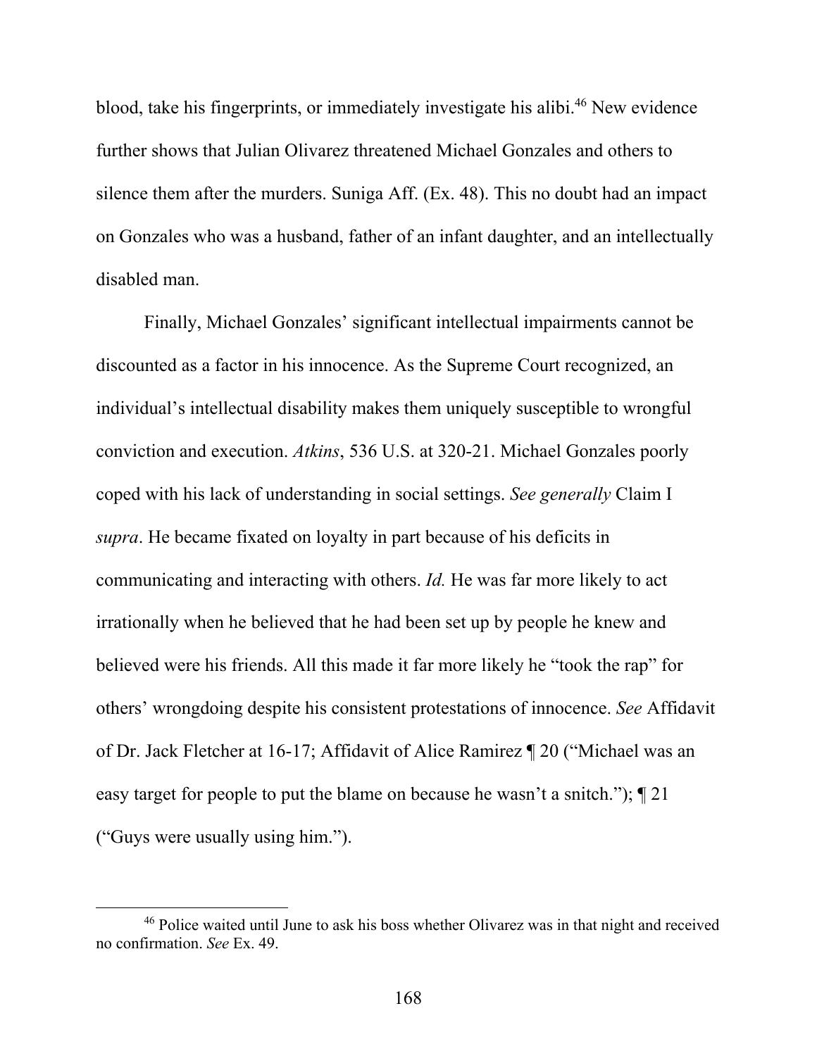blood, take his fingerprints, or immediately investigate his alibi.[46] New evidence further shows that Julian Olivarez threatened Michael Gonzales and others to silence them after the murders. Suniga Aff. (Ex. 48). This no doubt had an impact on Gonzales who was a husband, father of an infant daughter, and an intellectually disabled man.

Finally, Michael Gonzales' significant intellectual impairments cannot be discounted as a factor in his innocence. As the Supreme Court recognized, an individual's intellectual disability makes them uniquely susceptible to wrongful conviction and execution. *Atkins*, 536 U.S. at 320-21. Michael Gonzales poorly coped with his lack of understanding in social settings. *See generally* Claim I *supra*. He became fixated on loyalty in part because of his deficits in communicating and interacting with others. *Id.* He was far more likely to act irrationally when he believed that he had been set up by people he knew and believed were his friends. All this made it far more likely he "took the rap" for others' wrongdoing despite his consistent protestations of innocence. *See* Affidavit of Dr. Jack Fletcher at 16-17; Affidavit of Alice Ramirez ¶ 20 ("Michael was an easy target for people to put the blame on because he wasn't a snitch."); ¶ 21 ("Guys were usually using him.").

---

[46] Police waited until June to ask his boss whether Olivarez was in that night and received no confirmation. *See* Ex. 49.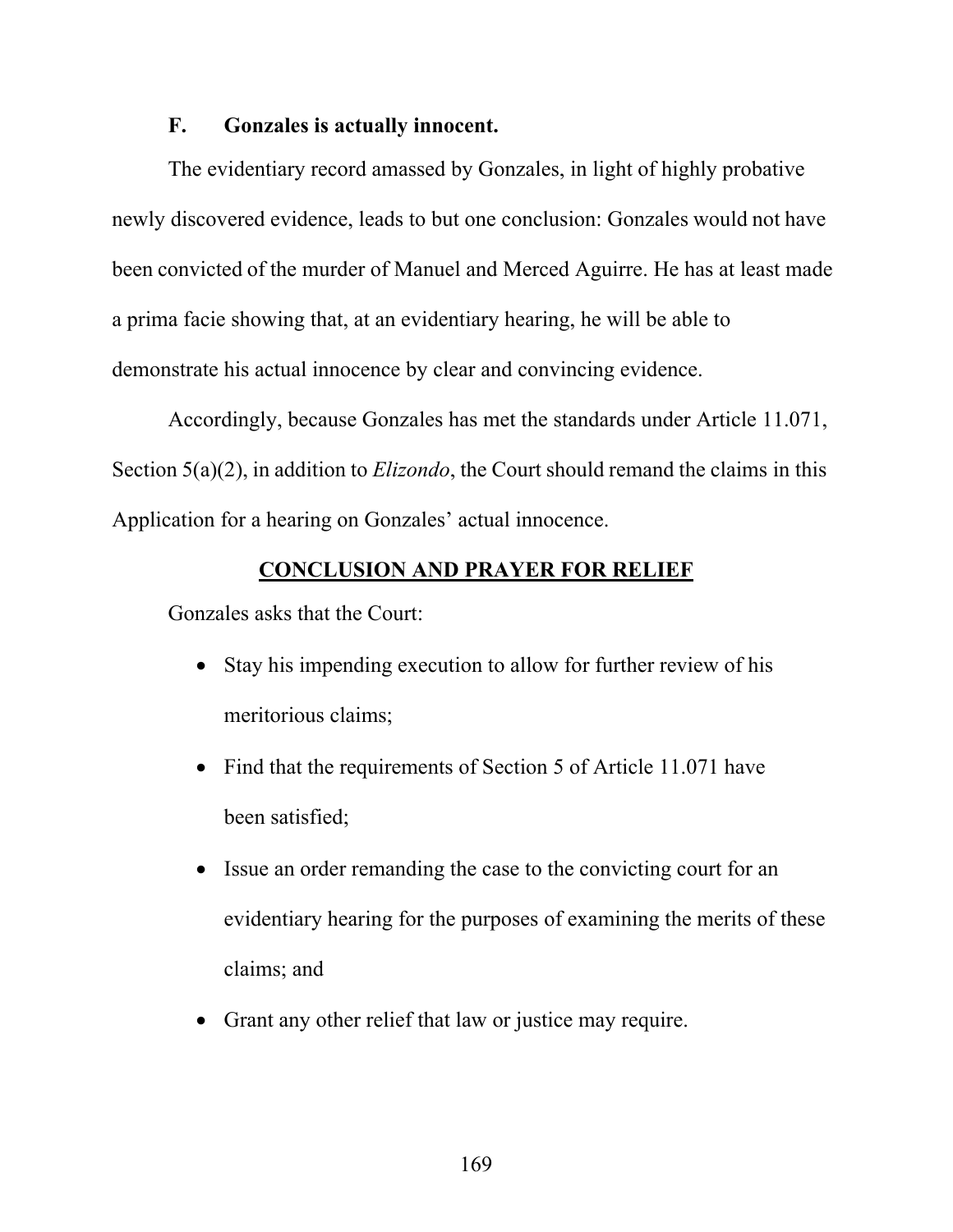### F. Gonzales is actually innocent.

The evidentiary record amassed by Gonzales, in light of highly probative newly discovered evidence, leads to but one conclusion: Gonzales would not have been convicted of the murder of Manuel and Merced Aguirre. He has at least made a prima facie showing that, at an evidentiary hearing, he will be able to demonstrate his actual innocence by clear and convincing evidence.

Accordingly, because Gonzales has met the standards under Article 11.071, Section 5(a)(2), in addition to *Elizondo*, the Court should remand the claims in this Application for a hearing on Gonzales' actual innocence.

## CONCLUSION AND PRAYER FOR RELIEF

Gonzales asks that the Court:

- Stay his impending execution to allow for further review of his meritorious claims;
- Find that the requirements of Section 5 of Article 11.071 have been satisfied;
- Issue an order remanding the case to the convicting court for an evidentiary hearing for the purposes of examining the merits of these claims; and
- Grant any other relief that law or justice may require.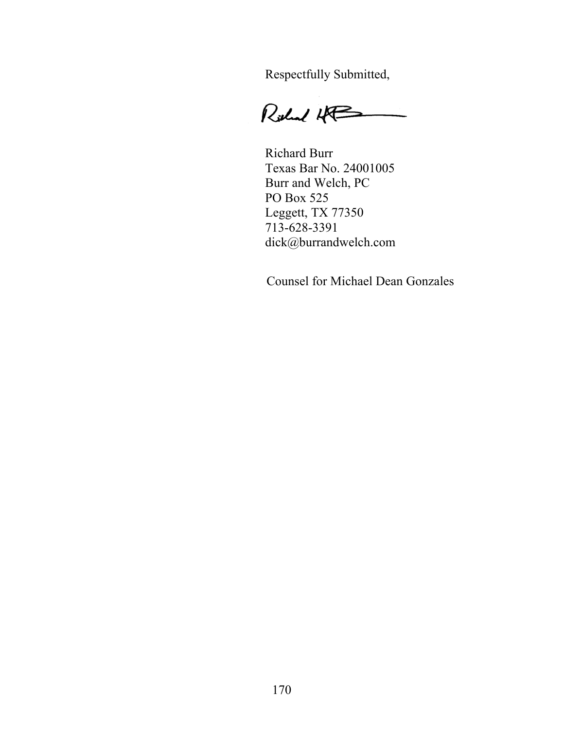Respectfully Submitted,

Richard Burr
Texas Bar No. 24001005
Burr and Welch, PC
PO Box 525
Leggett, TX 77350
713-628-3391
dick@burrandwelch.com

Counsel for Michael Dean Gonzales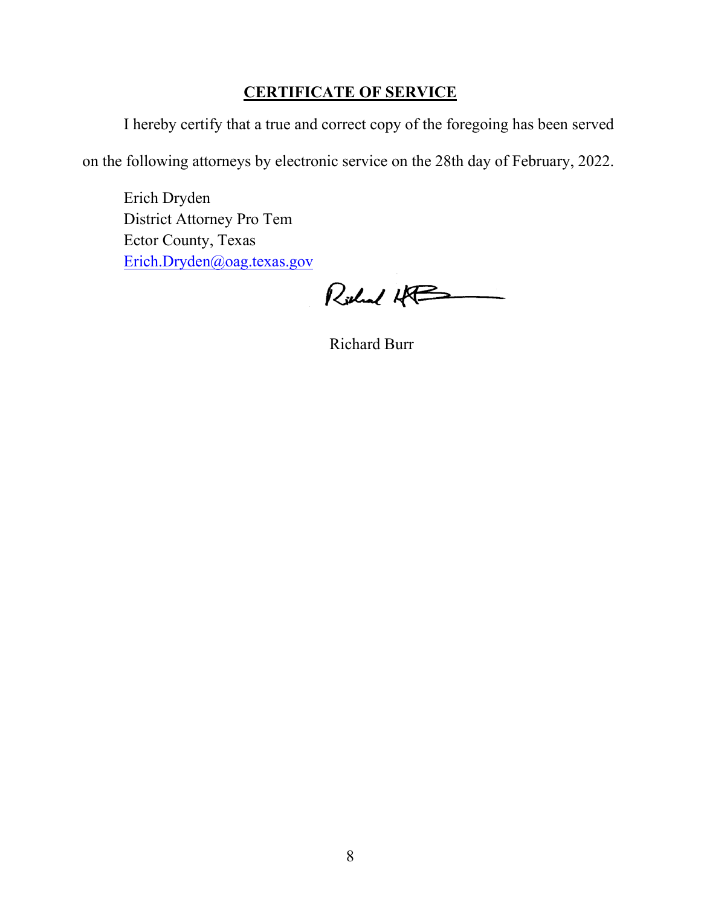## CERTIFICATE OF SERVICE

I hereby certify that a true and correct copy of the foregoing has been served on the following attorneys by electronic service on the 28th day of February, 2022.

Erich Dryden
District Attorney Pro Tem
Ector County, Texas
Erich.Dryden@oag.texas.gov

Richard Burr